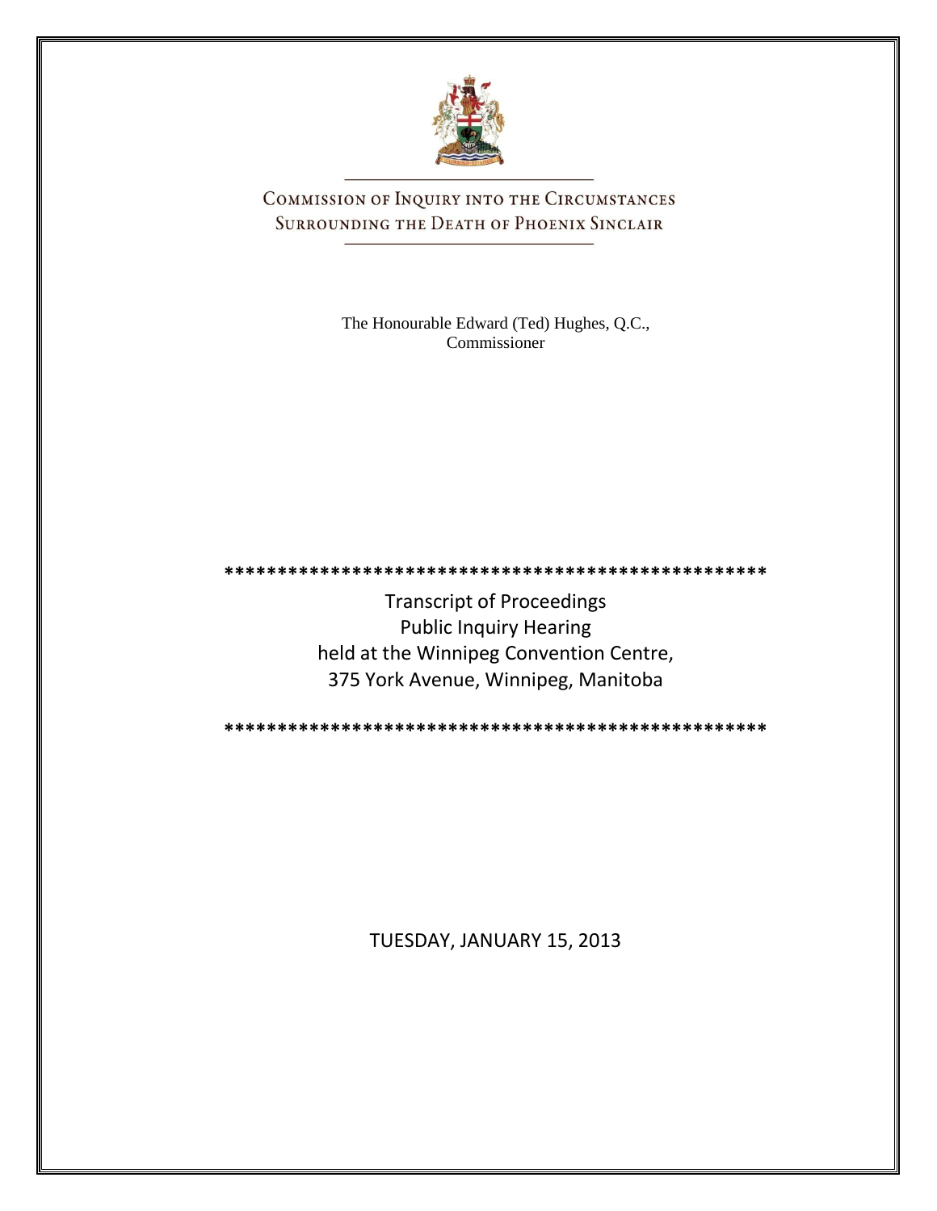# Commission of Inquiry into the Circumstances Surrounding the Death of Phoenix Sinclair

The Honourable Edward (Ted) Hughes, Q.C.,
Commissioner

\*\*\*\*\*\*\*\*\*\*\*\*\*\*\*\*\*\*\*\*\*\*\*\*\*\*\*\*\*\*\*\*\*\*\*\*\*\*\*\*\*\*\*\*\*\*\*\*\*\*\*\*

Transcript of Proceedings
Public Inquiry Hearing
held at the Winnipeg Convention Centre,
375 York Avenue, Winnipeg, Manitoba

\*\*\*\*\*\*\*\*\*\*\*\*\*\*\*\*\*\*\*\*\*\*\*\*\*\*\*\*\*\*\*\*\*\*\*\*\*\*\*\*\*\*\*\*\*\*\*\*\*\*\*\*

TUESDAY, JANUARY 15, 2013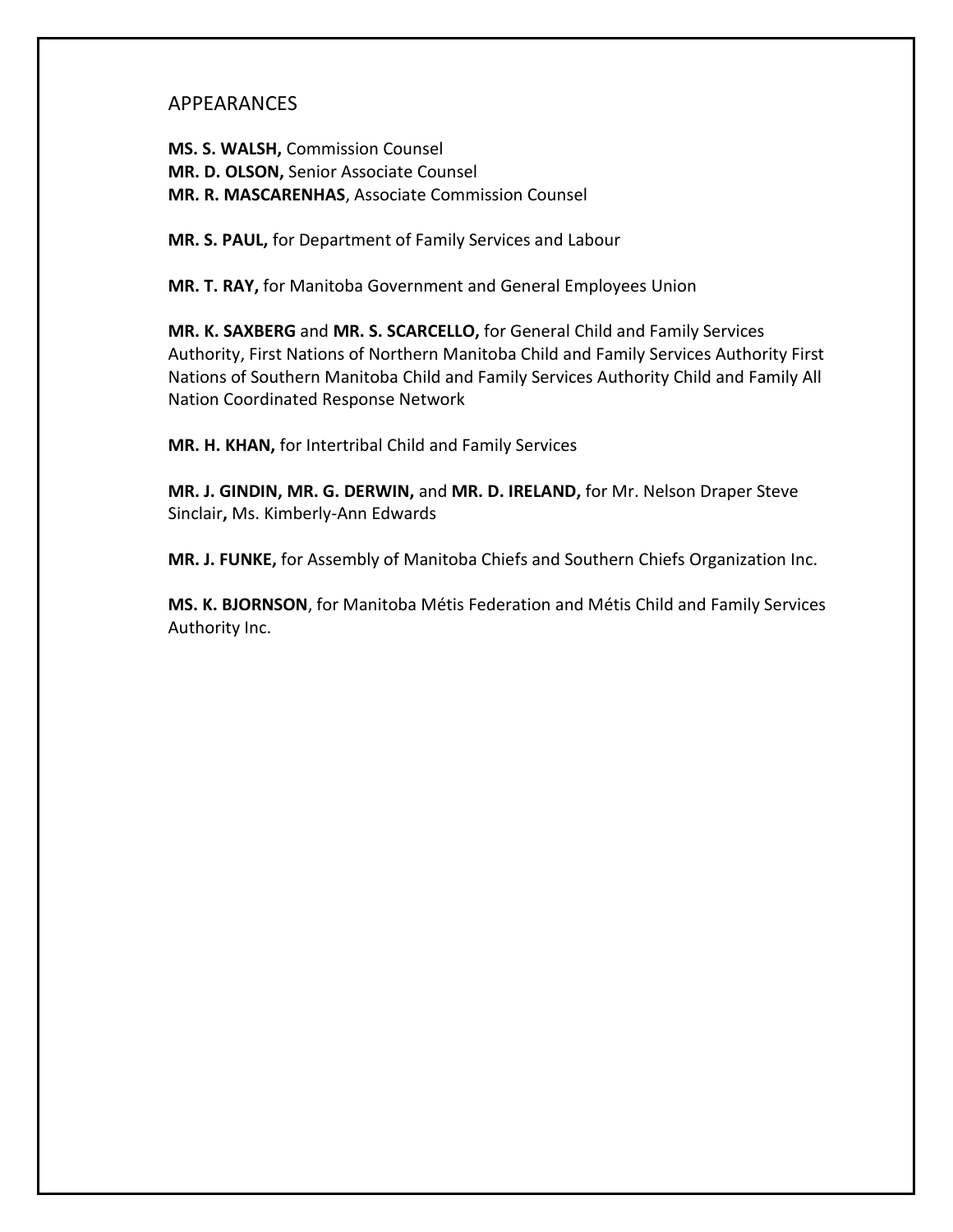## APPEARANCES

**MS. S. WALSH,** Commission Counsel
**MR. D. OLSON,** Senior Associate Counsel
**MR. R. MASCARENHAS**, Associate Commission Counsel

**MR. S. PAUL,** for Department of Family Services and Labour

**MR. T. RAY,** for Manitoba Government and General Employees Union

**MR. K. SAXBERG** and **MR. S. SCARCELLO,** for General Child and Family Services Authority, First Nations of Northern Manitoba Child and Family Services Authority First Nations of Southern Manitoba Child and Family Services Authority Child and Family All Nation Coordinated Response Network

**MR. H. KHAN,** for Intertribal Child and Family Services

**MR. J. GINDIN, MR. G. DERWIN,** and **MR. D. IRELAND,** for Mr. Nelson Draper Steve Sinclair**,** Ms. Kimberly-Ann Edwards

**MR. J. FUNKE,** for Assembly of Manitoba Chiefs and Southern Chiefs Organization Inc.

**MS. K. BJORNSON**, for Manitoba Métis Federation and Métis Child and Family Services Authority Inc.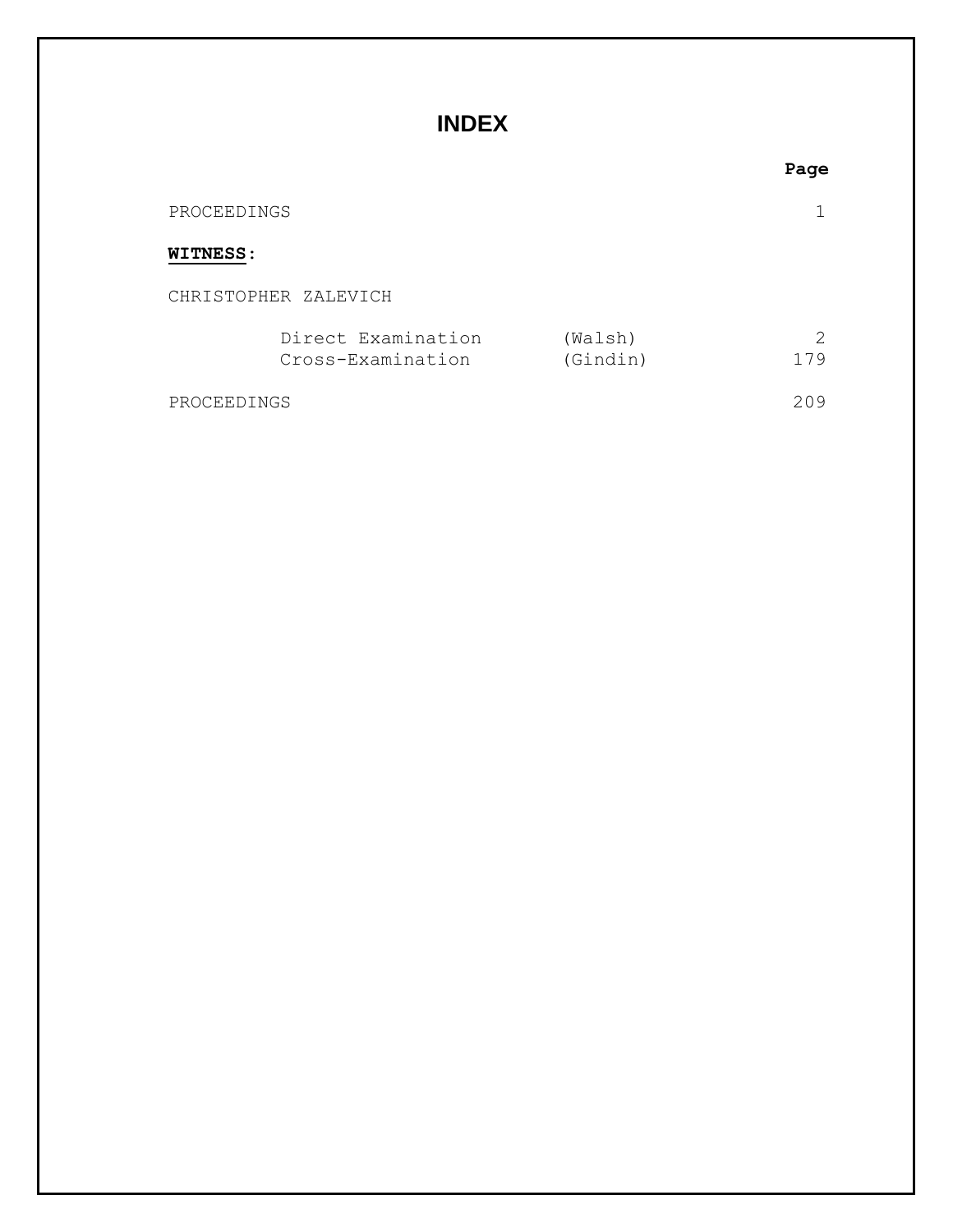# INDEX

| | | Page |
|---|---|---|
| PROCEEDINGS | | 1 |
| **WITNESS:** | | |
| CHRISTOPHER ZALEVICH | | |
| Direct Examination | (Walsh) | 2 |
| Cross-Examination | (Gindin) | 179 |
| PROCEEDINGS | | 209 |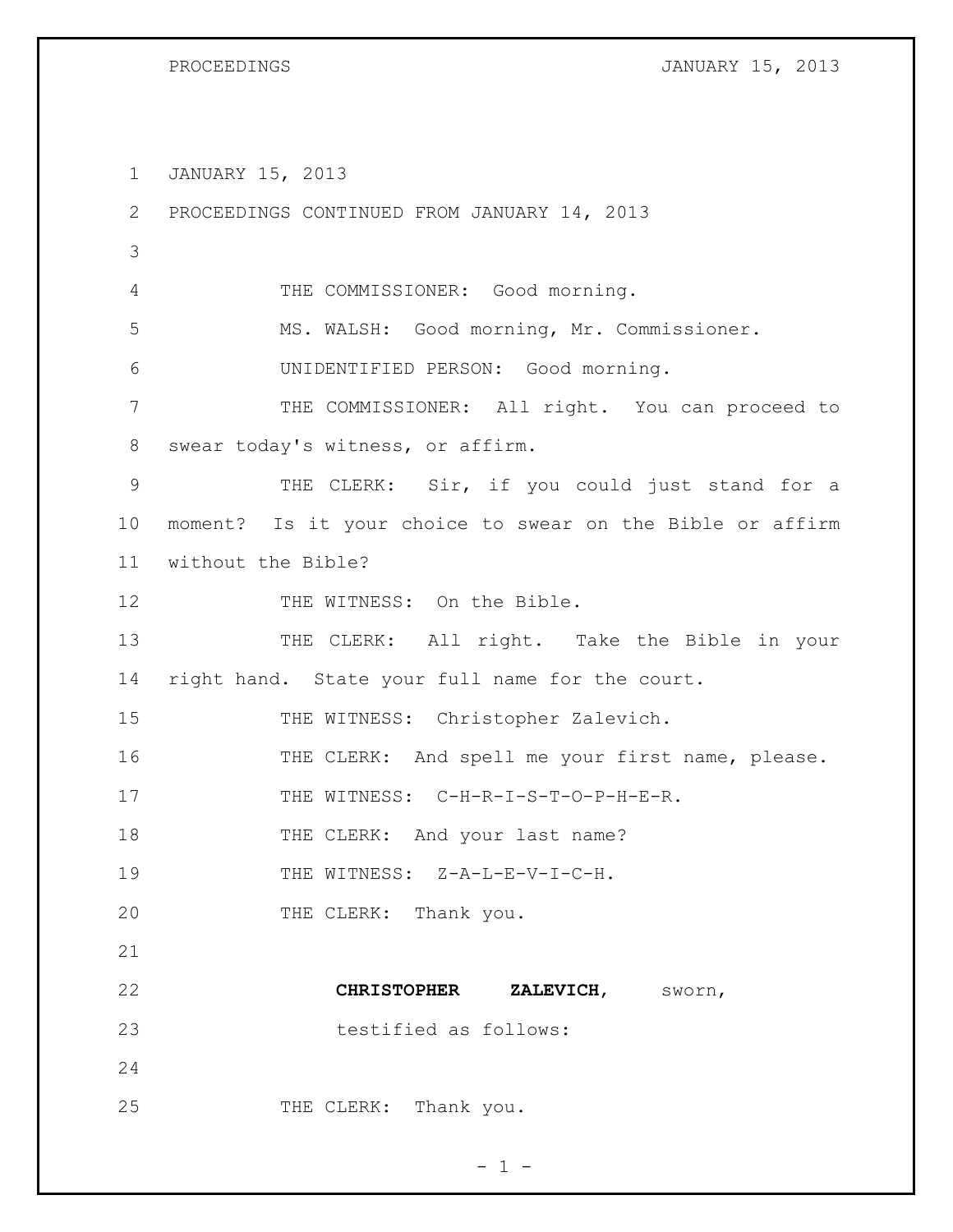1 JANUARY 15, 2013

2 PROCEEDINGS CONTINUED FROM JANUARY 14, 2013

3

4 THE COMMISSIONER: Good morning.

5 MS. WALSH: Good morning, Mr. Commissioner.

6 UNIDENTIFIED PERSON: Good morning.

7 THE COMMISSIONER: All right. You can proceed to

8 swear today's witness, or affirm.

9 THE CLERK: Sir, if you could just stand for a

10 moment? Is it your choice to swear on the Bible or affirm

11 without the Bible?

12 THE WITNESS: On the Bible.

13 THE CLERK: All right. Take the Bible in your

14 right hand. State your full name for the court.

15 THE WITNESS: Christopher Zalevich.

16 THE CLERK: And spell me your first name, please.

17 THE WITNESS: C-H-R-I-S-T-O-P-H-E-R.

18 THE CLERK: And your last name?

19 THE WITNESS: Z-A-L-E-V-I-C-H.

20 THE CLERK: Thank you.

21

22 **CHRISTOPHER ZALEVICH**, sworn,

23 testified as follows:

24

25 THE CLERK: Thank you.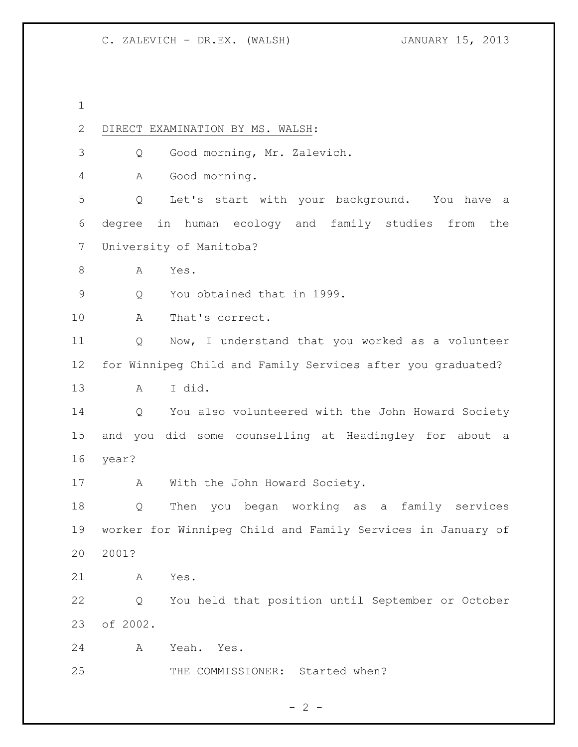DIRECT EXAMINATION BY MS. WALSH:

Q Good morning, Mr. Zalevich.

A Good morning.

Q Let's start with your background. You have a degree in human ecology and family studies from the University of Manitoba?

A Yes.

Q You obtained that in 1999.

A That's correct.

Q Now, I understand that you worked as a volunteer for Winnipeg Child and Family Services after you graduated?

A I did.

Q You also volunteered with the John Howard Society and you did some counselling at Headingley for about a year?

A With the John Howard Society.

Q Then you began working as a family services worker for Winnipeg Child and Family Services in January of 2001?

A Yes.

Q You held that position until September or October of 2002.

A Yeah. Yes.

THE COMMISSIONER: Started when?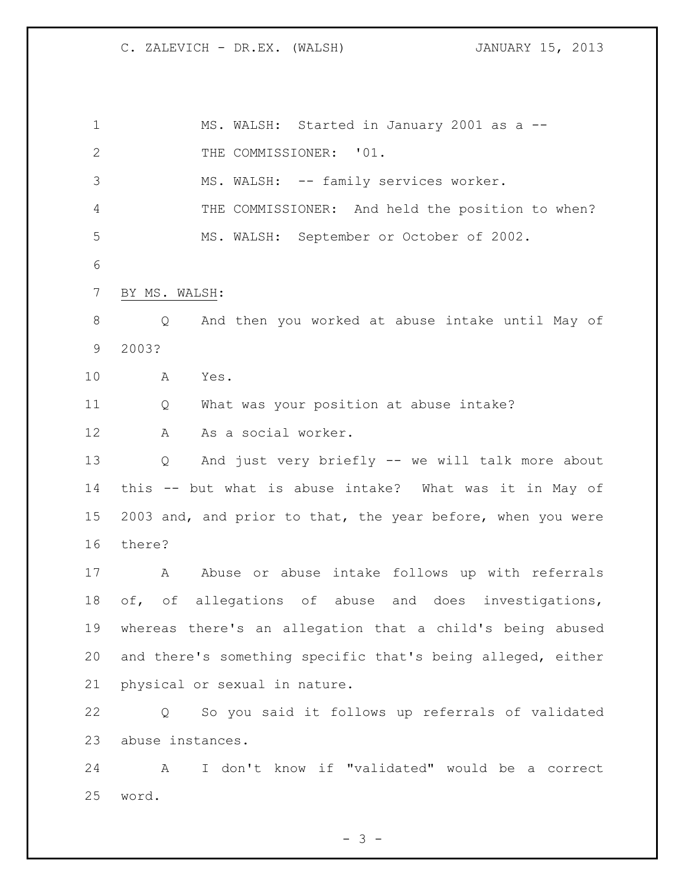MS. WALSH: Started in January 2001 as a --

THE COMMISSIONER: '01.

MS. WALSH: -- family services worker.

THE COMMISSIONER: And held the position to when?

MS. WALSH: September or October of 2002.

BY MS. WALSH:

Q And then you worked at abuse intake until May of 2003?

A Yes.

Q What was your position at abuse intake?

A As a social worker.

Q And just very briefly -- we will talk more about this -- but what is abuse intake? What was it in May of 2003 and, and prior to that, the year before, when you were there?

A Abuse or abuse intake follows up with referrals of, of allegations of abuse and does investigations, whereas there's an allegation that a child's being abused and there's something specific that's being alleged, either physical or sexual in nature.

Q So you said it follows up referrals of validated abuse instances.

A I don't know if "validated" would be a correct word.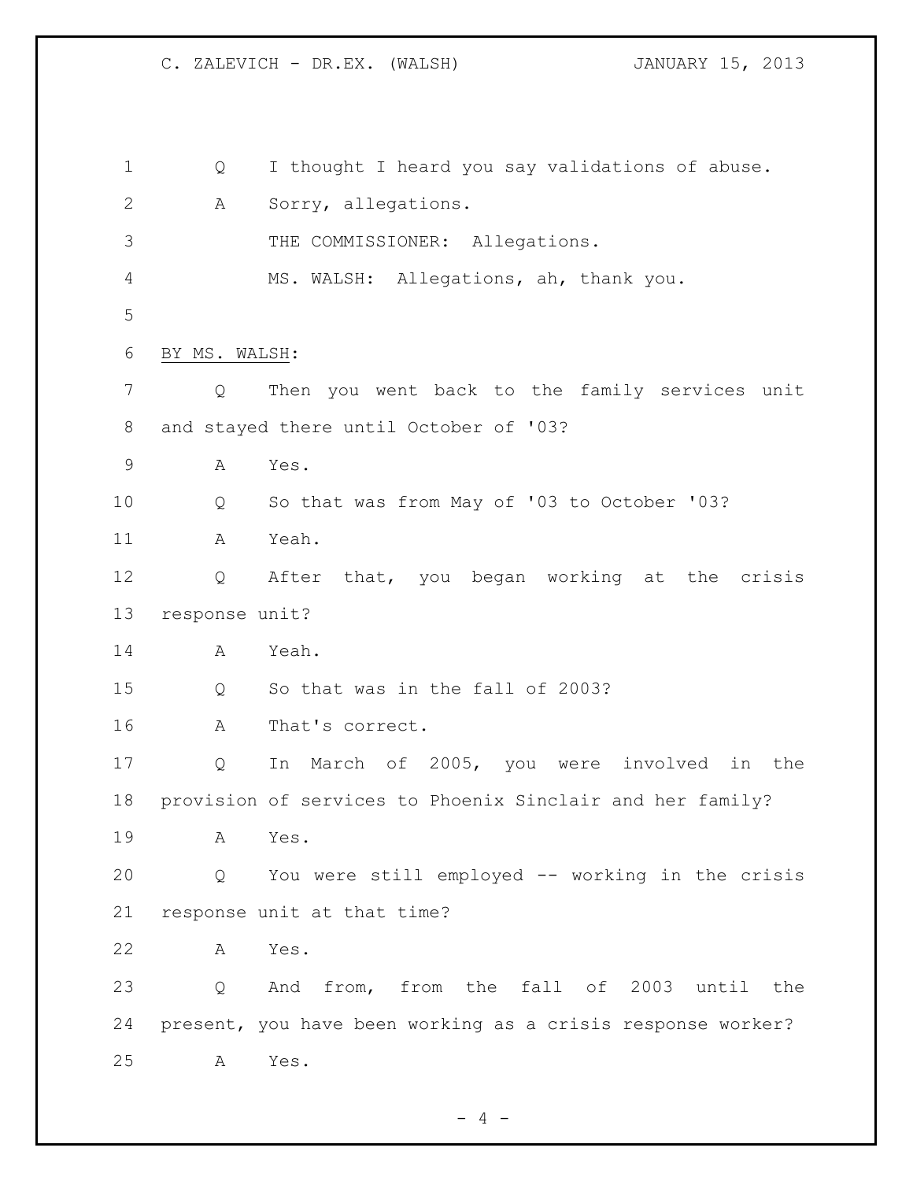Q I thought I heard you say validations of abuse.

A Sorry, allegations.

THE COMMISSIONER: Allegations.

MS. WALSH: Allegations, ah, thank you.

BY MS. WALSH:

Q Then you went back to the family services unit and stayed there until October of '03?

A Yes.

Q So that was from May of '03 to October '03?

A Yeah.

Q After that, you began working at the crisis response unit?

A Yeah.

Q So that was in the fall of 2003?

A That's correct.

Q In March of 2005, you were involved in the provision of services to Phoenix Sinclair and her family?

A Yes.

Q You were still employed -- working in the crisis response unit at that time?

A Yes.

Q And from, from the fall of 2003 until the present, you have been working as a crisis response worker?

A Yes.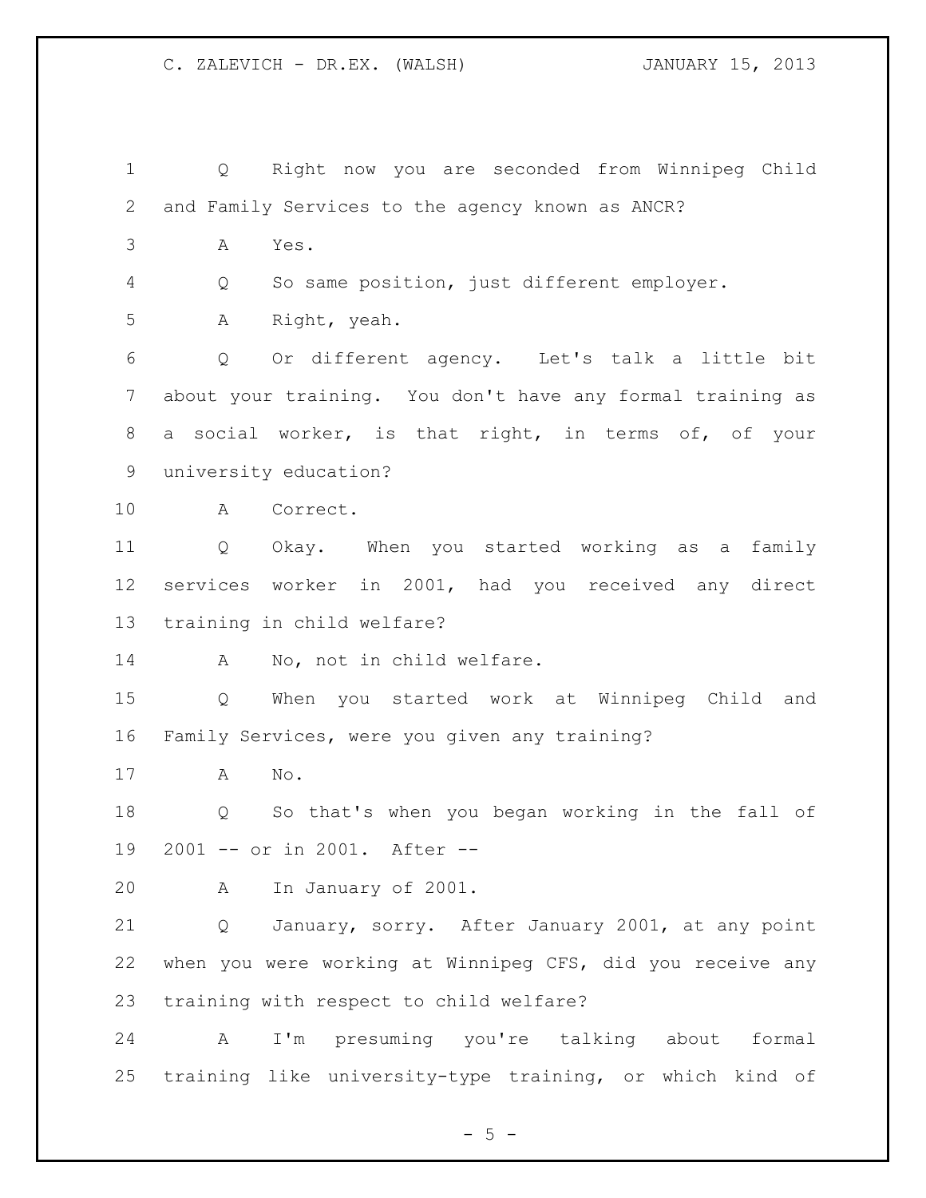Q Right now you are seconded from Winnipeg Child and Family Services to the agency known as ANCR?

A Yes.

Q So same position, just different employer.

A Right, yeah.

Q Or different agency. Let's talk a little bit about your training. You don't have any formal training as a social worker, is that right, in terms of, of your university education?

A Correct.

Q Okay. When you started working as a family services worker in 2001, had you received any direct training in child welfare?

A No, not in child welfare.

Q When you started work at Winnipeg Child and Family Services, were you given any training?

A No.

Q So that's when you began working in the fall of 2001 -- or in 2001. After --

A In January of 2001.

Q January, sorry. After January 2001, at any point when you were working at Winnipeg CFS, did you receive any training with respect to child welfare?

A I'm presuming you're talking about formal training like university-type training, or which kind of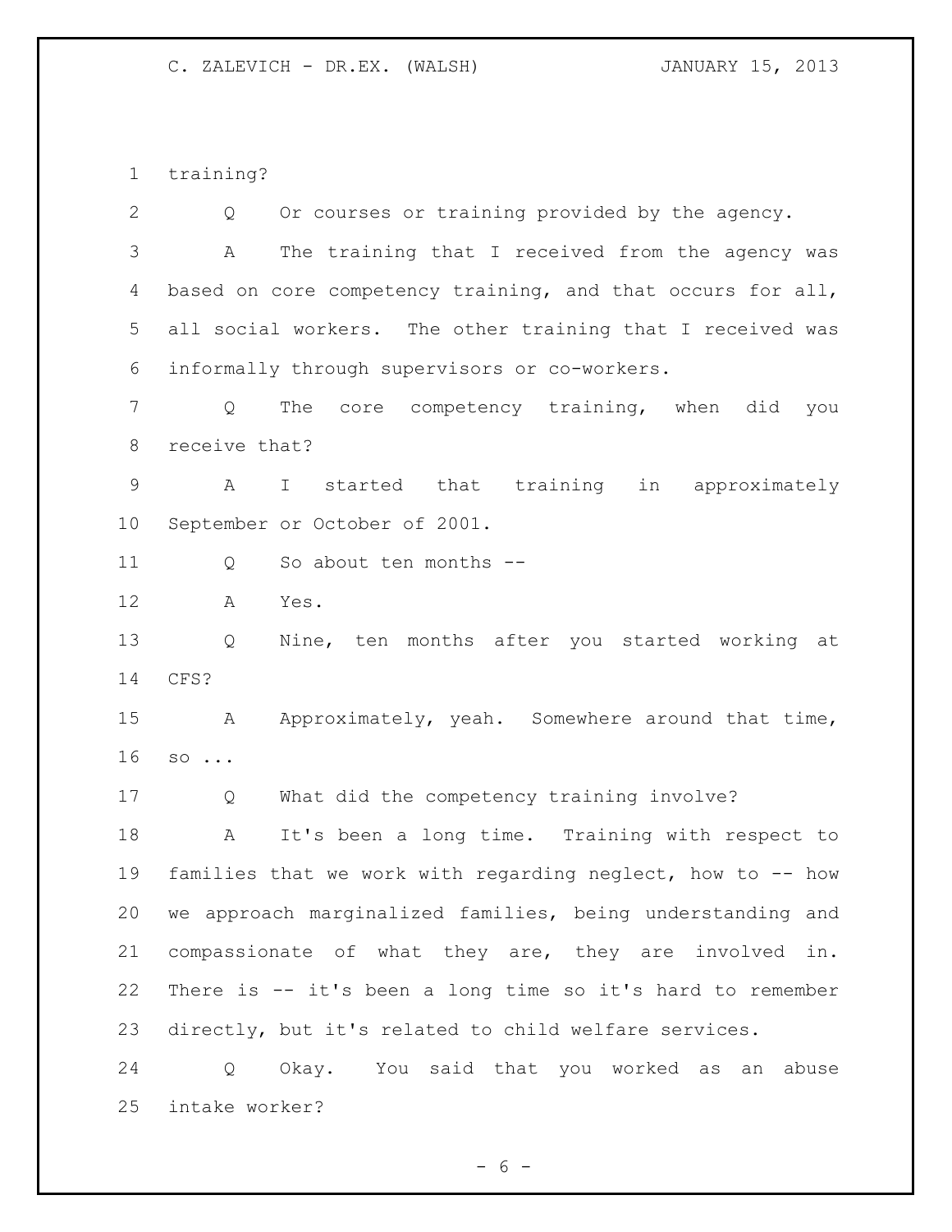training?

Q Or courses or training provided by the agency.

A The training that I received from the agency was based on core competency training, and that occurs for all, all social workers. The other training that I received was informally through supervisors or co-workers.

Q The core competency training, when did you receive that?

A I started that training in approximately September or October of 2001.

Q So about ten months --

A Yes.

Q Nine, ten months after you started working at CFS?

A Approximately, yeah. Somewhere around that time, so ...

Q What did the competency training involve?

A It's been a long time. Training with respect to families that we work with regarding neglect, how to -- how we approach marginalized families, being understanding and compassionate of what they are, they are involved in. There is -- it's been a long time so it's hard to remember directly, but it's related to child welfare services.

Q Okay. You said that you worked as an abuse intake worker?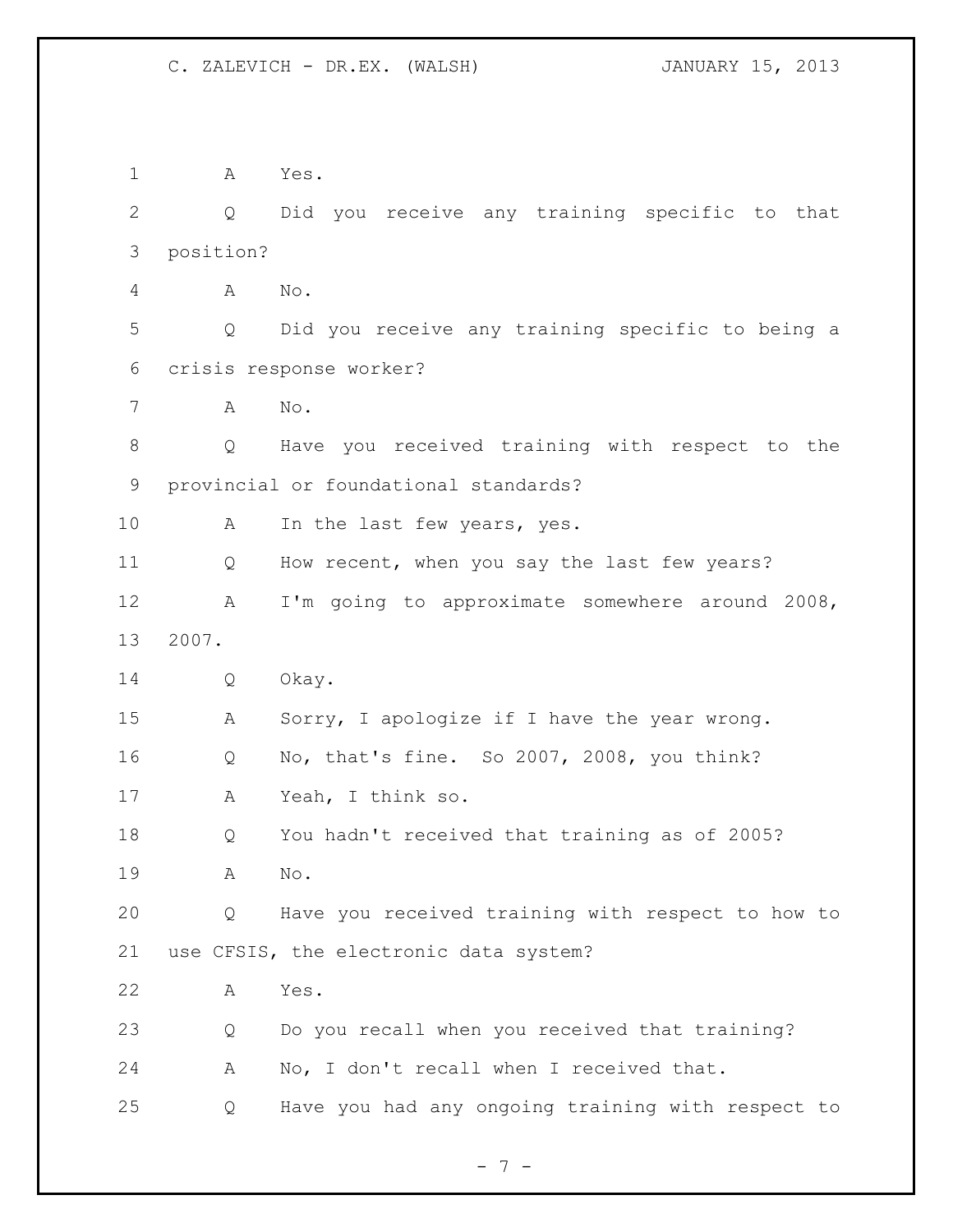1 A Yes.

2 Q Did you receive any training specific to that

3 position?

4 A No.

5 Q Did you receive any training specific to being a

6 crisis response worker?

7 A No.

8 Q Have you received training with respect to the

9 provincial or foundational standards?

10 A In the last few years, yes.

11 Q How recent, when you say the last few years?

12 A I'm going to approximate somewhere around 2008,

13 2007.

14 Q Okay.

15 A Sorry, I apologize if I have the year wrong.

16 Q No, that's fine. So 2007, 2008, you think?

17 A Yeah, I think so.

18 Q You hadn't received that training as of 2005?

19 A No.

20 Q Have you received training with respect to how to

21 use CFSIS, the electronic data system?

22 A Yes.

23 Q Do you recall when you received that training?

24 A No, I don't recall when I received that.

25 Q Have you had any ongoing training with respect to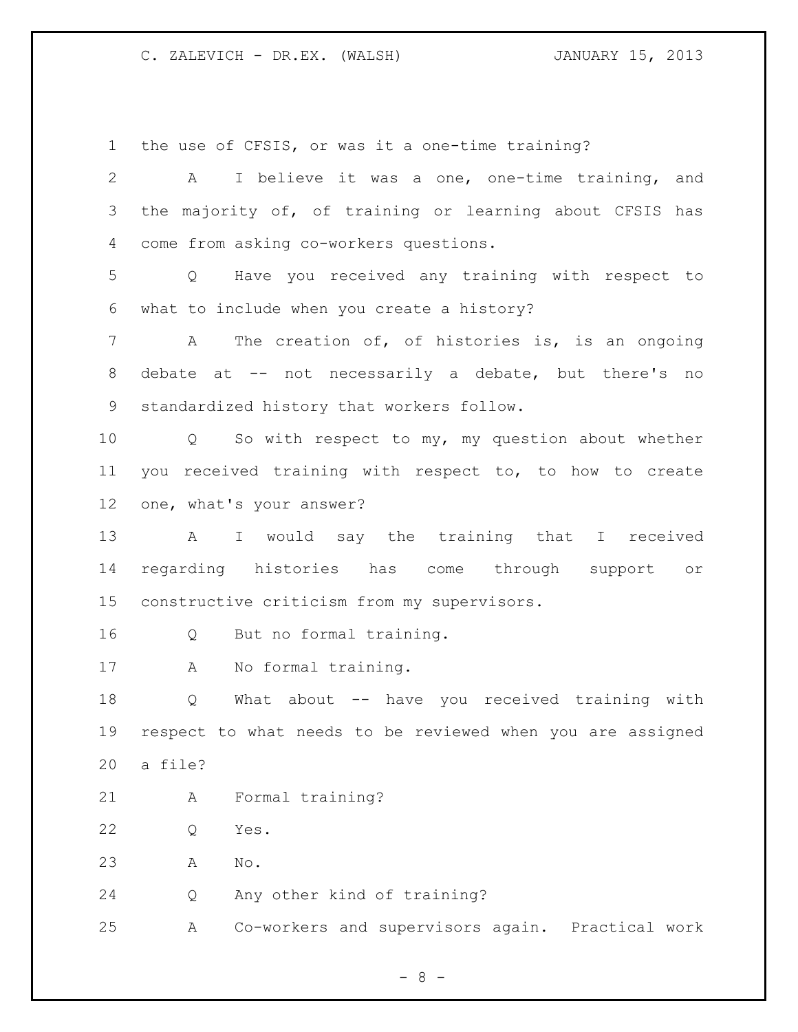the use of CFSIS, or was it a one-time training?

A I believe it was a one, one-time training, and the majority of, of training or learning about CFSIS has come from asking co-workers questions.

Q Have you received any training with respect to what to include when you create a history?

A The creation of, of histories is, is an ongoing debate at -- not necessarily a debate, but there's no standardized history that workers follow.

Q So with respect to my, my question about whether you received training with respect to, to how to create one, what's your answer?

A I would say the training that I received regarding histories has come through support or constructive criticism from my supervisors.

Q But no formal training.

A No formal training.

Q What about -- have you received training with respect to what needs to be reviewed when you are assigned a file?

A Formal training?

Q Yes.

A No.

Q Any other kind of training?

A Co-workers and supervisors again. Practical work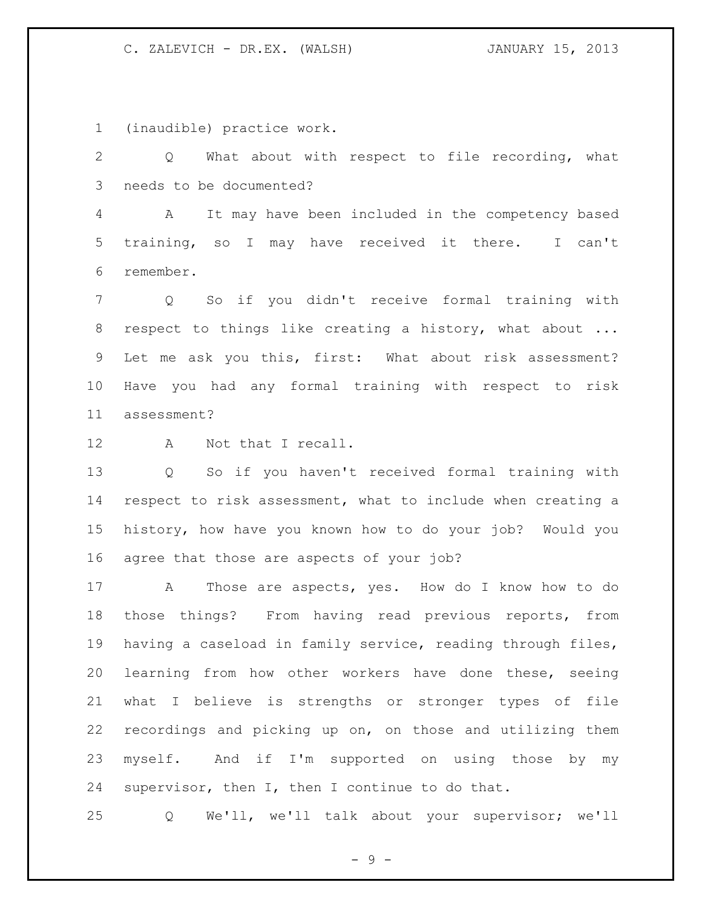(inaudible) practice work.

Q What about with respect to file recording, what needs to be documented?

A It may have been included in the competency based training, so I may have received it there. I can't remember.

Q So if you didn't receive formal training with respect to things like creating a history, what about ... Let me ask you this, first: What about risk assessment? Have you had any formal training with respect to risk assessment?

A Not that I recall.

Q So if you haven't received formal training with respect to risk assessment, what to include when creating a history, how have you known how to do your job? Would you agree that those are aspects of your job?

A Those are aspects, yes. How do I know how to do those things? From having read previous reports, from having a caseload in family service, reading through files, learning from how other workers have done these, seeing what I believe is strengths or stronger types of file recordings and picking up on, on those and utilizing them myself. And if I'm supported on using those by my supervisor, then I, then I continue to do that.

Q We'll, we'll talk about your supervisor; we'll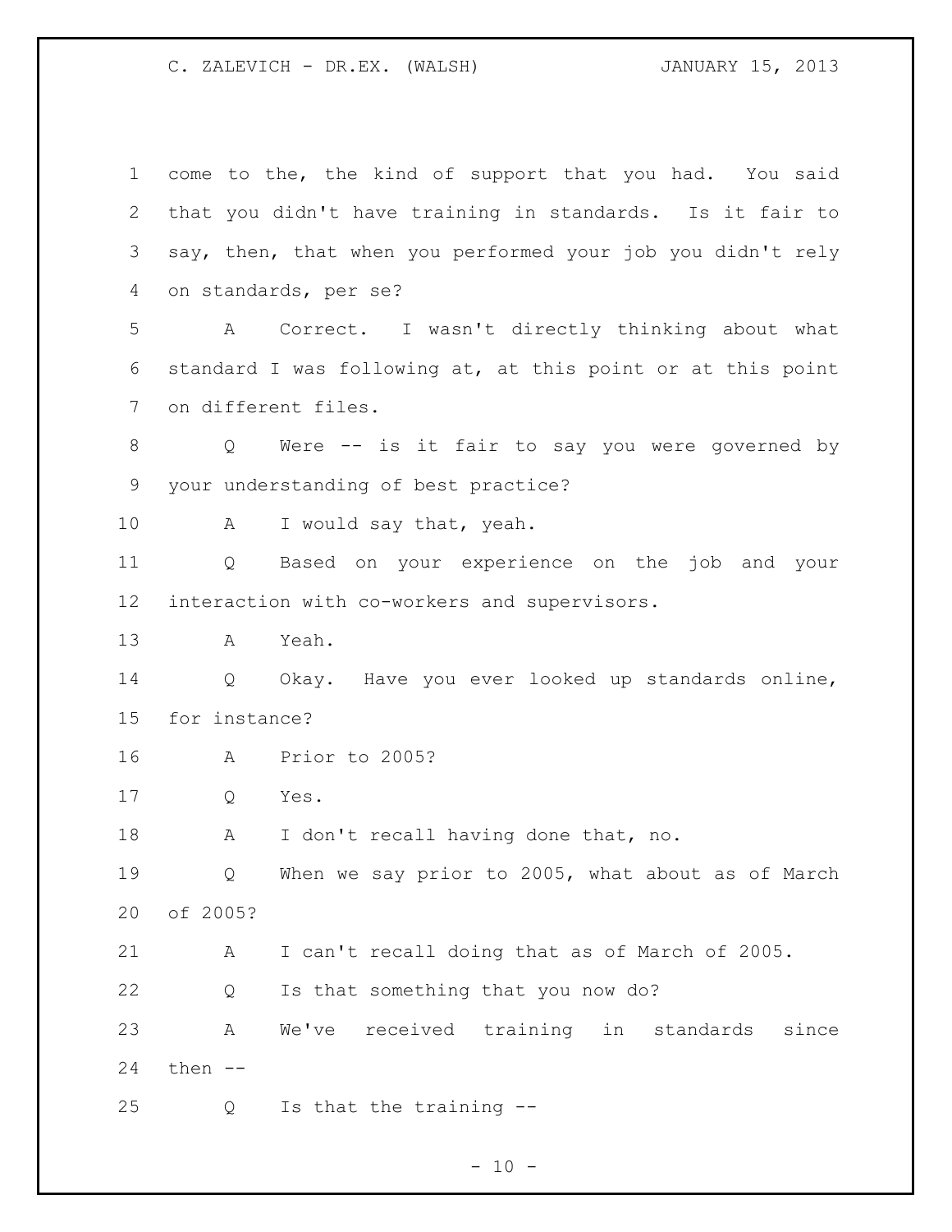come to the, the kind of support that you had. You said that you didn't have training in standards. Is it fair to say, then, that when you performed your job you didn't rely on standards, per se?

A Correct. I wasn't directly thinking about what standard I was following at, at this point or at this point on different files.

Q Were -- is it fair to say you were governed by your understanding of best practice?

A I would say that, yeah.

Q Based on your experience on the job and your interaction with co-workers and supervisors.

A Yeah.

Q Okay. Have you ever looked up standards online, for instance?

A Prior to 2005?

Q Yes.

A I don't recall having done that, no.

Q When we say prior to 2005, what about as of March of 2005?

A I can't recall doing that as of March of 2005.

Q Is that something that you now do?

A We've received training in standards since then --

Q Is that the training --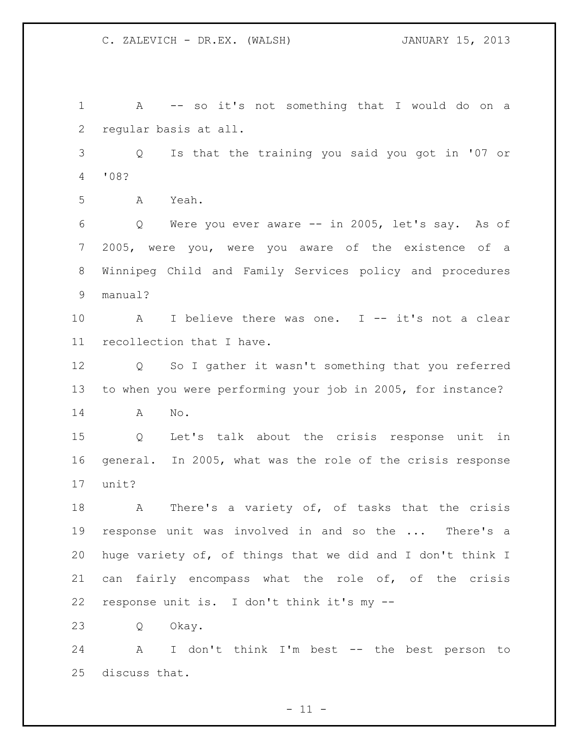A -- so it's not something that I would do on a regular basis at all.

Q Is that the training you said you got in '07 or '08?

A Yeah.

Q Were you ever aware -- in 2005, let's say. As of 2005, were you, were you aware of the existence of a Winnipeg Child and Family Services policy and procedures manual?

A I believe there was one. I -- it's not a clear recollection that I have.

Q So I gather it wasn't something that you referred to when you were performing your job in 2005, for instance?

A No.

Q Let's talk about the crisis response unit in general. In 2005, what was the role of the crisis response unit?

A There's a variety of, of tasks that the crisis response unit was involved in and so the ... There's a huge variety of, of things that we did and I don't think I can fairly encompass what the role of, of the crisis response unit is. I don't think it's my --

Q Okay.

A I don't think I'm best -- the best person to discuss that.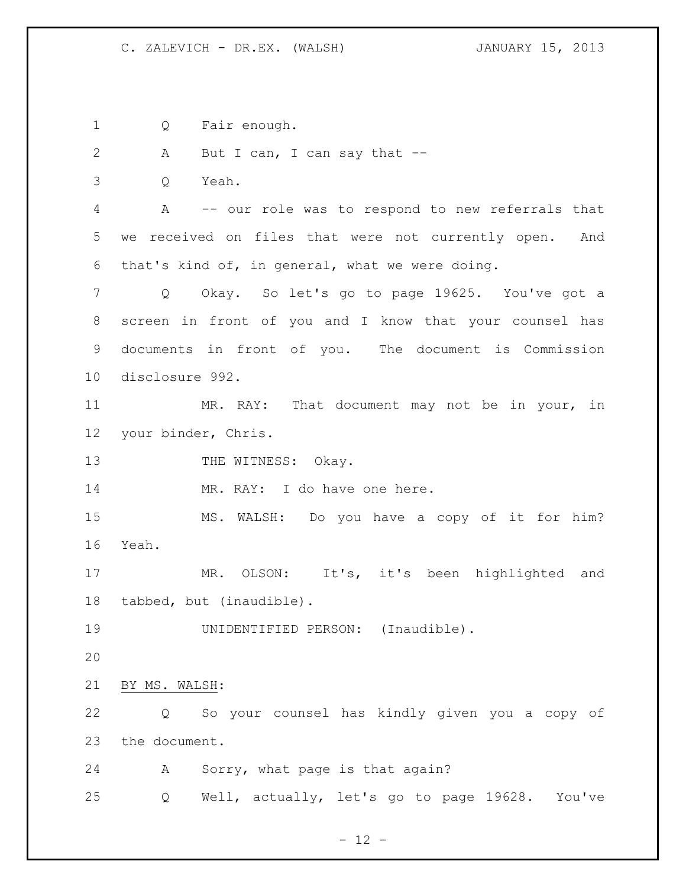Q Fair enough.

A But I can, I can say that --

Q Yeah.

A -- our role was to respond to new referrals that we received on files that were not currently open. And that's kind of, in general, what we were doing.

Q Okay. So let's go to page 19625. You've got a screen in front of you and I know that your counsel has documents in front of you. The document is Commission disclosure 992.

MR. RAY: That document may not be in your, in your binder, Chris.

THE WITNESS: Okay.

MR. RAY: I do have one here.

MS. WALSH: Do you have a copy of it for him? Yeah.

MR. OLSON: It's, it's been highlighted and tabbed, but (inaudible).

UNIDENTIFIED PERSON: (Inaudible).

BY MS. WALSH:

Q So your counsel has kindly given you a copy of the document.

A Sorry, what page is that again?

Q Well, actually, let's go to page 19628. You've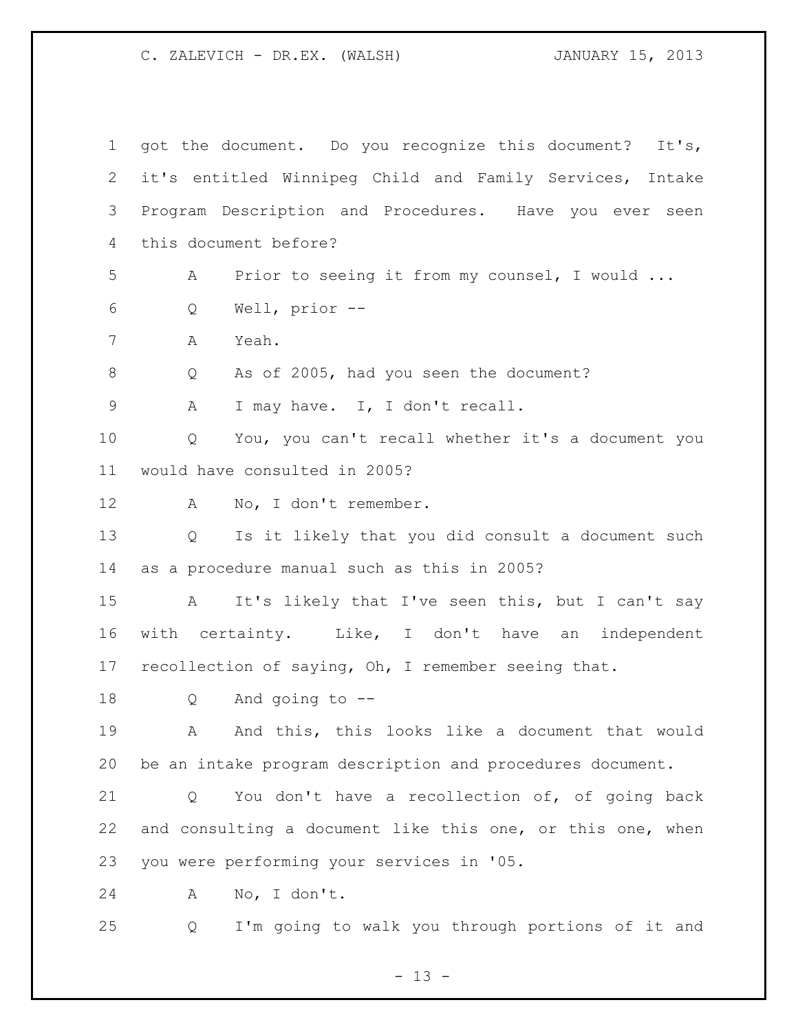got the document. Do you recognize this document? It's, it's entitled Winnipeg Child and Family Services, Intake Program Description and Procedures. Have you ever seen this document before?

A Prior to seeing it from my counsel, I would ...

Q Well, prior --

A Yeah.

Q As of 2005, had you seen the document?

A I may have. I, I don't recall.

Q You, you can't recall whether it's a document you would have consulted in 2005?

A No, I don't remember.

Q Is it likely that you did consult a document such as a procedure manual such as this in 2005?

A It's likely that I've seen this, but I can't say with certainty. Like, I don't have an independent recollection of saying, Oh, I remember seeing that.

Q And going to --

A And this, this looks like a document that would be an intake program description and procedures document.

Q You don't have a recollection of, of going back and consulting a document like this one, or this one, when you were performing your services in '05.

A No, I don't.

Q I'm going to walk you through portions of it and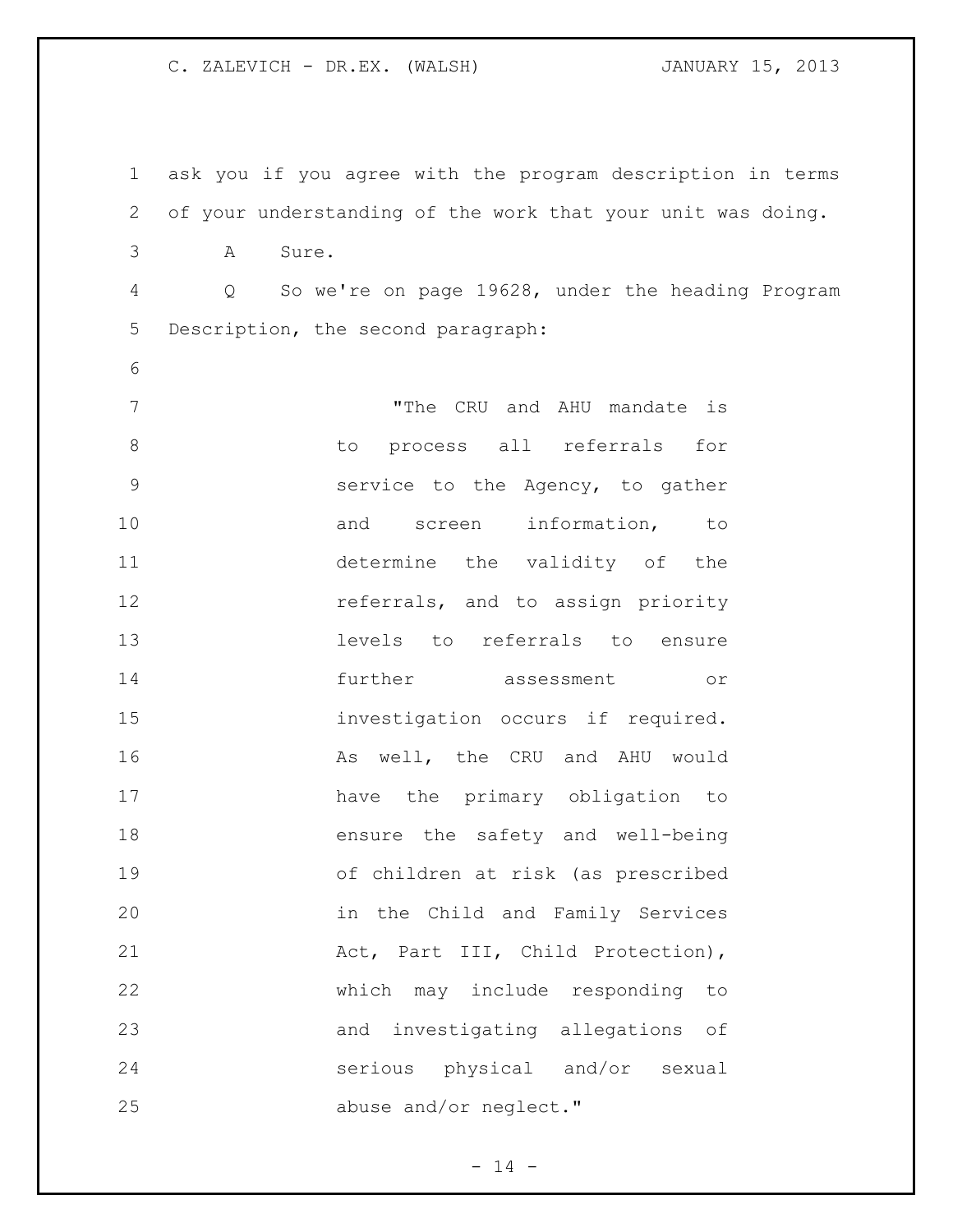ask you if you agree with the program description in terms of your understanding of the work that your unit was doing.

A Sure.

Q So we're on page 19628, under the heading Program Description, the second paragraph:

> "The CRU and AHU mandate is to process all referrals for service to the Agency, to gather and screen information, to determine the validity of the referrals, and to assign priority levels to referrals to ensure further assessment or investigation occurs if required. As well, the CRU and AHU would have the primary obligation to ensure the safety and well-being of children at risk (as prescribed in the Child and Family Services Act, Part III, Child Protection), which may include responding to and investigating allegations of serious physical and/or sexual abuse and/or neglect."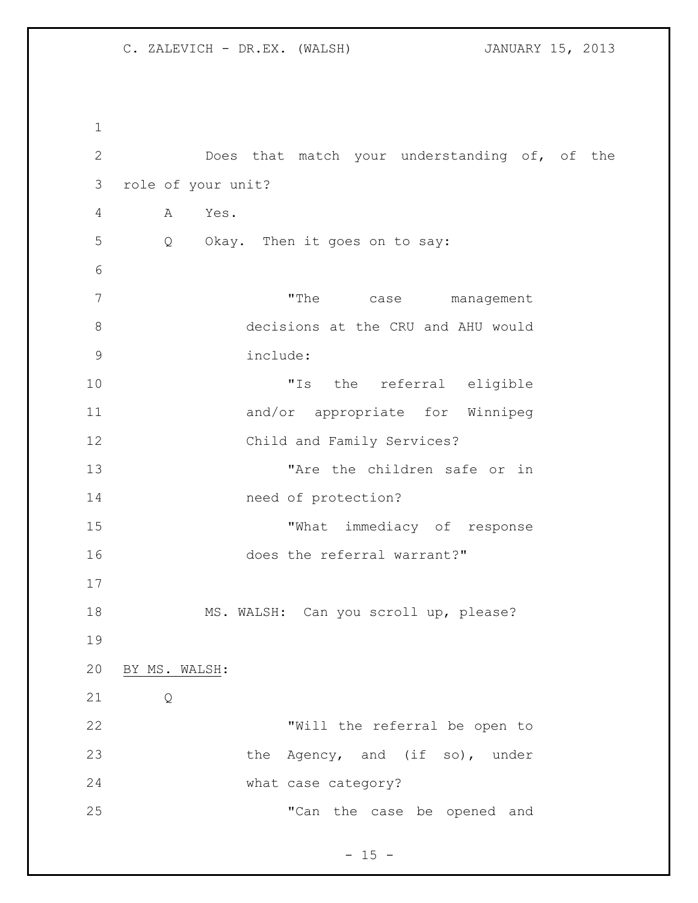Does that match your understanding of, of the role of your unit?

A Yes.

Q Okay. Then it goes on to say:

> "The case management decisions at the CRU and AHU would include:
>
> "Is the referral eligible and/or appropriate for Winnipeg Child and Family Services?
>
> "Are the children safe or in need of protection?
>
> "What immediacy of response does the referral warrant?"

MS. WALSH: Can you scroll up, please?

BY MS. WALSH:

Q

> "Will the referral be open to the Agency, and (if so), under what case category?
>
> "Can the case be opened and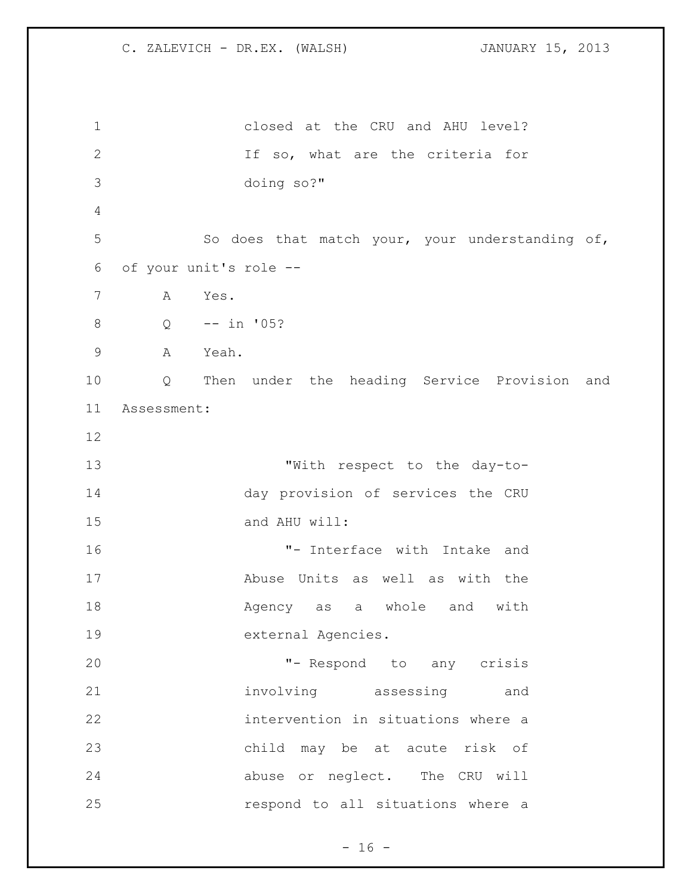closed at the CRU and AHU level? If so, what are the criteria for doing so?"

So does that match your, your understanding of, of your unit's role --

A Yes.

Q -- in '05?

A Yeah.

Q Then under the heading Service Provision and Assessment:

> "With respect to the day-to-day provision of services the CRU and AHU will:
>
> "- Interface with Intake and Abuse Units as well as with the Agency as a whole and with external Agencies.
>
> "- Respond to any crisis involving assessing and intervention in situations where a child may be at acute risk of abuse or neglect. The CRU will respond to all situations where a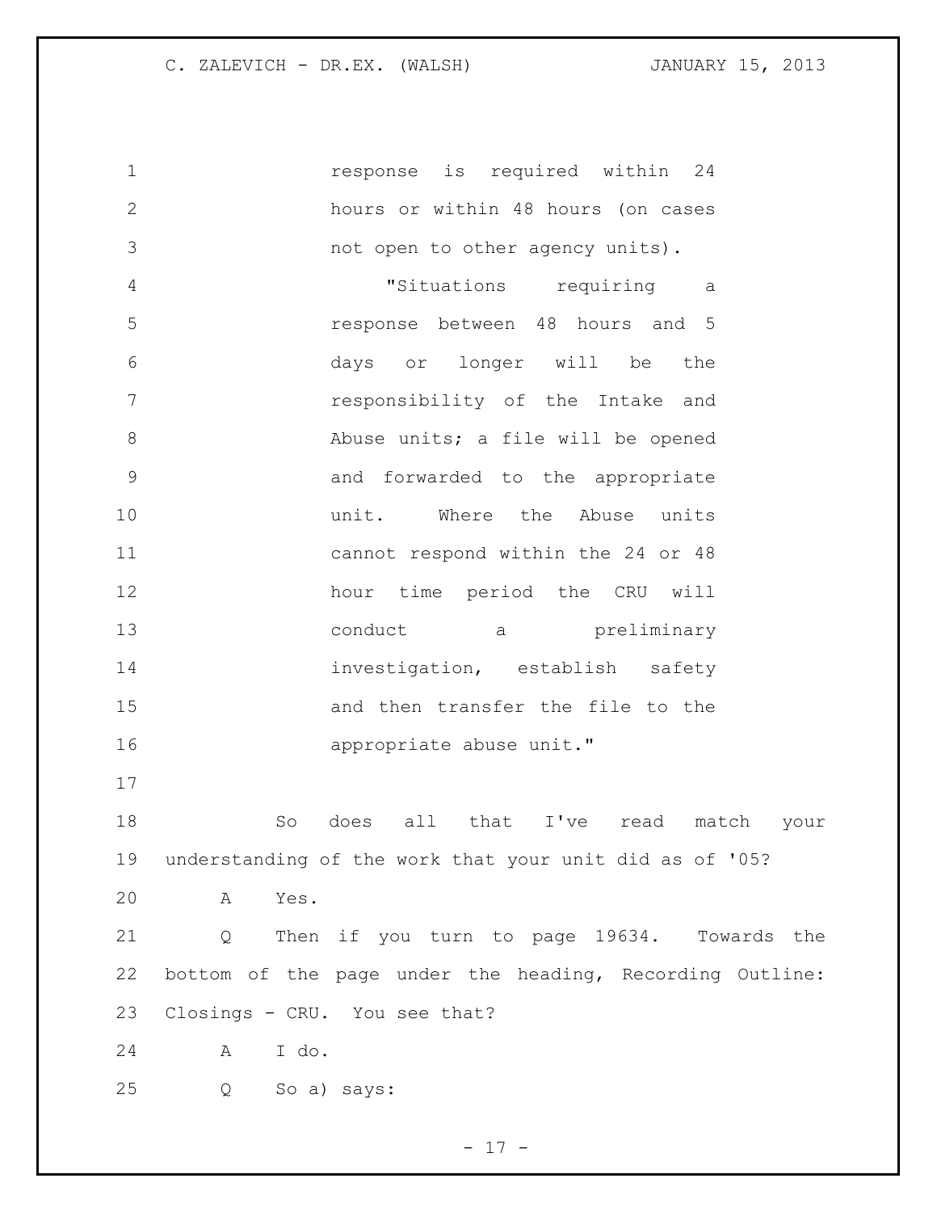response is required within 24 hours or within 48 hours (on cases not open to other agency units).

"Situations requiring a response between 48 hours and 5 days or longer will be the responsibility of the Intake and Abuse units; a file will be opened and forwarded to the appropriate unit. Where the Abuse units cannot respond within the 24 or 48 hour time period the CRU will conduct a preliminary investigation, establish safety and then transfer the file to the appropriate abuse unit."

So does all that I've read match your understanding of the work that your unit did as of '05?

A Yes.

Q Then if you turn to page 19634. Towards the bottom of the page under the heading, Recording Outline: Closings - CRU. You see that?

A I do.

Q So a) says: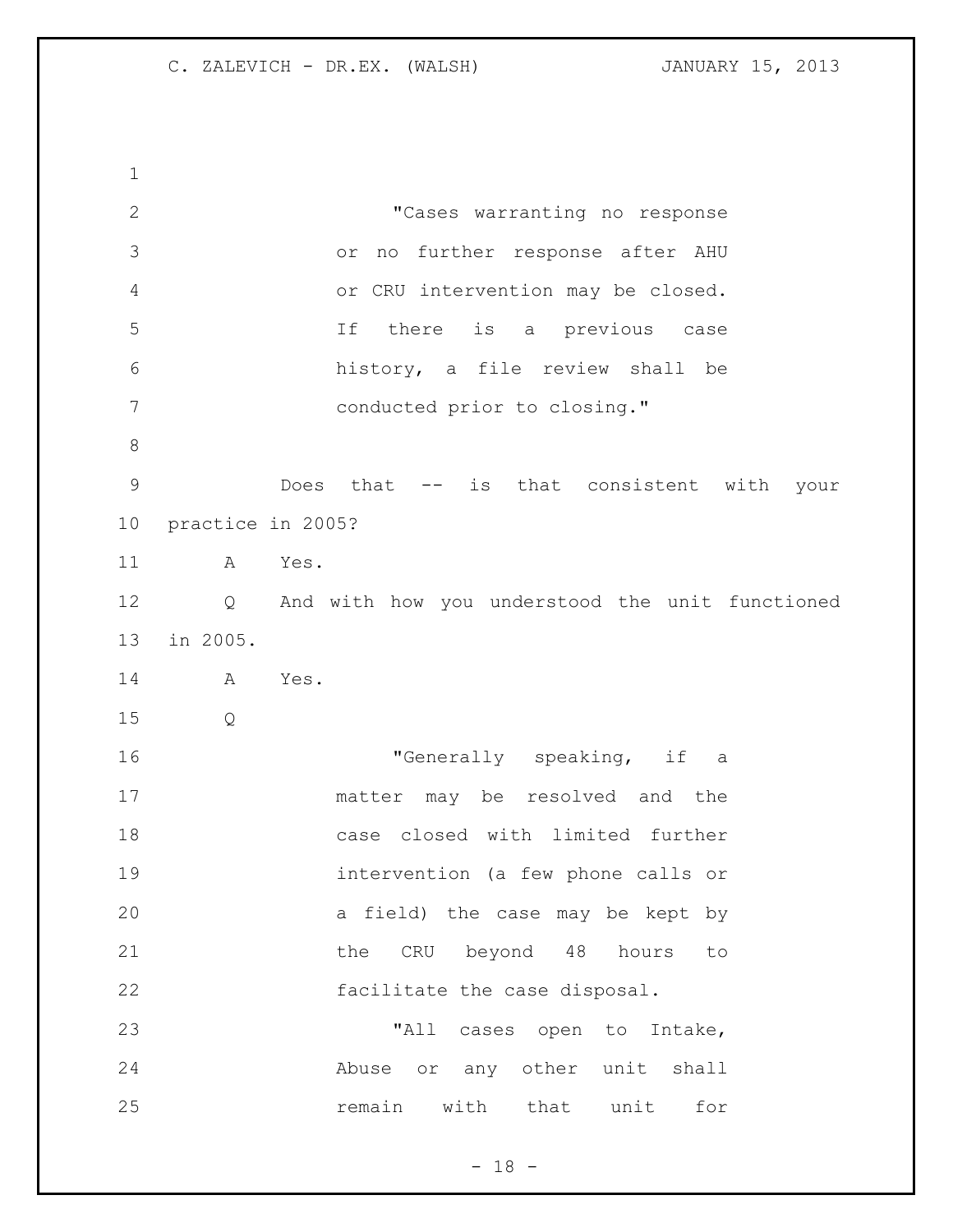> "Cases warranting no response or no further response after AHU or CRU intervention may be closed. If there is a previous case history, a file review shall be conducted prior to closing."

Does that -- is that consistent with your practice in 2005?

A Yes.

Q And with how you understood the unit functioned in 2005.

A Yes.

Q

> "Generally speaking, if a matter may be resolved and the case closed with limited further intervention (a few phone calls or a field) the case may be kept by the CRU beyond 48 hours to facilitate the case disposal.
>
> "All cases open to Intake, Abuse or any other unit shall remain with that unit for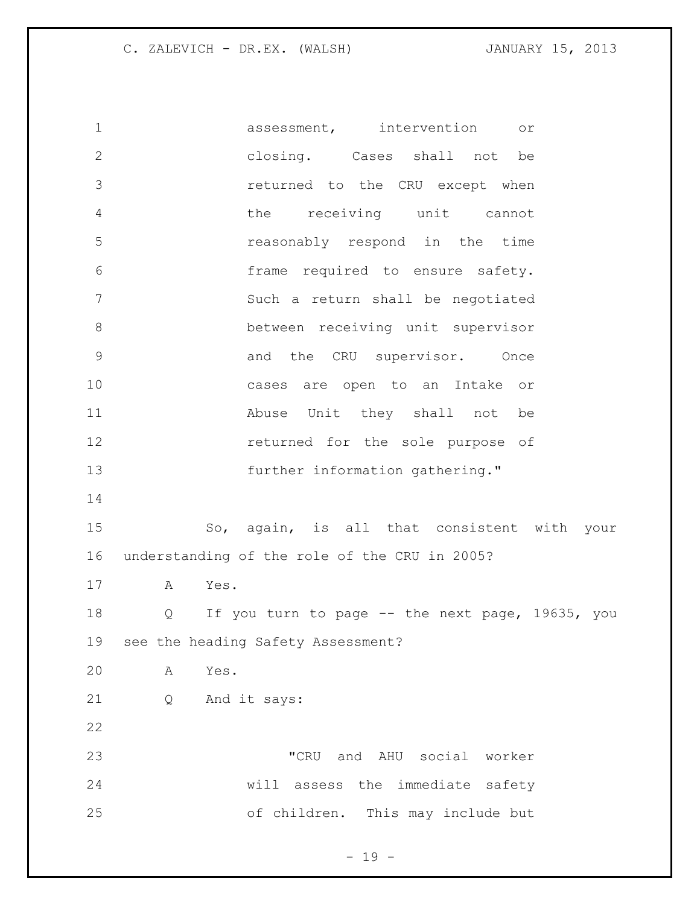> assessment, intervention or closing. Cases shall not be returned to the CRU except when the receiving unit cannot reasonably respond in the time frame required to ensure safety. Such a return shall be negotiated between receiving unit supervisor and the CRU supervisor. Once cases are open to an Intake or Abuse Unit they shall not be returned for the sole purpose of further information gathering."

So, again, is all that consistent with your understanding of the role of the CRU in 2005?

A Yes.

Q If you turn to page -- the next page, 19635, you see the heading Safety Assessment?

A Yes.

Q And it says:

> "CRU and AHU social worker will assess the immediate safety of children. This may include but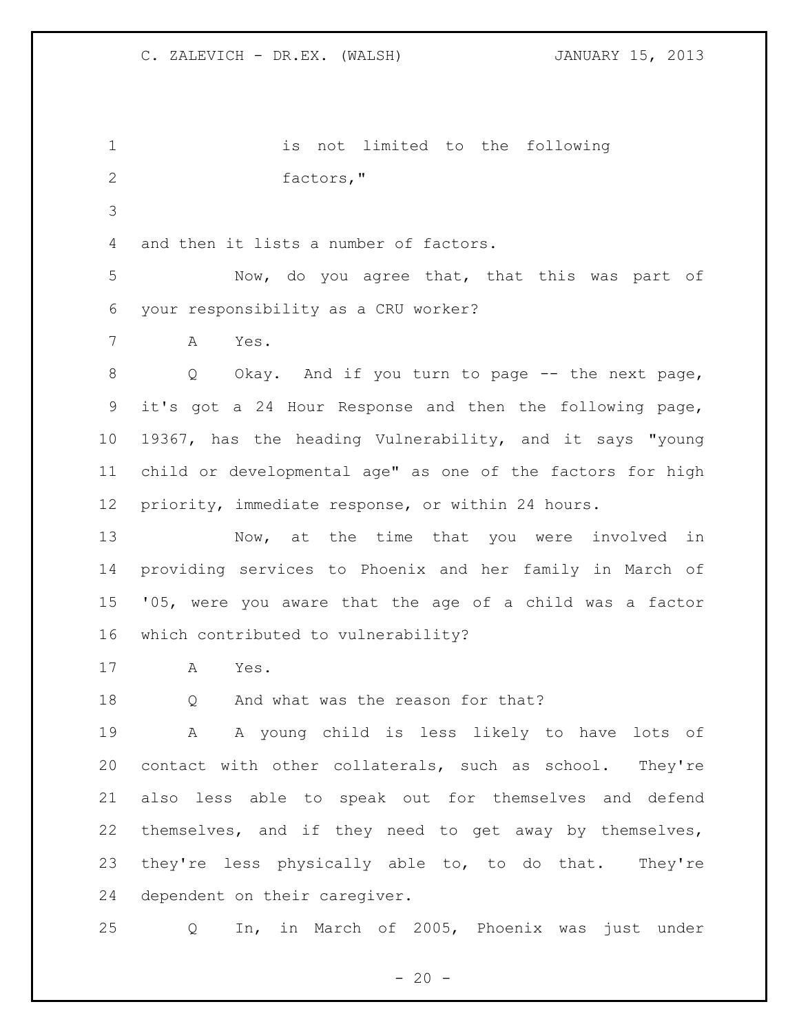is not limited to the following factors,"

and then it lists a number of factors.

Now, do you agree that, that this was part of your responsibility as a CRU worker?

A Yes.

Q Okay. And if you turn to page -- the next page, it's got a 24 Hour Response and then the following page, 19367, has the heading Vulnerability, and it says "young child or developmental age" as one of the factors for high priority, immediate response, or within 24 hours.

Now, at the time that you were involved in providing services to Phoenix and her family in March of '05, were you aware that the age of a child was a factor which contributed to vulnerability?

A Yes.

Q And what was the reason for that?

A A young child is less likely to have lots of contact with other collaterals, such as school. They're also less able to speak out for themselves and defend themselves, and if they need to get away by themselves, they're less physically able to, to do that. They're dependent on their caregiver.

Q In, in March of 2005, Phoenix was just under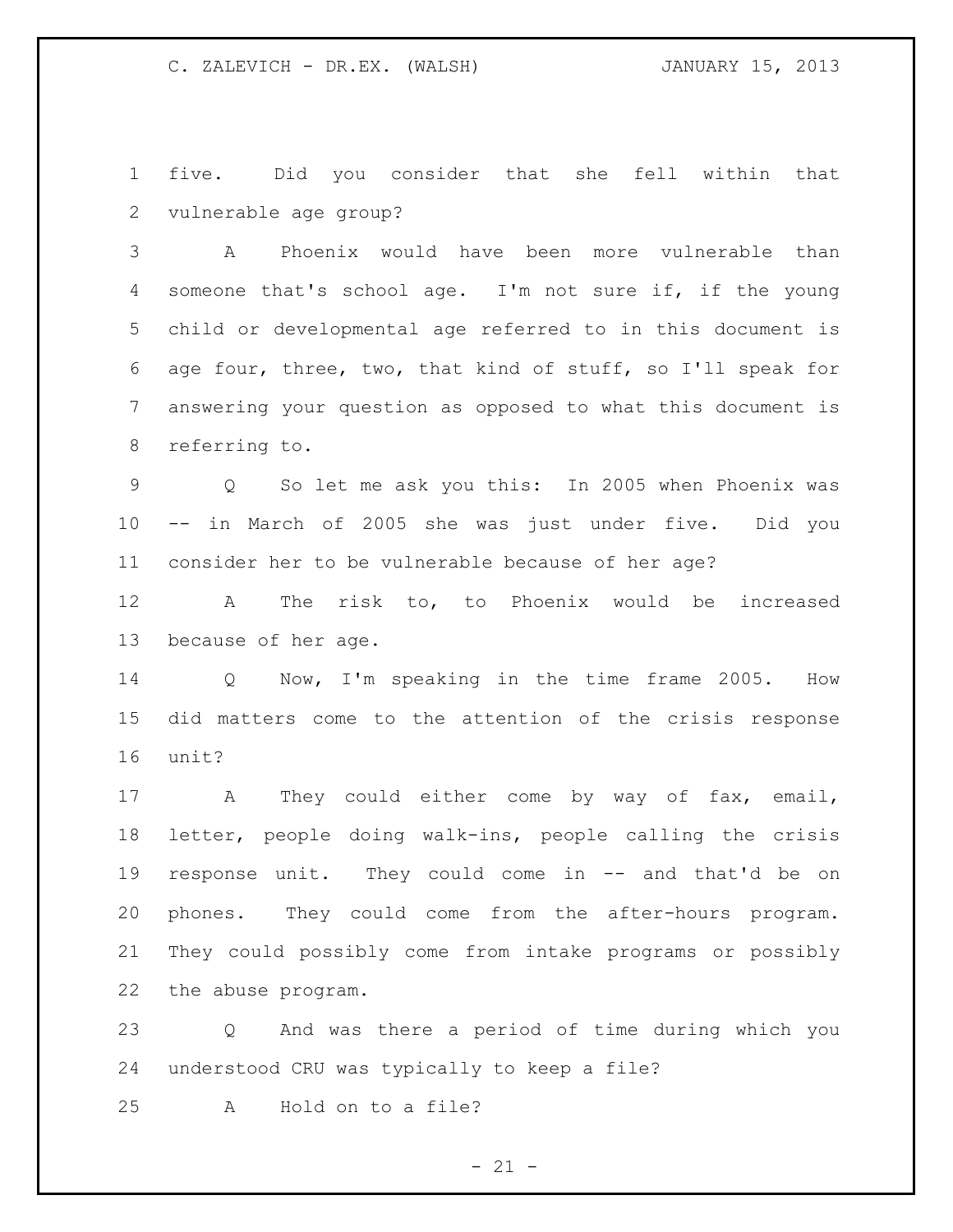five. Did you consider that she fell within that vulnerable age group?

A Phoenix would have been more vulnerable than someone that's school age. I'm not sure if, if the young child or developmental age referred to in this document is age four, three, two, that kind of stuff, so I'll speak for answering your question as opposed to what this document is referring to.

Q So let me ask you this: In 2005 when Phoenix was -- in March of 2005 she was just under five. Did you consider her to be vulnerable because of her age?

A The risk to, to Phoenix would be increased because of her age.

Q Now, I'm speaking in the time frame 2005. How did matters come to the attention of the crisis response unit?

A They could either come by way of fax, email, letter, people doing walk-ins, people calling the crisis response unit. They could come in -- and that'd be on phones. They could come from the after-hours program. They could possibly come from intake programs or possibly the abuse program.

Q And was there a period of time during which you understood CRU was typically to keep a file?

A Hold on to a file?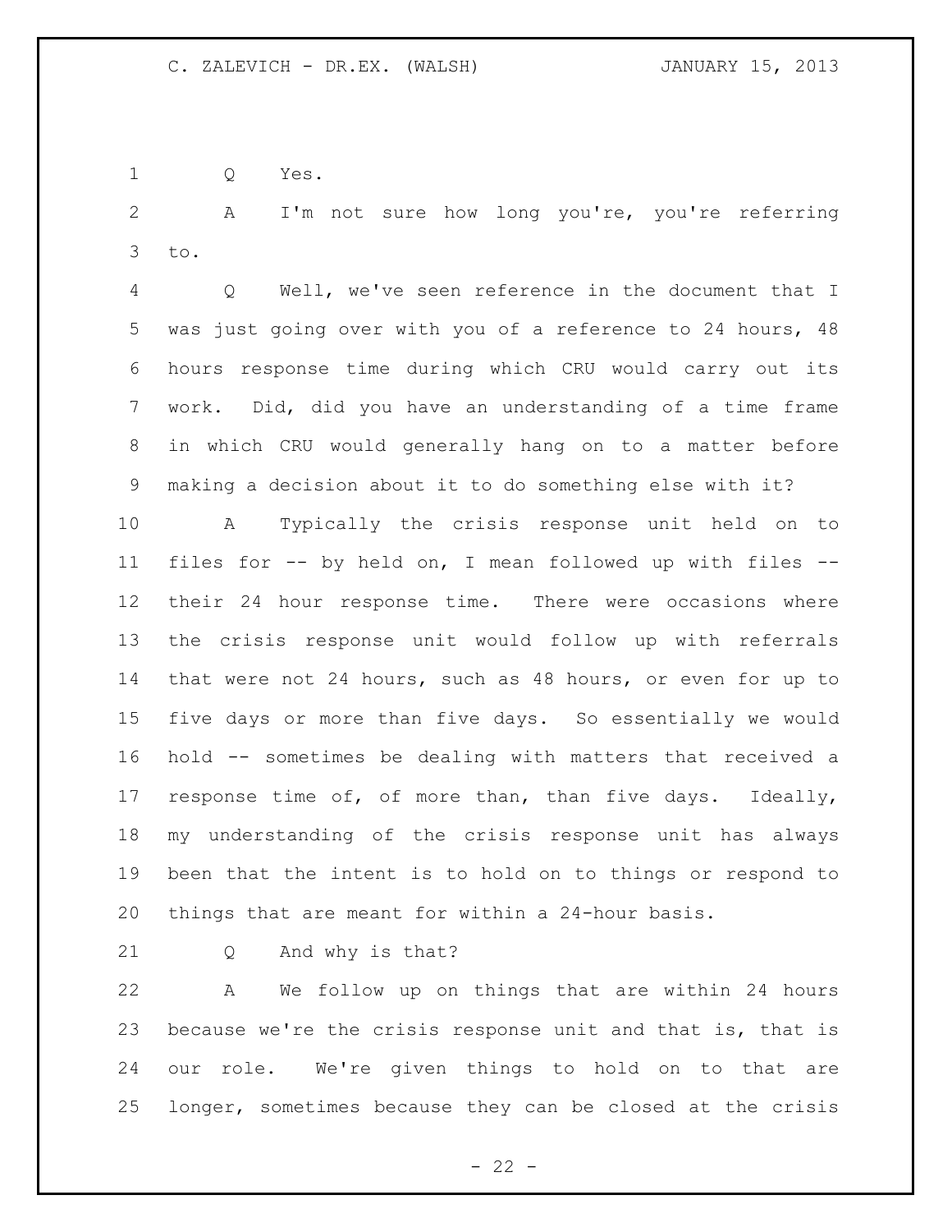Q Yes.

A I'm not sure how long you're, you're referring to.

Q Well, we've seen reference in the document that I was just going over with you of a reference to 24 hours, 48 hours response time during which CRU would carry out its work. Did, did you have an understanding of a time frame in which CRU would generally hang on to a matter before making a decision about it to do something else with it?

A Typically the crisis response unit held on to files for -- by held on, I mean followed up with files -- their 24 hour response time. There were occasions where the crisis response unit would follow up with referrals that were not 24 hours, such as 48 hours, or even for up to five days or more than five days. So essentially we would hold -- sometimes be dealing with matters that received a response time of, of more than, than five days. Ideally, my understanding of the crisis response unit has always been that the intent is to hold on to things or respond to things that are meant for within a 24-hour basis.

Q And why is that?

A We follow up on things that are within 24 hours because we're the crisis response unit and that is, that is our role. We're given things to hold on to that are longer, sometimes because they can be closed at the crisis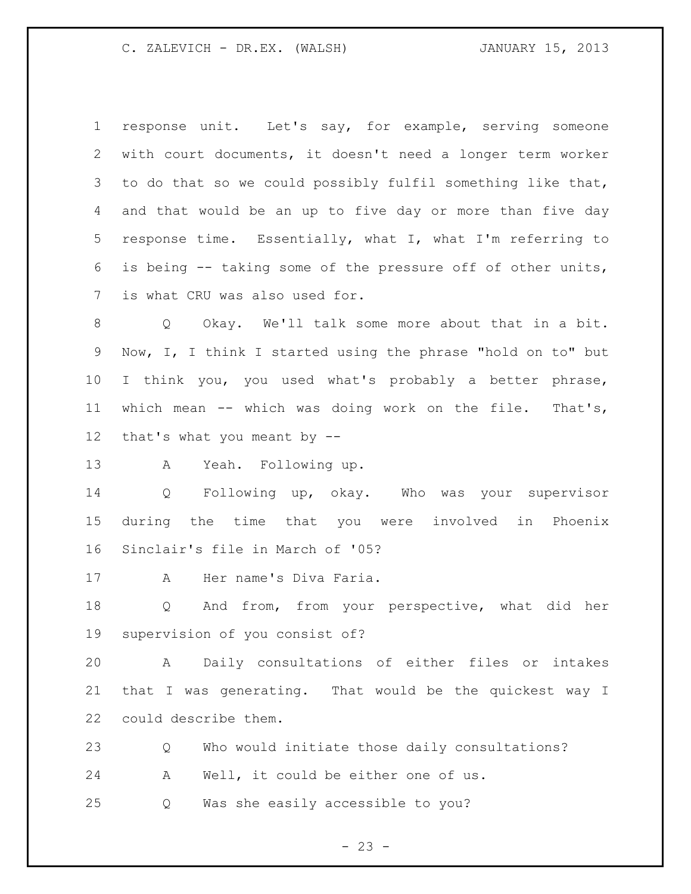response unit. Let's say, for example, serving someone with court documents, it doesn't need a longer term worker to do that so we could possibly fulfil something like that, and that would be an up to five day or more than five day response time. Essentially, what I, what I'm referring to is being -- taking some of the pressure off of other units, is what CRU was also used for.

Q Okay. We'll talk some more about that in a bit. Now, I, I think I started using the phrase "hold on to" but I think you, you used what's probably a better phrase, which mean -- which was doing work on the file. That's, that's what you meant by --

A Yeah. Following up.

Q Following up, okay. Who was your supervisor during the time that you were involved in Phoenix Sinclair's file in March of '05?

A Her name's Diva Faria.

Q And from, from your perspective, what did her supervision of you consist of?

A Daily consultations of either files or intakes that I was generating. That would be the quickest way I could describe them.

Q Who would initiate those daily consultations?

A Well, it could be either one of us.

Q Was she easily accessible to you?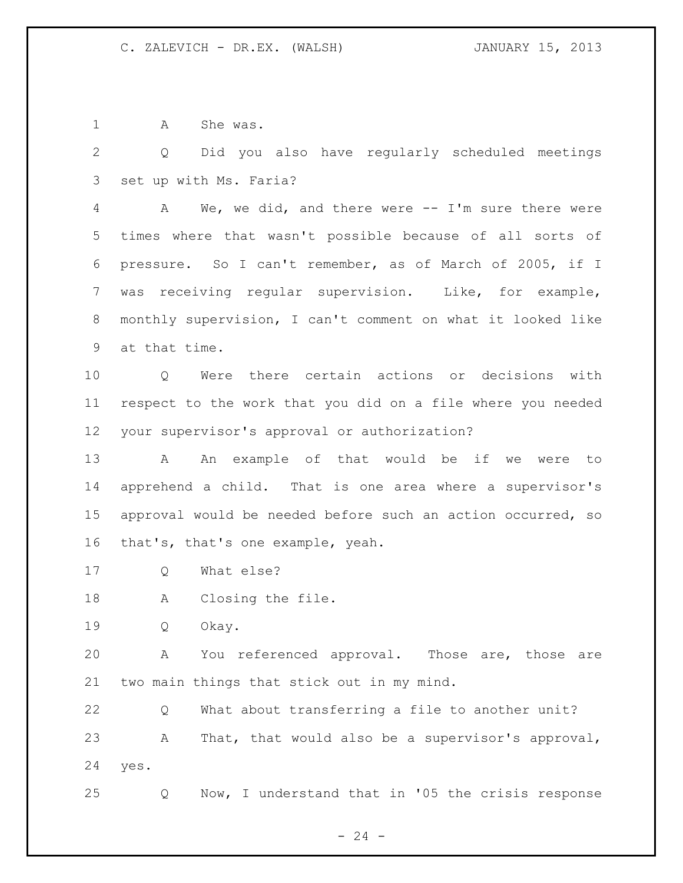A She was.

Q Did you also have regularly scheduled meetings set up with Ms. Faria?

A We, we did, and there were -- I'm sure there were times where that wasn't possible because of all sorts of pressure. So I can't remember, as of March of 2005, if I was receiving regular supervision. Like, for example, monthly supervision, I can't comment on what it looked like at that time.

Q Were there certain actions or decisions with respect to the work that you did on a file where you needed your supervisor's approval or authorization?

A An example of that would be if we were to apprehend a child. That is one area where a supervisor's approval would be needed before such an action occurred, so that's, that's one example, yeah.

Q What else?

A Closing the file.

Q Okay.

A You referenced approval. Those are, those are two main things that stick out in my mind.

Q What about transferring a file to another unit?

A That, that would also be a supervisor's approval, yes.

Q Now, I understand that in '05 the crisis response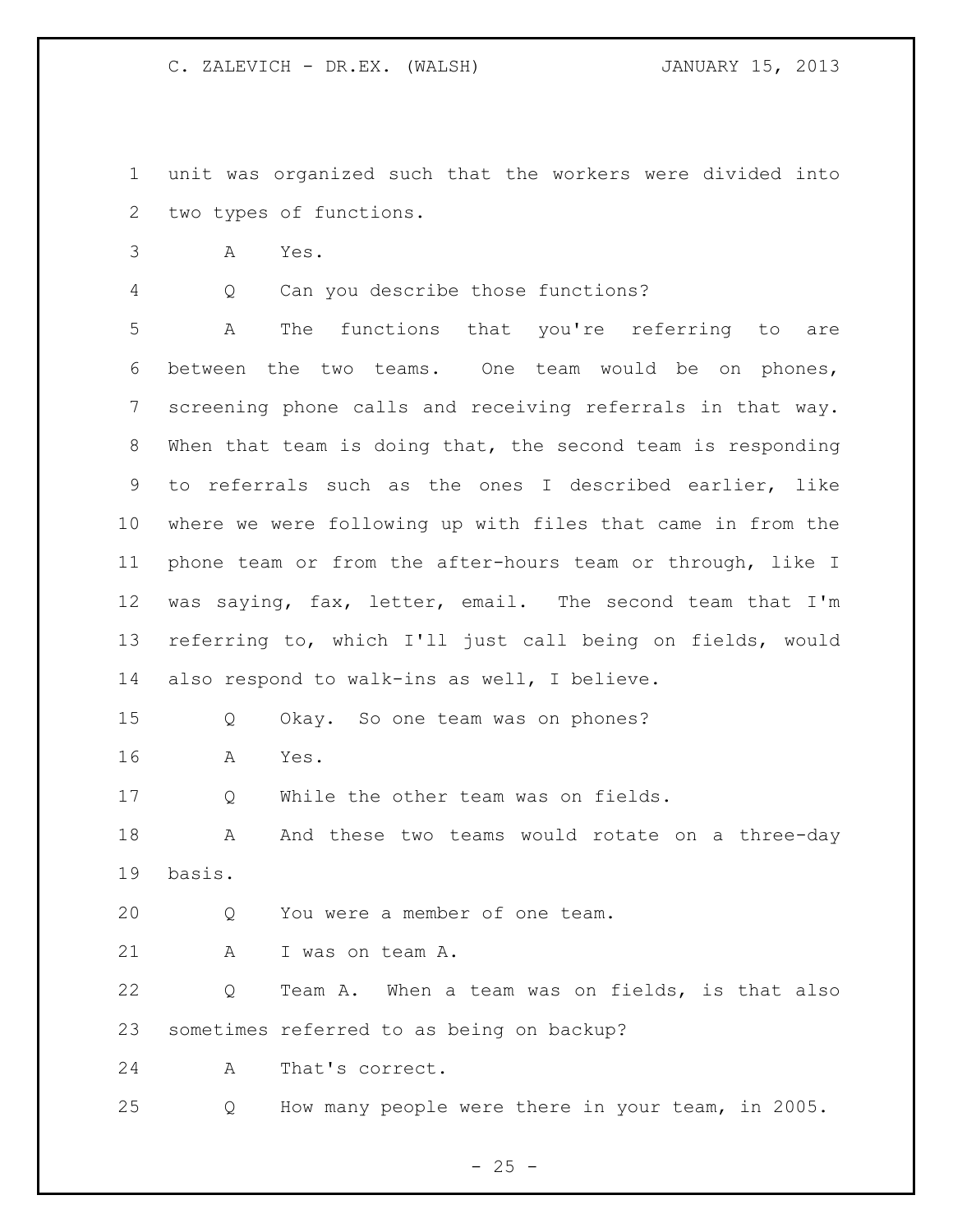unit was organized such that the workers were divided into two types of functions.

A Yes.

Q Can you describe those functions?

A The functions that you're referring to are between the two teams. One team would be on phones, screening phone calls and receiving referrals in that way. When that team is doing that, the second team is responding to referrals such as the ones I described earlier, like where we were following up with files that came in from the phone team or from the after-hours team or through, like I was saying, fax, letter, email. The second team that I'm referring to, which I'll just call being on fields, would also respond to walk-ins as well, I believe.

Q Okay. So one team was on phones?

A Yes.

Q While the other team was on fields.

A And these two teams would rotate on a three-day basis.

Q You were a member of one team.

A I was on team A.

Q Team A. When a team was on fields, is that also sometimes referred to as being on backup?

A That's correct.

Q How many people were there in your team, in 2005.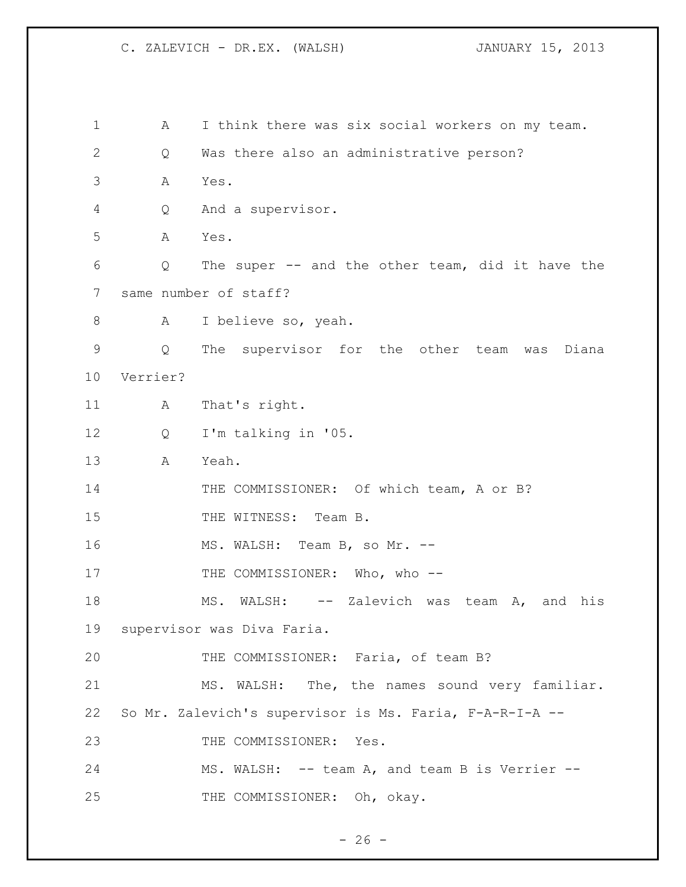A I think there was six social workers on my team.

Q Was there also an administrative person?

A Yes.

Q And a supervisor.

A Yes.

Q The super -- and the other team, did it have the same number of staff?

A I believe so, yeah.

Q The supervisor for the other team was Diana Verrier?

A That's right.

Q I'm talking in '05.

A Yeah.

THE COMMISSIONER: Of which team, A or B?

THE WITNESS: Team B.

MS. WALSH: Team B, so Mr. --

THE COMMISSIONER: Who, who --

MS. WALSH: -- Zalevich was team A, and his supervisor was Diva Faria.

THE COMMISSIONER: Faria, of team B?

MS. WALSH: The, the names sound very familiar. So Mr. Zalevich's supervisor is Ms. Faria, F-A-R-I-A --

THE COMMISSIONER: Yes.

MS. WALSH: -- team A, and team B is Verrier --

THE COMMISSIONER: Oh, okay.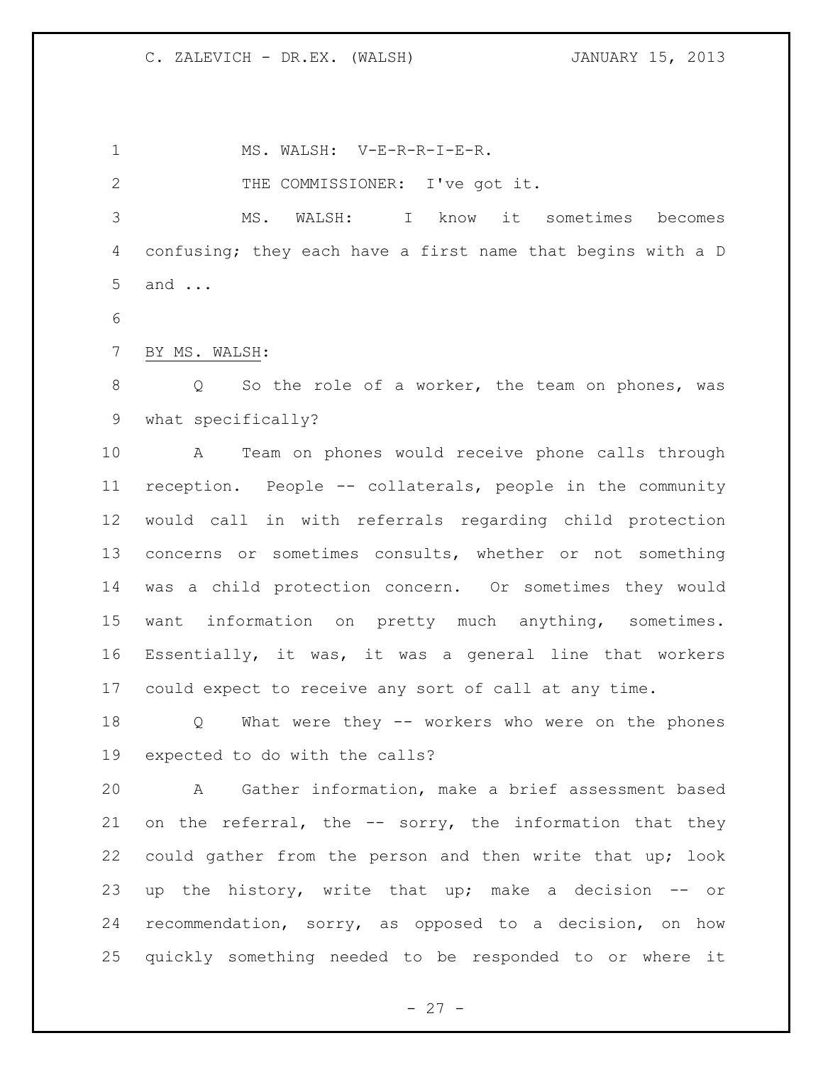MS. WALSH: V-E-R-R-I-E-R.

THE COMMISSIONER: I've got it.

MS. WALSH: I know it sometimes becomes confusing; they each have a first name that begins with a D and ...

BY MS. WALSH:

Q So the role of a worker, the team on phones, was what specifically?

A Team on phones would receive phone calls through reception. People -- collaterals, people in the community would call in with referrals regarding child protection concerns or sometimes consults, whether or not something was a child protection concern. Or sometimes they would want information on pretty much anything, sometimes. Essentially, it was, it was a general line that workers could expect to receive any sort of call at any time.

Q What were they -- workers who were on the phones expected to do with the calls?

A Gather information, make a brief assessment based on the referral, the -- sorry, the information that they could gather from the person and then write that up; look up the history, write that up; make a decision -- or recommendation, sorry, as opposed to a decision, on how quickly something needed to be responded to or where it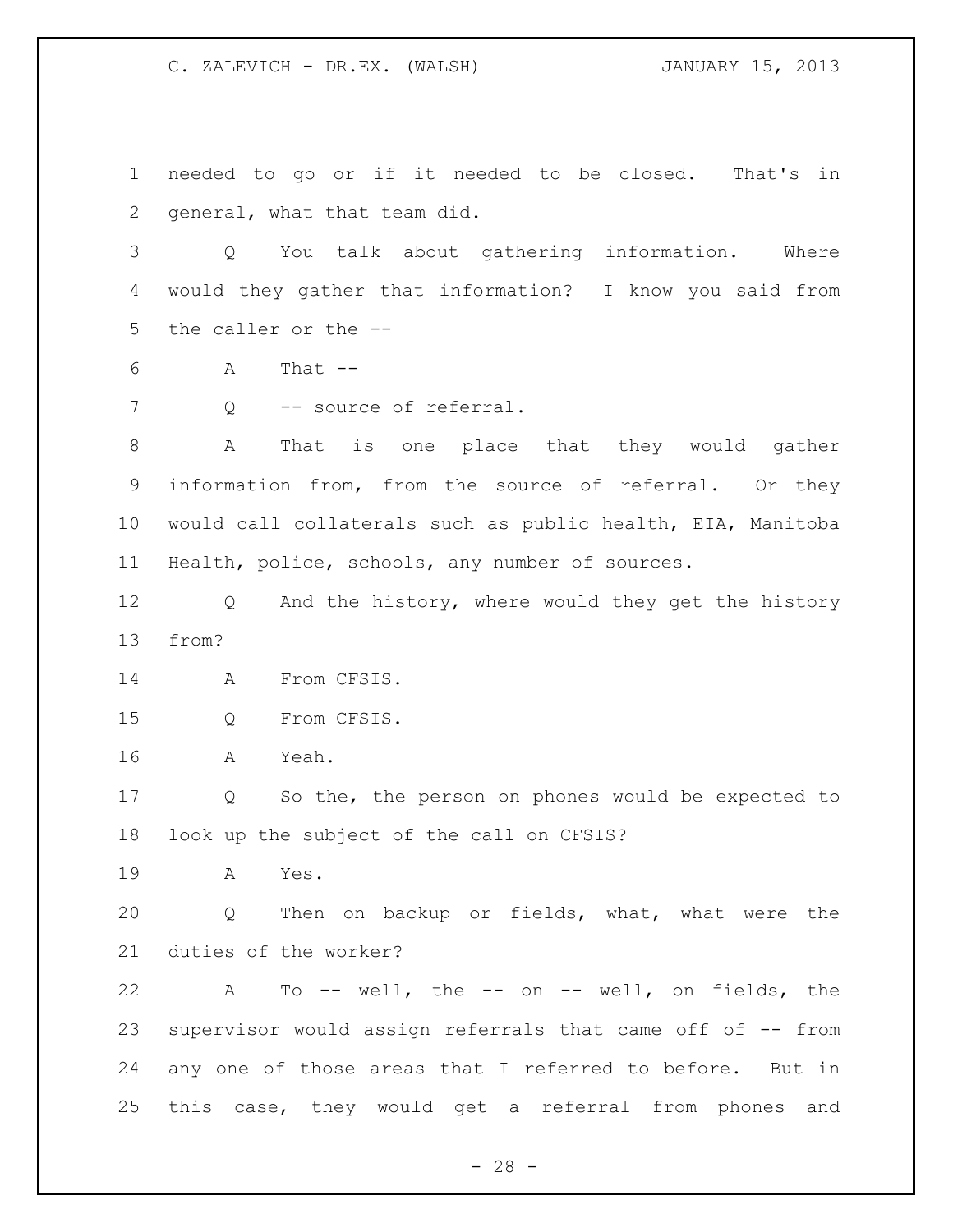needed to go or if it needed to be closed. That's in general, what that team did.

Q You talk about gathering information. Where would they gather that information? I know you said from the caller or the --

A That --

Q -- source of referral.

A That is one place that they would gather information from, from the source of referral. Or they would call collaterals such as public health, EIA, Manitoba Health, police, schools, any number of sources.

Q And the history, where would they get the history from?

A From CFSIS.

Q From CFSIS.

A Yeah.

Q So the, the person on phones would be expected to look up the subject of the call on CFSIS?

A Yes.

Q Then on backup or fields, what, what were the duties of the worker?

A To -- well, the -- on -- well, on fields, the supervisor would assign referrals that came off of -- from any one of those areas that I referred to before. But in this case, they would get a referral from phones and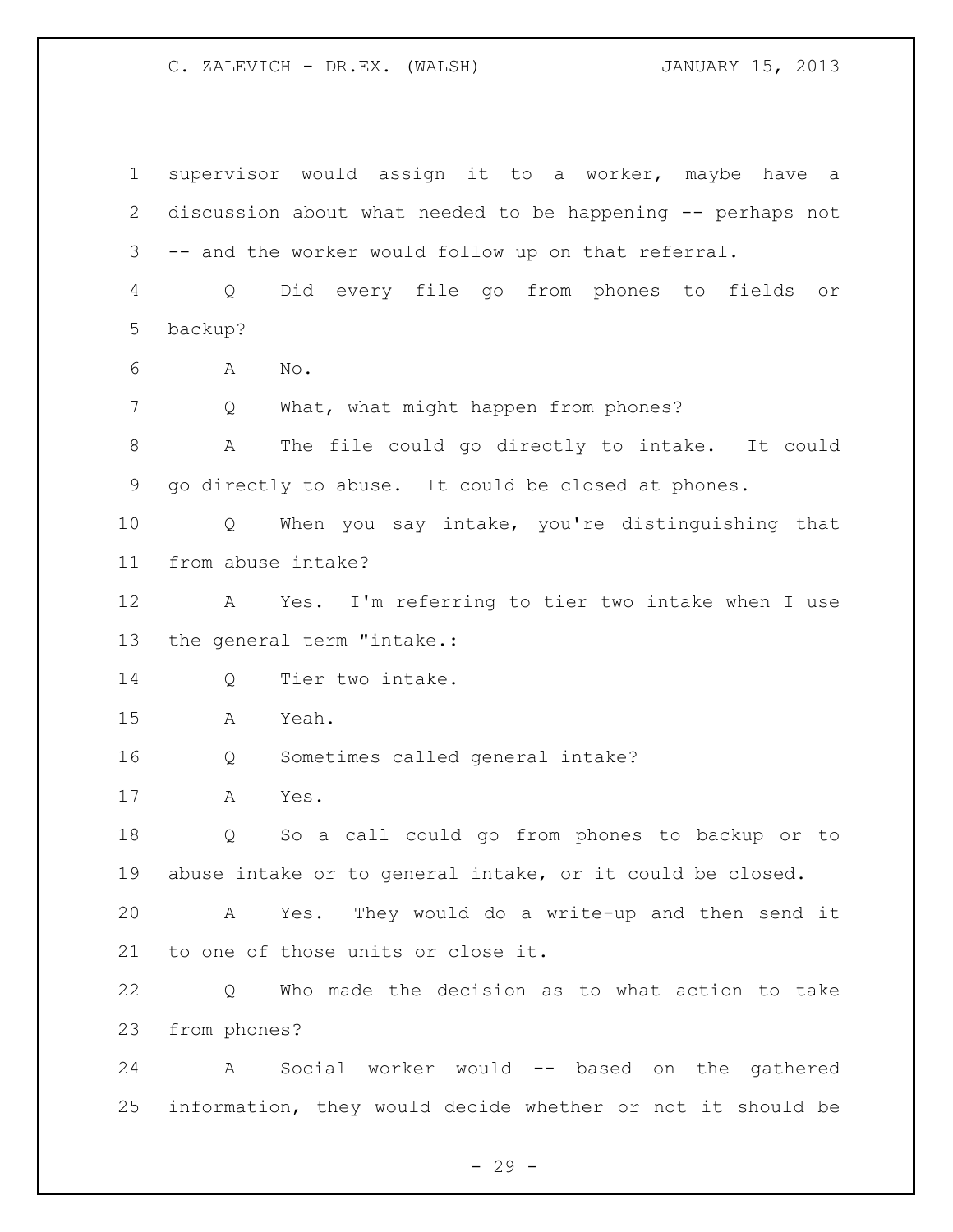supervisor would assign it to a worker, maybe have a discussion about what needed to be happening -- perhaps not -- and the worker would follow up on that referral.

Q Did every file go from phones to fields or backup?

A No.

Q What, what might happen from phones?

A The file could go directly to intake. It could go directly to abuse. It could be closed at phones.

Q When you say intake, you're distinguishing that from abuse intake?

A Yes. I'm referring to tier two intake when I use the general term "intake.:

Q Tier two intake.

A Yeah.

Q Sometimes called general intake?

A Yes.

Q So a call could go from phones to backup or to abuse intake or to general intake, or it could be closed.

A Yes. They would do a write-up and then send it to one of those units or close it.

Q Who made the decision as to what action to take from phones?

A Social worker would -- based on the gathered information, they would decide whether or not it should be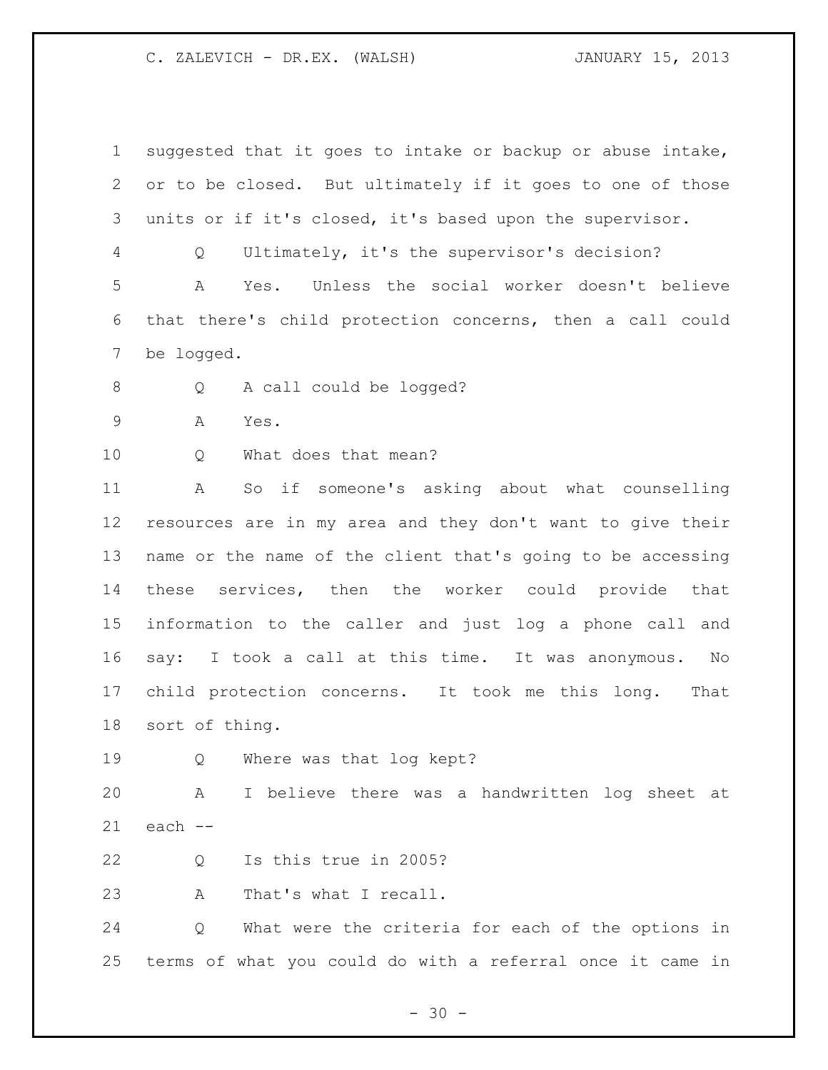suggested that it goes to intake or backup or abuse intake, or to be closed. But ultimately if it goes to one of those units or if it's closed, it's based upon the supervisor.

Q Ultimately, it's the supervisor's decision?

A Yes. Unless the social worker doesn't believe that there's child protection concerns, then a call could be logged.

Q A call could be logged?

A Yes.

Q What does that mean?

A So if someone's asking about what counselling resources are in my area and they don't want to give their name or the name of the client that's going to be accessing these services, then the worker could provide that information to the caller and just log a phone call and say: I took a call at this time. It was anonymous. No child protection concerns. It took me this long. That sort of thing.

Q Where was that log kept?

A I believe there was a handwritten log sheet at each --

Q Is this true in 2005?

A That's what I recall.

Q What were the criteria for each of the options in terms of what you could do with a referral once it came in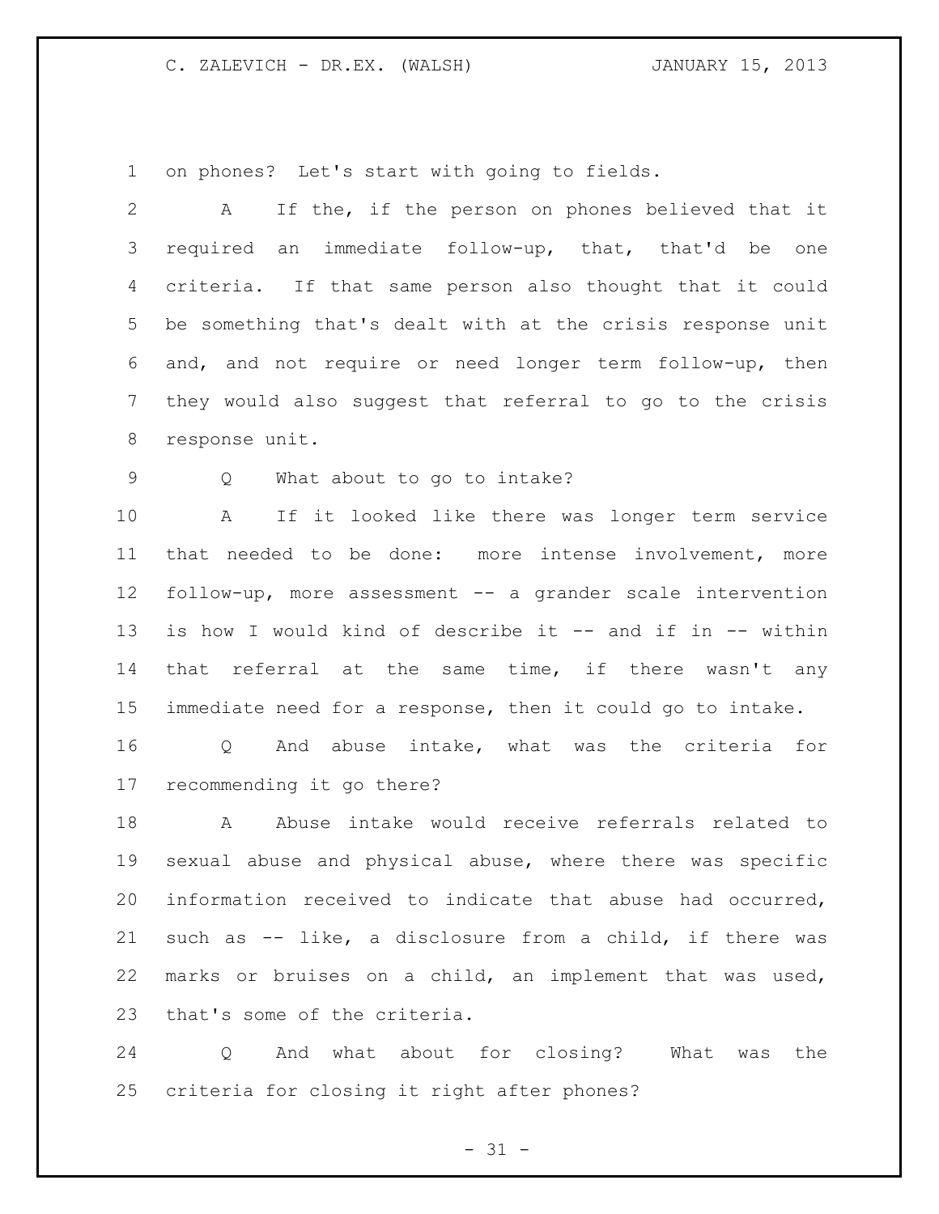on phones? Let's start with going to fields.

A If the, if the person on phones believed that it required an immediate follow-up, that, that'd be one criteria. If that same person also thought that it could be something that's dealt with at the crisis response unit and, and not require or need longer term follow-up, then they would also suggest that referral to go to the crisis response unit.

Q What about to go to intake?

A If it looked like there was longer term service that needed to be done: more intense involvement, more follow-up, more assessment -- a grander scale intervention is how I would kind of describe it -- and if in -- within that referral at the same time, if there wasn't any immediate need for a response, then it could go to intake.

Q And abuse intake, what was the criteria for recommending it go there?

A Abuse intake would receive referrals related to sexual abuse and physical abuse, where there was specific information received to indicate that abuse had occurred, such as -- like, a disclosure from a child, if there was marks or bruises on a child, an implement that was used, that's some of the criteria.

Q And what about for closing? What was the criteria for closing it right after phones?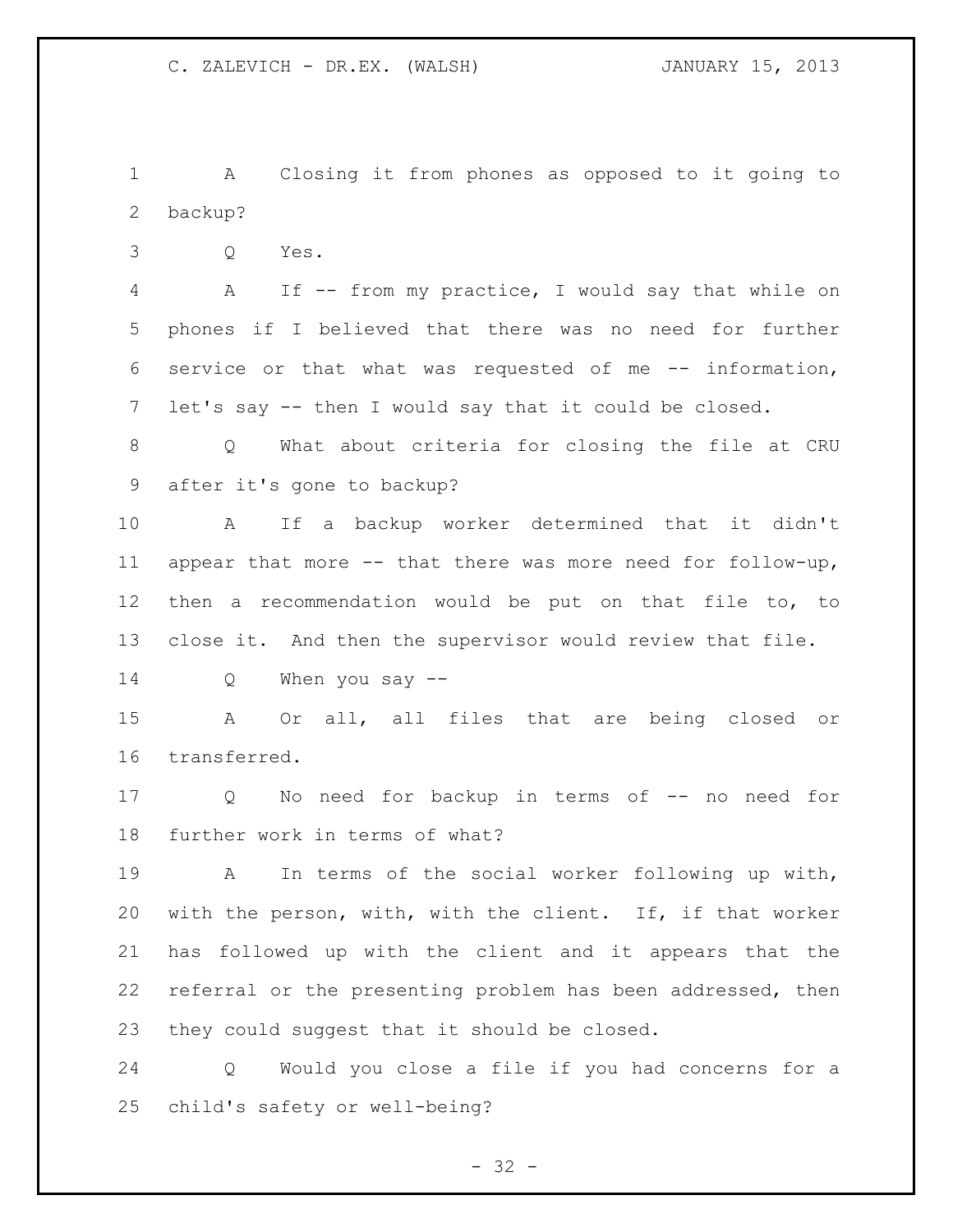A Closing it from phones as opposed to it going to backup?

Q Yes.

A If -- from my practice, I would say that while on phones if I believed that there was no need for further service or that what was requested of me -- information, let's say -- then I would say that it could be closed.

Q What about criteria for closing the file at CRU after it's gone to backup?

A If a backup worker determined that it didn't appear that more -- that there was more need for follow-up, then a recommendation would be put on that file to, to close it. And then the supervisor would review that file.

Q When you say --

A Or all, all files that are being closed or transferred.

Q No need for backup in terms of -- no need for further work in terms of what?

A In terms of the social worker following up with, with the person, with, with the client. If, if that worker has followed up with the client and it appears that the referral or the presenting problem has been addressed, then they could suggest that it should be closed.

Q Would you close a file if you had concerns for a child's safety or well-being?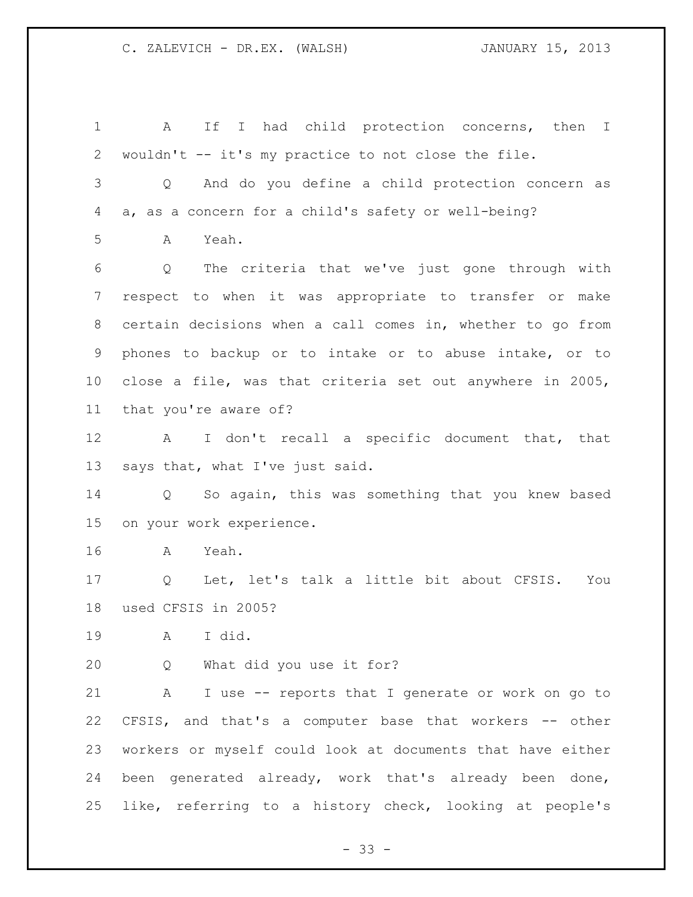A If I had child protection concerns, then I wouldn't -- it's my practice to not close the file.

Q And do you define a child protection concern as a, as a concern for a child's safety or well-being?

A Yeah.

Q The criteria that we've just gone through with respect to when it was appropriate to transfer or make certain decisions when a call comes in, whether to go from phones to backup or to intake or to abuse intake, or to close a file, was that criteria set out anywhere in 2005, that you're aware of?

A I don't recall a specific document that, that says that, what I've just said.

Q So again, this was something that you knew based on your work experience.

A Yeah.

Q Let, let's talk a little bit about CFSIS. You used CFSIS in 2005?

A I did.

Q What did you use it for?

A I use -- reports that I generate or work on go to CFSIS, and that's a computer base that workers -- other workers or myself could look at documents that have either been generated already, work that's already been done, like, referring to a history check, looking at people's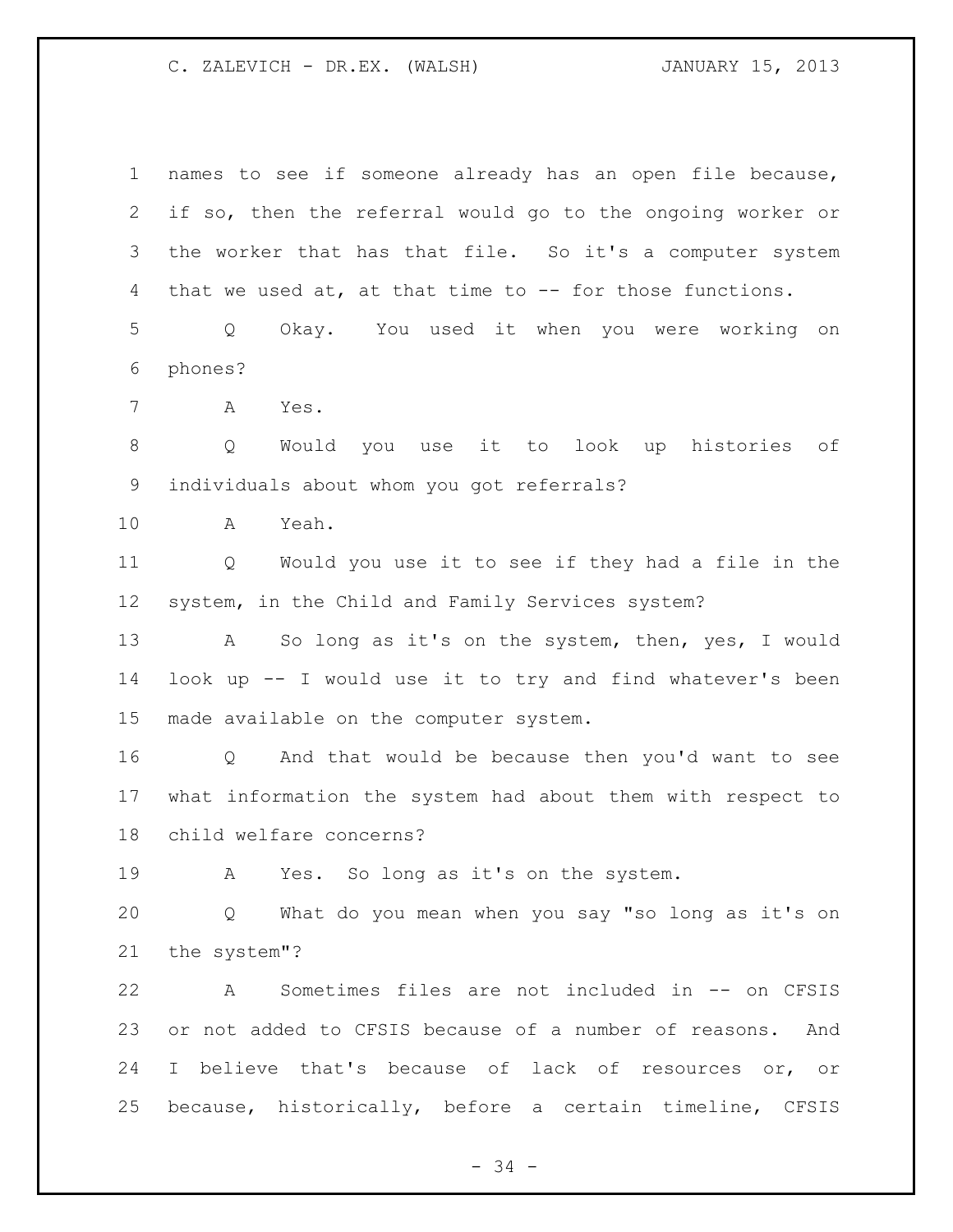names to see if someone already has an open file because, if so, then the referral would go to the ongoing worker or the worker that has that file. So it's a computer system that we used at, at that time to -- for those functions.

Q Okay. You used it when you were working on phones?

A Yes.

Q Would you use it to look up histories of individuals about whom you got referrals?

A Yeah.

Q Would you use it to see if they had a file in the system, in the Child and Family Services system?

A So long as it's on the system, then, yes, I would look up -- I would use it to try and find whatever's been made available on the computer system.

Q And that would be because then you'd want to see what information the system had about them with respect to child welfare concerns?

A Yes. So long as it's on the system.

Q What do you mean when you say "so long as it's on the system"?

A Sometimes files are not included in -- on CFSIS or not added to CFSIS because of a number of reasons. And I believe that's because of lack of resources or, or because, historically, before a certain timeline, CFSIS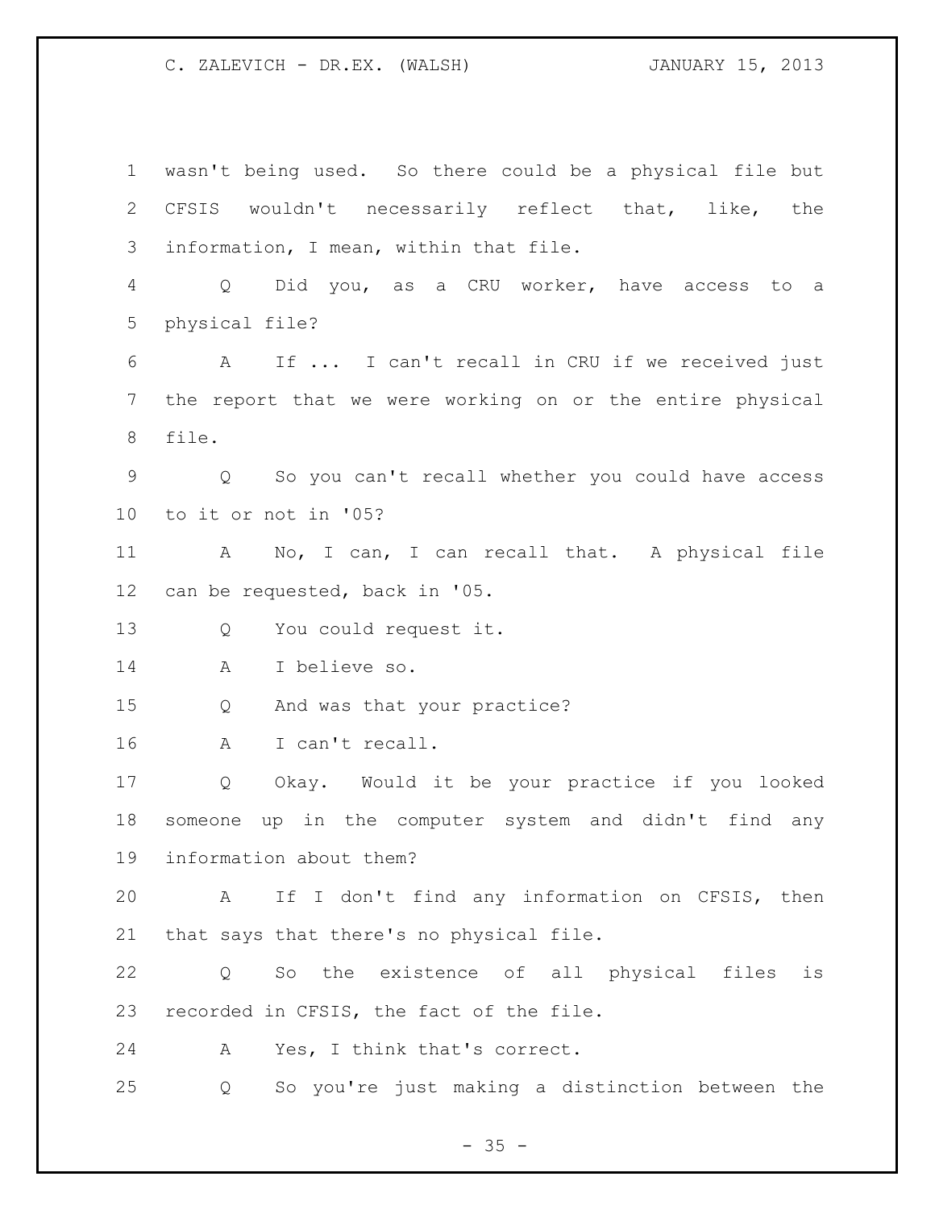wasn't being used. So there could be a physical file but CFSIS wouldn't necessarily reflect that, like, the information, I mean, within that file.

Q Did you, as a CRU worker, have access to a physical file?

A If ... I can't recall in CRU if we received just the report that we were working on or the entire physical file.

Q So you can't recall whether you could have access to it or not in '05?

A No, I can, I can recall that. A physical file can be requested, back in '05.

Q You could request it.

A I believe so.

Q And was that your practice?

A I can't recall.

Q Okay. Would it be your practice if you looked someone up in the computer system and didn't find any information about them?

A If I don't find any information on CFSIS, then that says that there's no physical file.

Q So the existence of all physical files is recorded in CFSIS, the fact of the file.

A Yes, I think that's correct.

Q So you're just making a distinction between the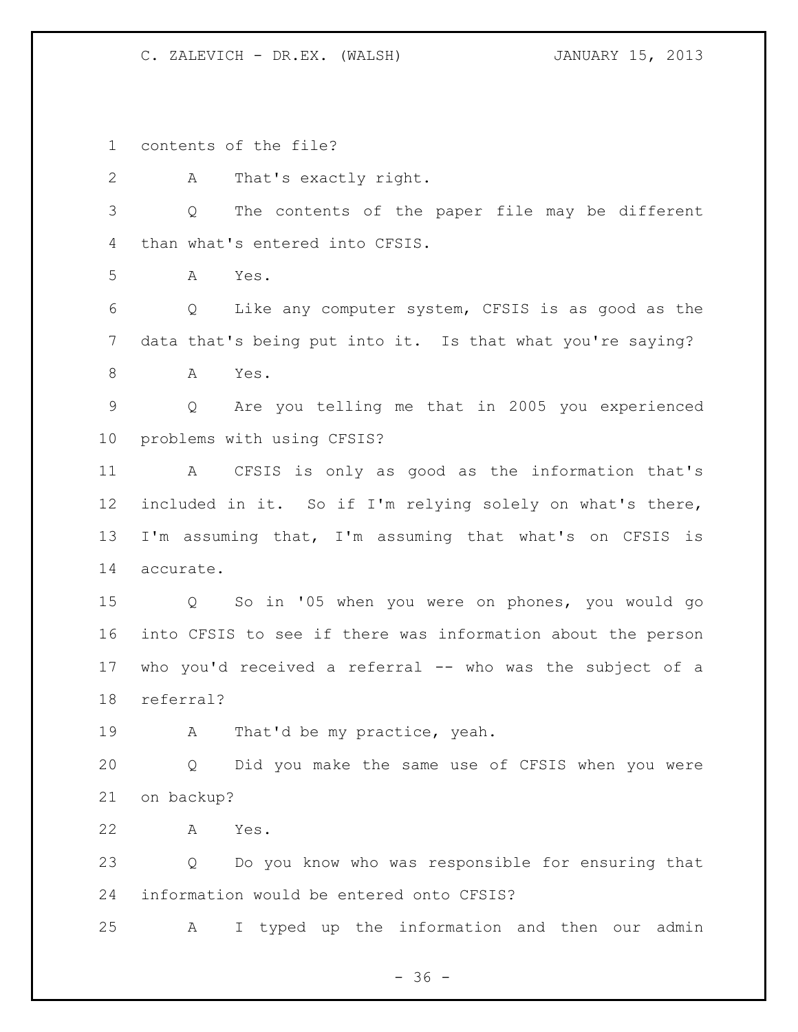contents of the file?

A That's exactly right.

Q The contents of the paper file may be different than what's entered into CFSIS.

A Yes.

Q Like any computer system, CFSIS is as good as the data that's being put into it. Is that what you're saying?

A Yes.

Q Are you telling me that in 2005 you experienced problems with using CFSIS?

A CFSIS is only as good as the information that's included in it. So if I'm relying solely on what's there, I'm assuming that, I'm assuming that what's on CFSIS is accurate.

Q So in '05 when you were on phones, you would go into CFSIS to see if there was information about the person who you'd received a referral -- who was the subject of a referral?

A That'd be my practice, yeah.

Q Did you make the same use of CFSIS when you were on backup?

A Yes.

Q Do you know who was responsible for ensuring that information would be entered onto CFSIS?

A I typed up the information and then our admin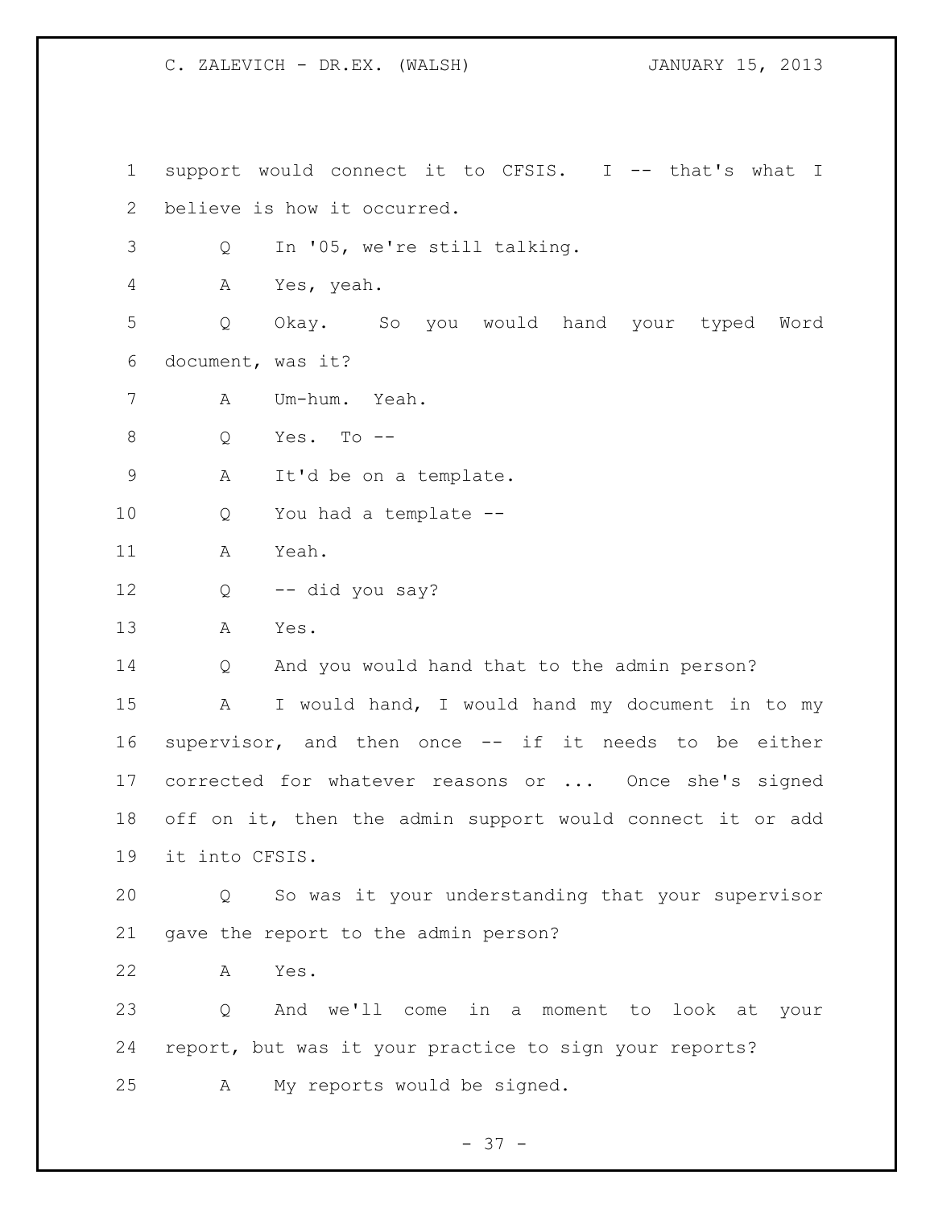support would connect it to CFSIS. I -- that's what I believe is how it occurred.

Q In '05, we're still talking.

A Yes, yeah.

Q Okay. So you would hand your typed Word document, was it?

A Um-hum. Yeah.

Q Yes. To --

A It'd be on a template.

Q You had a template --

A Yeah.

Q -- did you say?

A Yes.

Q And you would hand that to the admin person?

A I would hand, I would hand my document in to my supervisor, and then once -- if it needs to be either corrected for whatever reasons or ... Once she's signed off on it, then the admin support would connect it or add it into CFSIS.

Q So was it your understanding that your supervisor gave the report to the admin person?

A Yes.

Q And we'll come in a moment to look at your report, but was it your practice to sign your reports?

A My reports would be signed.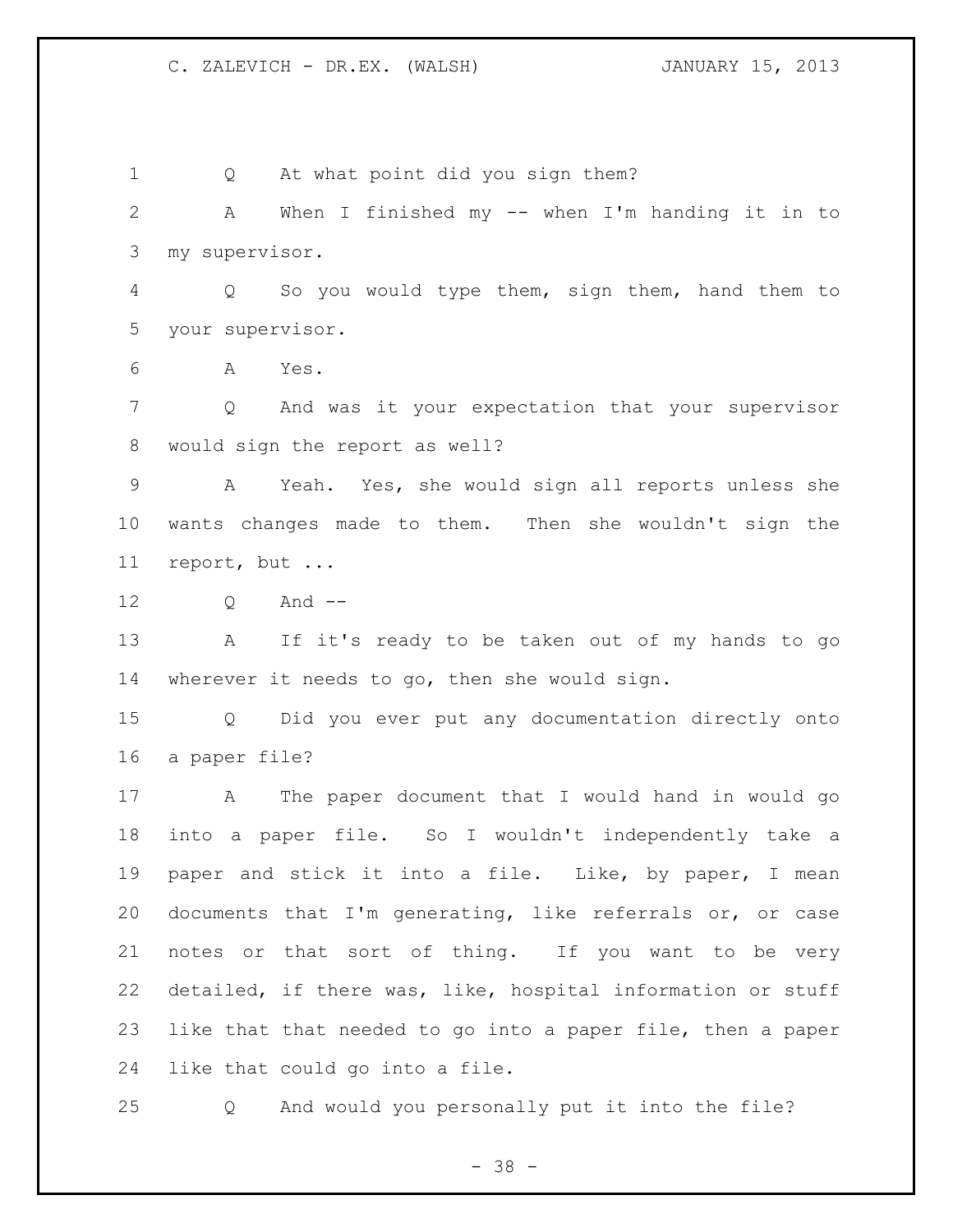Q At what point did you sign them?

A When I finished my -- when I'm handing it in to my supervisor.

Q So you would type them, sign them, hand them to your supervisor.

A Yes.

Q And was it your expectation that your supervisor would sign the report as well?

A Yeah. Yes, she would sign all reports unless she wants changes made to them. Then she wouldn't sign the report, but ...

Q And --

A If it's ready to be taken out of my hands to go wherever it needs to go, then she would sign.

Q Did you ever put any documentation directly onto a paper file?

A The paper document that I would hand in would go into a paper file. So I wouldn't independently take a paper and stick it into a file. Like, by paper, I mean documents that I'm generating, like referrals or, or case notes or that sort of thing. If you want to be very detailed, if there was, like, hospital information or stuff like that that needed to go into a paper file, then a paper like that could go into a file.

Q And would you personally put it into the file?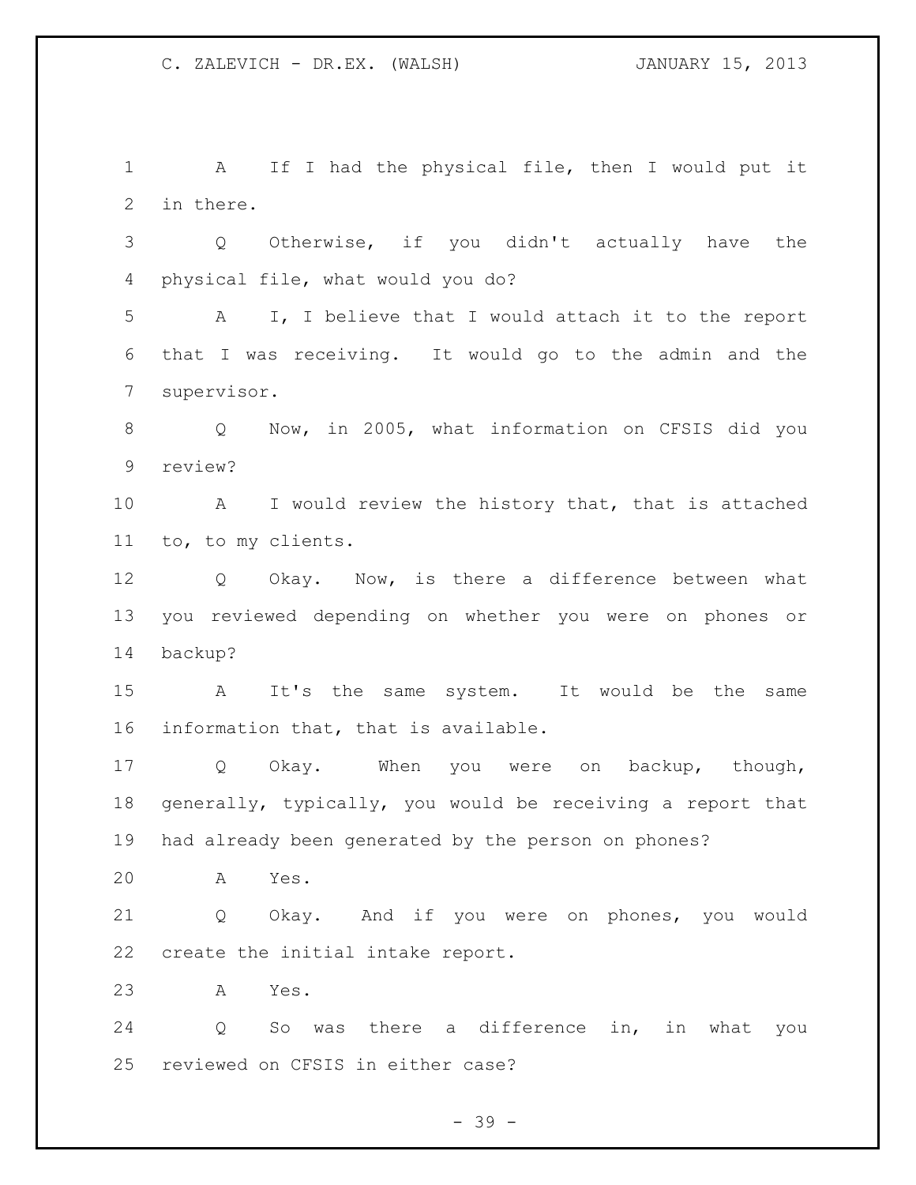A If I had the physical file, then I would put it in there.

Q Otherwise, if you didn't actually have the physical file, what would you do?

A I, I believe that I would attach it to the report that I was receiving. It would go to the admin and the supervisor.

Q Now, in 2005, what information on CFSIS did you review?

A I would review the history that, that is attached to, to my clients.

Q Okay. Now, is there a difference between what you reviewed depending on whether you were on phones or backup?

A It's the same system. It would be the same information that, that is available.

Q Okay. When you were on backup, though, generally, typically, you would be receiving a report that had already been generated by the person on phones?

A Yes.

Q Okay. And if you were on phones, you would create the initial intake report.

A Yes.

Q So was there a difference in, in what you reviewed on CFSIS in either case?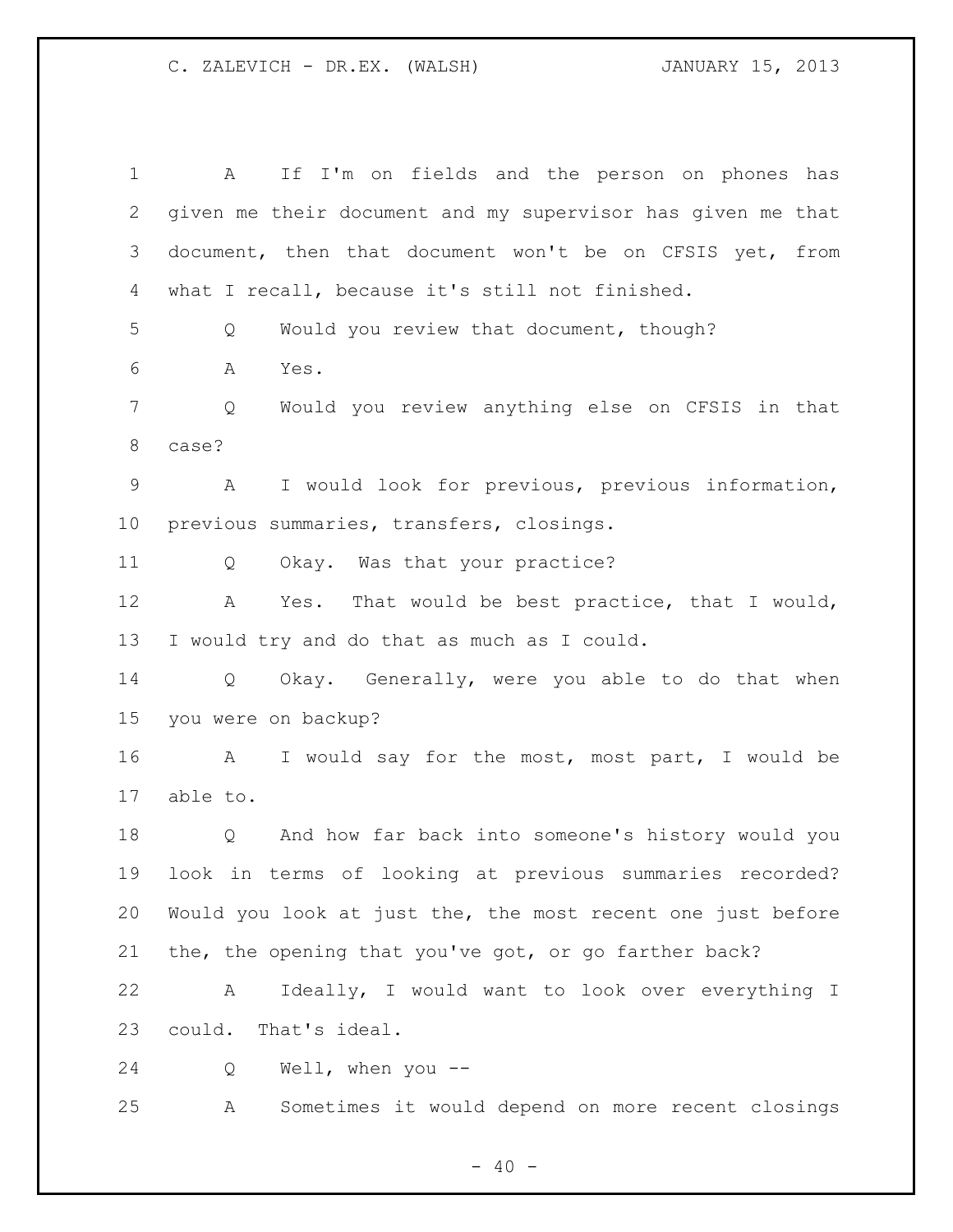A If I'm on fields and the person on phones has given me their document and my supervisor has given me that document, then that document won't be on CFSIS yet, from what I recall, because it's still not finished.

Q Would you review that document, though?

A Yes.

Q Would you review anything else on CFSIS in that case?

A I would look for previous, previous information, previous summaries, transfers, closings.

Q Okay. Was that your practice?

A Yes. That would be best practice, that I would, I would try and do that as much as I could.

Q Okay. Generally, were you able to do that when you were on backup?

A I would say for the most, most part, I would be able to.

Q And how far back into someone's history would you look in terms of looking at previous summaries recorded? Would you look at just the, the most recent one just before the, the opening that you've got, or go farther back?

A Ideally, I would want to look over everything I could. That's ideal.

Q Well, when you --

A Sometimes it would depend on more recent closings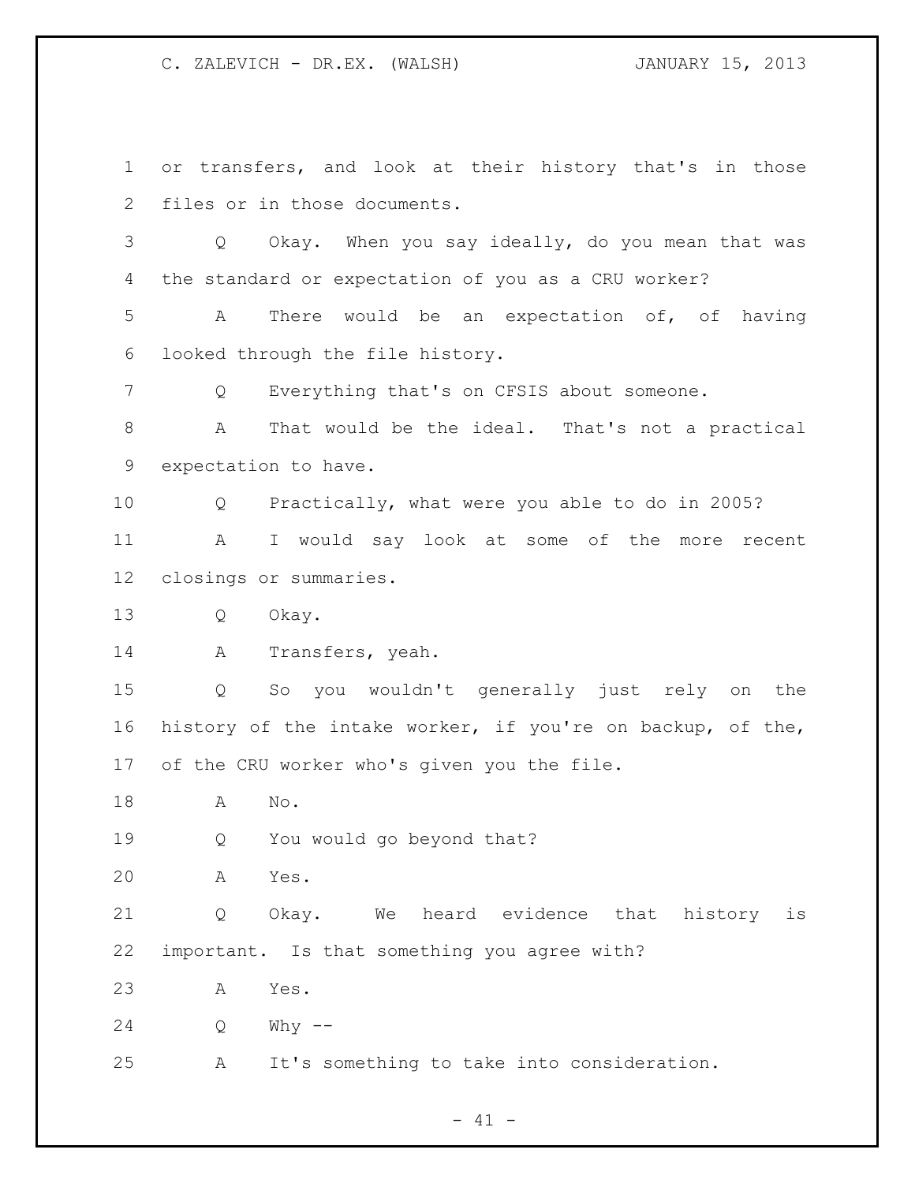or transfers, and look at their history that's in those files or in those documents.

Q Okay. When you say ideally, do you mean that was the standard or expectation of you as a CRU worker?

A There would be an expectation of, of having looked through the file history.

Q Everything that's on CFSIS about someone.

A That would be the ideal. That's not a practical expectation to have.

Q Practically, what were you able to do in 2005?

A I would say look at some of the more recent closings or summaries.

Q Okay.

A Transfers, yeah.

Q So you wouldn't generally just rely on the history of the intake worker, if you're on backup, of the, of the CRU worker who's given you the file.

A No.

Q You would go beyond that?

A Yes.

Q Okay. We heard evidence that history is important. Is that something you agree with?

A Yes.

Q Why --

A It's something to take into consideration.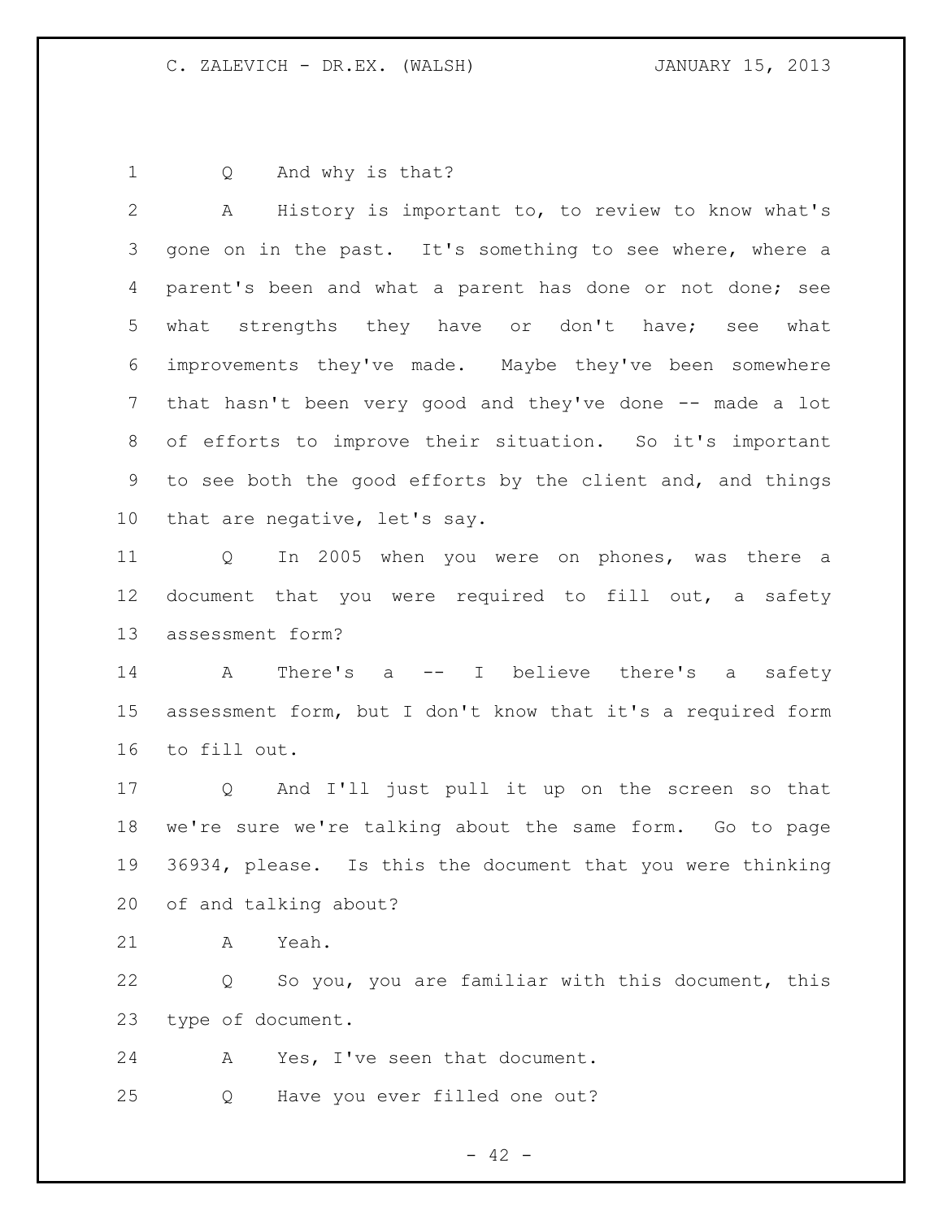Q And why is that?

A History is important to, to review to know what's gone on in the past. It's something to see where, where a parent's been and what a parent has done or not done; see what strengths they have or don't have; see what improvements they've made. Maybe they've been somewhere that hasn't been very good and they've done -- made a lot of efforts to improve their situation. So it's important to see both the good efforts by the client and, and things that are negative, let's say.

Q In 2005 when you were on phones, was there a document that you were required to fill out, a safety assessment form?

A There's a -- I believe there's a safety assessment form, but I don't know that it's a required form to fill out.

Q And I'll just pull it up on the screen so that we're sure we're talking about the same form. Go to page 36934, please. Is this the document that you were thinking of and talking about?

A Yeah.

Q So you, you are familiar with this document, this type of document.

A Yes, I've seen that document.

Q Have you ever filled one out?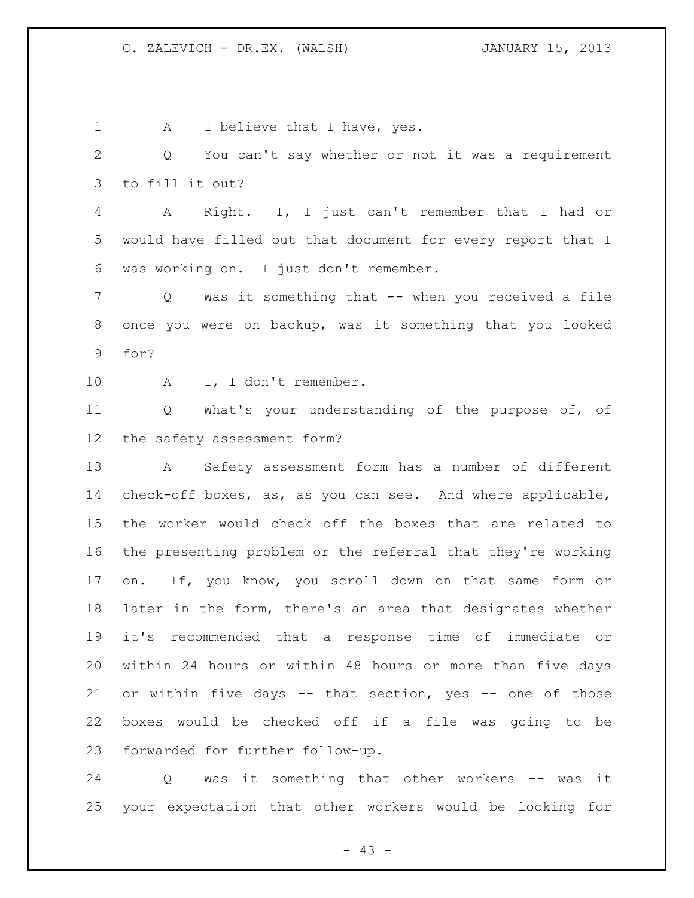A I believe that I have, yes.

Q You can't say whether or not it was a requirement to fill it out?

A Right. I, I just can't remember that I had or would have filled out that document for every report that I was working on. I just don't remember.

Q Was it something that -- when you received a file once you were on backup, was it something that you looked for?

A I, I don't remember.

Q What's your understanding of the purpose of, of the safety assessment form?

A Safety assessment form has a number of different check-off boxes, as, as you can see. And where applicable, the worker would check off the boxes that are related to the presenting problem or the referral that they're working on. If, you know, you scroll down on that same form or later in the form, there's an area that designates whether it's recommended that a response time of immediate or within 24 hours or within 48 hours or more than five days or within five days -- that section, yes -- one of those boxes would be checked off if a file was going to be forwarded for further follow-up.

Q Was it something that other workers -- was it your expectation that other workers would be looking for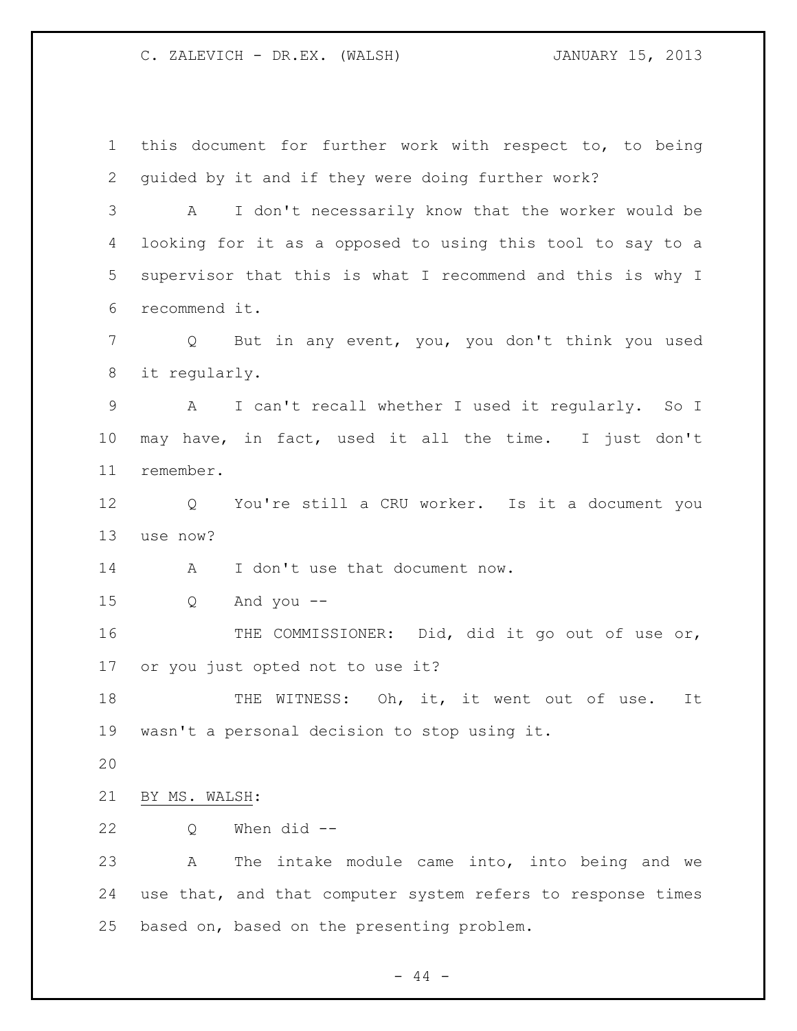this document for further work with respect to, to being guided by it and if they were doing further work?

A I don't necessarily know that the worker would be looking for it as a opposed to using this tool to say to a supervisor that this is what I recommend and this is why I recommend it.

Q But in any event, you, you don't think you used it regularly.

A I can't recall whether I used it regularly. So I may have, in fact, used it all the time. I just don't remember.

Q You're still a CRU worker. Is it a document you use now?

A I don't use that document now.

Q And you --

THE COMMISSIONER: Did, did it go out of use or, or you just opted not to use it?

THE WITNESS: Oh, it, it went out of use. It wasn't a personal decision to stop using it.

BY MS. WALSH:

Q When did --

A The intake module came into, into being and we use that, and that computer system refers to response times based on, based on the presenting problem.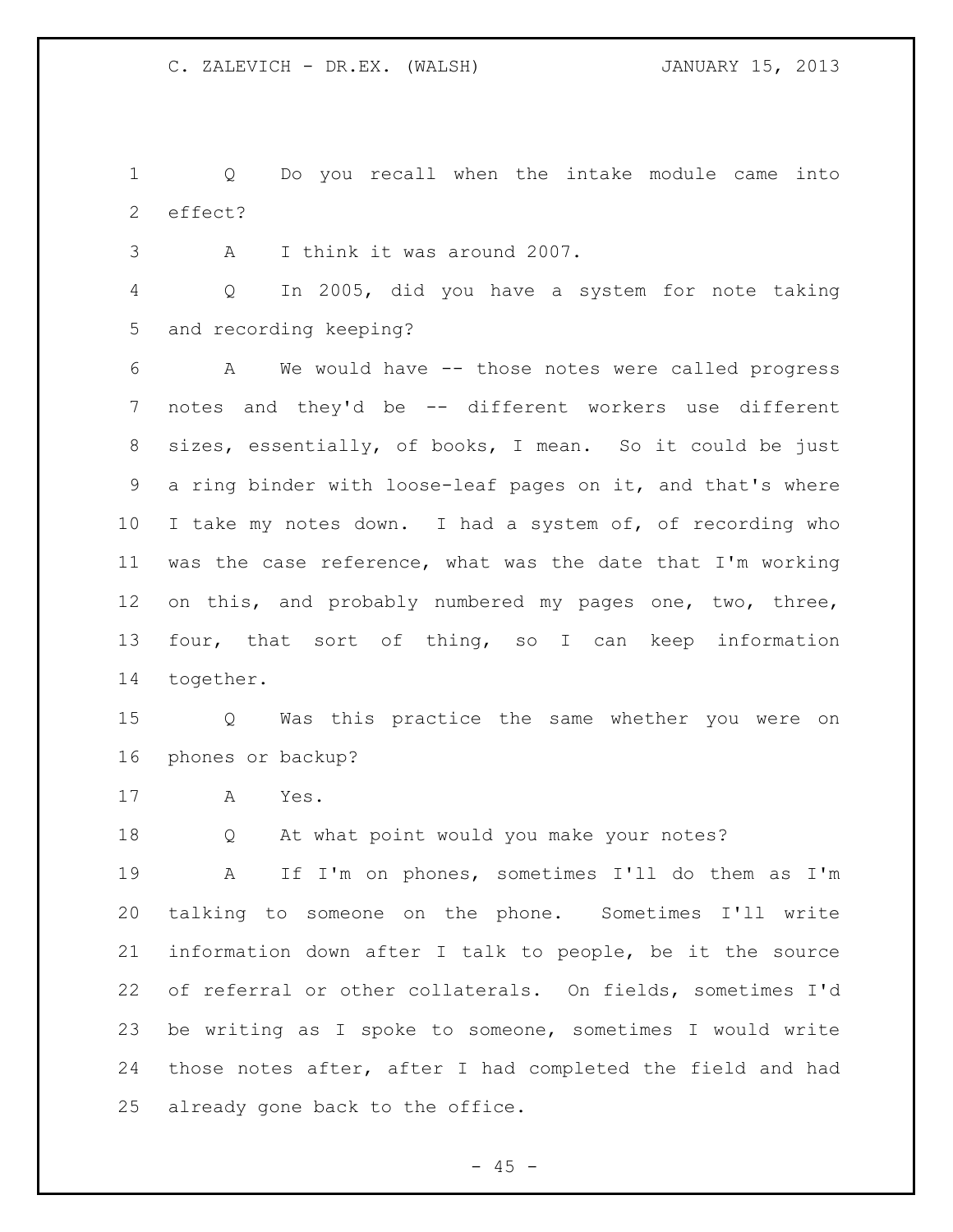Q Do you recall when the intake module came into effect?

A I think it was around 2007.

Q In 2005, did you have a system for note taking and recording keeping?

A We would have -- those notes were called progress notes and they'd be -- different workers use different sizes, essentially, of books, I mean. So it could be just a ring binder with loose-leaf pages on it, and that's where I take my notes down. I had a system of, of recording who was the case reference, what was the date that I'm working on this, and probably numbered my pages one, two, three, four, that sort of thing, so I can keep information together.

Q Was this practice the same whether you were on phones or backup?

A Yes.

Q At what point would you make your notes?

A If I'm on phones, sometimes I'll do them as I'm talking to someone on the phone. Sometimes I'll write information down after I talk to people, be it the source of referral or other collaterals. On fields, sometimes I'd be writing as I spoke to someone, sometimes I would write those notes after, after I had completed the field and had already gone back to the office.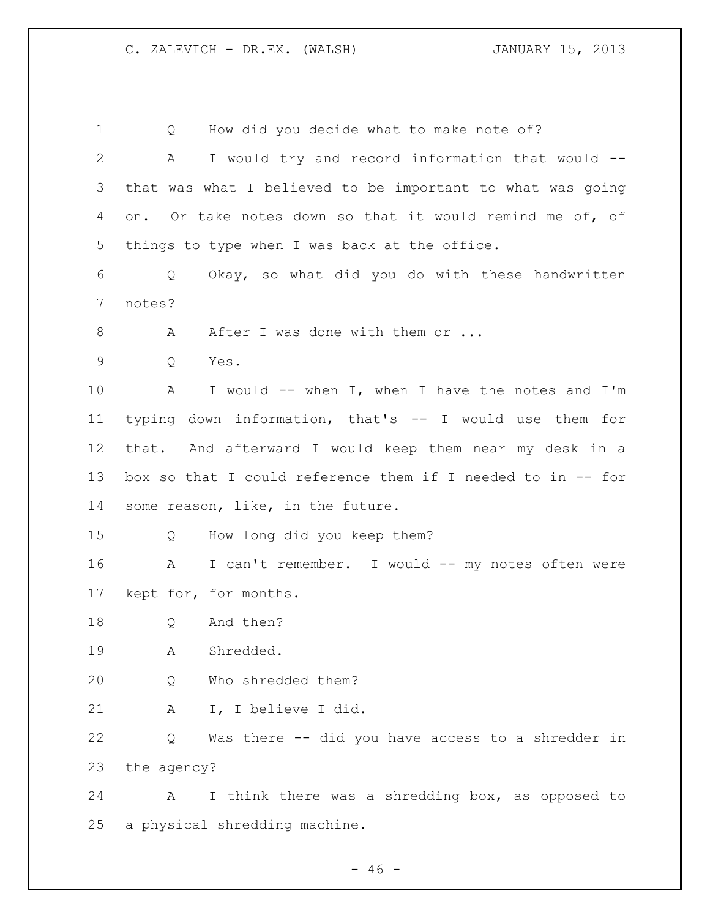Q How did you decide what to make note of?

A I would try and record information that would -- that was what I believed to be important to what was going on. Or take notes down so that it would remind me of, of things to type when I was back at the office.

Q Okay, so what did you do with these handwritten notes?

A After I was done with them or ...

Q Yes.

A I would -- when I, when I have the notes and I'm typing down information, that's -- I would use them for that. And afterward I would keep them near my desk in a box so that I could reference them if I needed to in -- for some reason, like, in the future.

Q How long did you keep them?

A I can't remember. I would -- my notes often were kept for, for months.

Q And then?

A Shredded.

Q Who shredded them?

A I, I believe I did.

Q Was there -- did you have access to a shredder in the agency?

A I think there was a shredding box, as opposed to a physical shredding machine.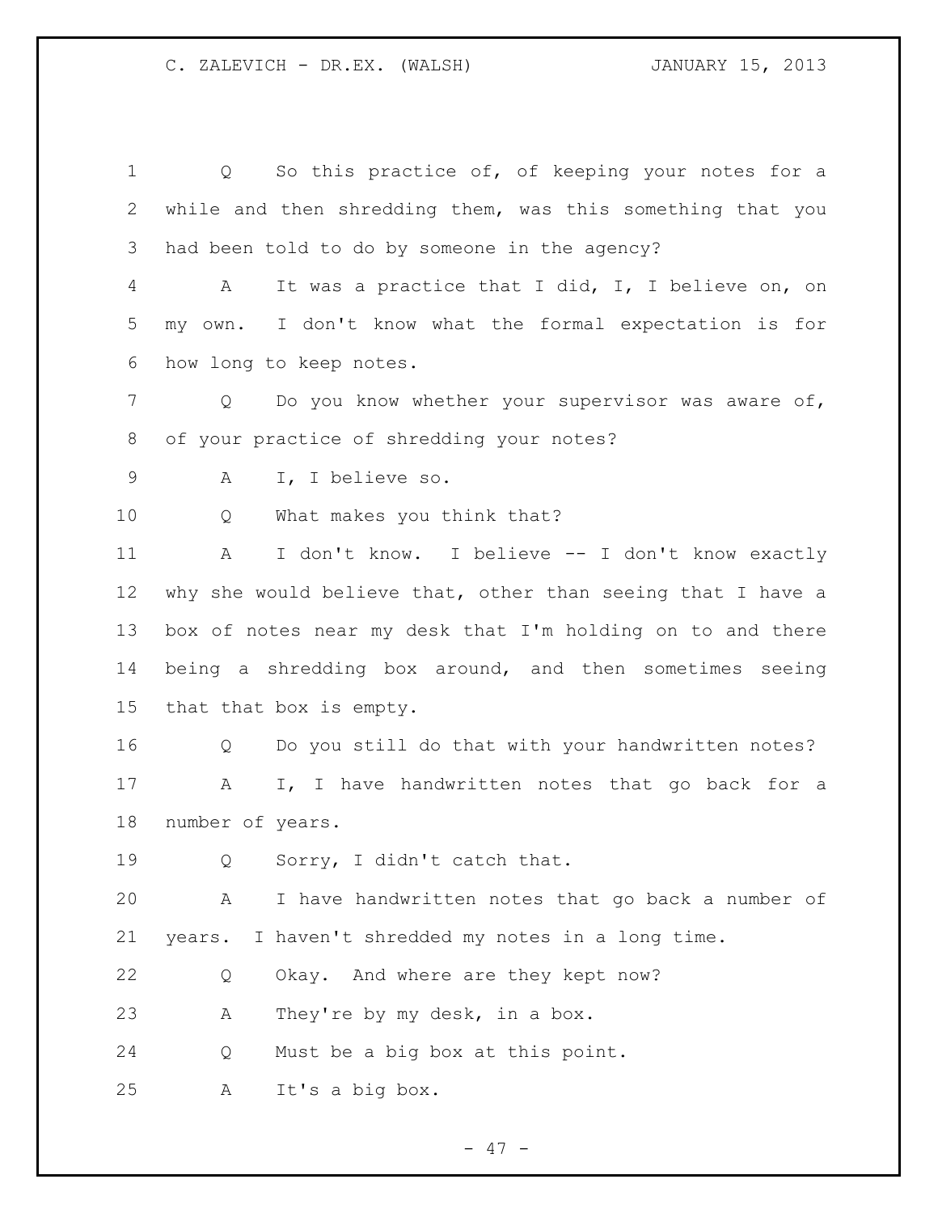Q So this practice of, of keeping your notes for a while and then shredding them, was this something that you had been told to do by someone in the agency?

A It was a practice that I did, I, I believe on, on my own. I don't know what the formal expectation is for how long to keep notes.

Q Do you know whether your supervisor was aware of, of your practice of shredding your notes?

A I, I believe so.

Q What makes you think that?

A I don't know. I believe -- I don't know exactly why she would believe that, other than seeing that I have a box of notes near my desk that I'm holding on to and there being a shredding box around, and then sometimes seeing that that box is empty.

Q Do you still do that with your handwritten notes?

A I, I have handwritten notes that go back for a number of years.

Q Sorry, I didn't catch that.

A I have handwritten notes that go back a number of years. I haven't shredded my notes in a long time.

Q Okay. And where are they kept now?

A They're by my desk, in a box.

Q Must be a big box at this point.

A It's a big box.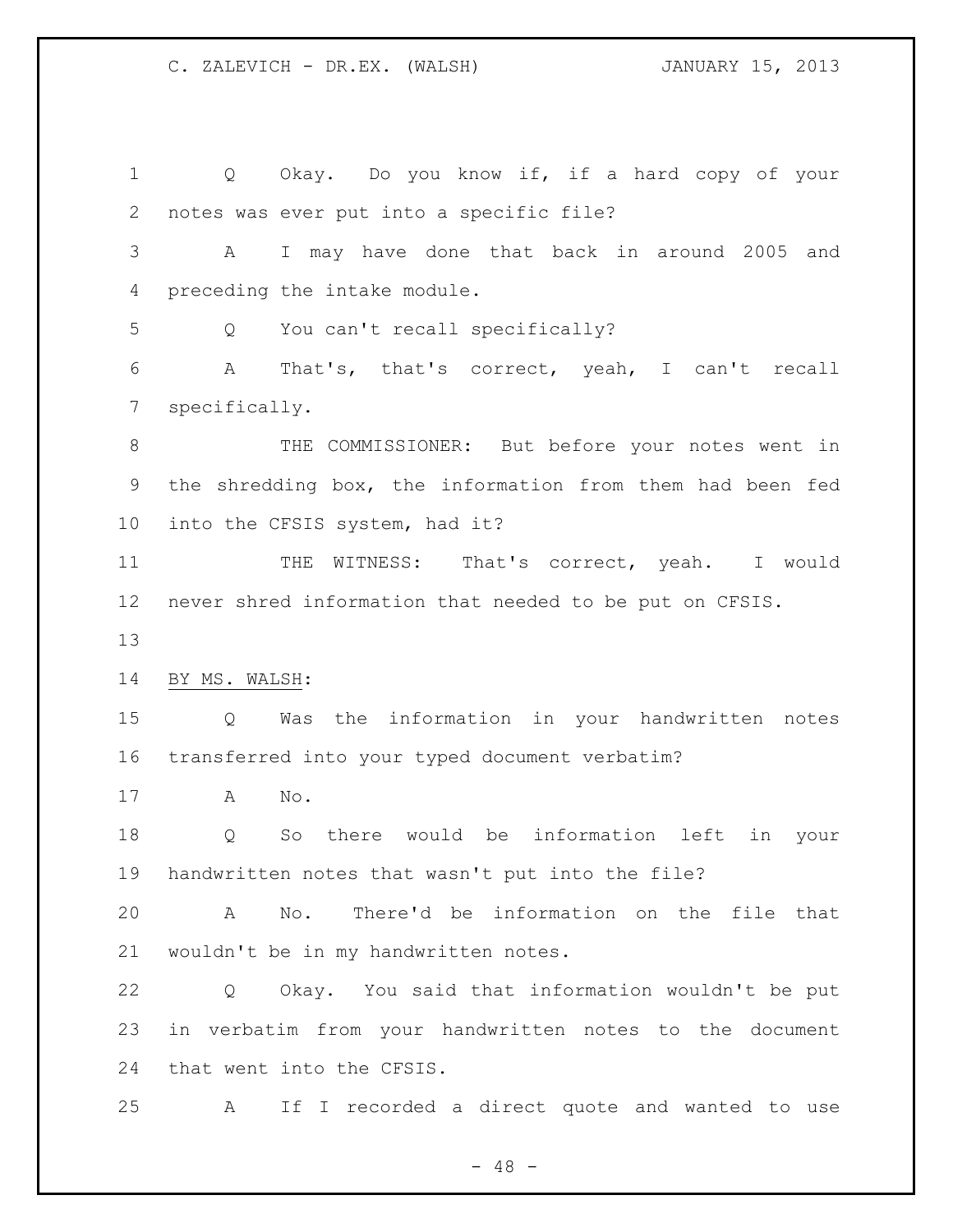Q Okay. Do you know if, if a hard copy of your notes was ever put into a specific file?

A I may have done that back in around 2005 and preceding the intake module.

Q You can't recall specifically?

A That's, that's correct, yeah, I can't recall specifically.

THE COMMISSIONER: But before your notes went in the shredding box, the information from them had been fed into the CFSIS system, had it?

THE WITNESS: That's correct, yeah. I would never shred information that needed to be put on CFSIS.

BY MS. WALSH:

Q Was the information in your handwritten notes transferred into your typed document verbatim?

A No.

Q So there would be information left in your handwritten notes that wasn't put into the file?

A No. There'd be information on the file that wouldn't be in my handwritten notes.

Q Okay. You said that information wouldn't be put in verbatim from your handwritten notes to the document that went into the CFSIS.

A If I recorded a direct quote and wanted to use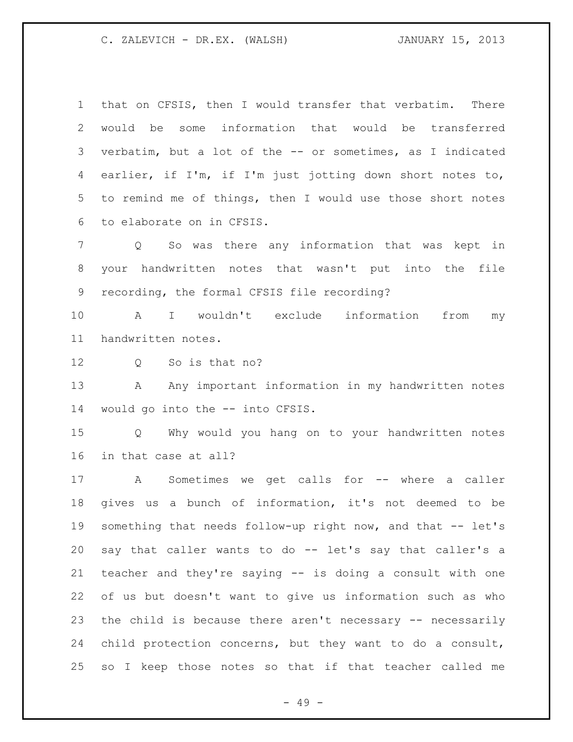that on CFSIS, then I would transfer that verbatim. There would be some information that would be transferred verbatim, but a lot of the -- or sometimes, as I indicated earlier, if I'm, if I'm just jotting down short notes to, to remind me of things, then I would use those short notes to elaborate on in CFSIS.

Q So was there any information that was kept in your handwritten notes that wasn't put into the file recording, the formal CFSIS file recording?

A I wouldn't exclude information from my handwritten notes.

Q So is that no?

A Any important information in my handwritten notes would go into the -- into CFSIS.

Q Why would you hang on to your handwritten notes in that case at all?

A Sometimes we get calls for -- where a caller gives us a bunch of information, it's not deemed to be something that needs follow-up right now, and that -- let's say that caller wants to do -- let's say that caller's a teacher and they're saying -- is doing a consult with one of us but doesn't want to give us information such as who the child is because there aren't necessary -- necessarily child protection concerns, but they want to do a consult, so I keep those notes so that if that teacher called me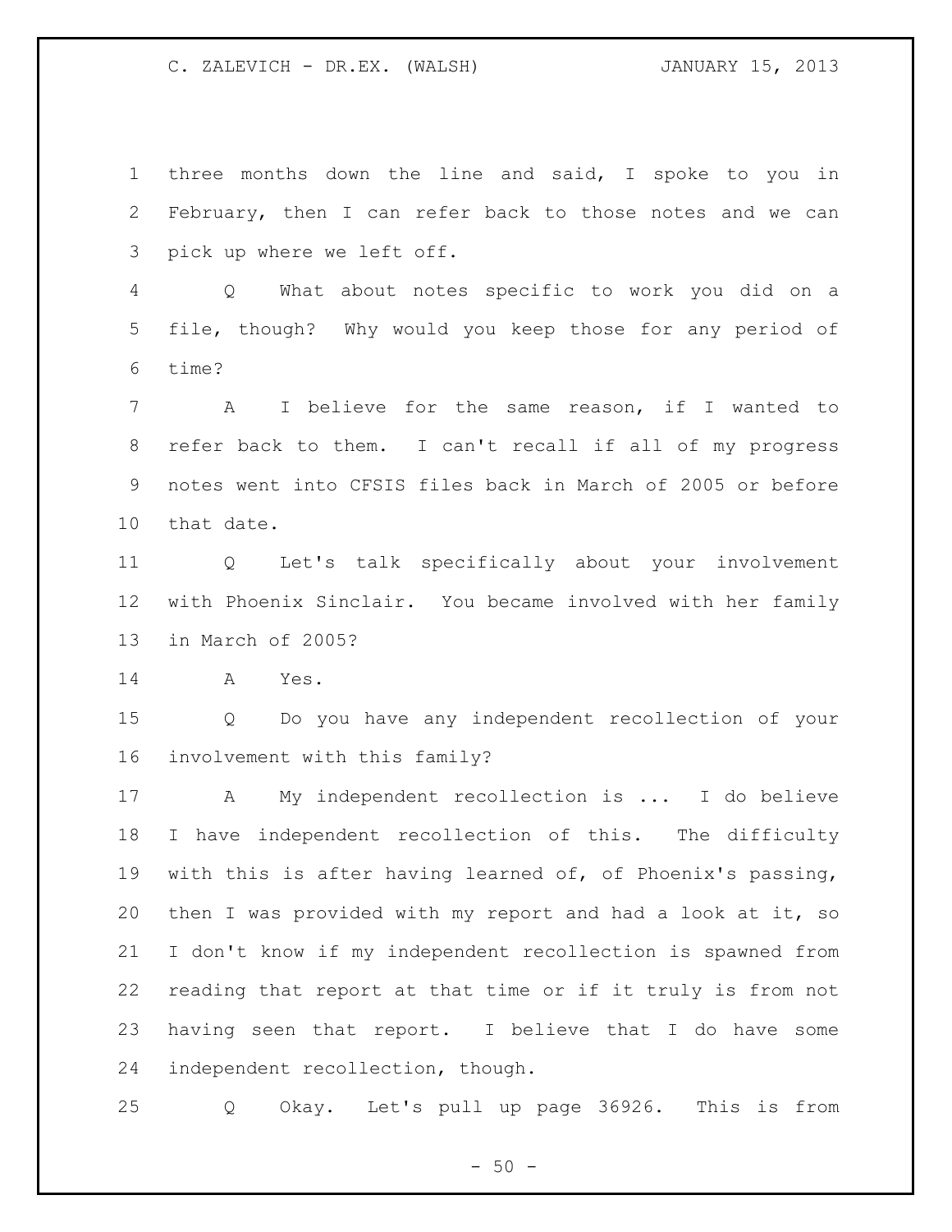three months down the line and said, I spoke to you in February, then I can refer back to those notes and we can pick up where we left off.

Q What about notes specific to work you did on a file, though? Why would you keep those for any period of time?

A I believe for the same reason, if I wanted to refer back to them. I can't recall if all of my progress notes went into CFSIS files back in March of 2005 or before that date.

Q Let's talk specifically about your involvement with Phoenix Sinclair. You became involved with her family in March of 2005?

A Yes.

Q Do you have any independent recollection of your involvement with this family?

A My independent recollection is ... I do believe I have independent recollection of this. The difficulty with this is after having learned of, of Phoenix's passing, then I was provided with my report and had a look at it, so I don't know if my independent recollection is spawned from reading that report at that time or if it truly is from not having seen that report. I believe that I do have some independent recollection, though.

Q Okay. Let's pull up page 36926. This is from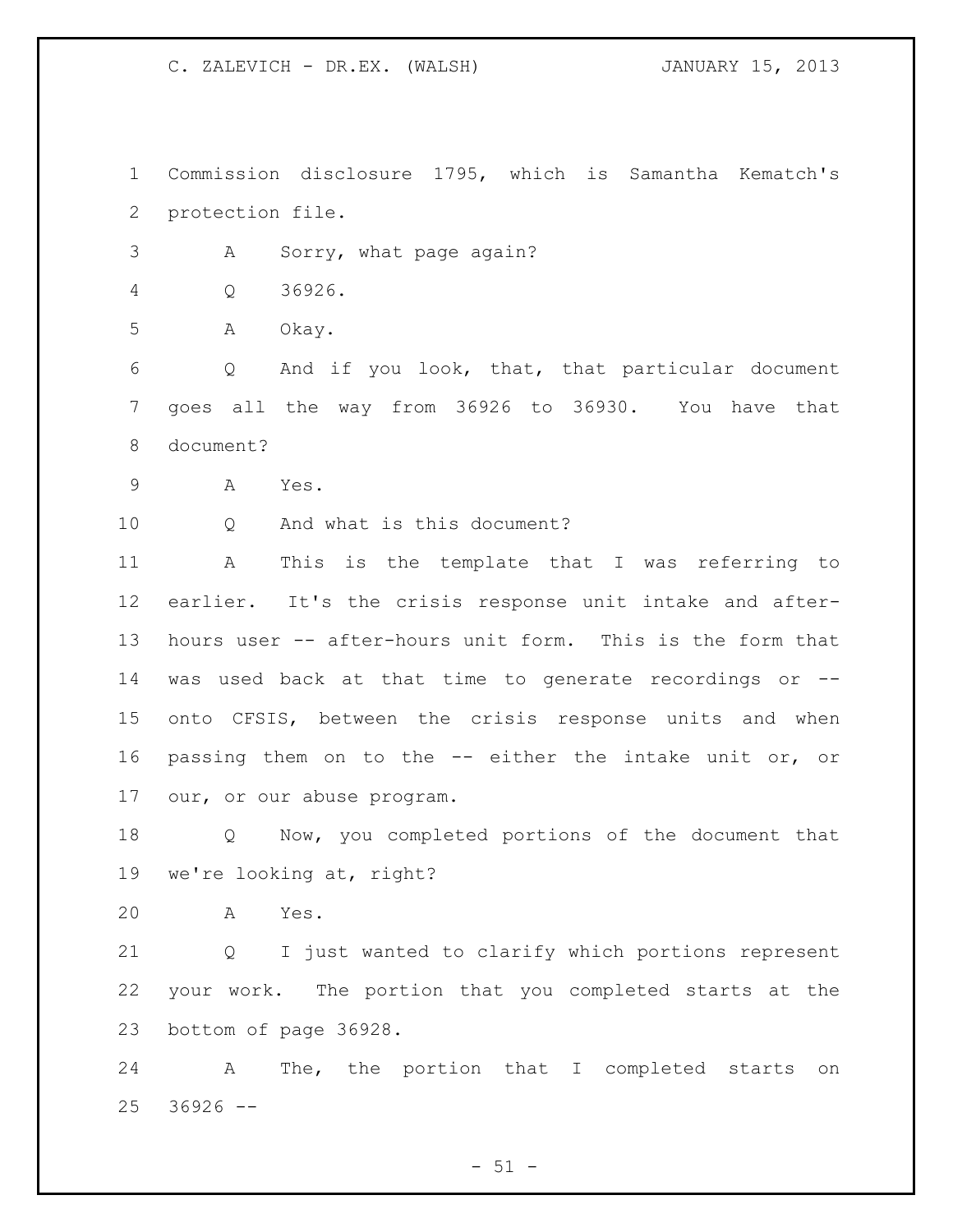Commission disclosure 1795, which is Samantha Kematch's protection file.

A Sorry, what page again?

Q 36926.

A Okay.

Q And if you look, that, that particular document goes all the way from 36926 to 36930. You have that document?

A Yes.

Q And what is this document?

A This is the template that I was referring to earlier. It's the crisis response unit intake and after-hours user -- after-hours unit form. This is the form that was used back at that time to generate recordings or -- onto CFSIS, between the crisis response units and when passing them on to the -- either the intake unit or, or our, or our abuse program.

Q Now, you completed portions of the document that we're looking at, right?

A Yes.

Q I just wanted to clarify which portions represent your work. The portion that you completed starts at the bottom of page 36928.

A The, the portion that I completed starts on 36926 --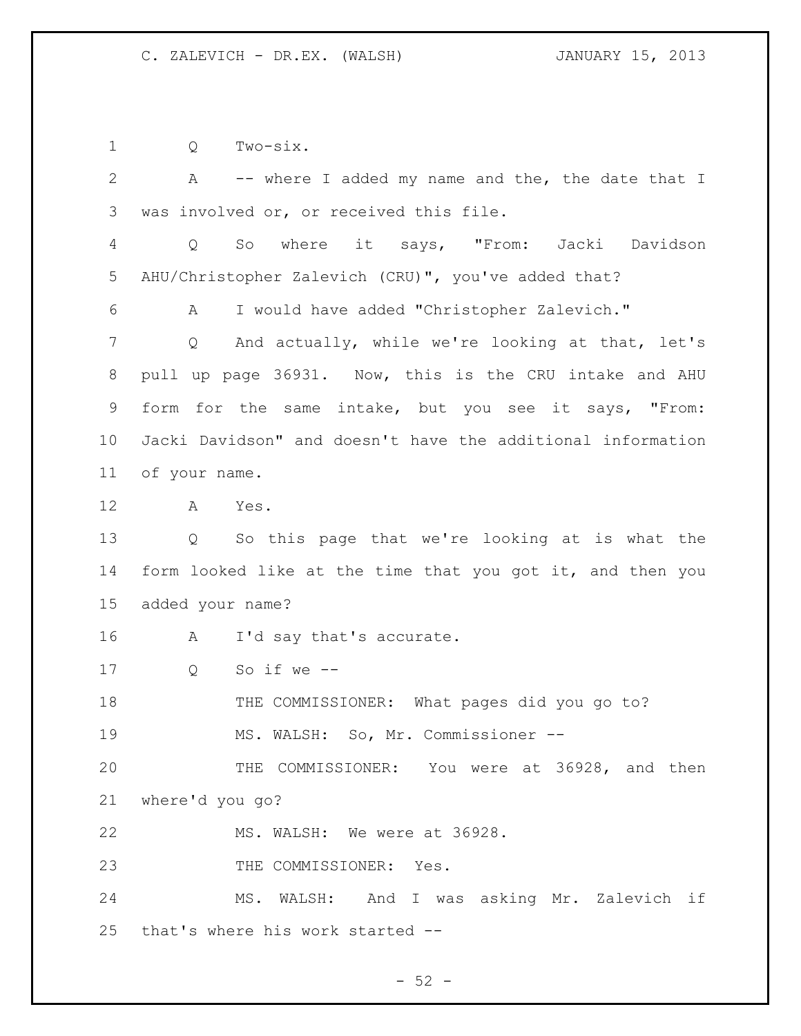Q Two-six.

A -- where I added my name and the, the date that I was involved or, or received this file.

Q So where it says, "From: Jacki Davidson AHU/Christopher Zalevich (CRU)", you've added that?

A I would have added "Christopher Zalevich."

Q And actually, while we're looking at that, let's pull up page 36931. Now, this is the CRU intake and AHU form for the same intake, but you see it says, "From: Jacki Davidson" and doesn't have the additional information of your name.

A Yes.

Q So this page that we're looking at is what the form looked like at the time that you got it, and then you added your name?

A I'd say that's accurate.

Q So if we --

THE COMMISSIONER: What pages did you go to?

MS. WALSH: So, Mr. Commissioner --

THE COMMISSIONER: You were at 36928, and then where'd you go?

MS. WALSH: We were at 36928.

THE COMMISSIONER: Yes.

MS. WALSH: And I was asking Mr. Zalevich if that's where his work started --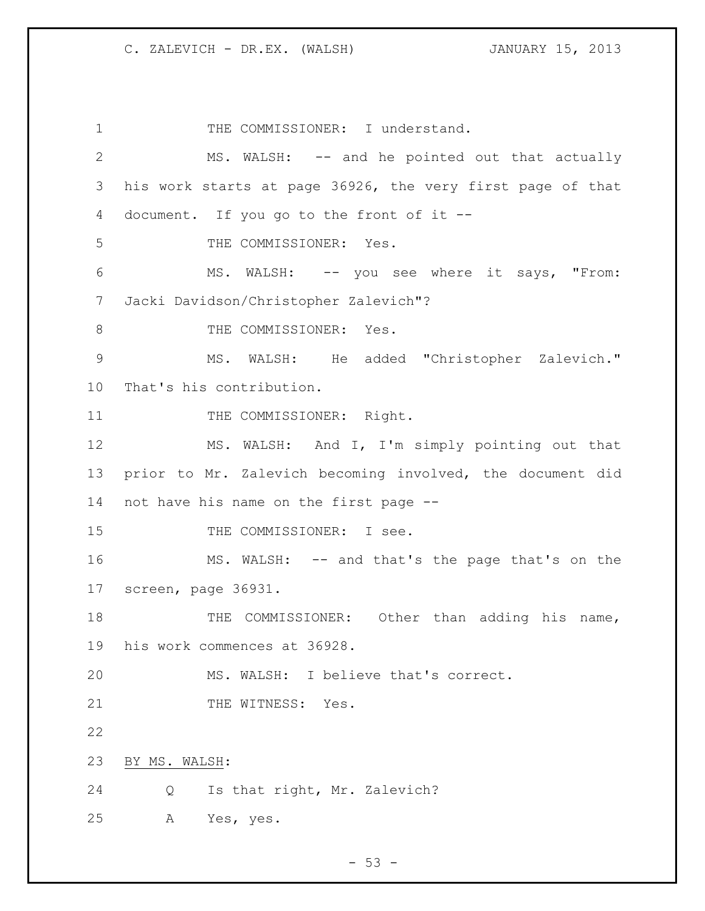THE COMMISSIONER: I understand.

MS. WALSH: -- and he pointed out that actually his work starts at page 36926, the very first page of that document. If you go to the front of it --

THE COMMISSIONER: Yes.

MS. WALSH: -- you see where it says, "From: Jacki Davidson/Christopher Zalevich"?

THE COMMISSIONER: Yes.

MS. WALSH: He added "Christopher Zalevich." That's his contribution.

THE COMMISSIONER: Right.

MS. WALSH: And I, I'm simply pointing out that prior to Mr. Zalevich becoming involved, the document did not have his name on the first page --

THE COMMISSIONER: I see.

MS. WALSH: -- and that's the page that's on the screen, page 36931.

THE COMMISSIONER: Other than adding his name, his work commences at 36928.

MS. WALSH: I believe that's correct.

THE WITNESS: Yes.

BY MS. WALSH:

Q Is that right, Mr. Zalevich?

A Yes, yes.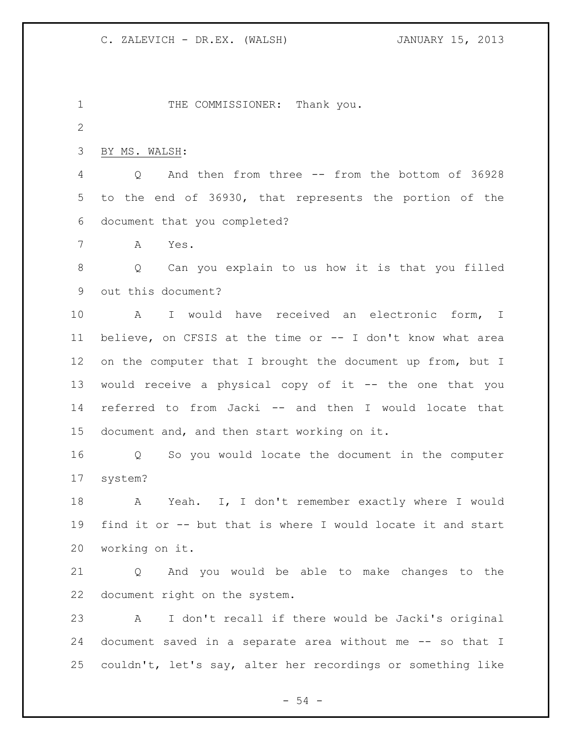THE COMMISSIONER: Thank you.

BY MS. WALSH:

Q And then from three -- from the bottom of 36928 to the end of 36930, that represents the portion of the document that you completed?

A Yes.

Q Can you explain to us how it is that you filled out this document?

A I would have received an electronic form, I believe, on CFSIS at the time or -- I don't know what area on the computer that I brought the document up from, but I would receive a physical copy of it -- the one that you referred to from Jacki -- and then I would locate that document and, and then start working on it.

Q So you would locate the document in the computer system?

A Yeah. I, I don't remember exactly where I would find it or -- but that is where I would locate it and start working on it.

Q And you would be able to make changes to the document right on the system.

A I don't recall if there would be Jacki's original document saved in a separate area without me -- so that I couldn't, let's say, alter her recordings or something like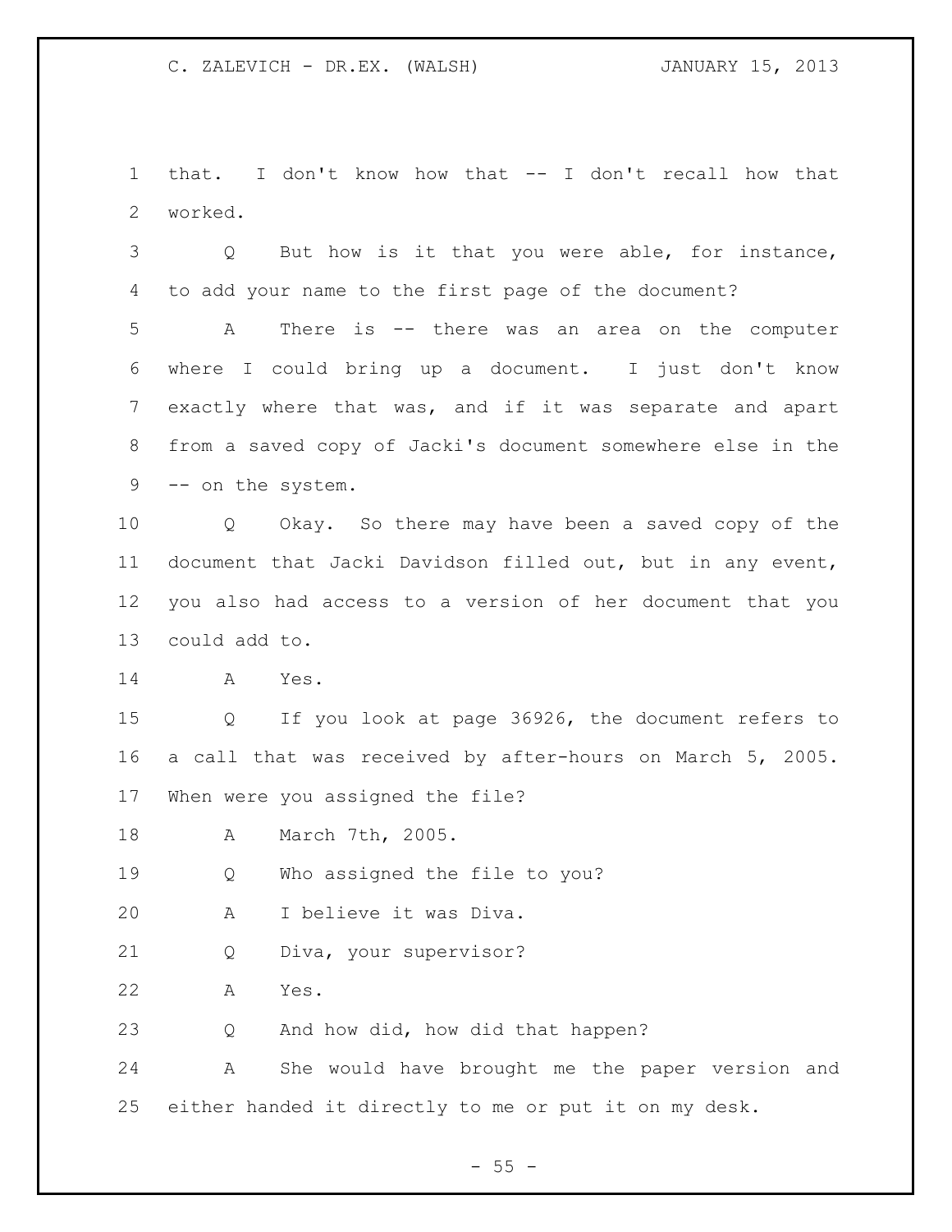that. I don't know how that -- I don't recall how that worked.

Q But how is it that you were able, for instance, to add your name to the first page of the document?

A There is -- there was an area on the computer where I could bring up a document. I just don't know exactly where that was, and if it was separate and apart from a saved copy of Jacki's document somewhere else in the -- on the system.

Q Okay. So there may have been a saved copy of the document that Jacki Davidson filled out, but in any event, you also had access to a version of her document that you could add to.

A Yes.

Q If you look at page 36926, the document refers to a call that was received by after-hours on March 5, 2005. When were you assigned the file?

A March 7th, 2005.

Q Who assigned the file to you?

A I believe it was Diva.

Q Diva, your supervisor?

A Yes.

Q And how did, how did that happen?

A She would have brought me the paper version and either handed it directly to me or put it on my desk.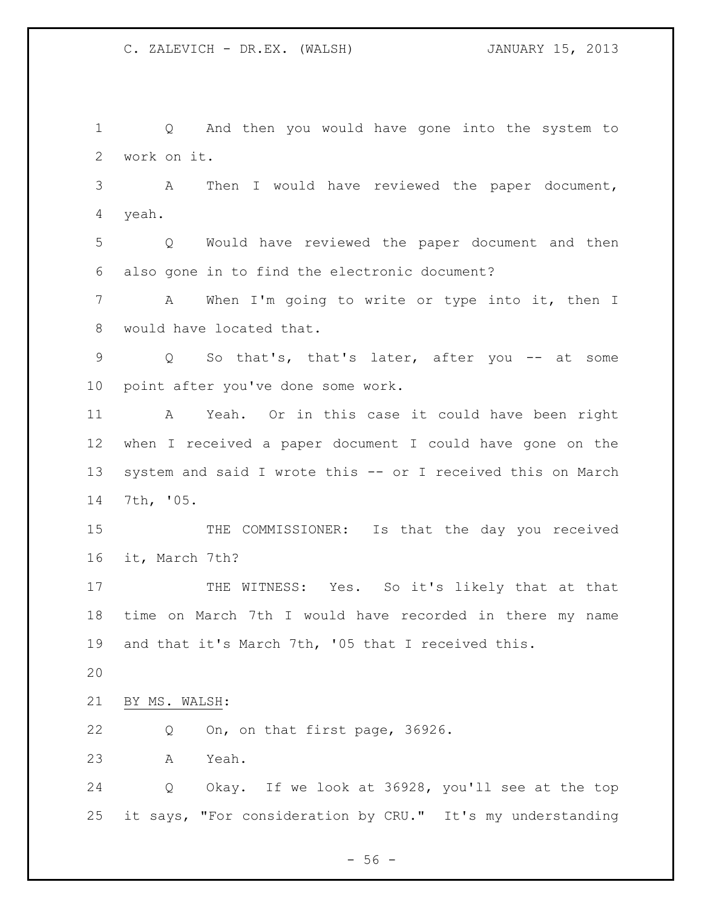Q And then you would have gone into the system to work on it.

A Then I would have reviewed the paper document, yeah.

Q Would have reviewed the paper document and then also gone in to find the electronic document?

A When I'm going to write or type into it, then I would have located that.

Q So that's, that's later, after you -- at some point after you've done some work.

A Yeah. Or in this case it could have been right when I received a paper document I could have gone on the system and said I wrote this -- or I received this on March 7th, '05.

THE COMMISSIONER: Is that the day you received it, March 7th?

THE WITNESS: Yes. So it's likely that at that time on March 7th I would have recorded in there my name and that it's March 7th, '05 that I received this.

BY MS. WALSH:

Q On, on that first page, 36926.

A Yeah.

Q Okay. If we look at 36928, you'll see at the top it says, "For consideration by CRU." It's my understanding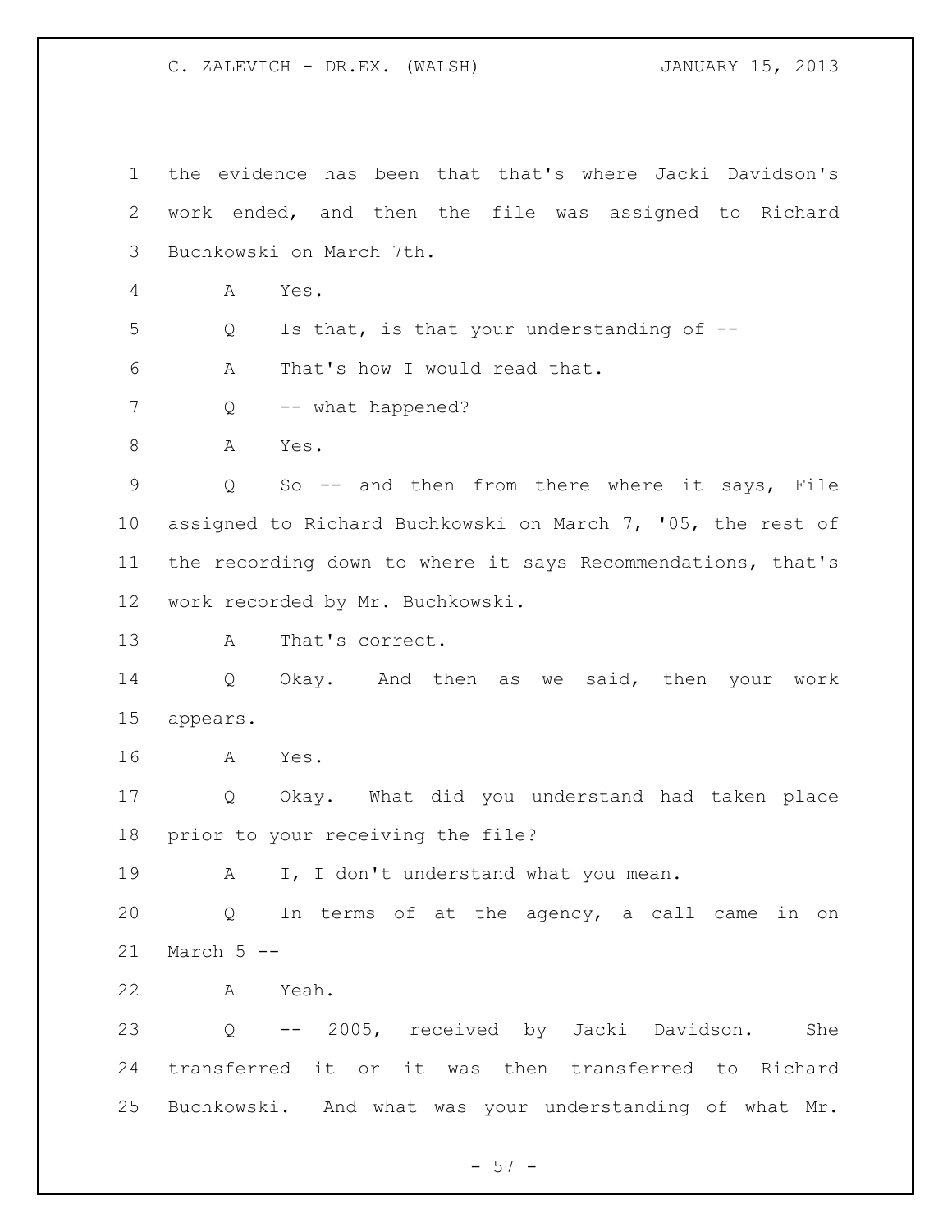the evidence has been that that's where Jacki Davidson's work ended, and then the file was assigned to Richard Buchkowski on March 7th.

A Yes.

Q Is that, is that your understanding of --

A That's how I would read that.

Q -- what happened?

A Yes.

Q So -- and then from there where it says, File assigned to Richard Buchkowski on March 7, '05, the rest of the recording down to where it says Recommendations, that's work recorded by Mr. Buchkowski.

A That's correct.

Q Okay. And then as we said, then your work appears.

A Yes.

Q Okay. What did you understand had taken place prior to your receiving the file?

A I, I don't understand what you mean.

Q In terms of at the agency, a call came in on March 5 --

A Yeah.

Q -- 2005, received by Jacki Davidson. She transferred it or it was then transferred to Richard Buchkowski. And what was your understanding of what Mr.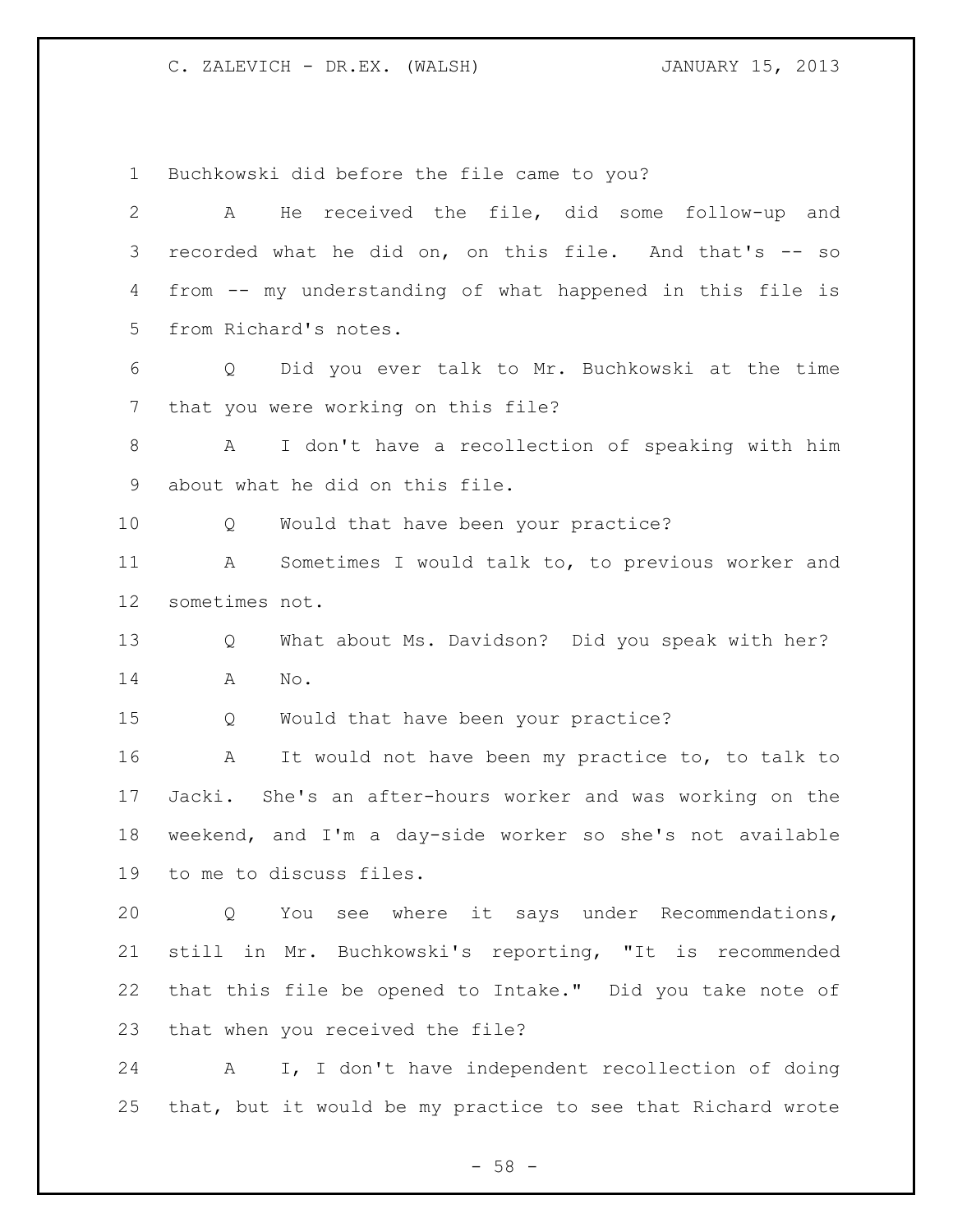Buchkowski did before the file came to you?

A He received the file, did some follow-up and recorded what he did on, on this file. And that's -- so from -- my understanding of what happened in this file is from Richard's notes.

Q Did you ever talk to Mr. Buchkowski at the time that you were working on this file?

A I don't have a recollection of speaking with him about what he did on this file.

Q Would that have been your practice?

A Sometimes I would talk to, to previous worker and sometimes not.

Q What about Ms. Davidson? Did you speak with her?

A No.

Q Would that have been your practice?

A It would not have been my practice to, to talk to Jacki. She's an after-hours worker and was working on the weekend, and I'm a day-side worker so she's not available to me to discuss files.

Q You see where it says under Recommendations, still in Mr. Buchkowski's reporting, "It is recommended that this file be opened to Intake." Did you take note of that when you received the file?

A I, I don't have independent recollection of doing that, but it would be my practice to see that Richard wrote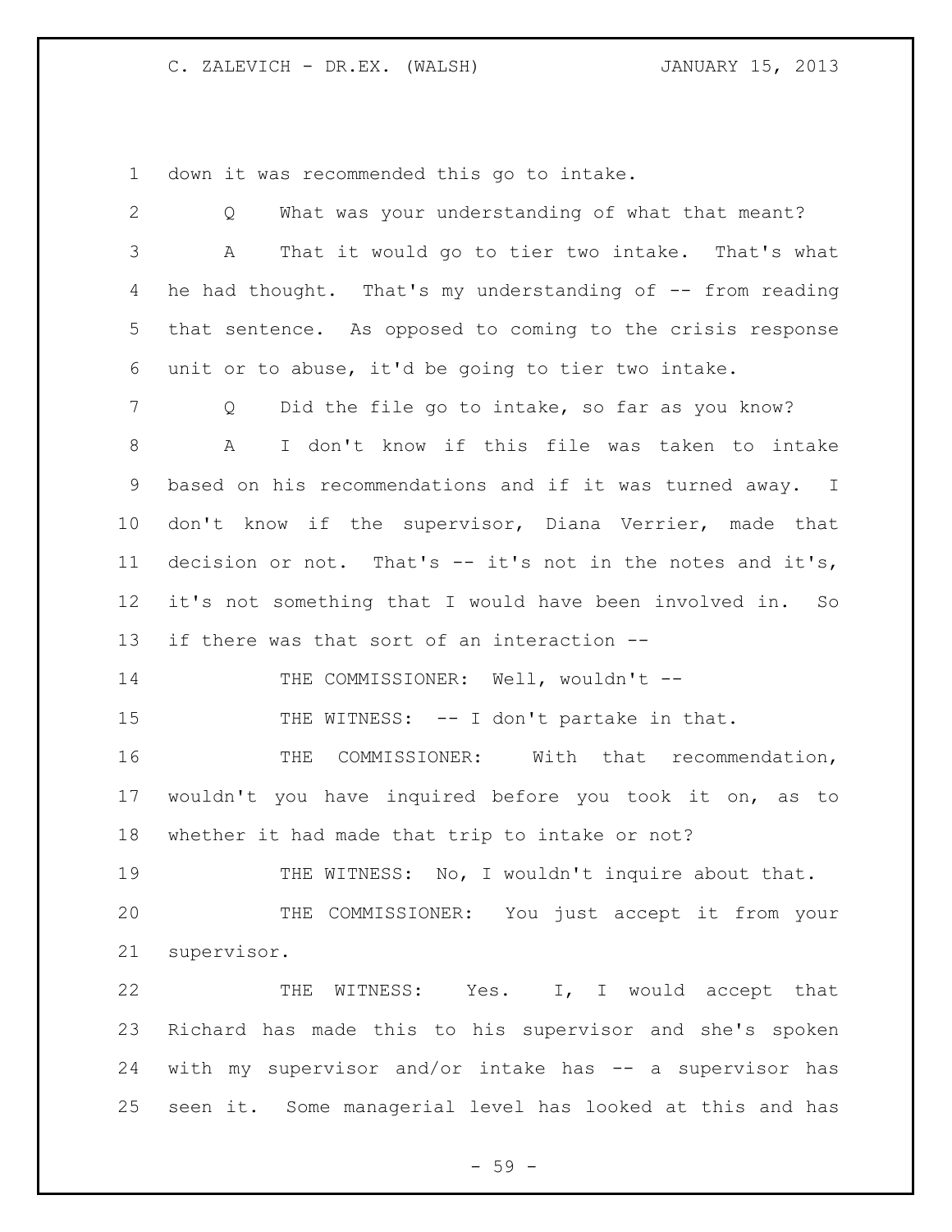down it was recommended this go to intake.

Q What was your understanding of what that meant?

A That it would go to tier two intake. That's what he had thought. That's my understanding of -- from reading that sentence. As opposed to coming to the crisis response unit or to abuse, it'd be going to tier two intake.

Q Did the file go to intake, so far as you know?

A I don't know if this file was taken to intake based on his recommendations and if it was turned away. I don't know if the supervisor, Diana Verrier, made that decision or not. That's -- it's not in the notes and it's, it's not something that I would have been involved in. So if there was that sort of an interaction --

THE COMMISSIONER: Well, wouldn't --

THE WITNESS: -- I don't partake in that.

THE COMMISSIONER: With that recommendation, wouldn't you have inquired before you took it on, as to whether it had made that trip to intake or not?

THE WITNESS: No, I wouldn't inquire about that.

THE COMMISSIONER: You just accept it from your supervisor.

THE WITNESS: Yes. I, I would accept that Richard has made this to his supervisor and she's spoken with my supervisor and/or intake has -- a supervisor has seen it. Some managerial level has looked at this and has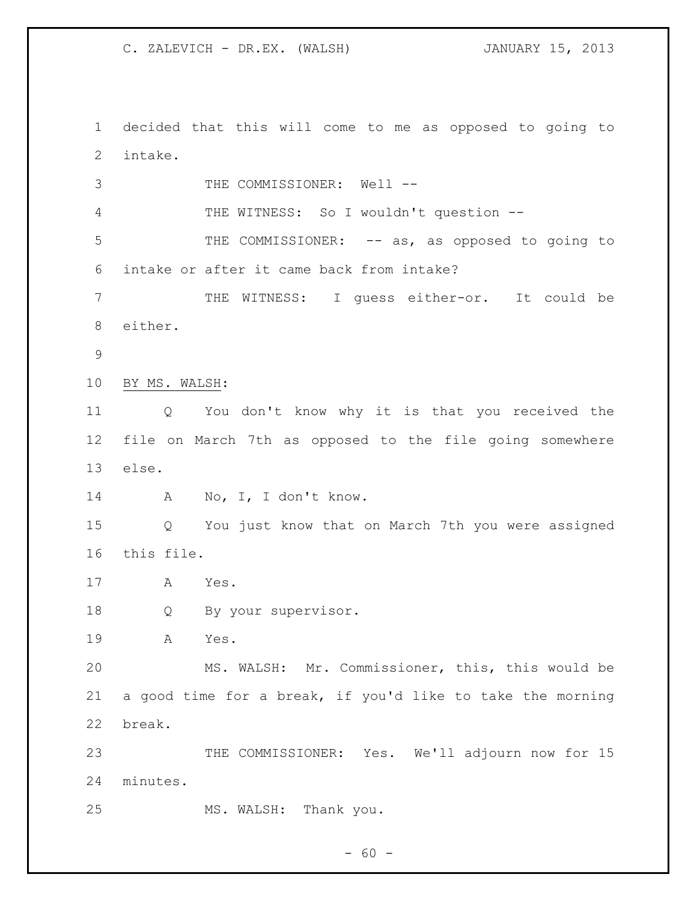decided that this will come to me as opposed to going to intake.

THE COMMISSIONER: Well --

THE WITNESS: So I wouldn't question --

THE COMMISSIONER: -- as, as opposed to going to intake or after it came back from intake?

THE WITNESS: I guess either-or. It could be either.

BY MS. WALSH:

Q You don't know why it is that you received the file on March 7th as opposed to the file going somewhere else.

A No, I, I don't know.

Q You just know that on March 7th you were assigned this file.

A Yes.

Q By your supervisor.

A Yes.

MS. WALSH: Mr. Commissioner, this, this would be a good time for a break, if you'd like to take the morning break.

THE COMMISSIONER: Yes. We'll adjourn now for 15 minutes.

MS. WALSH: Thank you.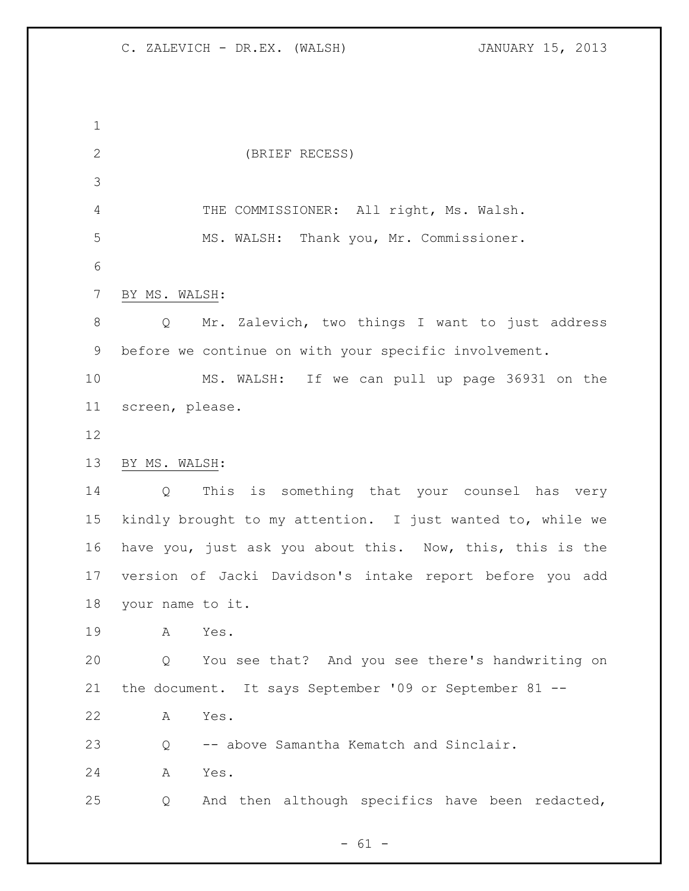(BRIEF RECESS)

THE COMMISSIONER: All right, Ms. Walsh.

MS. WALSH: Thank you, Mr. Commissioner.

BY MS. WALSH:

Q Mr. Zalevich, two things I want to just address before we continue on with your specific involvement.

MS. WALSH: If we can pull up page 36931 on the screen, please.

BY MS. WALSH:

Q This is something that your counsel has very kindly brought to my attention. I just wanted to, while we have you, just ask you about this. Now, this, this is the version of Jacki Davidson's intake report before you add your name to it.

A Yes.

Q You see that? And you see there's handwriting on the document. It says September '09 or September 81 --

A Yes.

Q -- above Samantha Kematch and Sinclair.

A Yes.

Q And then although specifics have been redacted,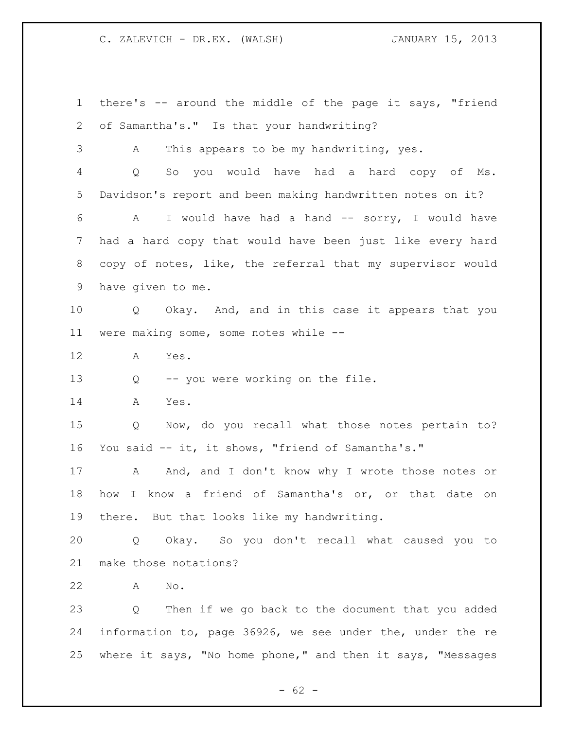there's -- around the middle of the page it says, "friend of Samantha's." Is that your handwriting?

A This appears to be my handwriting, yes.

Q So you would have had a hard copy of Ms. Davidson's report and been making handwritten notes on it?

A I would have had a hand -- sorry, I would have had a hard copy that would have been just like every hard copy of notes, like, the referral that my supervisor would have given to me.

Q Okay. And, and in this case it appears that you were making some, some notes while --

A Yes.

Q -- you were working on the file.

A Yes.

Q Now, do you recall what those notes pertain to? You said -- it, it shows, "friend of Samantha's."

A And, and I don't know why I wrote those notes or how I know a friend of Samantha's or, or that date on there. But that looks like my handwriting.

Q Okay. So you don't recall what caused you to make those notations?

A No.

Q Then if we go back to the document that you added information to, page 36926, we see under the, under the re where it says, "No home phone," and then it says, "Messages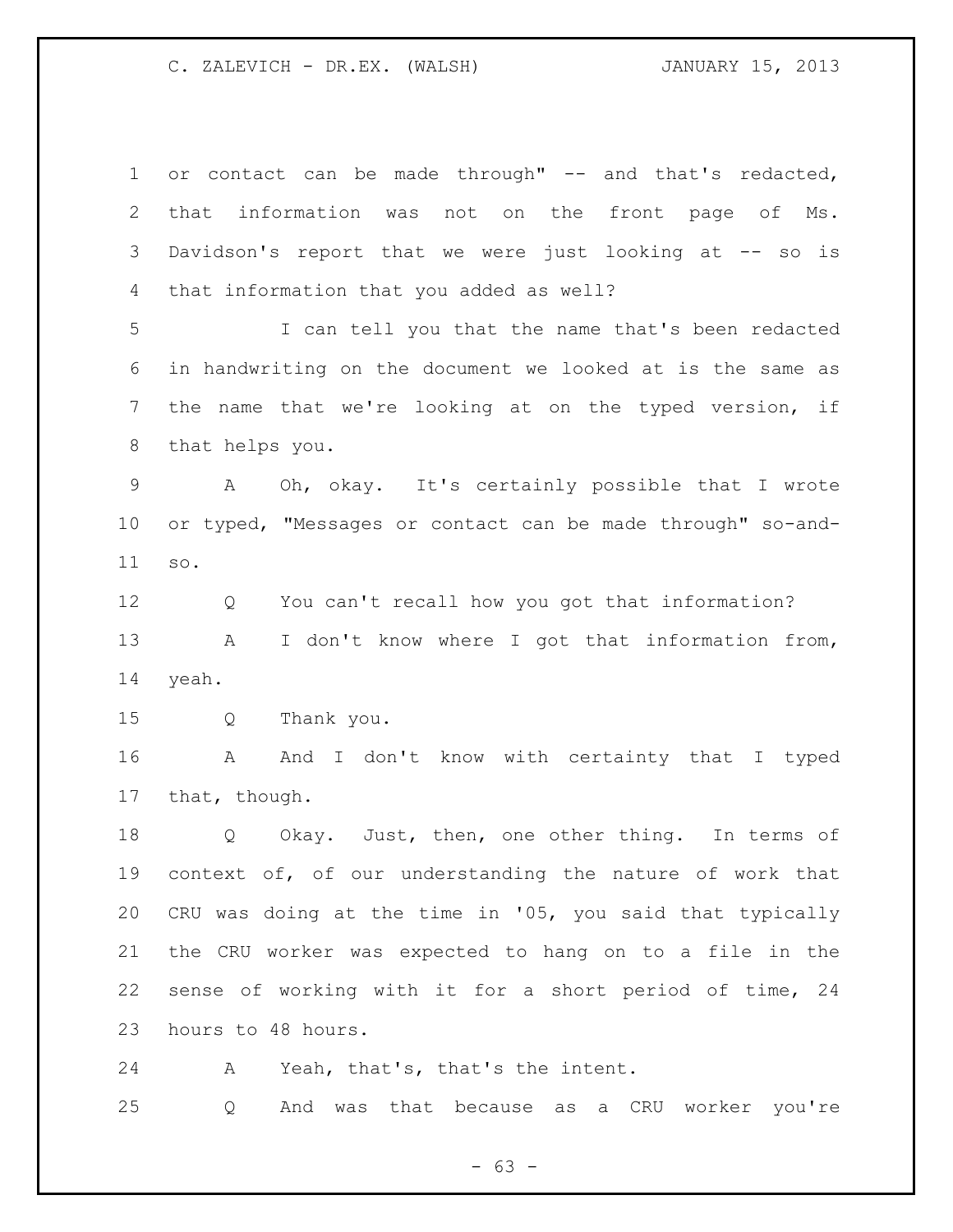or contact can be made through" -- and that's redacted, that information was not on the front page of Ms. Davidson's report that we were just looking at -- so is that information that you added as well?

I can tell you that the name that's been redacted in handwriting on the document we looked at is the same as the name that we're looking at on the typed version, if that helps you.

A Oh, okay. It's certainly possible that I wrote or typed, "Messages or contact can be made through" so-and-so.

Q You can't recall how you got that information?

A I don't know where I got that information from, yeah.

Q Thank you.

A And I don't know with certainty that I typed that, though.

Q Okay. Just, then, one other thing. In terms of context of, of our understanding the nature of work that CRU was doing at the time in '05, you said that typically the CRU worker was expected to hang on to a file in the sense of working with it for a short period of time, 24 hours to 48 hours.

A Yeah, that's, that's the intent.

Q And was that because as a CRU worker you're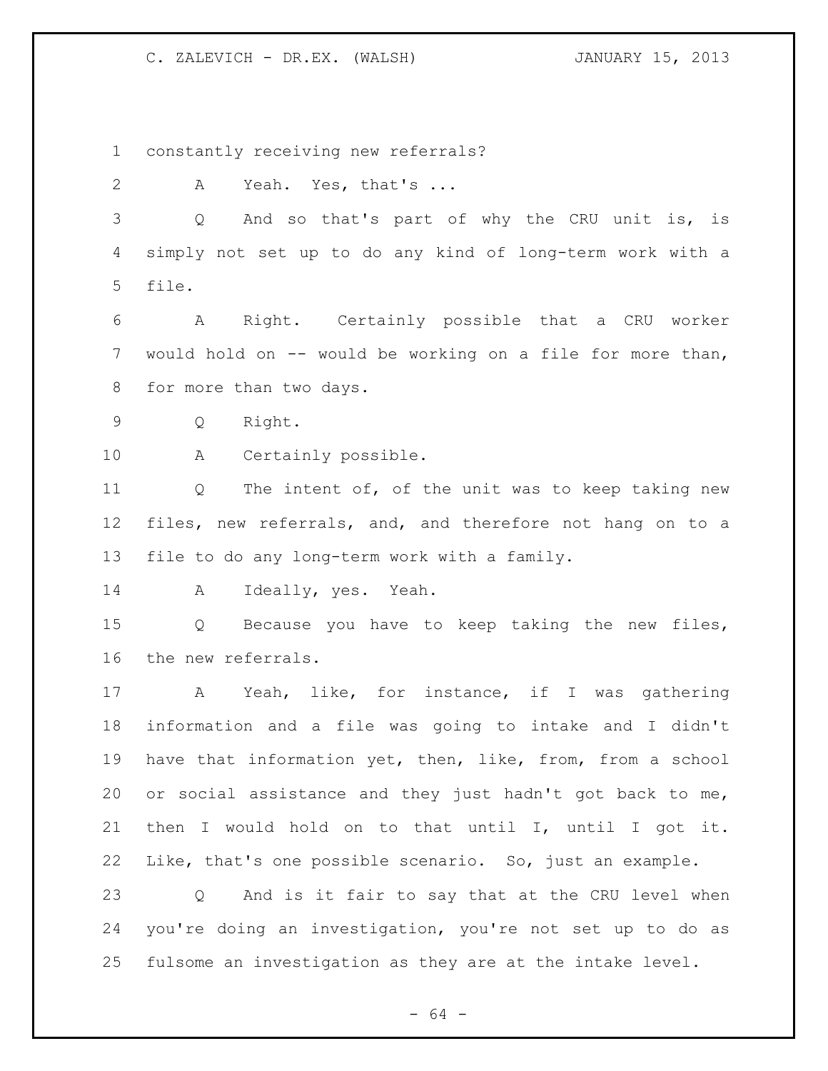constantly receiving new referrals?

A Yeah. Yes, that's ...

Q And so that's part of why the CRU unit is, is simply not set up to do any kind of long-term work with a file.

A Right. Certainly possible that a CRU worker would hold on -- would be working on a file for more than, for more than two days.

Q Right.

A Certainly possible.

Q The intent of, of the unit was to keep taking new files, new referrals, and, and therefore not hang on to a file to do any long-term work with a family.

A Ideally, yes. Yeah.

Q Because you have to keep taking the new files, the new referrals.

A Yeah, like, for instance, if I was gathering information and a file was going to intake and I didn't have that information yet, then, like, from, from a school or social assistance and they just hadn't got back to me, then I would hold on to that until I, until I got it. Like, that's one possible scenario. So, just an example.

Q And is it fair to say that at the CRU level when you're doing an investigation, you're not set up to do as fulsome an investigation as they are at the intake level.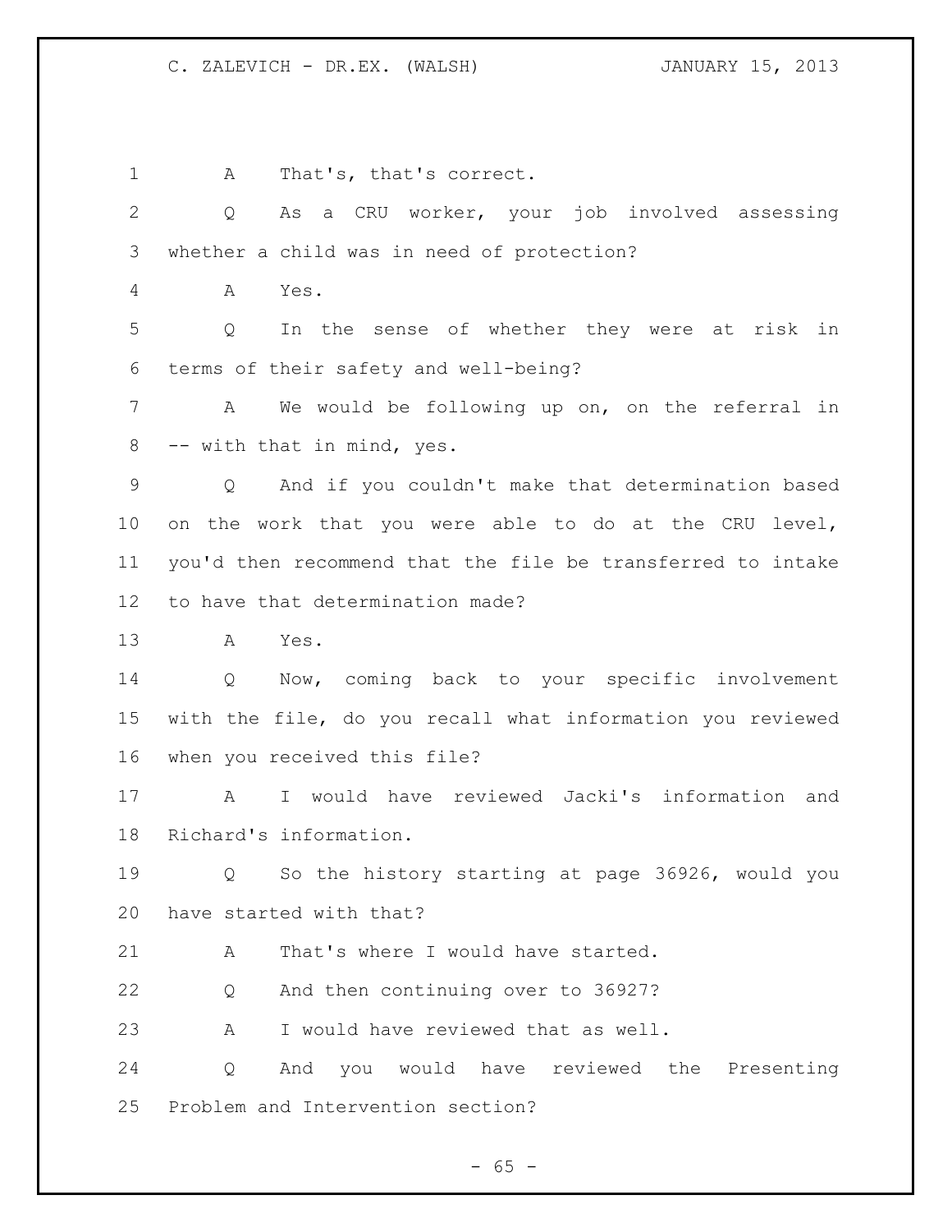A That's, that's correct.

Q As a CRU worker, your job involved assessing whether a child was in need of protection?

A Yes.

Q In the sense of whether they were at risk in terms of their safety and well-being?

A We would be following up on, on the referral in -- with that in mind, yes.

Q And if you couldn't make that determination based on the work that you were able to do at the CRU level, you'd then recommend that the file be transferred to intake to have that determination made?

A Yes.

Q Now, coming back to your specific involvement with the file, do you recall what information you reviewed when you received this file?

A I would have reviewed Jacki's information and Richard's information.

Q So the history starting at page 36926, would you have started with that?

A That's where I would have started.

Q And then continuing over to 36927?

A I would have reviewed that as well.

Q And you would have reviewed the Presenting Problem and Intervention section?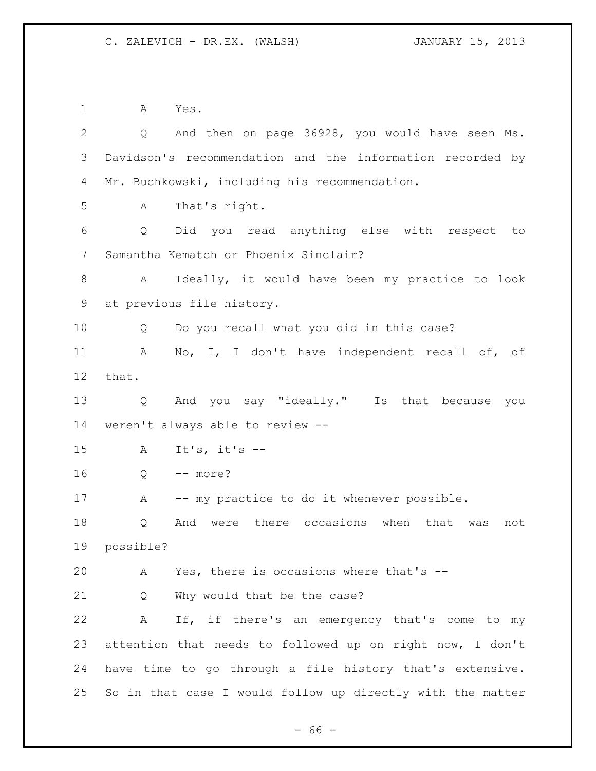A Yes.

Q And then on page 36928, you would have seen Ms. Davidson's recommendation and the information recorded by Mr. Buchkowski, including his recommendation.

A That's right.

Q Did you read anything else with respect to Samantha Kematch or Phoenix Sinclair?

A Ideally, it would have been my practice to look at previous file history.

Q Do you recall what you did in this case?

A No, I, I don't have independent recall of, of that.

Q And you say "ideally." Is that because you weren't always able to review --

A It's, it's --

Q -- more?

A -- my practice to do it whenever possible.

Q And were there occasions when that was not possible?

A Yes, there is occasions where that's --

Q Why would that be the case?

A If, if there's an emergency that's come to my attention that needs to followed up on right now, I don't have time to go through a file history that's extensive. So in that case I would follow up directly with the matter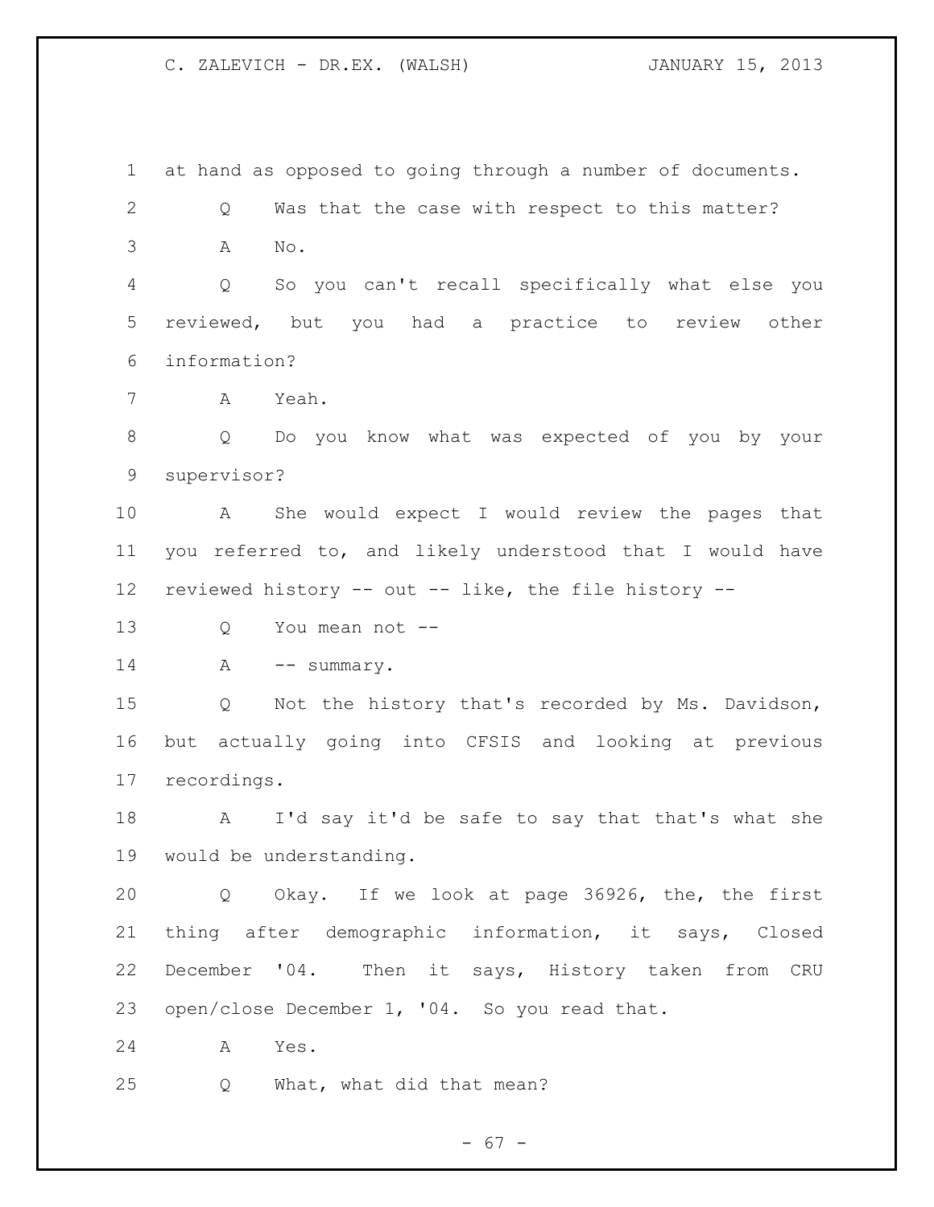at hand as opposed to going through a number of documents.

Q Was that the case with respect to this matter?

A No.

Q So you can't recall specifically what else you reviewed, but you had a practice to review other information?

A Yeah.

Q Do you know what was expected of you by your supervisor?

A She would expect I would review the pages that you referred to, and likely understood that I would have reviewed history -- out -- like, the file history --

Q You mean not --

A -- summary.

Q Not the history that's recorded by Ms. Davidson, but actually going into CFSIS and looking at previous recordings.

A I'd say it'd be safe to say that that's what she would be understanding.

Q Okay. If we look at page 36926, the, the first thing after demographic information, it says, Closed December '04. Then it says, History taken from CRU open/close December 1, '04. So you read that.

A Yes.

Q What, what did that mean?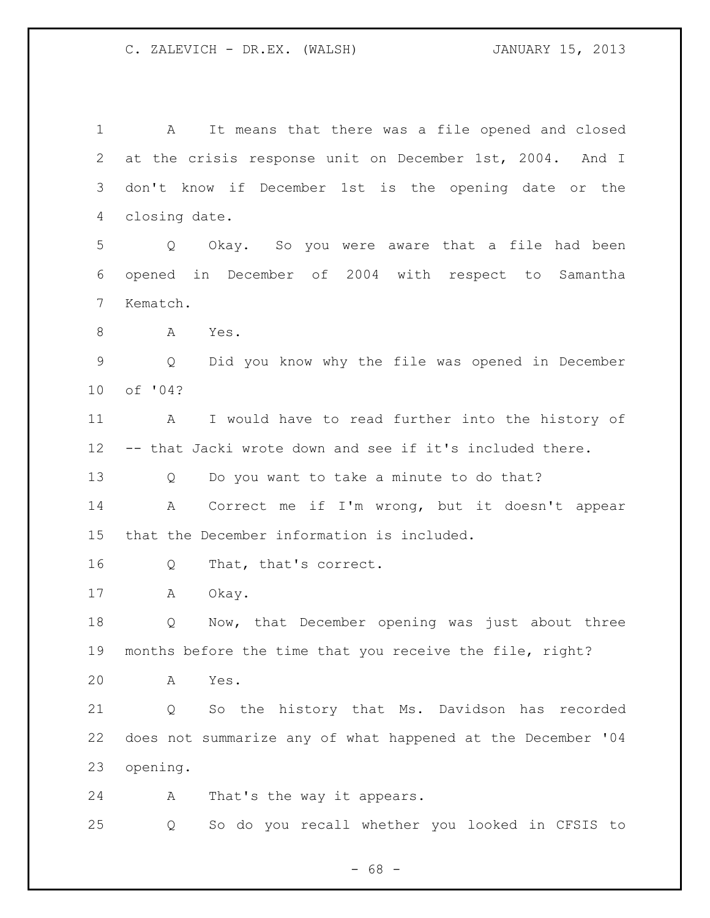1 A It means that there was a file opened and closed
2 at the crisis response unit on December 1st, 2004. And I
3 don't know if December 1st is the opening date or the
4 closing date.

5 Q Okay. So you were aware that a file had been
6 opened in December of 2004 with respect to Samantha
7 Kematch.

8 A Yes.

9 Q Did you know why the file was opened in December
10 of '04?

11 A I would have to read further into the history of
12 -- that Jacki wrote down and see if it's included there.

13 Q Do you want to take a minute to do that?

14 A Correct me if I'm wrong, but it doesn't appear
15 that the December information is included.

16 Q That, that's correct.

17 A Okay.

18 Q Now, that December opening was just about three
19 months before the time that you receive the file, right?

20 A Yes.

21 Q So the history that Ms. Davidson has recorded
22 does not summarize any of what happened at the December '04
23 opening.

24 A That's the way it appears.

25 Q So do you recall whether you looked in CFSIS to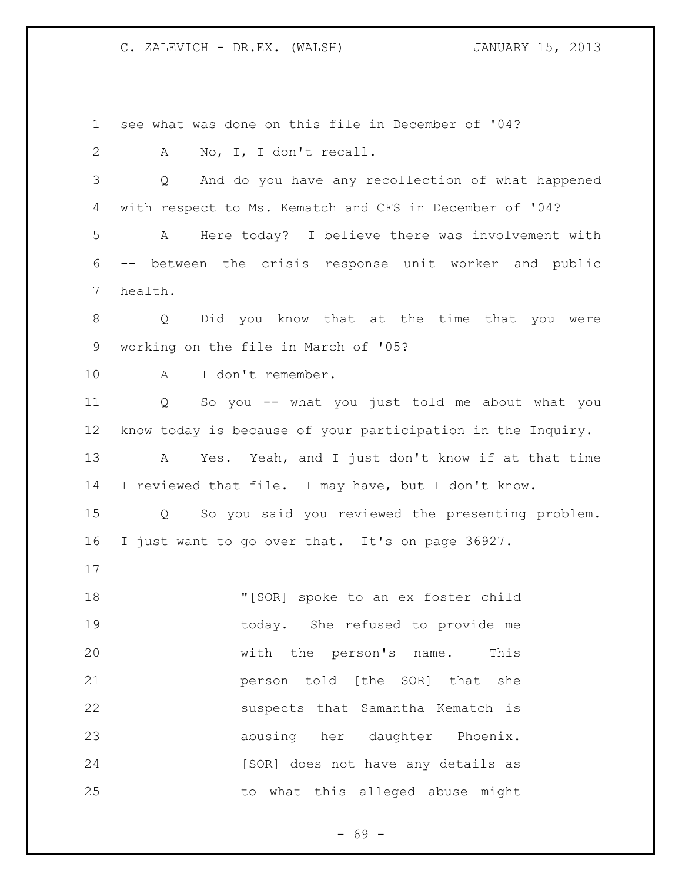see what was done on this file in December of '04?

A No, I, I don't recall.

Q And do you have any recollection of what happened with respect to Ms. Kematch and CFS in December of '04?

A Here today? I believe there was involvement with -- between the crisis response unit worker and public health.

Q Did you know that at the time that you were working on the file in March of '05?

A I don't remember.

Q So you -- what you just told me about what you know today is because of your participation in the Inquiry.

A Yes. Yeah, and I just don't know if at that time I reviewed that file. I may have, but I don't know.

Q So you said you reviewed the presenting problem. I just want to go over that. It's on page 36927.

> "[SOR] spoke to an ex foster child today. She refused to provide me with the person's name. This person told [the SOR] that she suspects that Samantha Kematch is abusing her daughter Phoenix. [SOR] does not have any details as to what this alleged abuse might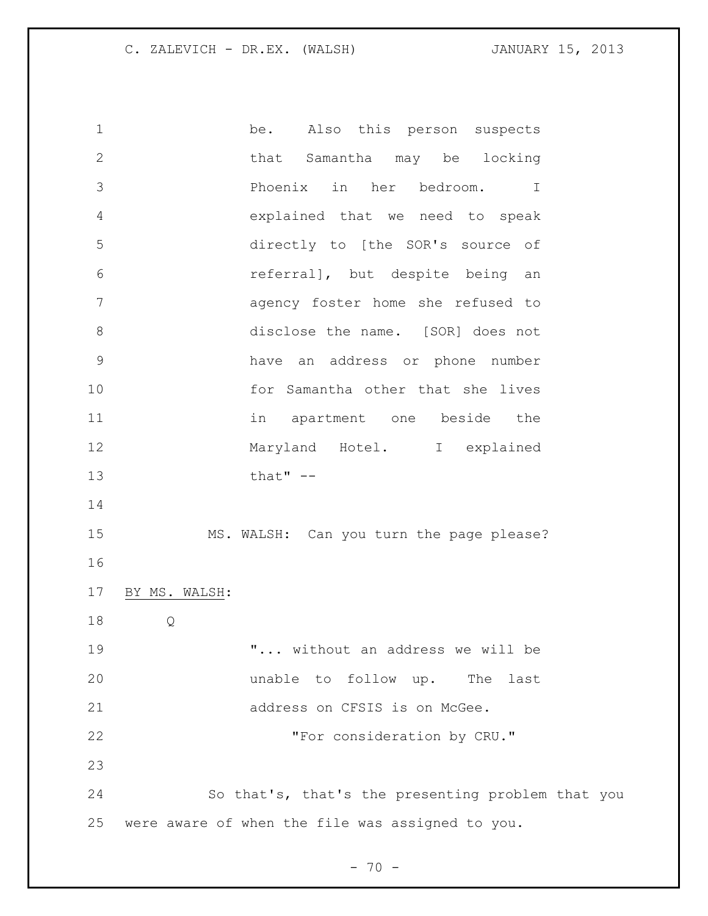be. Also this person suspects that Samantha may be locking Phoenix in her bedroom. I explained that we need to speak directly to [the SOR's source of referral], but despite being an agency foster home she refused to disclose the name. [SOR] does not have an address or phone number for Samantha other that she lives in apartment one beside the Maryland Hotel. I explained that" --

MS. WALSH: Can you turn the page please?

BY MS. WALSH:

Q

"... without an address we will be unable to follow up. The last address on CFSIS is on McGee.

"For consideration by CRU."

So that's, that's the presenting problem that you were aware of when the file was assigned to you.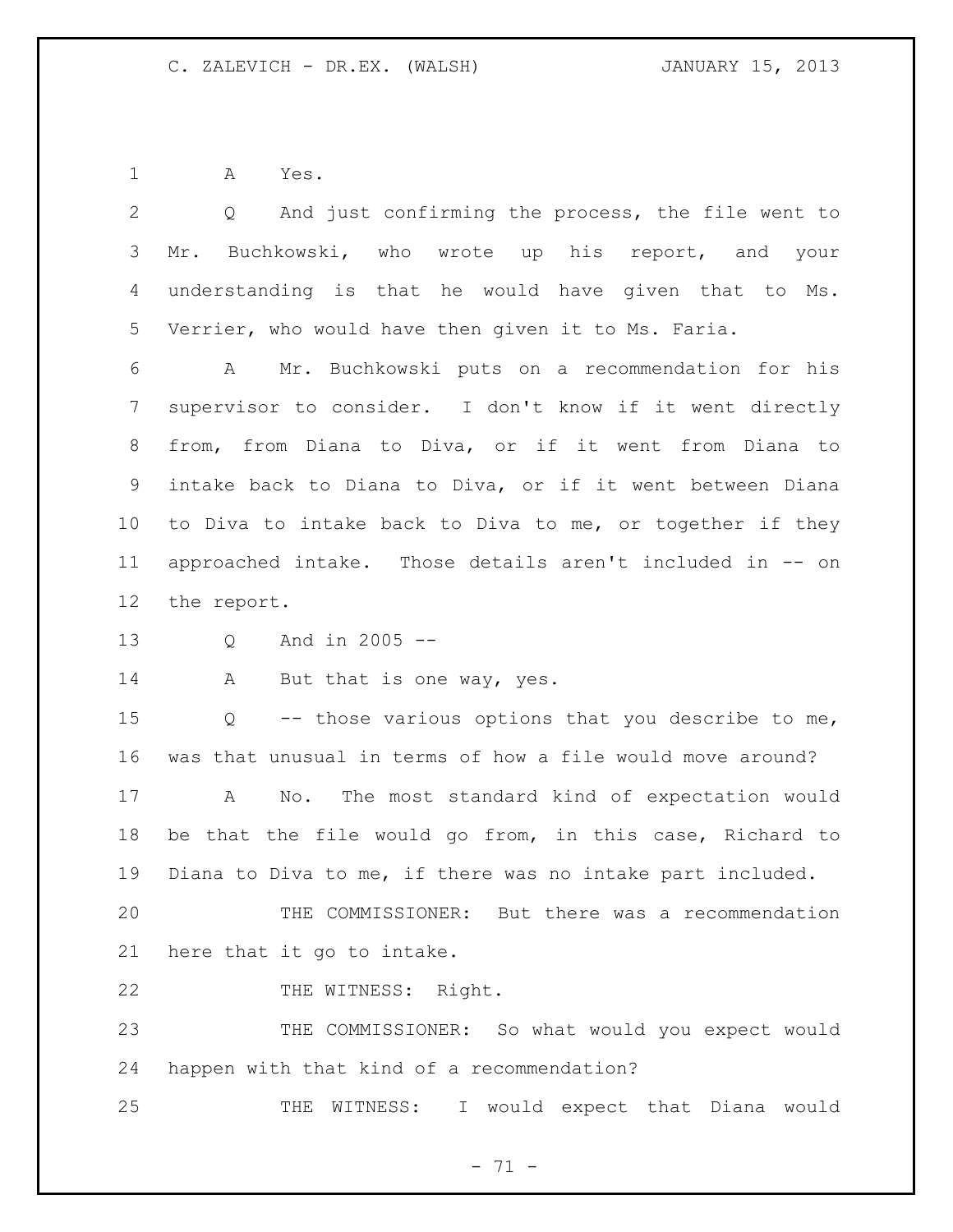A Yes.

Q And just confirming the process, the file went to Mr. Buchkowski, who wrote up his report, and your understanding is that he would have given that to Ms. Verrier, who would have then given it to Ms. Faria.

A Mr. Buchkowski puts on a recommendation for his supervisor to consider. I don't know if it went directly from, from Diana to Diva, or if it went from Diana to intake back to Diana to Diva, or if it went between Diana to Diva to intake back to Diva to me, or together if they approached intake. Those details aren't included in -- on the report.

Q And in 2005 --

A But that is one way, yes.

Q -- those various options that you describe to me, was that unusual in terms of how a file would move around?

A No. The most standard kind of expectation would be that the file would go from, in this case, Richard to Diana to Diva to me, if there was no intake part included.

THE COMMISSIONER: But there was a recommendation here that it go to intake.

THE WITNESS: Right.

THE COMMISSIONER: So what would you expect would happen with that kind of a recommendation?

THE WITNESS: I would expect that Diana would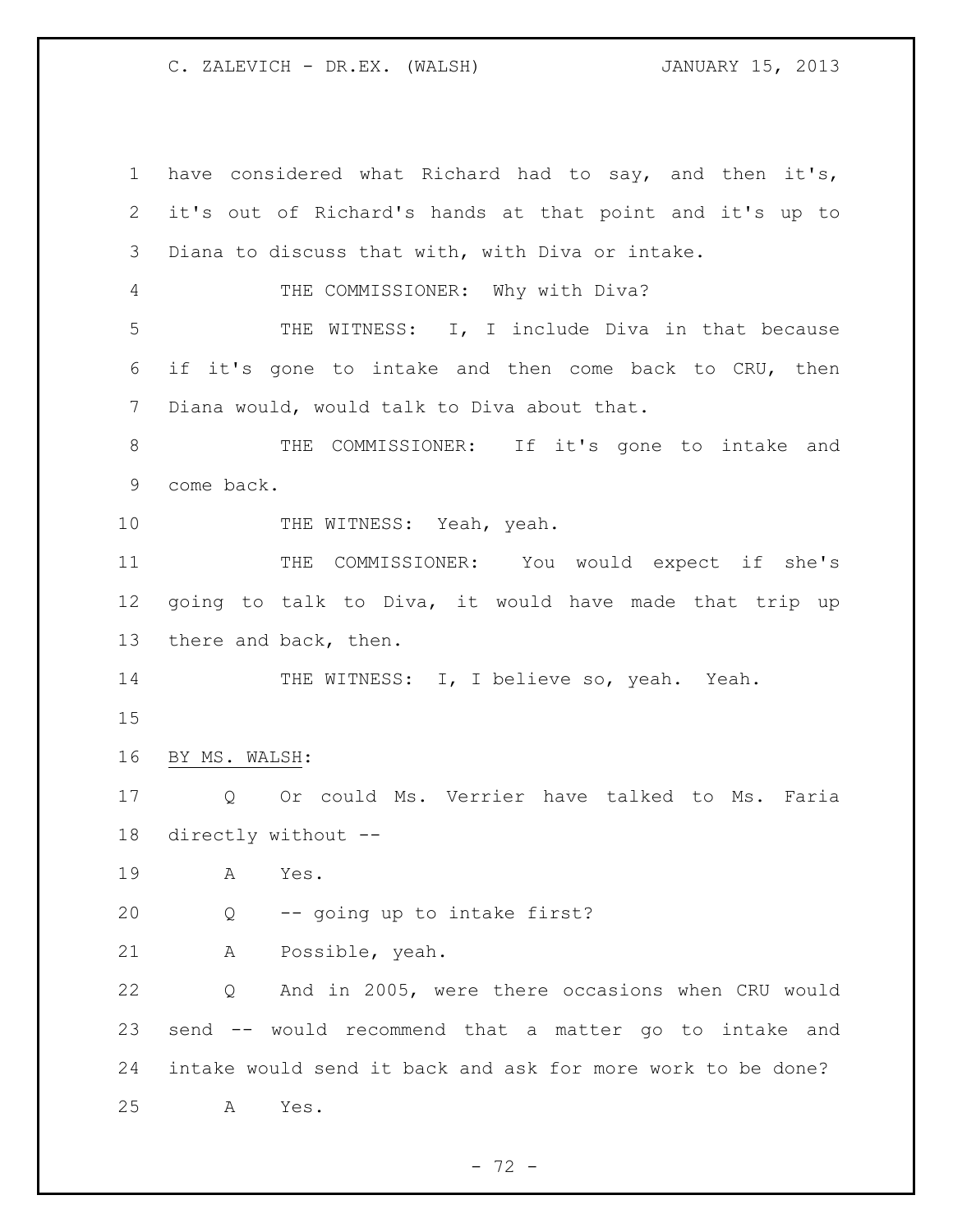have considered what Richard had to say, and then it's, it's out of Richard's hands at that point and it's up to Diana to discuss that with, with Diva or intake.

THE COMMISSIONER: Why with Diva?

THE WITNESS: I, I include Diva in that because if it's gone to intake and then come back to CRU, then Diana would, would talk to Diva about that.

THE COMMISSIONER: If it's gone to intake and come back.

THE WITNESS: Yeah, yeah.

THE COMMISSIONER: You would expect if she's going to talk to Diva, it would have made that trip up there and back, then.

THE WITNESS: I, I believe so, yeah. Yeah.

BY MS. WALSH:

Q Or could Ms. Verrier have talked to Ms. Faria directly without --

A Yes.

Q -- going up to intake first?

A Possible, yeah.

Q And in 2005, were there occasions when CRU would send -- would recommend that a matter go to intake and intake would send it back and ask for more work to be done?

A Yes.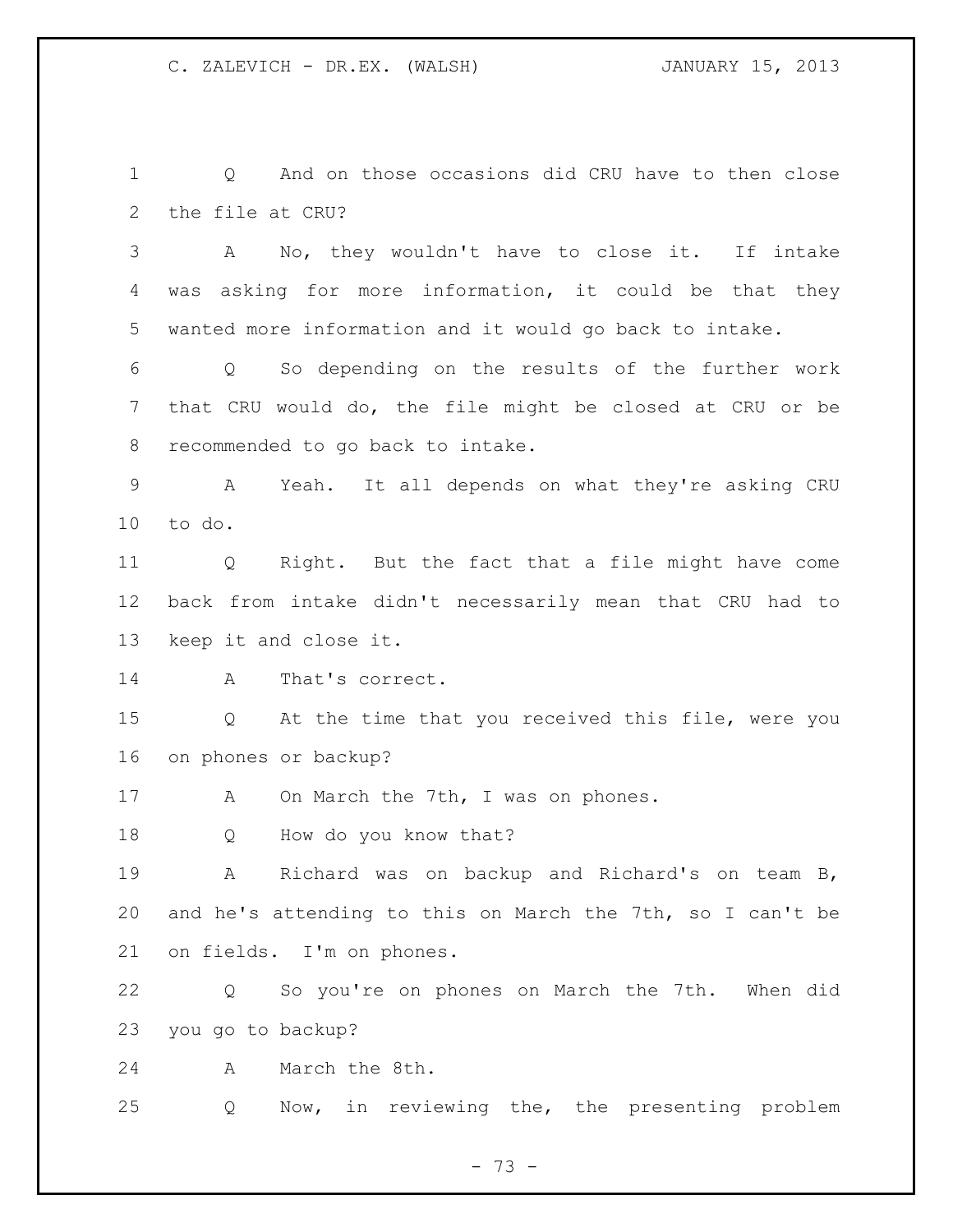Q And on those occasions did CRU have to then close the file at CRU?

A No, they wouldn't have to close it. If intake was asking for more information, it could be that they wanted more information and it would go back to intake.

Q So depending on the results of the further work that CRU would do, the file might be closed at CRU or be recommended to go back to intake.

A Yeah. It all depends on what they're asking CRU to do.

Q Right. But the fact that a file might have come back from intake didn't necessarily mean that CRU had to keep it and close it.

A That's correct.

Q At the time that you received this file, were you on phones or backup?

A On March the 7th, I was on phones.

Q How do you know that?

A Richard was on backup and Richard's on team B, and he's attending to this on March the 7th, so I can't be on fields. I'm on phones.

Q So you're on phones on March the 7th. When did you go to backup?

A March the 8th.

Q Now, in reviewing the, the presenting problem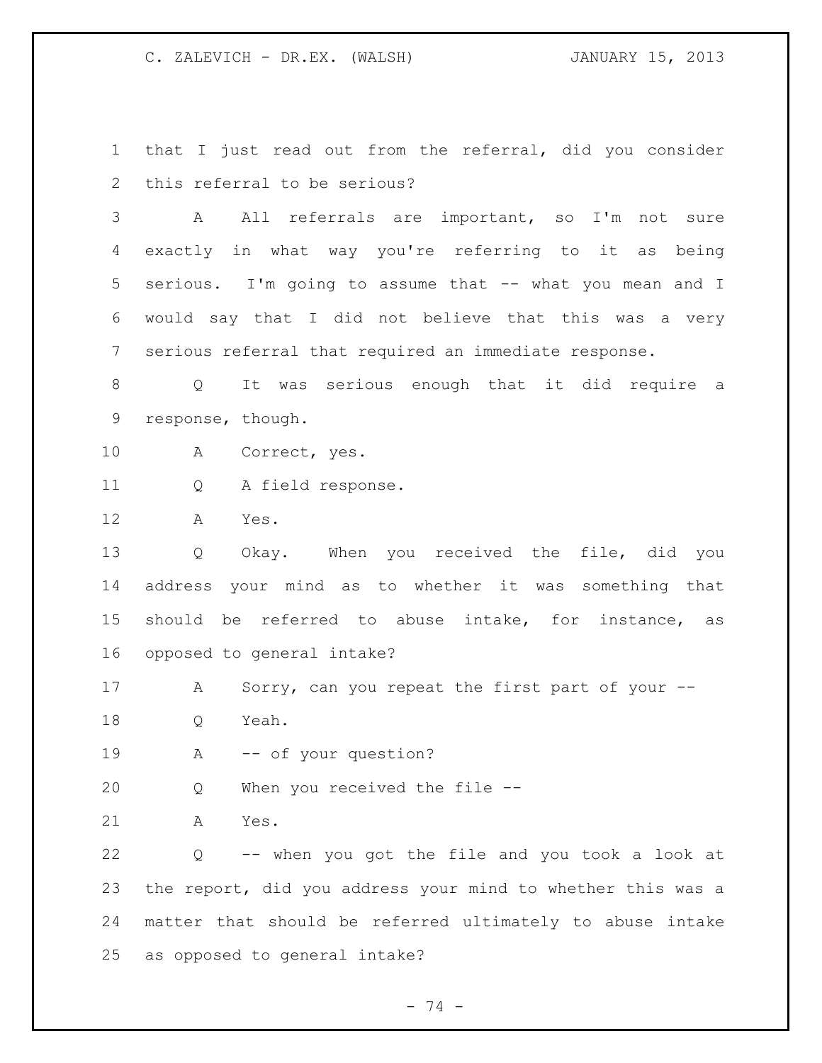that I just read out from the referral, did you consider this referral to be serious?

A All referrals are important, so I'm not sure exactly in what way you're referring to it as being serious. I'm going to assume that -- what you mean and I would say that I did not believe that this was a very serious referral that required an immediate response.

Q It was serious enough that it did require a response, though.

A Correct, yes.

Q A field response.

A Yes.

Q Okay. When you received the file, did you address your mind as to whether it was something that should be referred to abuse intake, for instance, as opposed to general intake?

A Sorry, can you repeat the first part of your --

Q Yeah.

A -- of your question?

Q When you received the file --

A Yes.

Q -- when you got the file and you took a look at the report, did you address your mind to whether this was a matter that should be referred ultimately to abuse intake as opposed to general intake?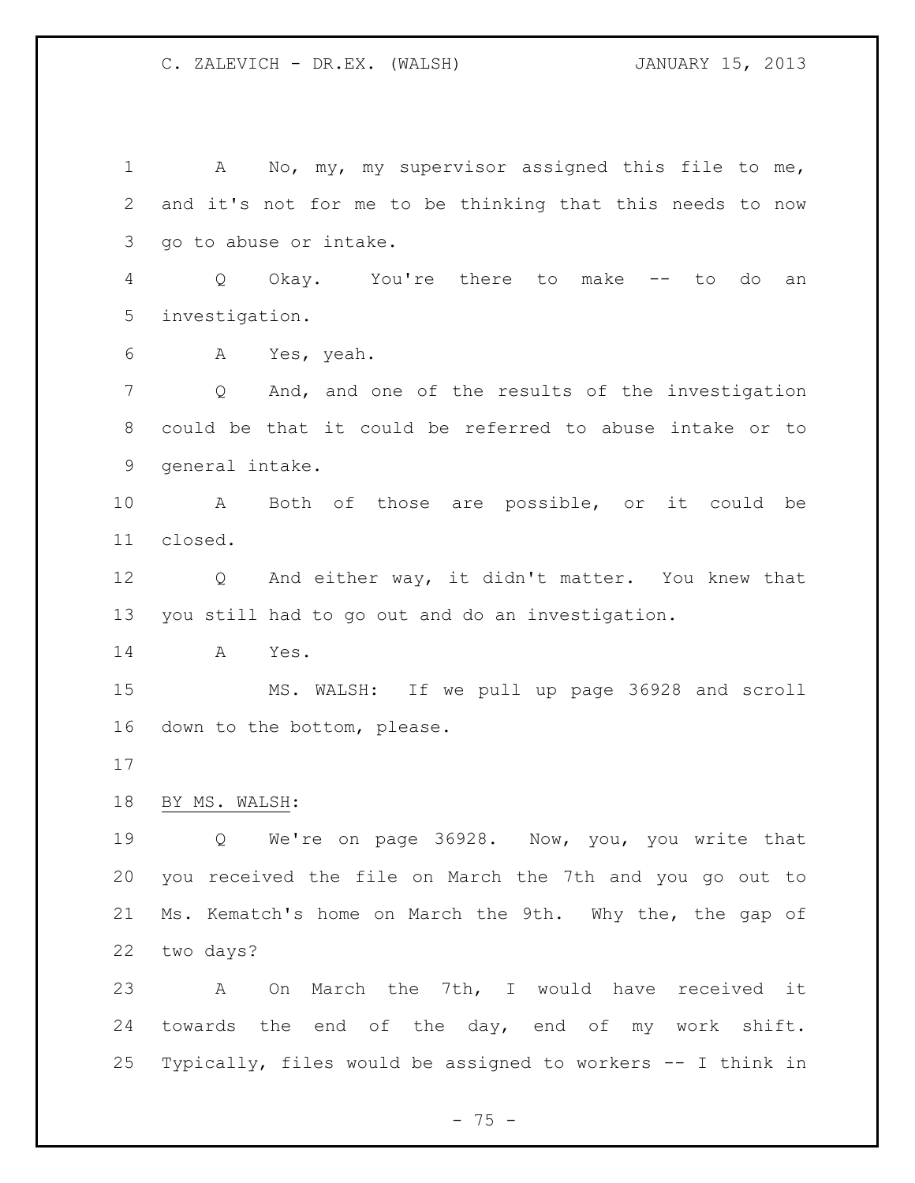A No, my, my supervisor assigned this file to me, and it's not for me to be thinking that this needs to now go to abuse or intake.

Q Okay. You're there to make -- to do an investigation.

A Yes, yeah.

Q And, and one of the results of the investigation could be that it could be referred to abuse intake or to general intake.

A Both of those are possible, or it could be closed.

Q And either way, it didn't matter. You knew that you still had to go out and do an investigation.

A Yes.

MS. WALSH: If we pull up page 36928 and scroll down to the bottom, please.

BY MS. WALSH:

Q We're on page 36928. Now, you, you write that you received the file on March the 7th and you go out to Ms. Kematch's home on March the 9th. Why the, the gap of two days?

A On March the 7th, I would have received it towards the end of the day, end of my work shift. Typically, files would be assigned to workers -- I think in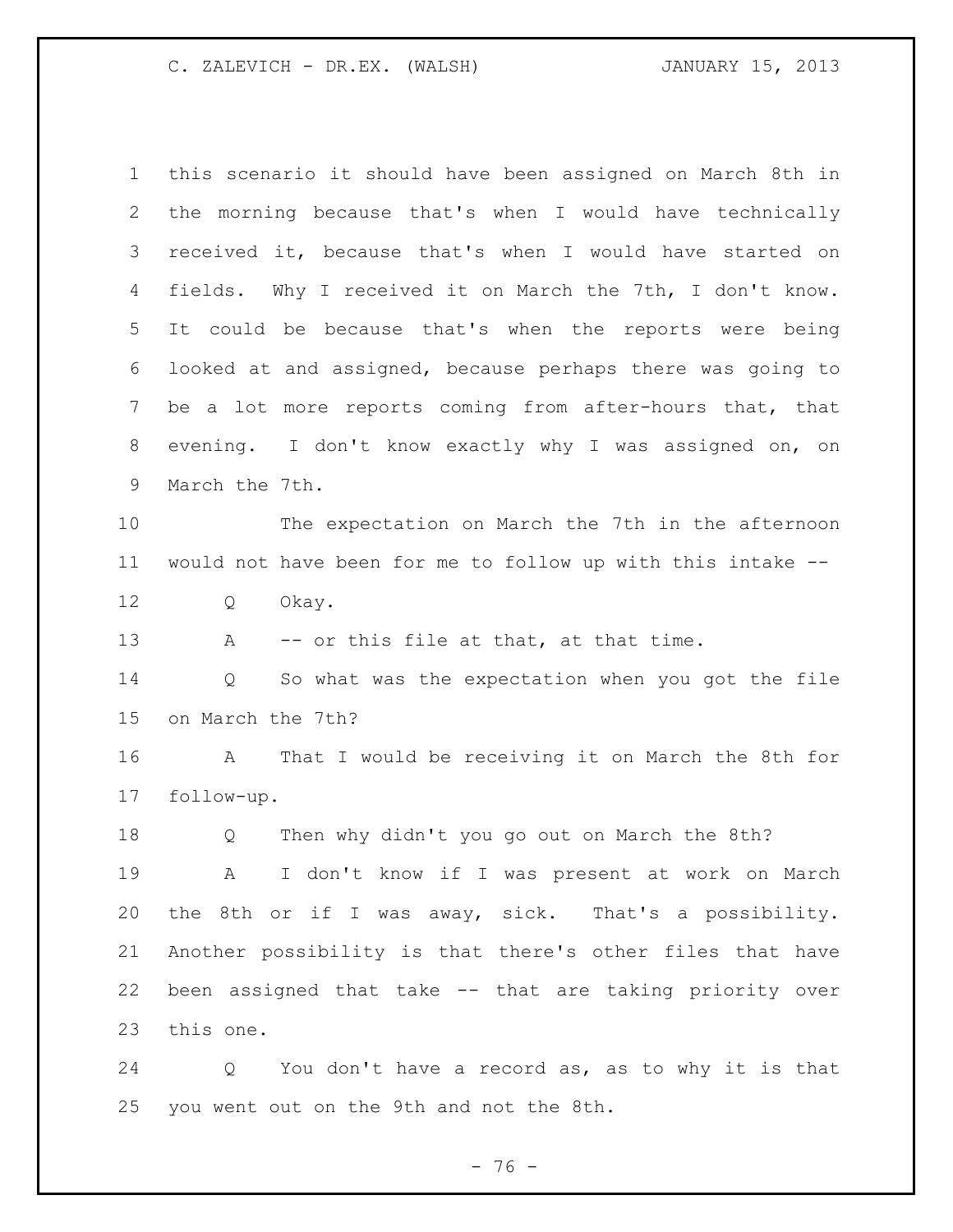this scenario it should have been assigned on March 8th in the morning because that's when I would have technically received it, because that's when I would have started on fields. Why I received it on March the 7th, I don't know. It could be because that's when the reports were being looked at and assigned, because perhaps there was going to be a lot more reports coming from after-hours that, that evening. I don't know exactly why I was assigned on, on March the 7th.

The expectation on March the 7th in the afternoon would not have been for me to follow up with this intake --

Q Okay.

A -- or this file at that, at that time.

Q So what was the expectation when you got the file on March the 7th?

A That I would be receiving it on March the 8th for follow-up.

Q Then why didn't you go out on March the 8th?

A I don't know if I was present at work on March the 8th or if I was away, sick. That's a possibility. Another possibility is that there's other files that have been assigned that take -- that are taking priority over this one.

Q You don't have a record as, as to why it is that you went out on the 9th and not the 8th.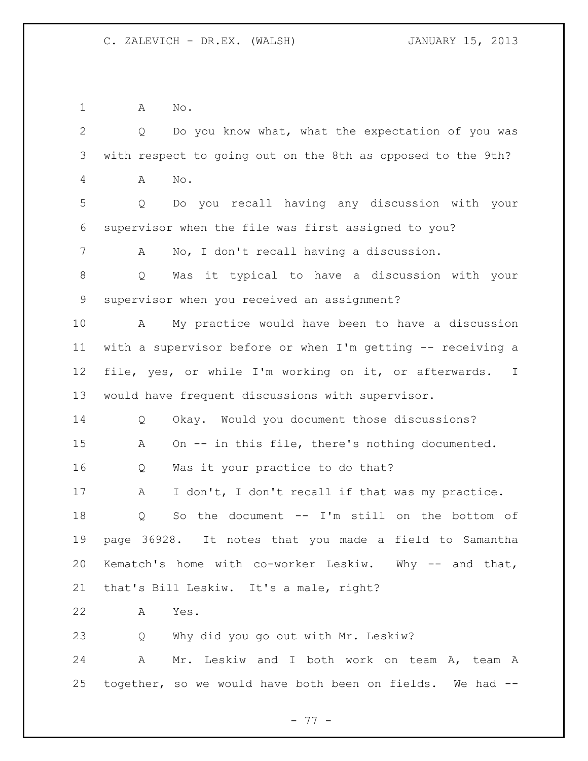A No.

Q Do you know what, what the expectation of you was with respect to going out on the 8th as opposed to the 9th?

A No.

Q Do you recall having any discussion with your supervisor when the file was first assigned to you?

A No, I don't recall having a discussion.

Q Was it typical to have a discussion with your supervisor when you received an assignment?

A My practice would have been to have a discussion with a supervisor before or when I'm getting -- receiving a file, yes, or while I'm working on it, or afterwards. I would have frequent discussions with supervisor.

Q Okay. Would you document those discussions?

A On -- in this file, there's nothing documented.

Q Was it your practice to do that?

A I don't, I don't recall if that was my practice.

Q So the document -- I'm still on the bottom of page 36928. It notes that you made a field to Samantha Kematch's home with co-worker Leskiw. Why -- and that, that's Bill Leskiw. It's a male, right?

A Yes.

Q Why did you go out with Mr. Leskiw?

A Mr. Leskiw and I both work on team A, team A together, so we would have both been on fields. We had --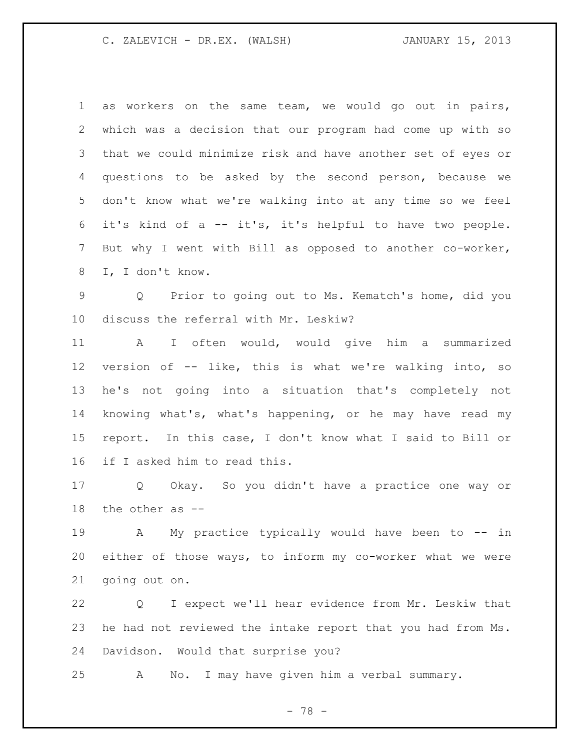as workers on the same team, we would go out in pairs, which was a decision that our program had come up with so that we could minimize risk and have another set of eyes or questions to be asked by the second person, because we don't know what we're walking into at any time so we feel it's kind of a -- it's, it's helpful to have two people. But why I went with Bill as opposed to another co-worker, I, I don't know.

Q Prior to going out to Ms. Kematch's home, did you discuss the referral with Mr. Leskiw?

A I often would, would give him a summarized version of -- like, this is what we're walking into, so he's not going into a situation that's completely not knowing what's, what's happening, or he may have read my report. In this case, I don't know what I said to Bill or if I asked him to read this.

Q Okay. So you didn't have a practice one way or the other as --

A My practice typically would have been to -- in either of those ways, to inform my co-worker what we were going out on.

Q I expect we'll hear evidence from Mr. Leskiw that he had not reviewed the intake report that you had from Ms. Davidson. Would that surprise you?

A No. I may have given him a verbal summary.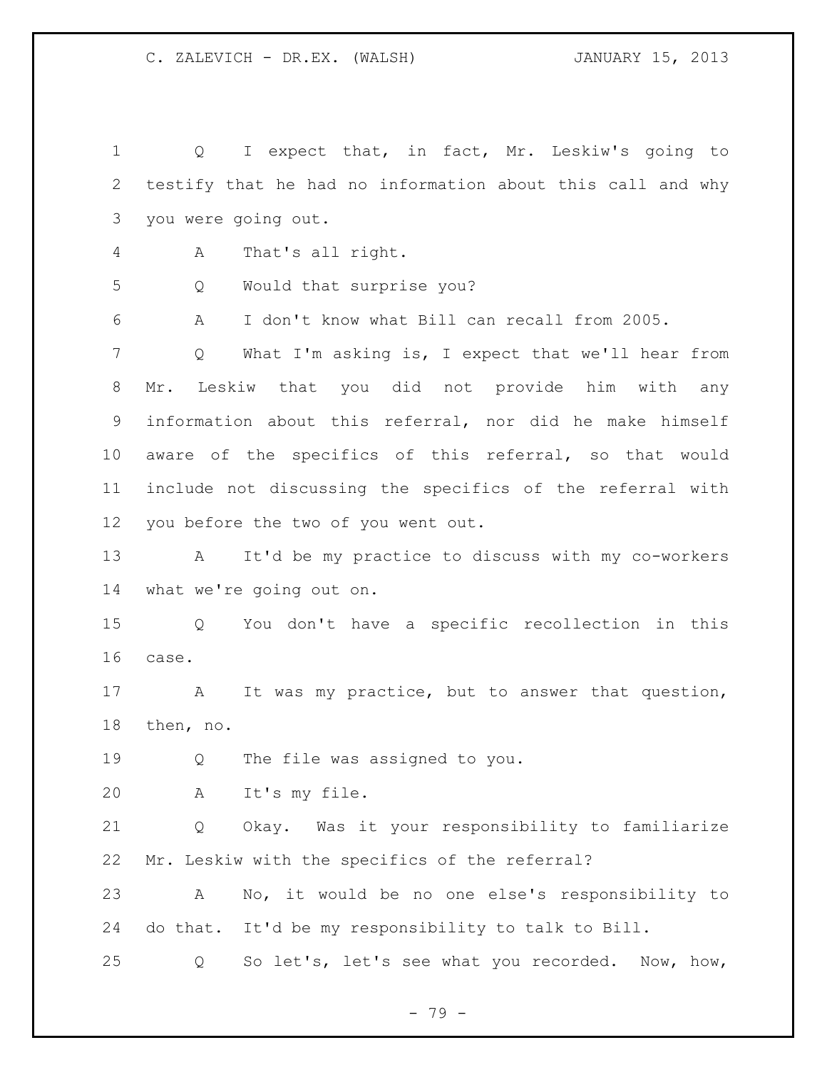Q I expect that, in fact, Mr. Leskiw's going to testify that he had no information about this call and why you were going out.

A That's all right.

Q Would that surprise you?

A I don't know what Bill can recall from 2005.

Q What I'm asking is, I expect that we'll hear from Mr. Leskiw that you did not provide him with any information about this referral, nor did he make himself aware of the specifics of this referral, so that would include not discussing the specifics of the referral with you before the two of you went out.

A It'd be my practice to discuss with my co-workers what we're going out on.

Q You don't have a specific recollection in this case.

A It was my practice, but to answer that question, then, no.

Q The file was assigned to you.

A It's my file.

Q Okay. Was it your responsibility to familiarize Mr. Leskiw with the specifics of the referral?

A No, it would be no one else's responsibility to do that. It'd be my responsibility to talk to Bill.

Q So let's, let's see what you recorded. Now, how,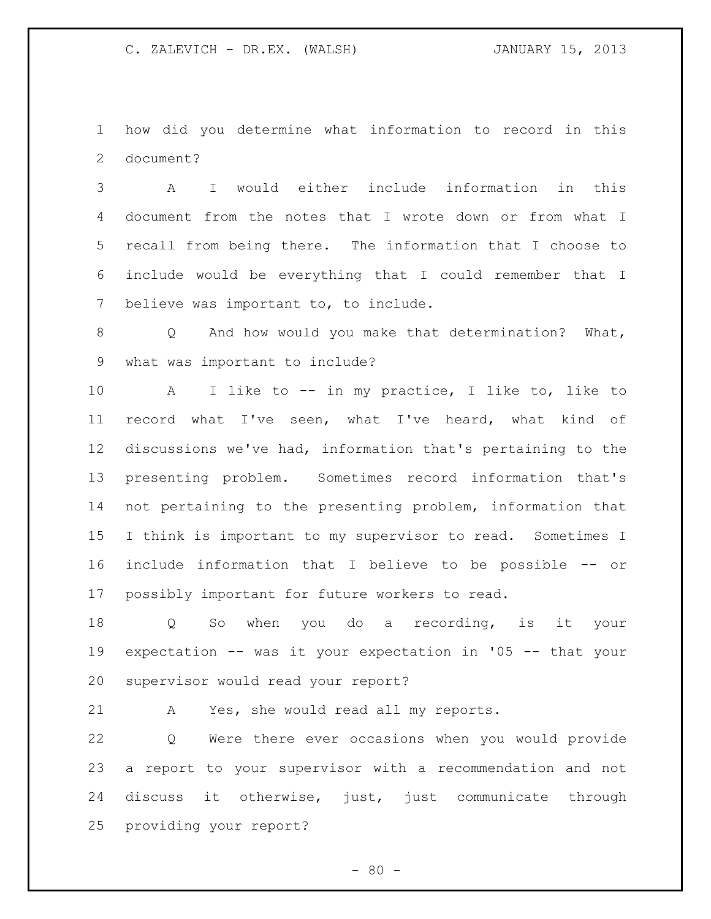how did you determine what information to record in this document?

A I would either include information in this document from the notes that I wrote down or from what I recall from being there. The information that I choose to include would be everything that I could remember that I believe was important to, to include.

Q And how would you make that determination? What, what was important to include?

A I like to -- in my practice, I like to, like to record what I've seen, what I've heard, what kind of discussions we've had, information that's pertaining to the presenting problem. Sometimes record information that's not pertaining to the presenting problem, information that I think is important to my supervisor to read. Sometimes I include information that I believe to be possible -- or possibly important for future workers to read.

Q So when you do a recording, is it your expectation -- was it your expectation in '05 -- that your supervisor would read your report?

A Yes, she would read all my reports.

Q Were there ever occasions when you would provide a report to your supervisor with a recommendation and not discuss it otherwise, just, just communicate through providing your report?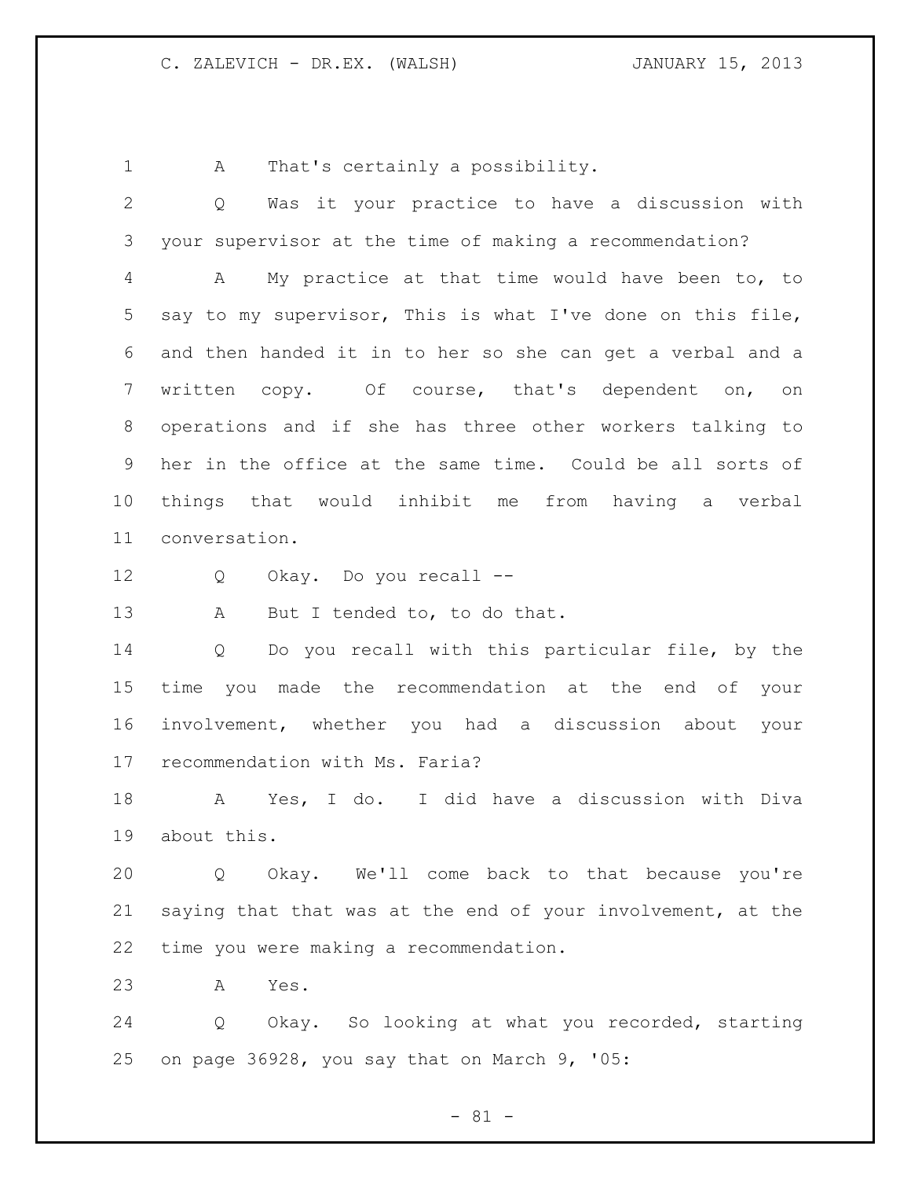A That's certainly a possibility.

Q Was it your practice to have a discussion with your supervisor at the time of making a recommendation?

A My practice at that time would have been to, to say to my supervisor, This is what I've done on this file, and then handed it in to her so she can get a verbal and a written copy. Of course, that's dependent on, on operations and if she has three other workers talking to her in the office at the same time. Could be all sorts of things that would inhibit me from having a verbal conversation.

Q Okay. Do you recall --

A But I tended to, to do that.

Q Do you recall with this particular file, by the time you made the recommendation at the end of your involvement, whether you had a discussion about your recommendation with Ms. Faria?

A Yes, I do. I did have a discussion with Diva about this.

Q Okay. We'll come back to that because you're saying that that was at the end of your involvement, at the time you were making a recommendation.

A Yes.

Q Okay. So looking at what you recorded, starting on page 36928, you say that on March 9, '05: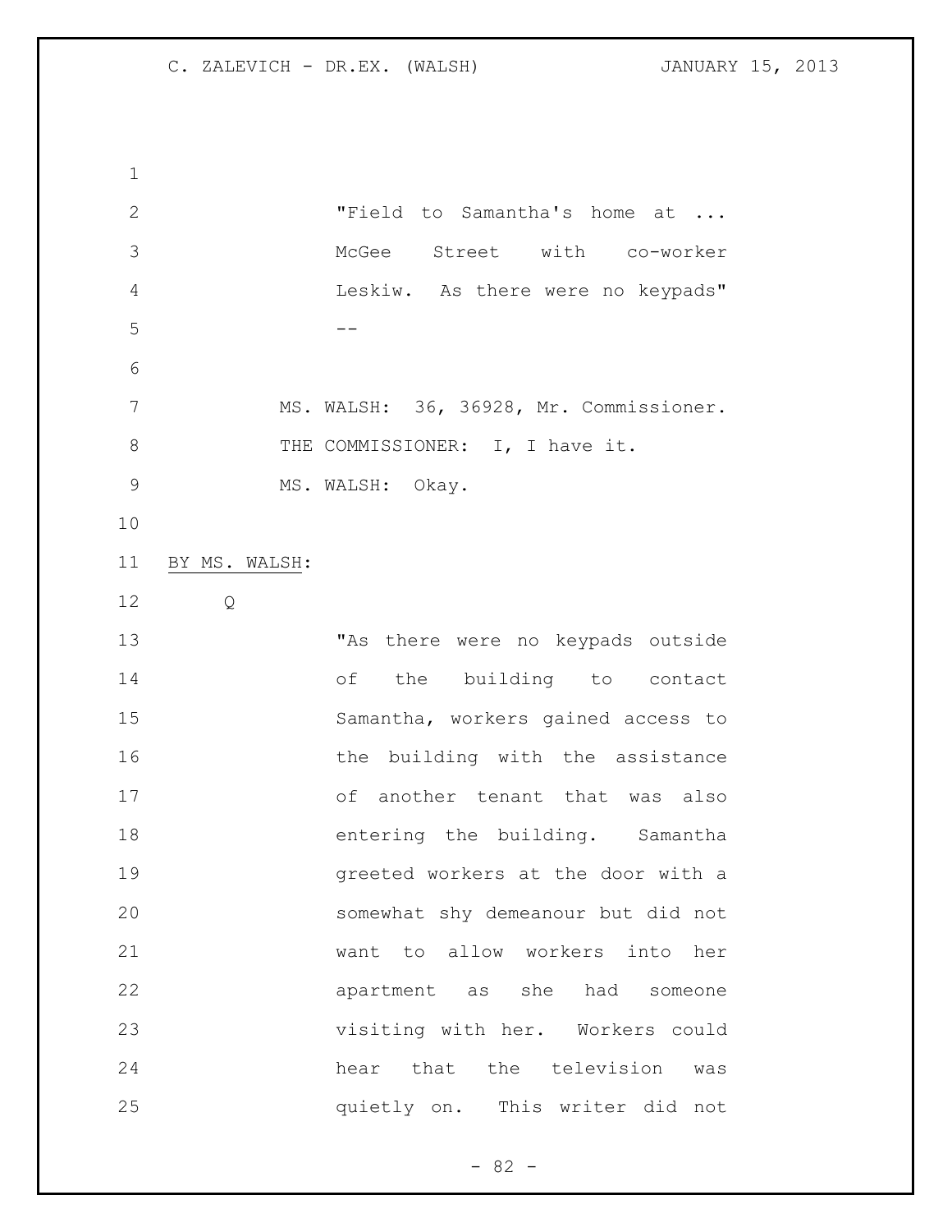"Field to Samantha's home at ... McGee Street with co-worker Leskiw. As there were no keypads" --

MS. WALSH: 36, 36928, Mr. Commissioner.

THE COMMISSIONER: I, I have it.

MS. WALSH: Okay.

BY MS. WALSH:

Q

"As there were no keypads outside of the building to contact Samantha, workers gained access to the building with the assistance of another tenant that was also entering the building. Samantha greeted workers at the door with a somewhat shy demeanour but did not want to allow workers into her apartment as she had someone visiting with her. Workers could hear that the television was quietly on. This writer did not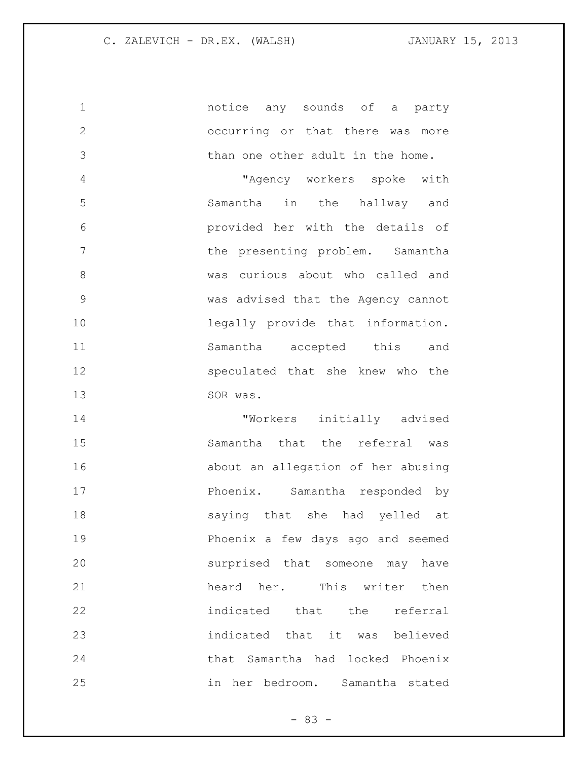notice any sounds of a party occurring or that there was more than one other adult in the home.

"Agency workers spoke with Samantha in the hallway and provided her with the details of the presenting problem. Samantha was curious about who called and was advised that the Agency cannot legally provide that information. Samantha accepted this and speculated that she knew who the SOR was.

"Workers initially advised Samantha that the referral was about an allegation of her abusing Phoenix. Samantha responded by saying that she had yelled at Phoenix a few days ago and seemed surprised that someone may have heard her. This writer then indicated that the referral indicated that it was believed that Samantha had locked Phoenix in her bedroom. Samantha stated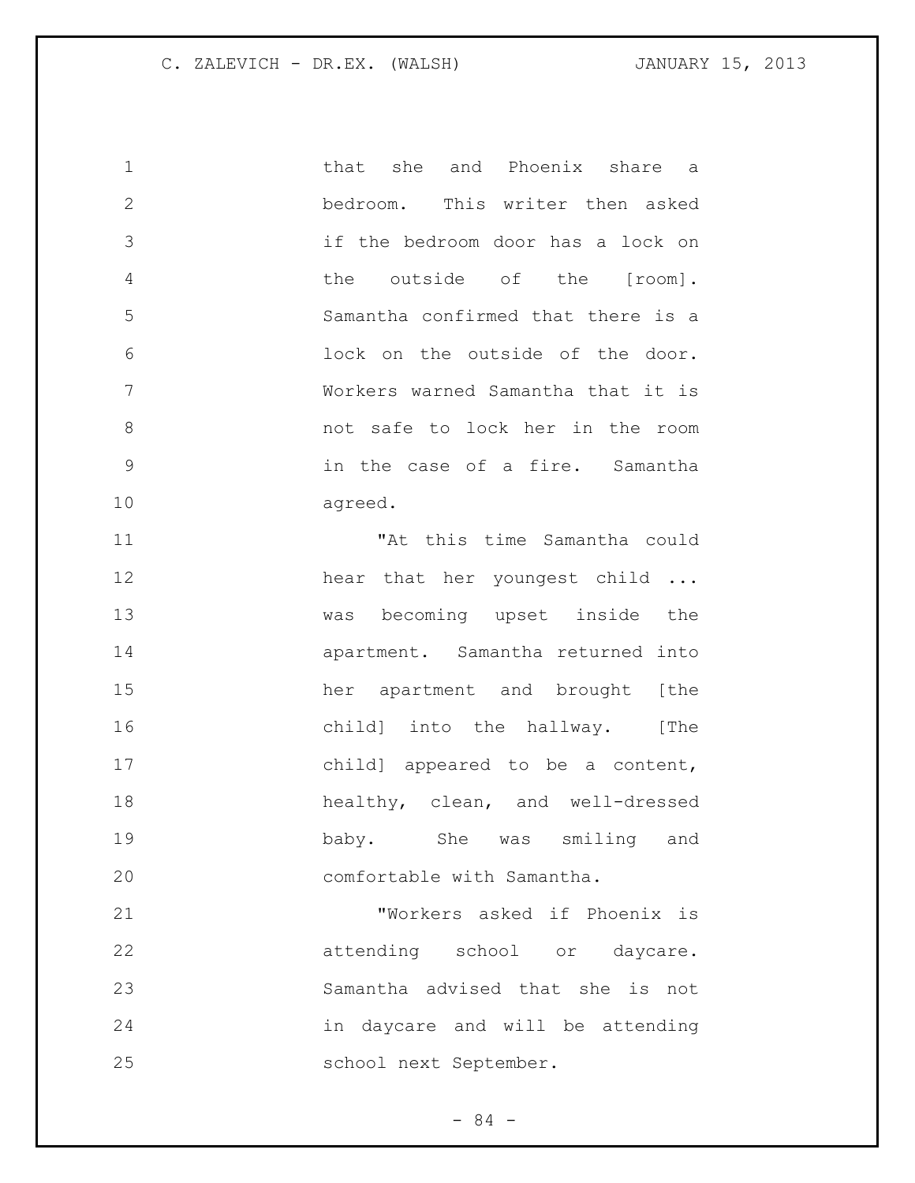that she and Phoenix share a bedroom. This writer then asked if the bedroom door has a lock on the outside of the [room]. Samantha confirmed that there is a lock on the outside of the door. Workers warned Samantha that it is not safe to lock her in the room in the case of a fire. Samantha agreed.

"At this time Samantha could hear that her youngest child ... was becoming upset inside the apartment. Samantha returned into her apartment and brought [the child] into the hallway. [The child] appeared to be a content, healthy, clean, and well-dressed baby. She was smiling and comfortable with Samantha.

"Workers asked if Phoenix is attending school or daycare. Samantha advised that she is not in daycare and will be attending school next September.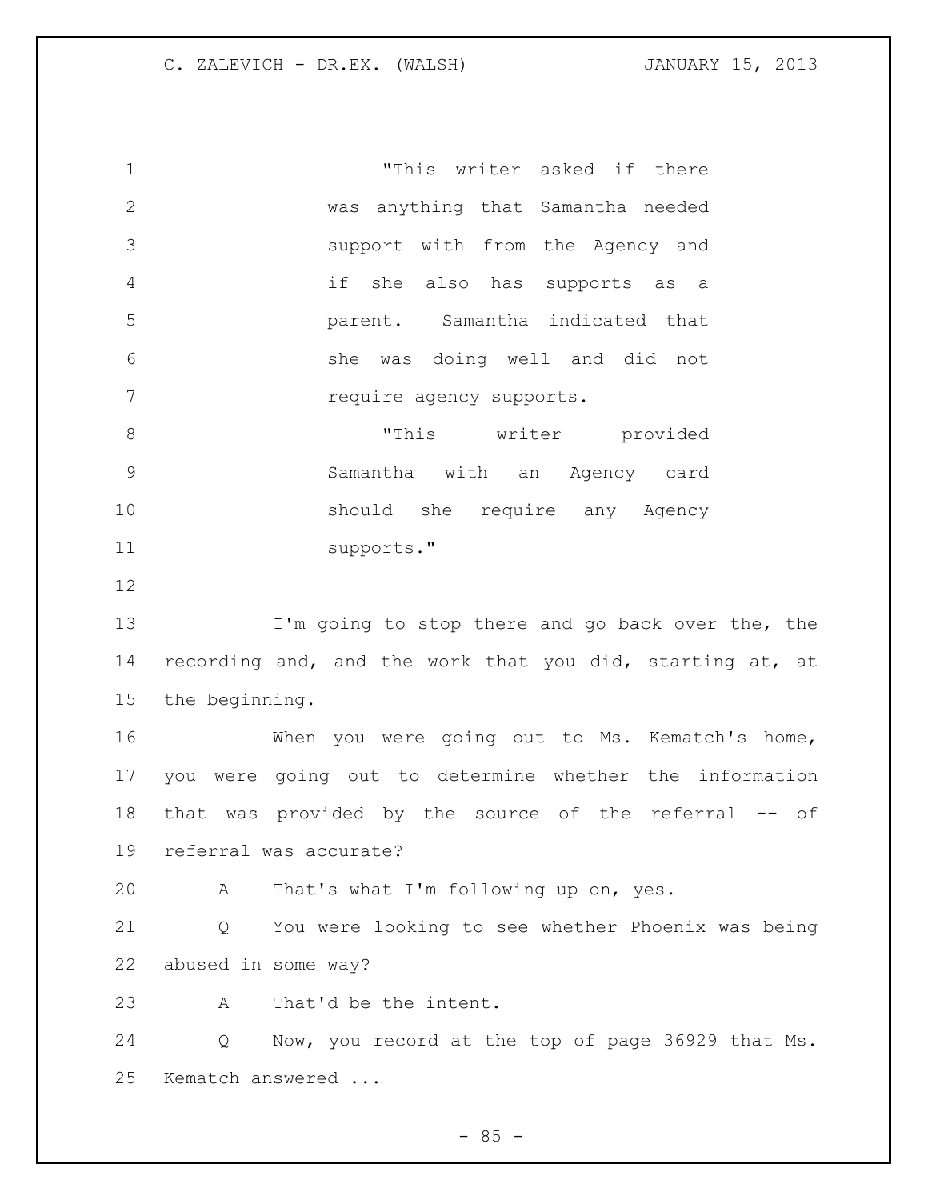"This writer asked if there was anything that Samantha needed support with from the Agency and if she also has supports as a parent. Samantha indicated that she was doing well and did not require agency supports.

"This writer provided Samantha with an Agency card should she require any Agency supports."

I'm going to stop there and go back over the, the recording and, and the work that you did, starting at, at the beginning.

When you were going out to Ms. Kematch's home, you were going out to determine whether the information that was provided by the source of the referral -- of referral was accurate?

A That's what I'm following up on, yes.

Q You were looking to see whether Phoenix was being abused in some way?

A That'd be the intent.

Q Now, you record at the top of page 36929 that Ms. Kematch answered ...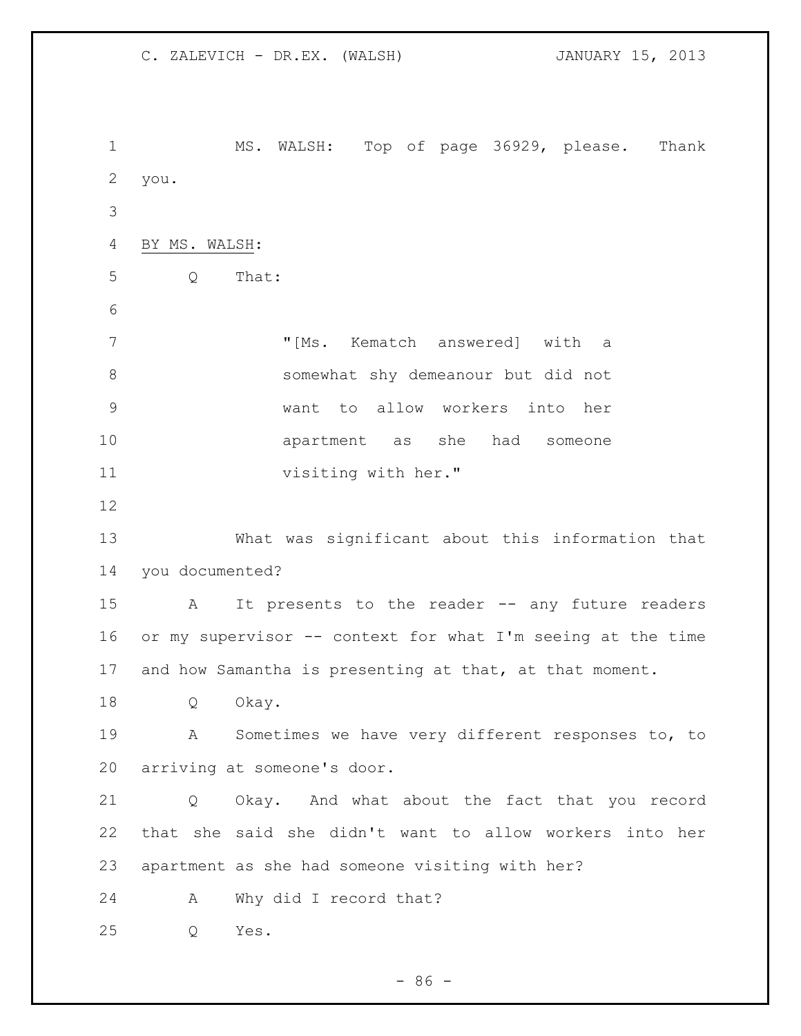MS. WALSH: Top of page 36929, please. Thank you.

BY MS. WALSH:

Q That:

> "[Ms. Kematch answered] with a somewhat shy demeanour but did not want to allow workers into her apartment as she had someone visiting with her."

What was significant about this information that you documented?

A It presents to the reader -- any future readers or my supervisor -- context for what I'm seeing at the time and how Samantha is presenting at that, at that moment.

Q Okay.

A Sometimes we have very different responses to, to arriving at someone's door.

Q Okay. And what about the fact that you record that she said she didn't want to allow workers into her apartment as she had someone visiting with her?

A Why did I record that?

Q Yes.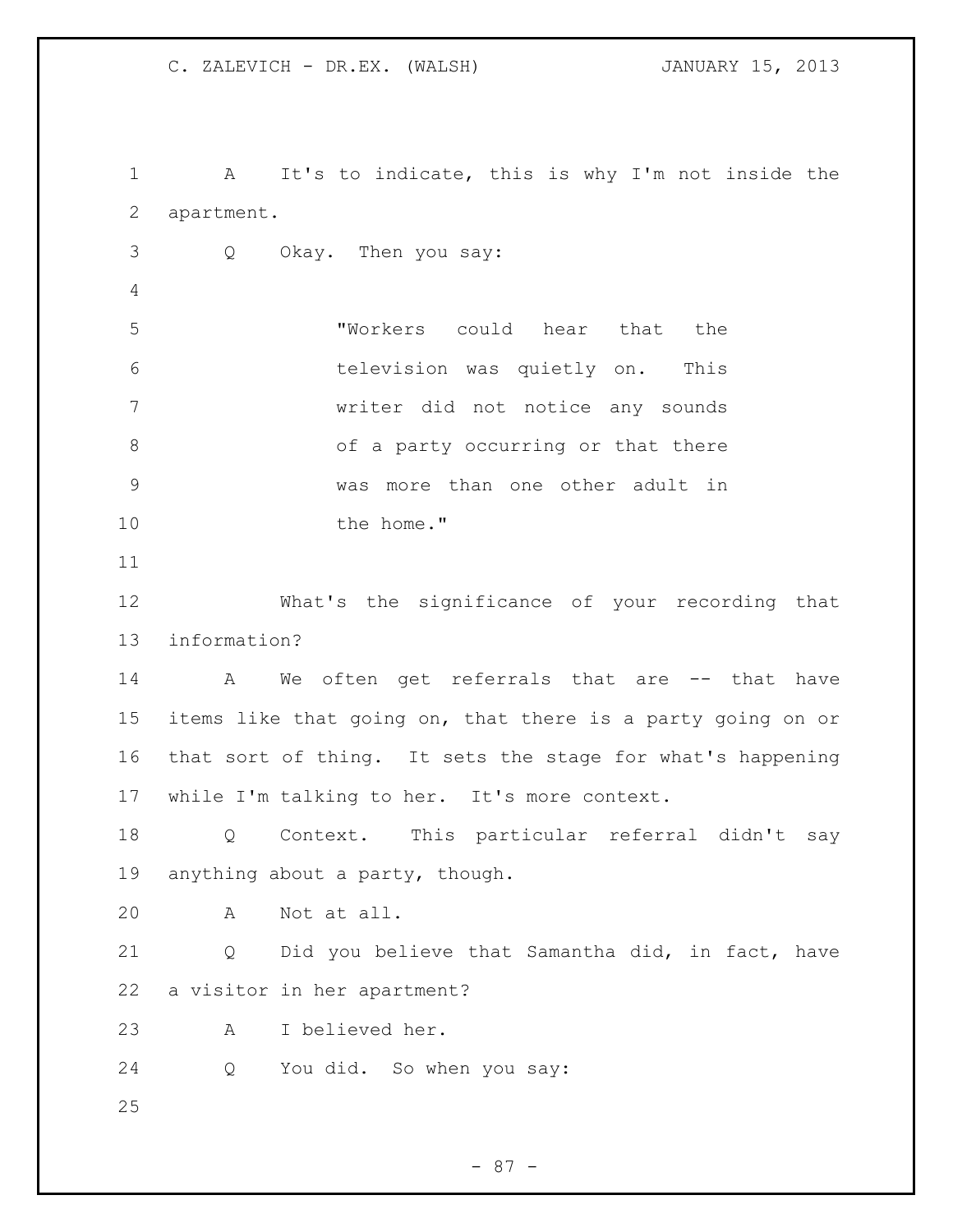A It's to indicate, this is why I'm not inside the apartment.

Q Okay. Then you say:

> "Workers could hear that the television was quietly on. This writer did not notice any sounds of a party occurring or that there was more than one other adult in the home."

What's the significance of your recording that information?

A We often get referrals that are -- that have items like that going on, that there is a party going on or that sort of thing. It sets the stage for what's happening while I'm talking to her. It's more context.

Q Context. This particular referral didn't say anything about a party, though.

A Not at all.

Q Did you believe that Samantha did, in fact, have a visitor in her apartment?

A I believed her.

Q You did. So when you say: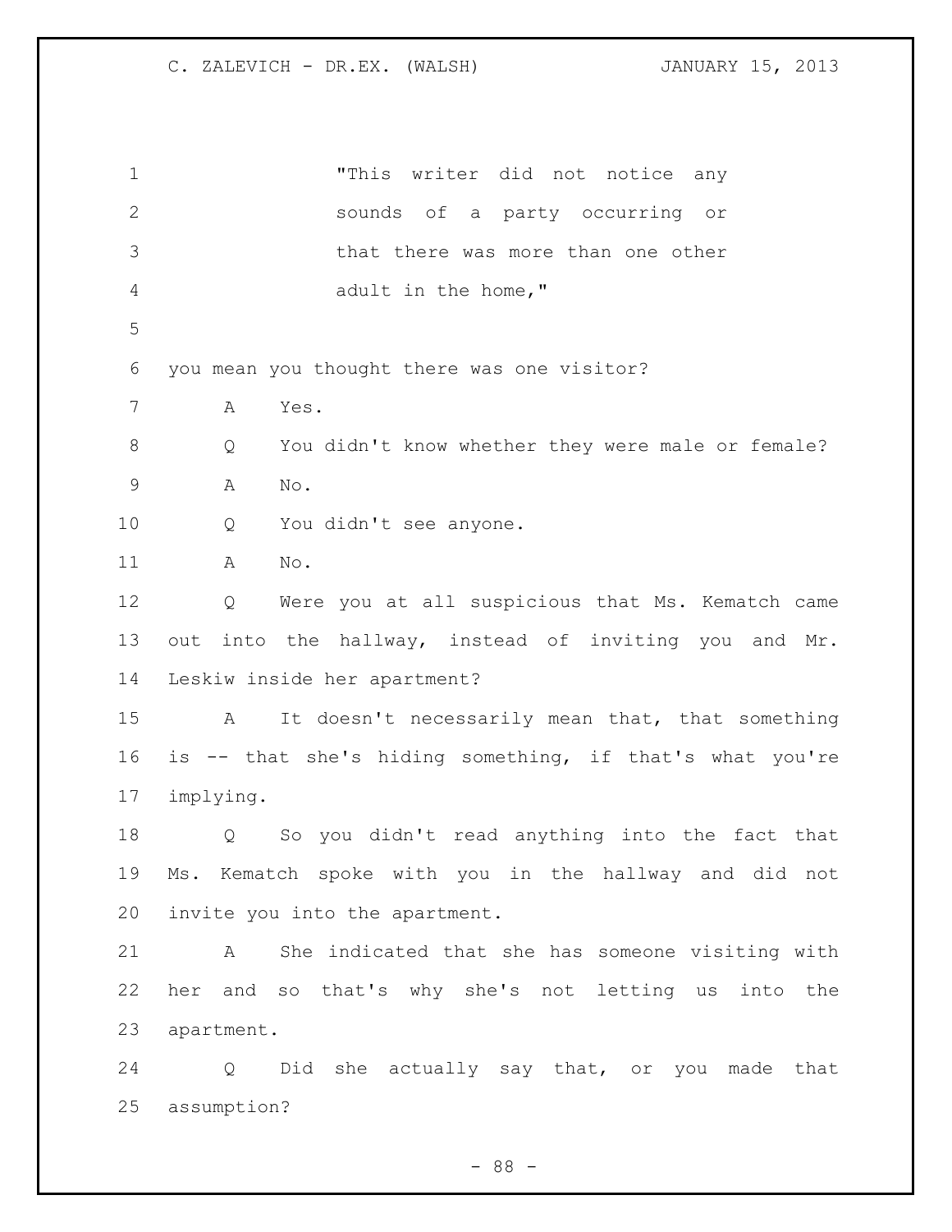"This writer did not notice any sounds of a party occurring or that there was more than one other adult in the home,"

you mean you thought there was one visitor?

A Yes.

Q You didn't know whether they were male or female?

A No.

Q You didn't see anyone.

A No.

Q Were you at all suspicious that Ms. Kematch came out into the hallway, instead of inviting you and Mr. Leskiw inside her apartment?

A It doesn't necessarily mean that, that something is -- that she's hiding something, if that's what you're implying.

Q So you didn't read anything into the fact that Ms. Kematch spoke with you in the hallway and did not invite you into the apartment.

A She indicated that she has someone visiting with her and so that's why she's not letting us into the apartment.

Q Did she actually say that, or you made that assumption?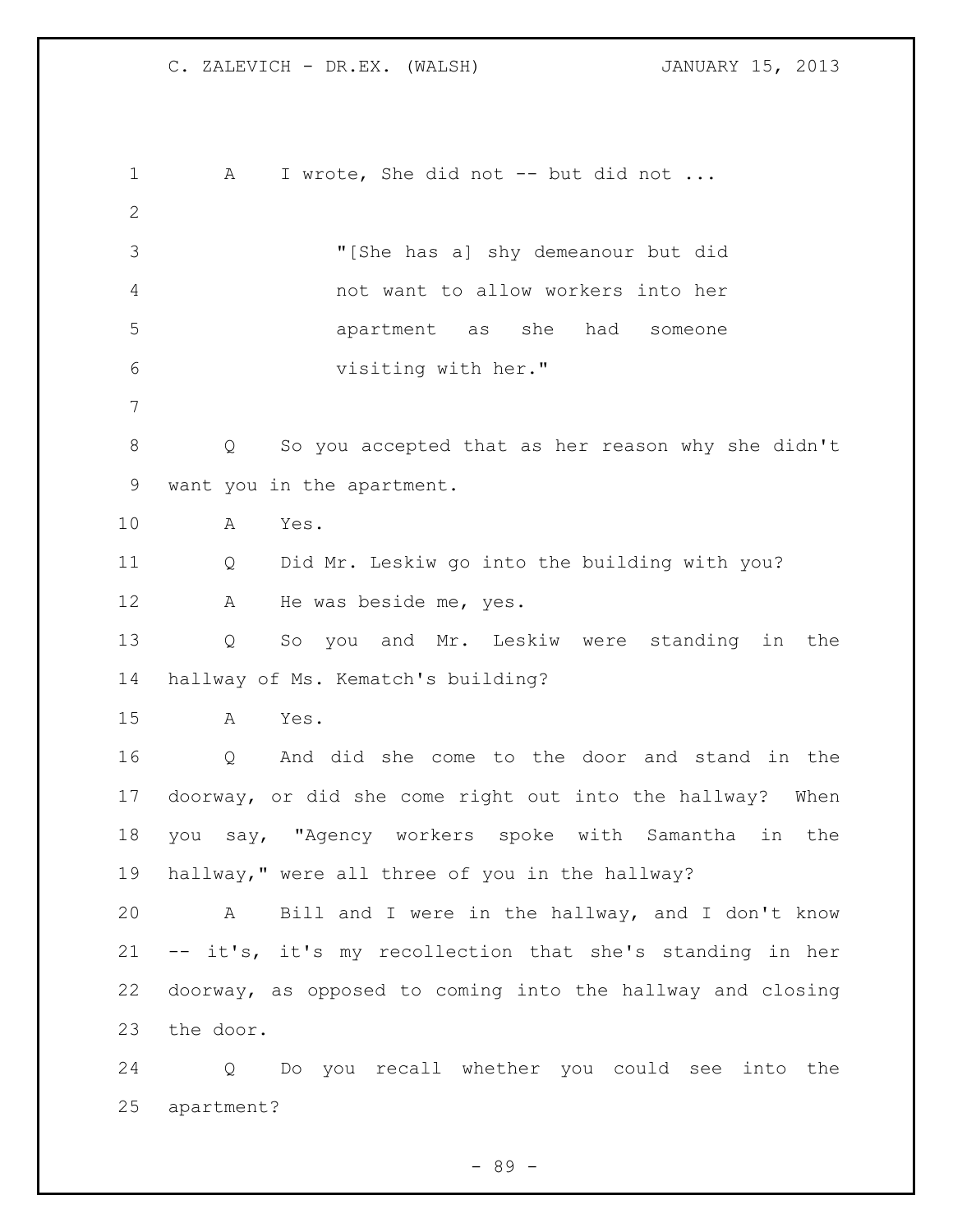A I wrote, She did not -- but did not ...

> "[She has a] shy demeanour but did not want to allow workers into her apartment as she had someone visiting with her."

Q So you accepted that as her reason why she didn't want you in the apartment.

A Yes.

Q Did Mr. Leskiw go into the building with you?

A He was beside me, yes.

Q So you and Mr. Leskiw were standing in the hallway of Ms. Kematch's building?

A Yes.

Q And did she come to the door and stand in the doorway, or did she come right out into the hallway? When you say, "Agency workers spoke with Samantha in the hallway," were all three of you in the hallway?

A Bill and I were in the hallway, and I don't know -- it's, it's my recollection that she's standing in her doorway, as opposed to coming into the hallway and closing the door.

Q Do you recall whether you could see into the apartment?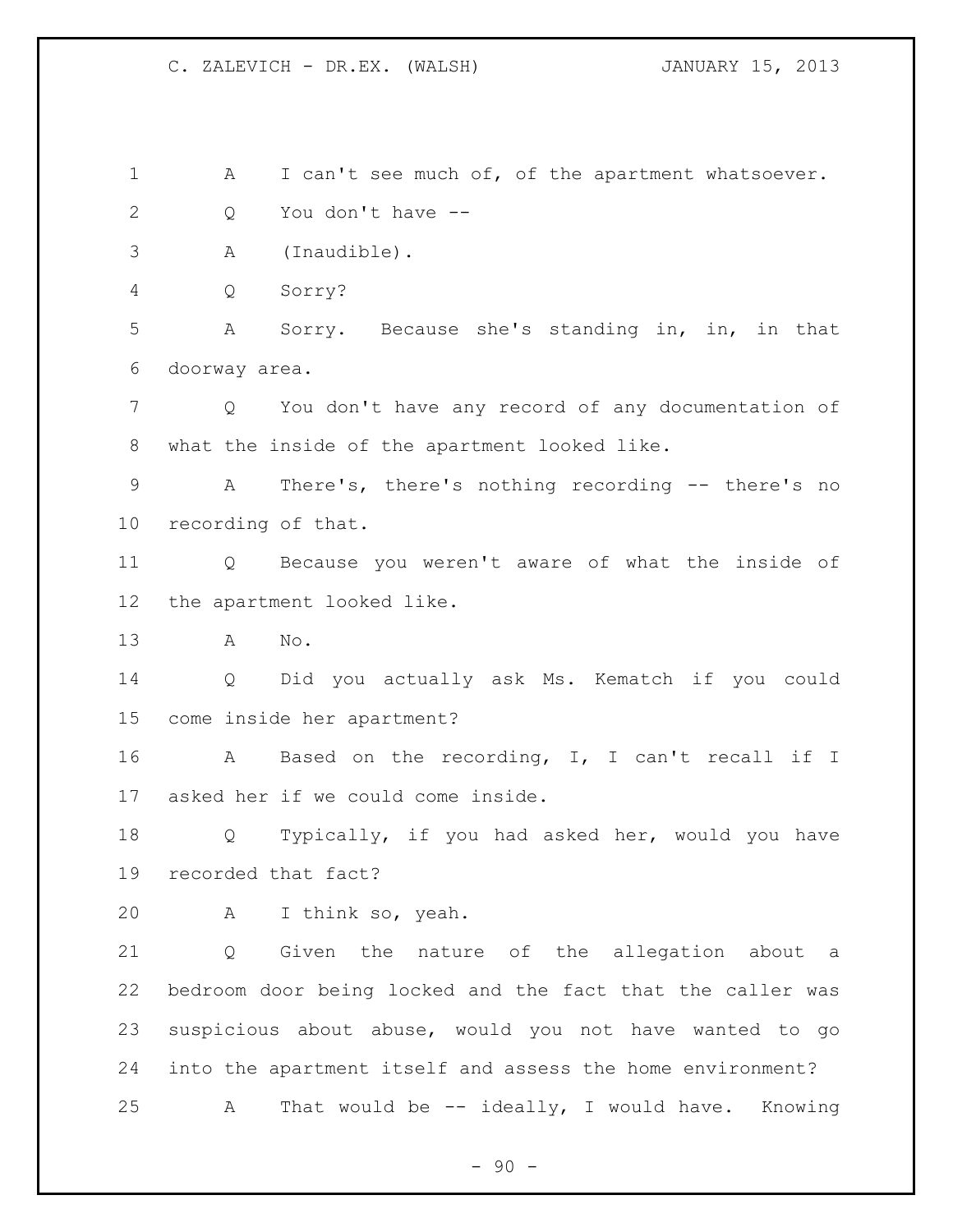A I can't see much of, of the apartment whatsoever.

Q You don't have --

A (Inaudible).

Q Sorry?

A Sorry. Because she's standing in, in, in that doorway area.

Q You don't have any record of any documentation of what the inside of the apartment looked like.

A There's, there's nothing recording -- there's no recording of that.

Q Because you weren't aware of what the inside of the apartment looked like.

A No.

Q Did you actually ask Ms. Kematch if you could come inside her apartment?

A Based on the recording, I, I can't recall if I asked her if we could come inside.

Q Typically, if you had asked her, would you have recorded that fact?

A I think so, yeah.

Q Given the nature of the allegation about a bedroom door being locked and the fact that the caller was suspicious about abuse, would you not have wanted to go into the apartment itself and assess the home environment?

A That would be -- ideally, I would have. Knowing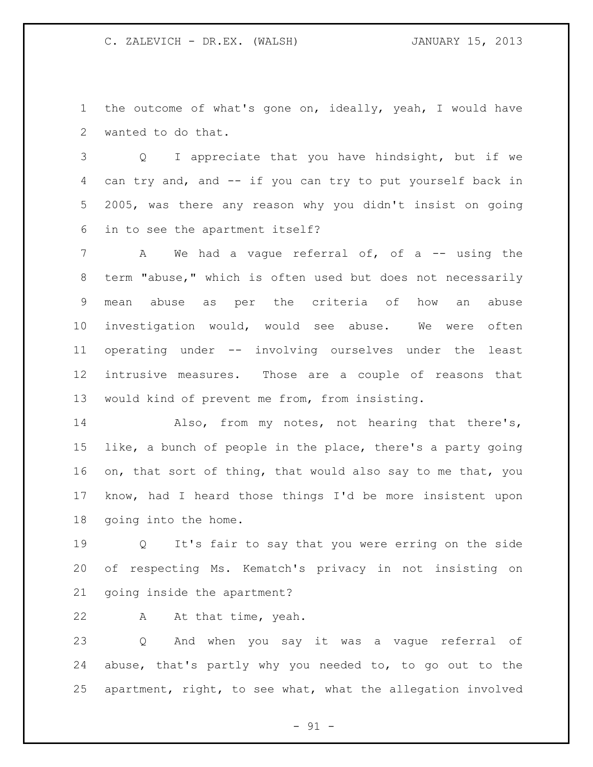the outcome of what's gone on, ideally, yeah, I would have wanted to do that.

Q I appreciate that you have hindsight, but if we can try and, and -- if you can try to put yourself back in 2005, was there any reason why you didn't insist on going in to see the apartment itself?

A We had a vague referral of, of a -- using the term "abuse," which is often used but does not necessarily mean abuse as per the criteria of how an abuse investigation would, would see abuse. We were often operating under -- involving ourselves under the least intrusive measures. Those are a couple of reasons that would kind of prevent me from, from insisting.

Also, from my notes, not hearing that there's, like, a bunch of people in the place, there's a party going on, that sort of thing, that would also say to me that, you know, had I heard those things I'd be more insistent upon going into the home.

Q It's fair to say that you were erring on the side of respecting Ms. Kematch's privacy in not insisting on going inside the apartment?

A At that time, yeah.

Q And when you say it was a vague referral of abuse, that's partly why you needed to, to go out to the apartment, right, to see what, what the allegation involved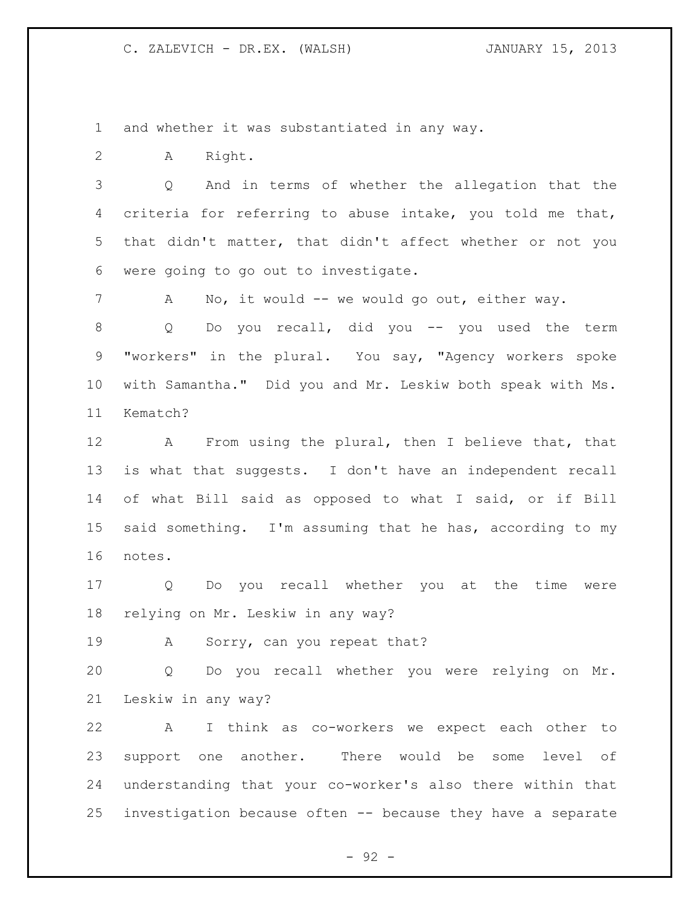and whether it was substantiated in any way.

A Right.

Q And in terms of whether the allegation that the criteria for referring to abuse intake, you told me that, that didn't matter, that didn't affect whether or not you were going to go out to investigate.

A No, it would -- we would go out, either way.

Q Do you recall, did you -- you used the term "workers" in the plural. You say, "Agency workers spoke with Samantha." Did you and Mr. Leskiw both speak with Ms. Kematch?

A From using the plural, then I believe that, that is what that suggests. I don't have an independent recall of what Bill said as opposed to what I said, or if Bill said something. I'm assuming that he has, according to my notes.

Q Do you recall whether you at the time were relying on Mr. Leskiw in any way?

A Sorry, can you repeat that?

Q Do you recall whether you were relying on Mr. Leskiw in any way?

A I think as co-workers we expect each other to support one another. There would be some level of understanding that your co-worker's also there within that investigation because often -- because they have a separate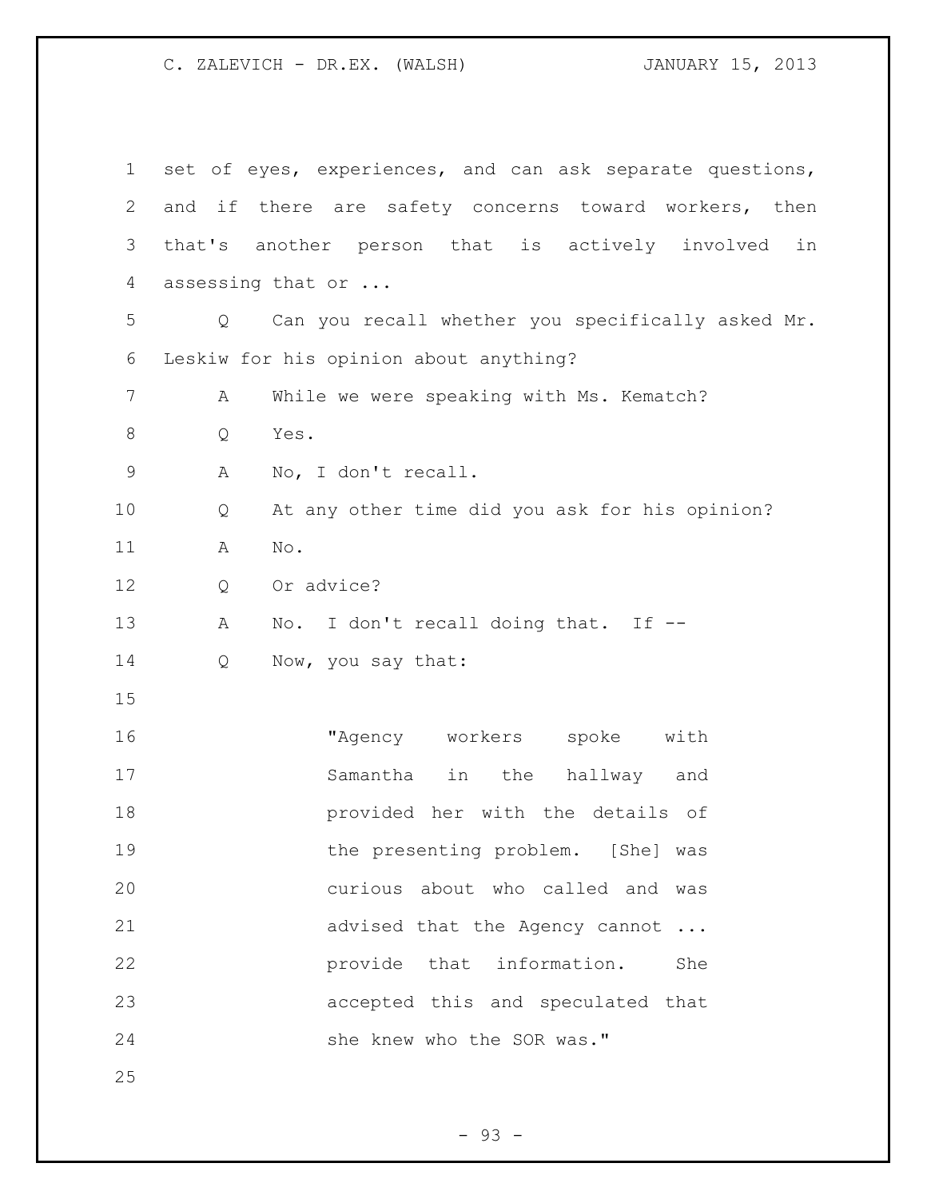set of eyes, experiences, and can ask separate questions, and if there are safety concerns toward workers, then that's another person that is actively involved in assessing that or ...

Q Can you recall whether you specifically asked Mr. Leskiw for his opinion about anything?

A While we were speaking with Ms. Kematch?

Q Yes.

A No, I don't recall.

Q At any other time did you ask for his opinion?

A No.

Q Or advice?

A No. I don't recall doing that. If --

Q Now, you say that:

> "Agency workers spoke with Samantha in the hallway and provided her with the details of the presenting problem. [She] was curious about who called and was advised that the Agency cannot ... provide that information. She accepted this and speculated that she knew who the SOR was."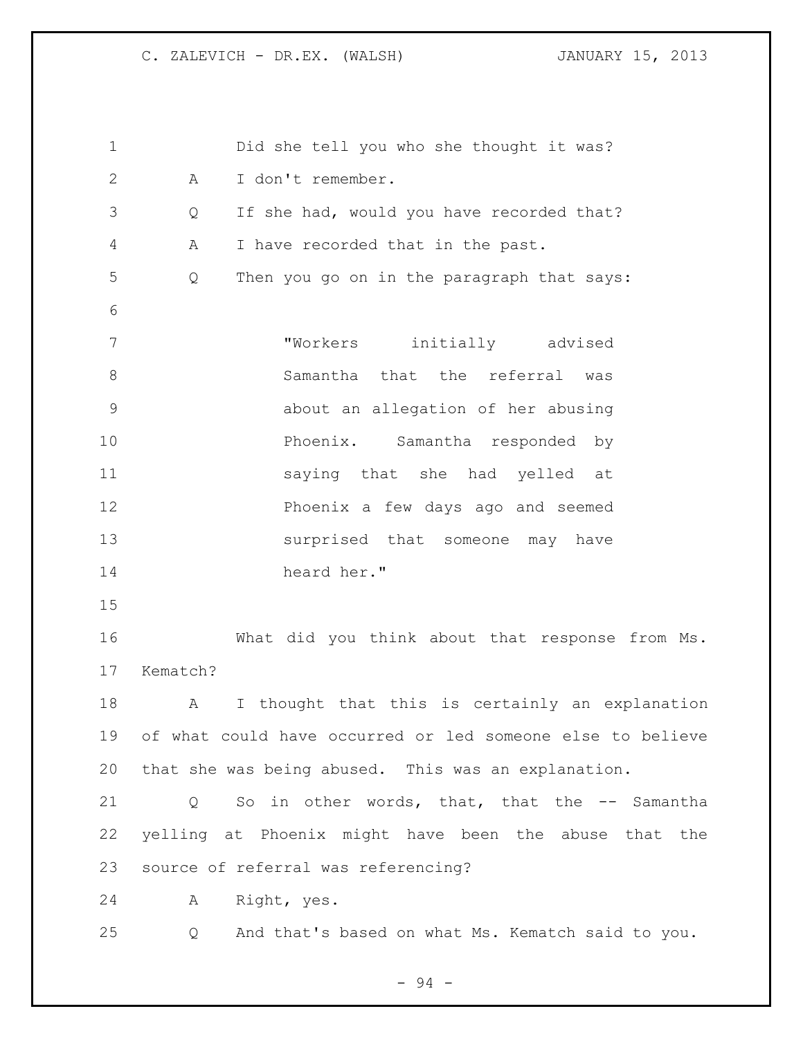Did she tell you who she thought it was?

A I don't remember.

Q If she had, would you have recorded that?

A I have recorded that in the past.

Q Then you go on in the paragraph that says:

> "Workers initially advised Samantha that the referral was about an allegation of her abusing Phoenix. Samantha responded by saying that she had yelled at Phoenix a few days ago and seemed surprised that someone may have heard her."

What did you think about that response from Ms. Kematch?

A I thought that this is certainly an explanation of what could have occurred or led someone else to believe that she was being abused. This was an explanation.

Q So in other words, that, that the -- Samantha yelling at Phoenix might have been the abuse that the source of referral was referencing?

A Right, yes.

Q And that's based on what Ms. Kematch said to you.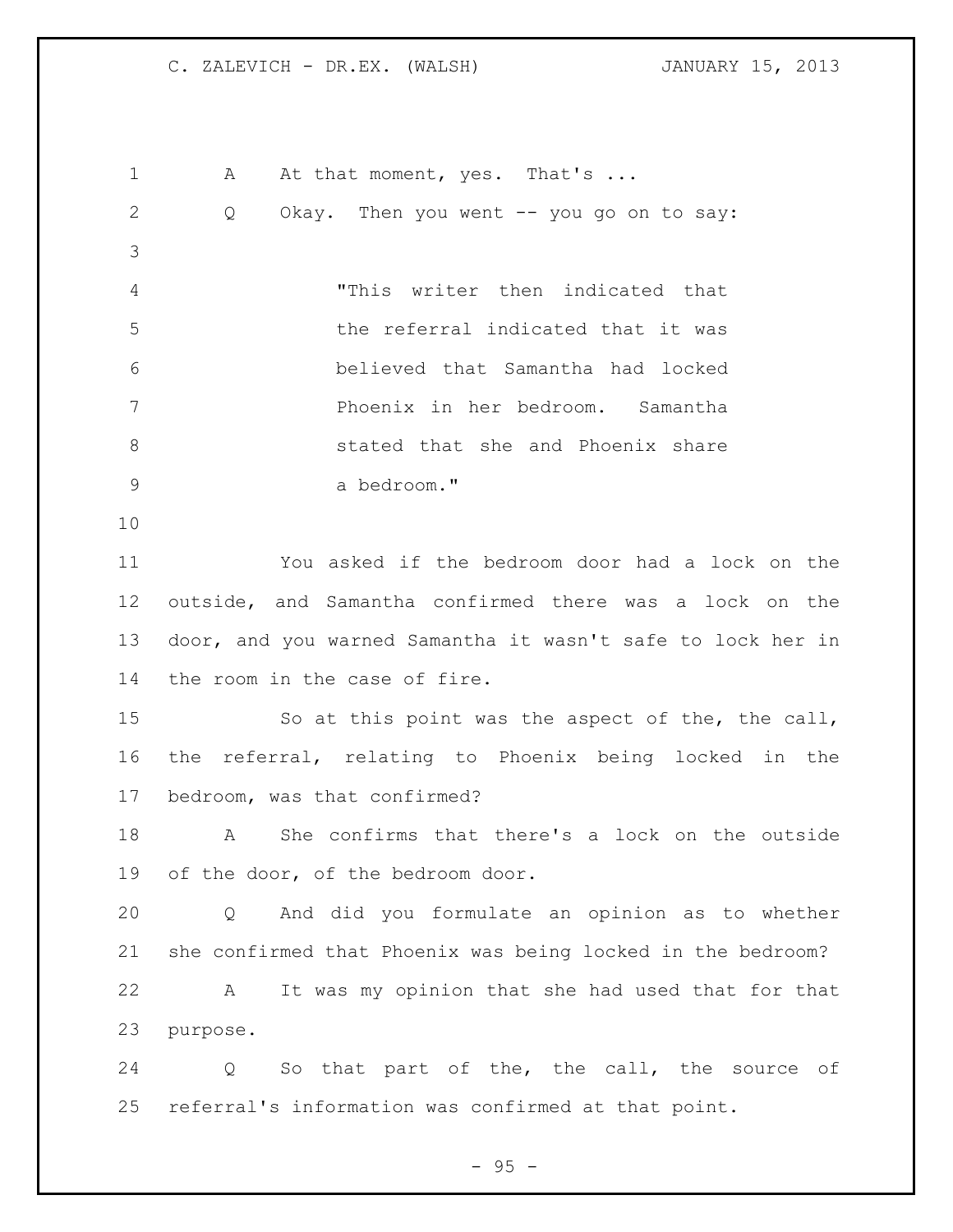A At that moment, yes. That's ...

Q Okay. Then you went -- you go on to say:

> "This writer then indicated that the referral indicated that it was believed that Samantha had locked Phoenix in her bedroom. Samantha stated that she and Phoenix share a bedroom."

You asked if the bedroom door had a lock on the outside, and Samantha confirmed there was a lock on the door, and you warned Samantha it wasn't safe to lock her in the room in the case of fire.

So at this point was the aspect of the, the call, the referral, relating to Phoenix being locked in the bedroom, was that confirmed?

A She confirms that there's a lock on the outside of the door, of the bedroom door.

Q And did you formulate an opinion as to whether she confirmed that Phoenix was being locked in the bedroom?

A It was my opinion that she had used that for that purpose.

Q So that part of the, the call, the source of referral's information was confirmed at that point.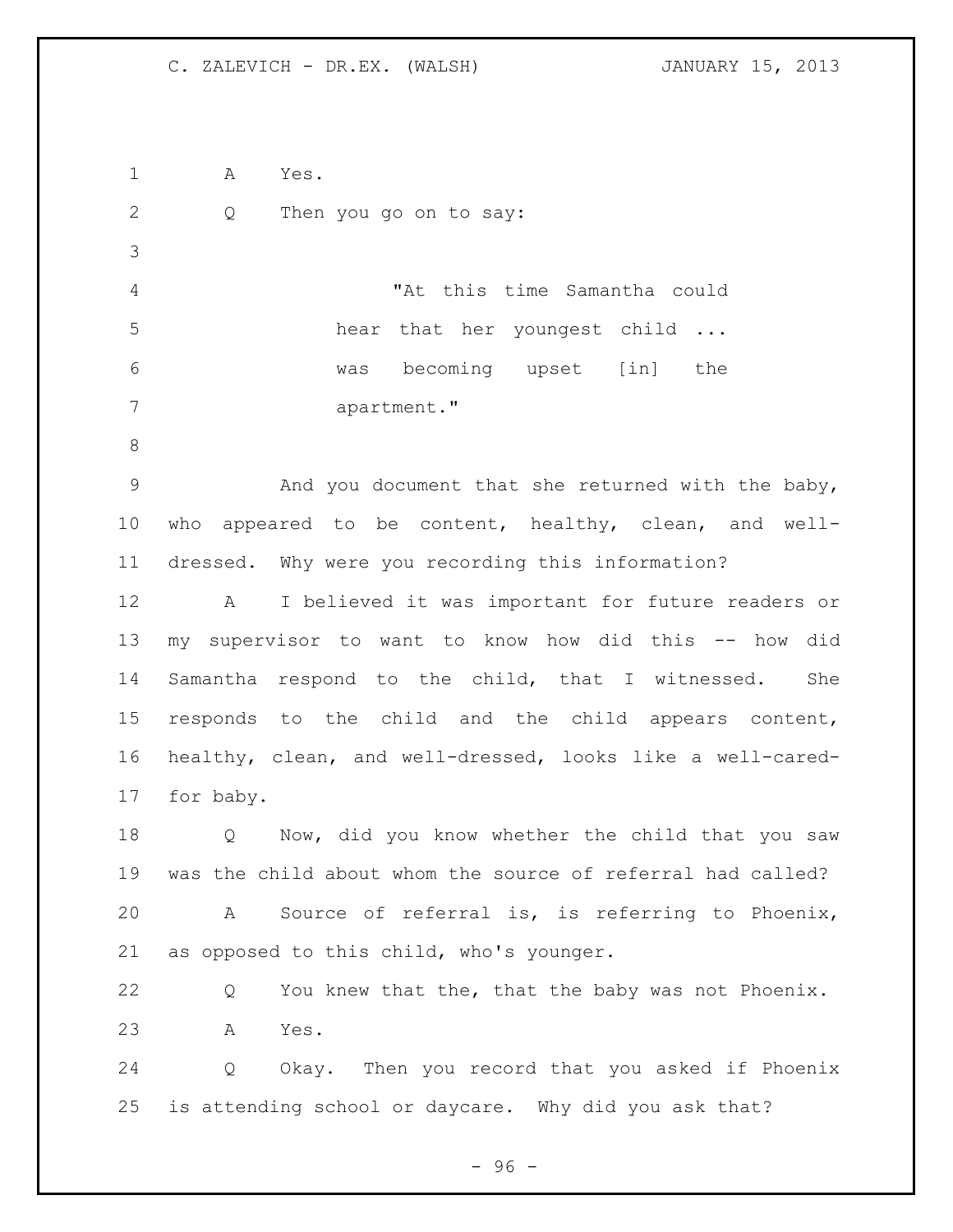A Yes.

Q Then you go on to say:

> "At this time Samantha could hear that her youngest child ... was becoming upset [in] the apartment."

And you document that she returned with the baby, who appeared to be content, healthy, clean, and well-dressed. Why were you recording this information?

A I believed it was important for future readers or my supervisor to want to know how did this -- how did Samantha respond to the child, that I witnessed. She responds to the child and the child appears content, healthy, clean, and well-dressed, looks like a well-cared-for baby.

Q Now, did you know whether the child that you saw was the child about whom the source of referral had called?

A Source of referral is, is referring to Phoenix, as opposed to this child, who's younger.

Q You knew that the, that the baby was not Phoenix.

A Yes.

Q Okay. Then you record that you asked if Phoenix is attending school or daycare. Why did you ask that?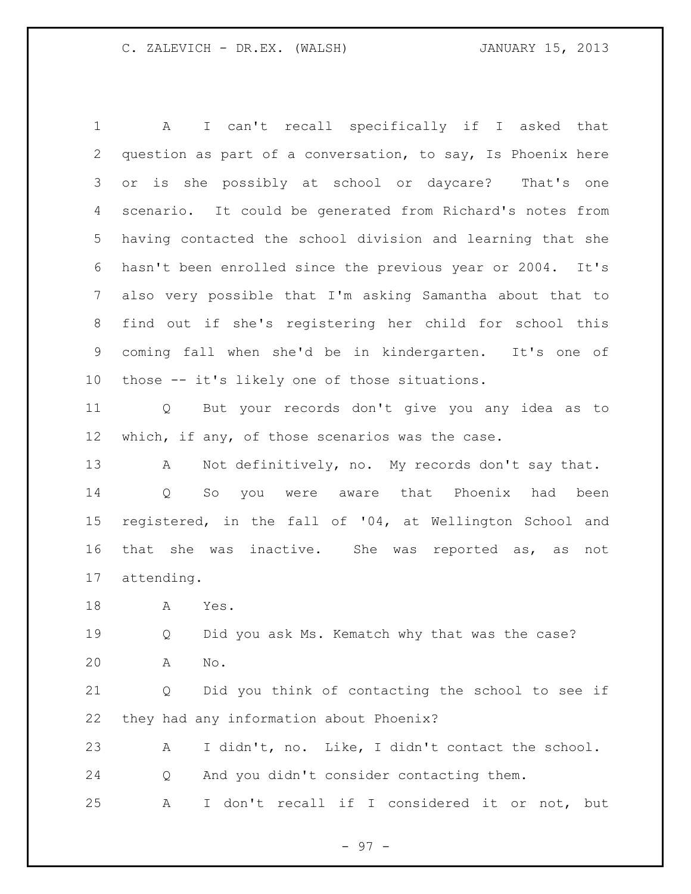A I can't recall specifically if I asked that question as part of a conversation, to say, Is Phoenix here or is she possibly at school or daycare? That's one scenario. It could be generated from Richard's notes from having contacted the school division and learning that she hasn't been enrolled since the previous year or 2004. It's also very possible that I'm asking Samantha about that to find out if she's registering her child for school this coming fall when she'd be in kindergarten. It's one of those -- it's likely one of those situations.

Q But your records don't give you any idea as to which, if any, of those scenarios was the case.

A Not definitively, no. My records don't say that.

Q So you were aware that Phoenix had been registered, in the fall of '04, at Wellington School and that she was inactive. She was reported as, as not attending.

A Yes.

Q Did you ask Ms. Kematch why that was the case?

A No.

Q Did you think of contacting the school to see if they had any information about Phoenix?

A I didn't, no. Like, I didn't contact the school.

Q And you didn't consider contacting them.

A I don't recall if I considered it or not, but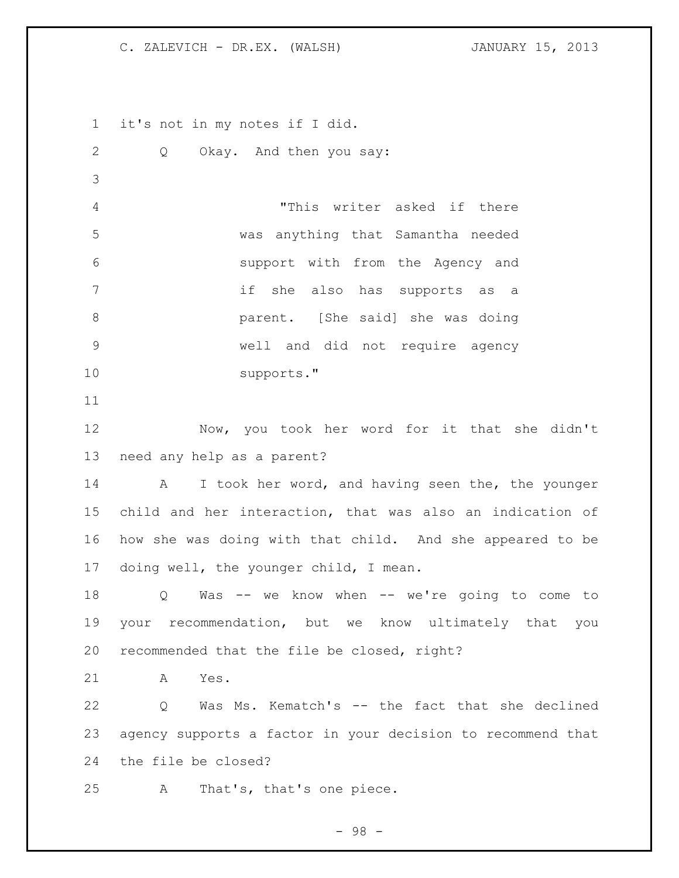it's not in my notes if I did.

Q Okay. And then you say:

> "This writer asked if there was anything that Samantha needed support with from the Agency and if she also has supports as a parent. [She said] she was doing well and did not require agency supports."

Now, you took her word for it that she didn't need any help as a parent?

A I took her word, and having seen the, the younger child and her interaction, that was also an indication of how she was doing with that child. And she appeared to be doing well, the younger child, I mean.

Q Was -- we know when -- we're going to come to your recommendation, but we know ultimately that you recommended that the file be closed, right?

A Yes.

Q Was Ms. Kematch's -- the fact that she declined agency supports a factor in your decision to recommend that the file be closed?

A That's, that's one piece.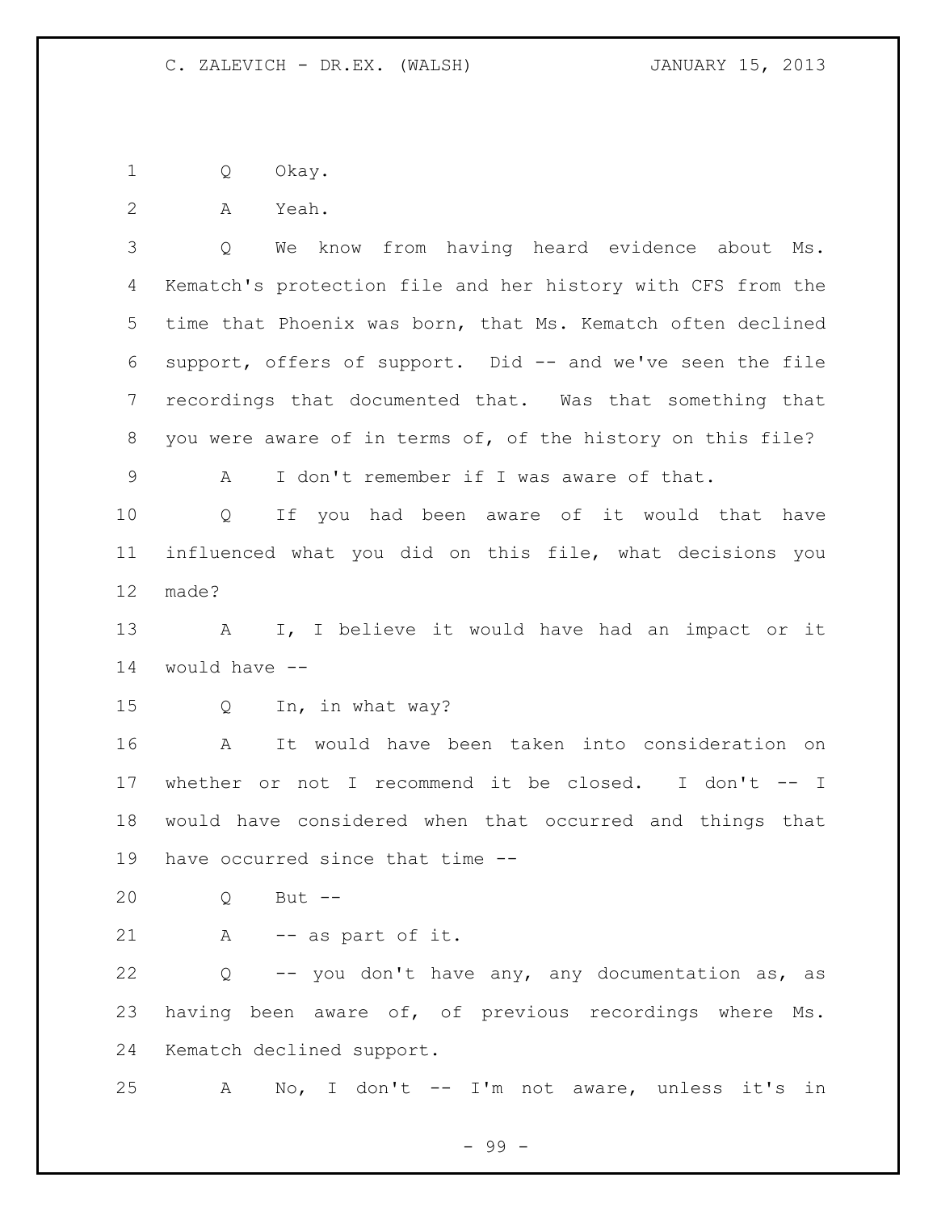Q Okay.

A Yeah.

Q We know from having heard evidence about Ms. Kematch's protection file and her history with CFS from the time that Phoenix was born, that Ms. Kematch often declined support, offers of support. Did -- and we've seen the file recordings that documented that. Was that something that you were aware of in terms of, of the history on this file?

A I don't remember if I was aware of that.

Q If you had been aware of it would that have influenced what you did on this file, what decisions you made?

A I, I believe it would have had an impact or it would have --

Q In, in what way?

A It would have been taken into consideration on whether or not I recommend it be closed. I don't -- I would have considered when that occurred and things that have occurred since that time --

Q But --

A -- as part of it.

Q -- you don't have any, any documentation as, as having been aware of, of previous recordings where Ms. Kematch declined support.

A No, I don't -- I'm not aware, unless it's in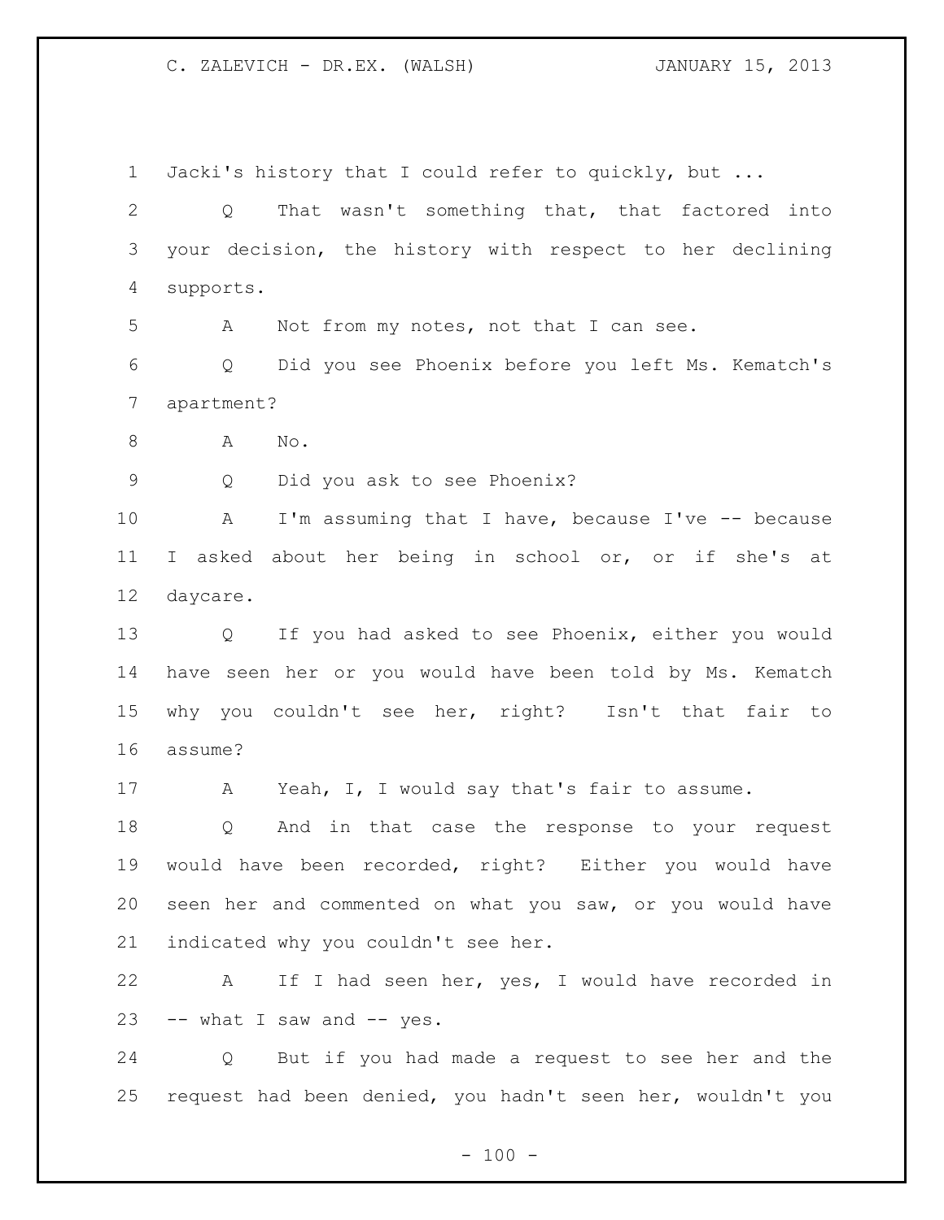Jacki's history that I could refer to quickly, but ...

Q That wasn't something that, that factored into your decision, the history with respect to her declining supports.

A Not from my notes, not that I can see.

Q Did you see Phoenix before you left Ms. Kematch's apartment?

A No.

Q Did you ask to see Phoenix?

A I'm assuming that I have, because I've -- because I asked about her being in school or, or if she's at daycare.

Q If you had asked to see Phoenix, either you would have seen her or you would have been told by Ms. Kematch why you couldn't see her, right? Isn't that fair to assume?

A Yeah, I, I would say that's fair to assume.

Q And in that case the response to your request would have been recorded, right? Either you would have seen her and commented on what you saw, or you would have indicated why you couldn't see her.

A If I had seen her, yes, I would have recorded in -- what I saw and -- yes.

Q But if you had made a request to see her and the request had been denied, you hadn't seen her, wouldn't you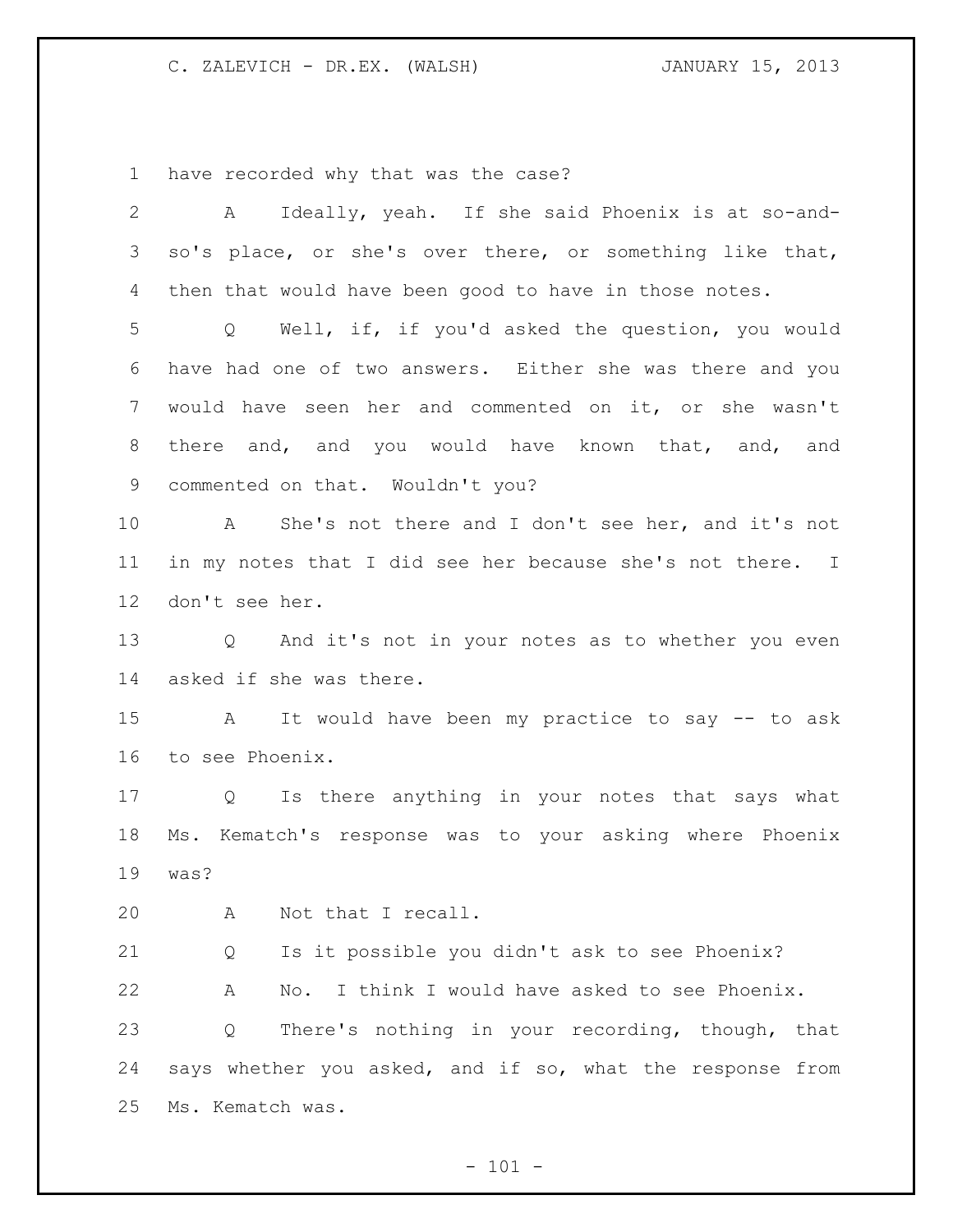have recorded why that was the case?

A Ideally, yeah. If she said Phoenix is at so-and-so's place, or she's over there, or something like that, then that would have been good to have in those notes.

Q Well, if, if you'd asked the question, you would have had one of two answers. Either she was there and you would have seen her and commented on it, or she wasn't there and, and you would have known that, and, and commented on that. Wouldn't you?

A She's not there and I don't see her, and it's not in my notes that I did see her because she's not there. I don't see her.

Q And it's not in your notes as to whether you even asked if she was there.

A It would have been my practice to say -- to ask to see Phoenix.

Q Is there anything in your notes that says what Ms. Kematch's response was to your asking where Phoenix was?

A Not that I recall.

Q Is it possible you didn't ask to see Phoenix?

A No. I think I would have asked to see Phoenix.

Q There's nothing in your recording, though, that says whether you asked, and if so, what the response from Ms. Kematch was.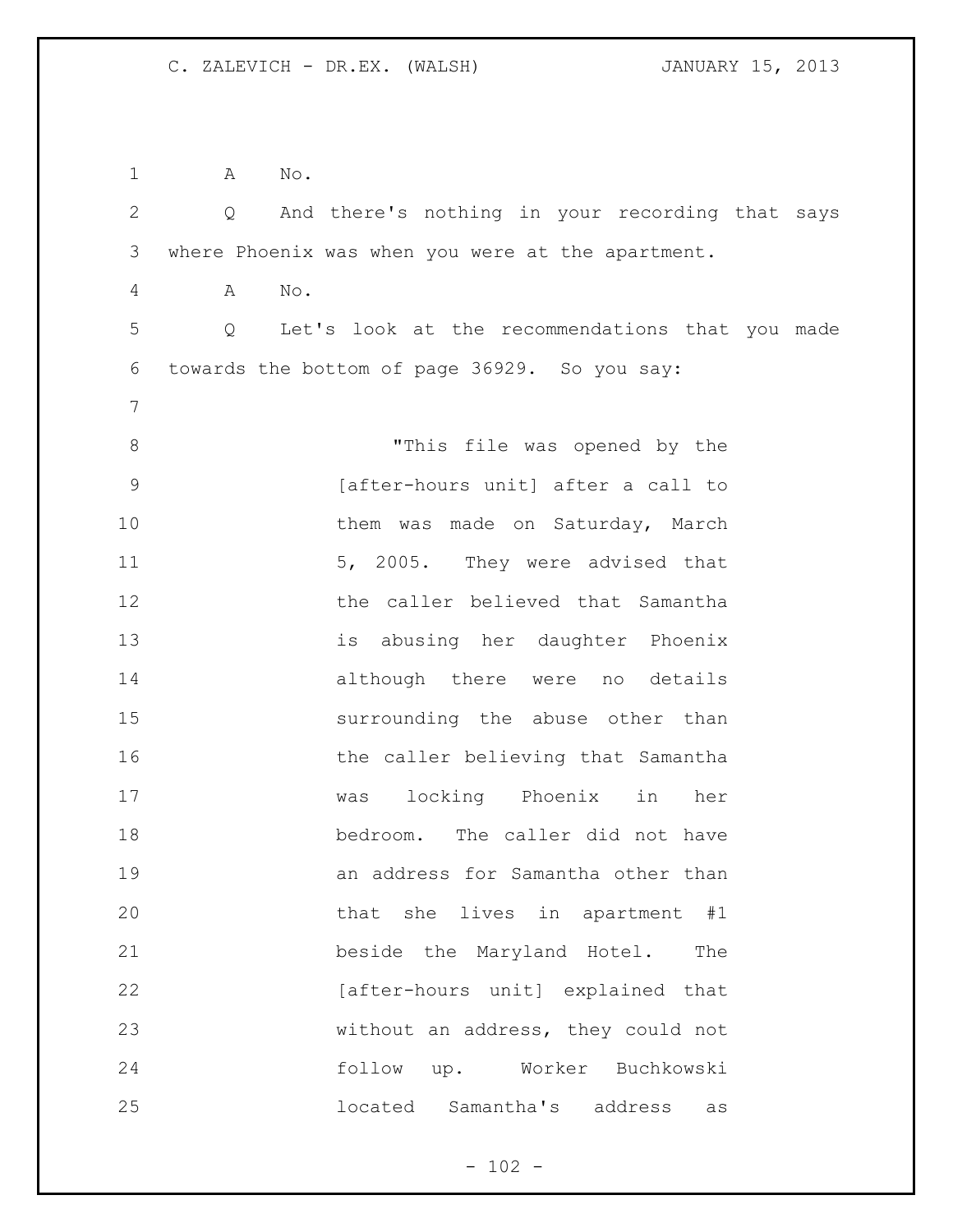A No.

Q And there's nothing in your recording that says where Phoenix was when you were at the apartment.

A No.

Q Let's look at the recommendations that you made towards the bottom of page 36929. So you say:

> "This file was opened by the [after-hours unit] after a call to them was made on Saturday, March 5, 2005. They were advised that the caller believed that Samantha is abusing her daughter Phoenix although there were no details surrounding the abuse other than the caller believing that Samantha was locking Phoenix in her bedroom. The caller did not have an address for Samantha other than that she lives in apartment #1 beside the Maryland Hotel. The [after-hours unit] explained that without an address, they could not follow up. Worker Buchkowski located Samantha's address as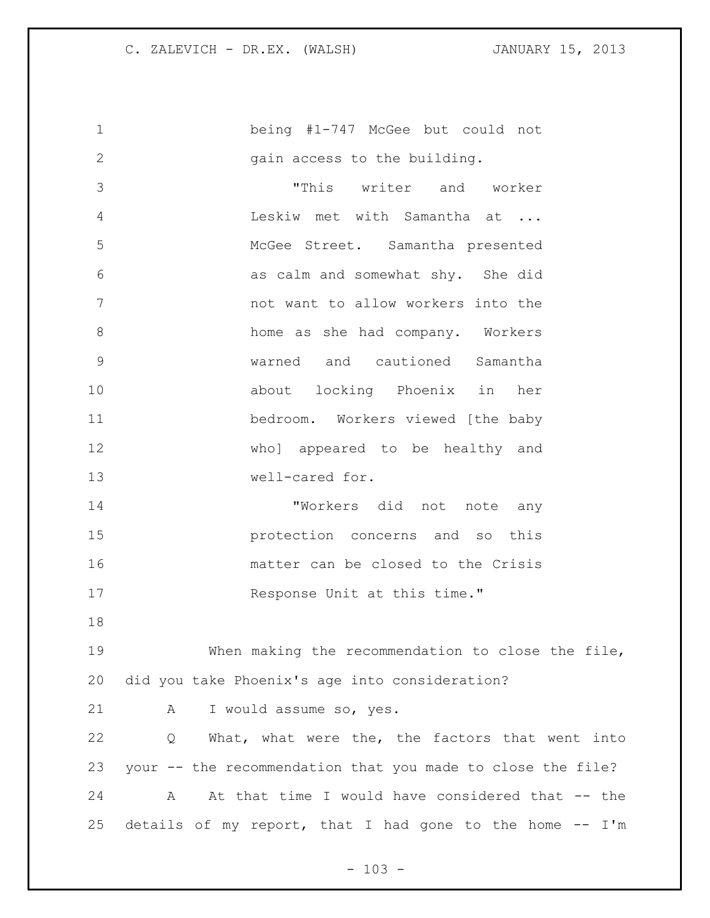being #1-747 McGee but could not gain access to the building.

"This writer and worker Leskiw met with Samantha at ... McGee Street. Samantha presented as calm and somewhat shy. She did not want to allow workers into the home as she had company. Workers warned and cautioned Samantha about locking Phoenix in her bedroom. Workers viewed [the baby who] appeared to be healthy and well-cared for.

"Workers did not note any protection concerns and so this matter can be closed to the Crisis Response Unit at this time."

When making the recommendation to close the file, did you take Phoenix's age into consideration?

A I would assume so, yes.

Q What, what were the, the factors that went into your -- the recommendation that you made to close the file?

A At that time I would have considered that -- the details of my report, that I had gone to the home -- I'm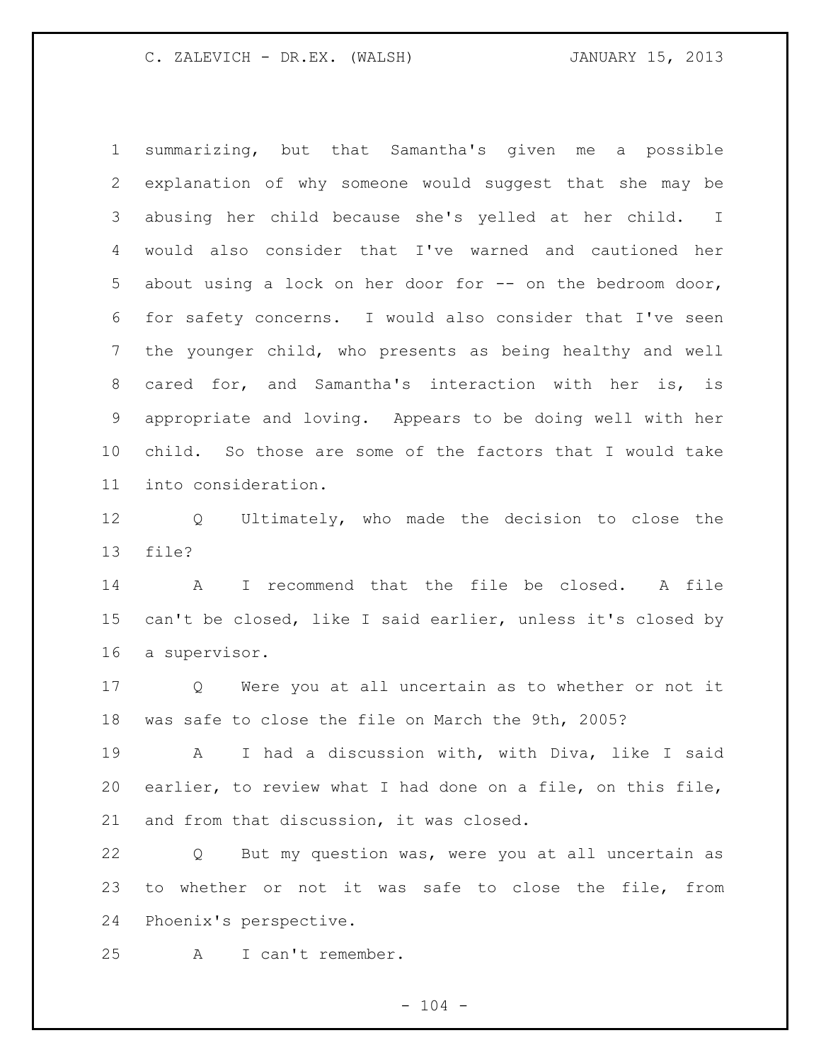summarizing, but that Samantha's given me a possible explanation of why someone would suggest that she may be abusing her child because she's yelled at her child. I would also consider that I've warned and cautioned her about using a lock on her door for -- on the bedroom door, for safety concerns. I would also consider that I've seen the younger child, who presents as being healthy and well cared for, and Samantha's interaction with her is, is appropriate and loving. Appears to be doing well with her child. So those are some of the factors that I would take into consideration.

Q Ultimately, who made the decision to close the file?

A I recommend that the file be closed. A file can't be closed, like I said earlier, unless it's closed by a supervisor.

Q Were you at all uncertain as to whether or not it was safe to close the file on March the 9th, 2005?

A I had a discussion with, with Diva, like I said earlier, to review what I had done on a file, on this file, and from that discussion, it was closed.

Q But my question was, were you at all uncertain as to whether or not it was safe to close the file, from Phoenix's perspective.

A I can't remember.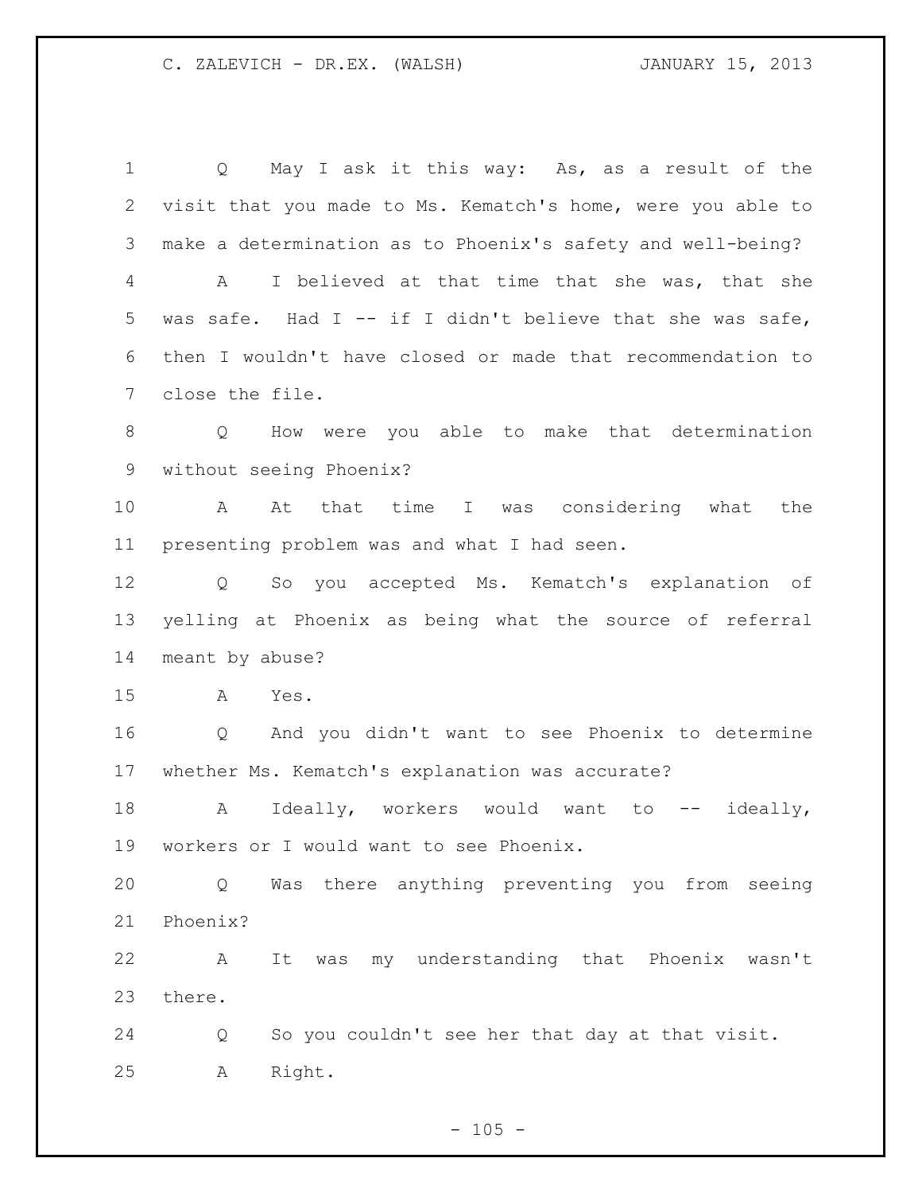Q May I ask it this way: As, as a result of the visit that you made to Ms. Kematch's home, were you able to make a determination as to Phoenix's safety and well-being?

A I believed at that time that she was, that she was safe. Had I -- if I didn't believe that she was safe, then I wouldn't have closed or made that recommendation to close the file.

Q How were you able to make that determination without seeing Phoenix?

A At that time I was considering what the presenting problem was and what I had seen.

Q So you accepted Ms. Kematch's explanation of yelling at Phoenix as being what the source of referral meant by abuse?

A Yes.

Q And you didn't want to see Phoenix to determine whether Ms. Kematch's explanation was accurate?

A Ideally, workers would want to -- ideally, workers or I would want to see Phoenix.

Q Was there anything preventing you from seeing Phoenix?

A It was my understanding that Phoenix wasn't there.

Q So you couldn't see her that day at that visit.

A Right.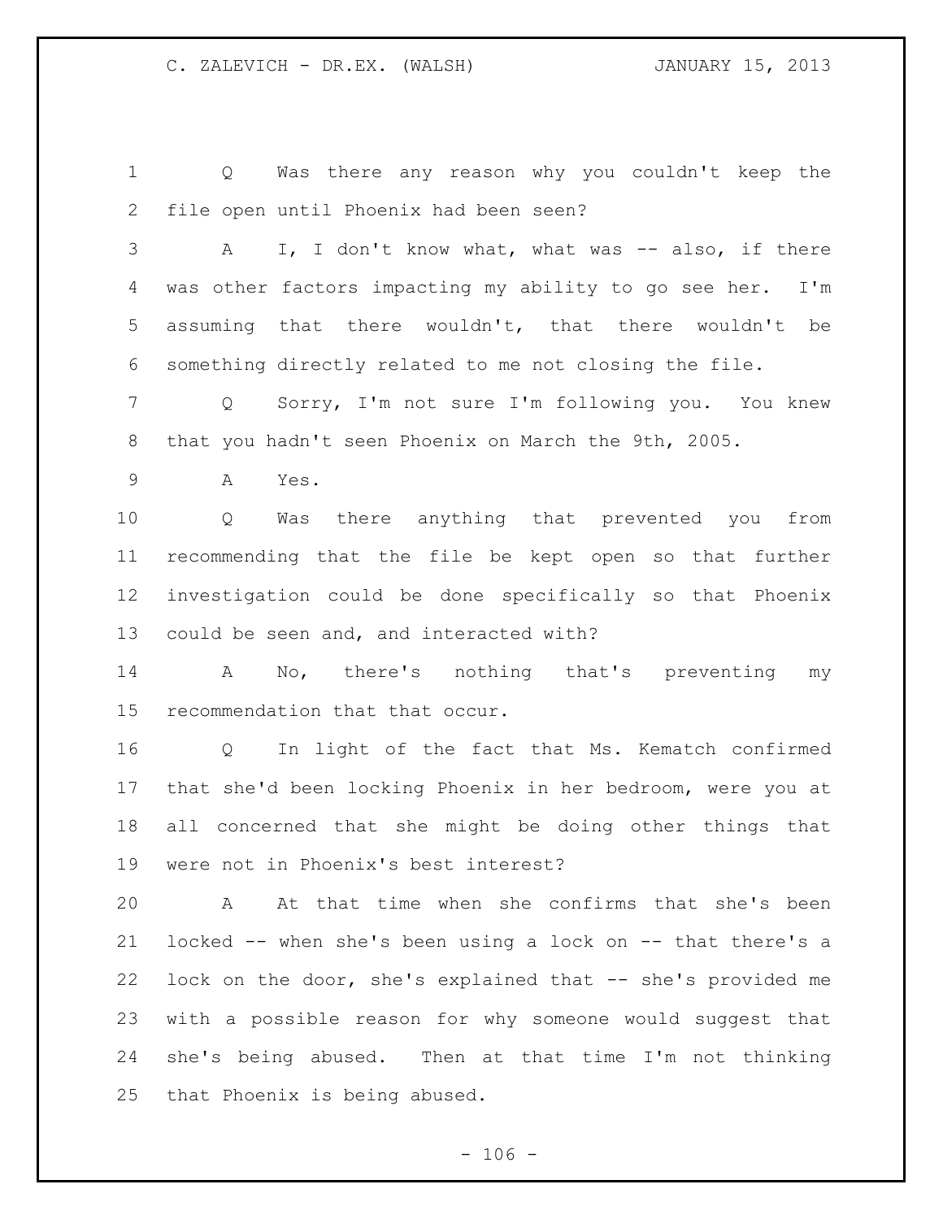Q Was there any reason why you couldn't keep the file open until Phoenix had been seen?

A I, I don't know what, what was -- also, if there was other factors impacting my ability to go see her. I'm assuming that there wouldn't, that there wouldn't be something directly related to me not closing the file.

Q Sorry, I'm not sure I'm following you. You knew that you hadn't seen Phoenix on March the 9th, 2005.

A Yes.

Q Was there anything that prevented you from recommending that the file be kept open so that further investigation could be done specifically so that Phoenix could be seen and, and interacted with?

A No, there's nothing that's preventing my recommendation that that occur.

Q In light of the fact that Ms. Kematch confirmed that she'd been locking Phoenix in her bedroom, were you at all concerned that she might be doing other things that were not in Phoenix's best interest?

A At that time when she confirms that she's been locked -- when she's been using a lock on -- that there's a lock on the door, she's explained that -- she's provided me with a possible reason for why someone would suggest that she's being abused. Then at that time I'm not thinking that Phoenix is being abused.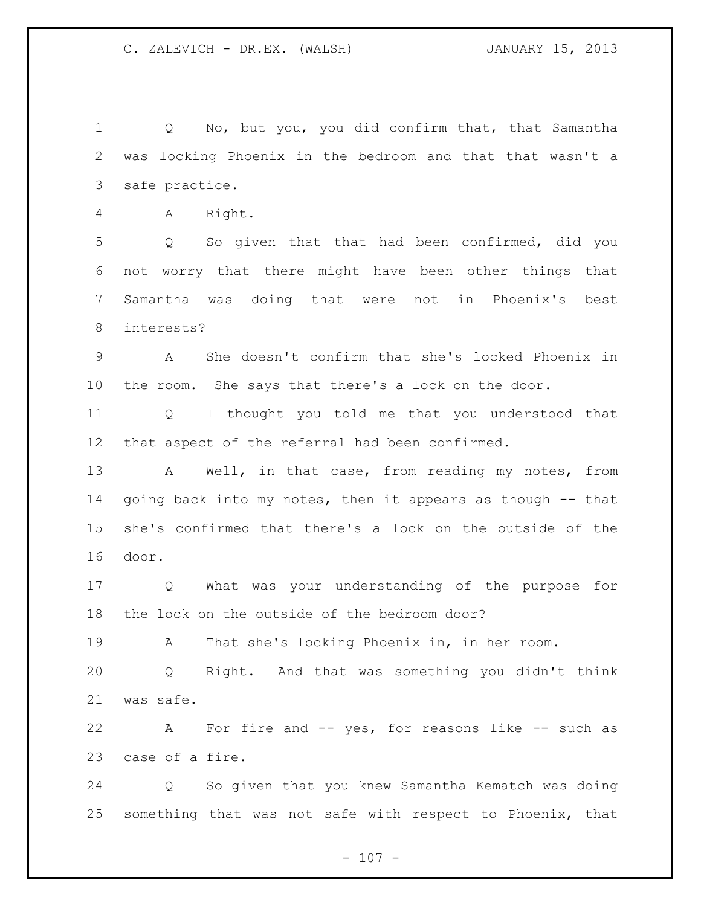Q No, but you, you did confirm that, that Samantha was locking Phoenix in the bedroom and that that wasn't a safe practice.

A Right.

Q So given that that had been confirmed, did you not worry that there might have been other things that Samantha was doing that were not in Phoenix's best interests?

A She doesn't confirm that she's locked Phoenix in the room. She says that there's a lock on the door.

Q I thought you told me that you understood that that aspect of the referral had been confirmed.

A Well, in that case, from reading my notes, from going back into my notes, then it appears as though -- that she's confirmed that there's a lock on the outside of the door.

Q What was your understanding of the purpose for the lock on the outside of the bedroom door?

A That she's locking Phoenix in, in her room.

Q Right. And that was something you didn't think was safe.

A For fire and -- yes, for reasons like -- such as case of a fire.

Q So given that you knew Samantha Kematch was doing something that was not safe with respect to Phoenix, that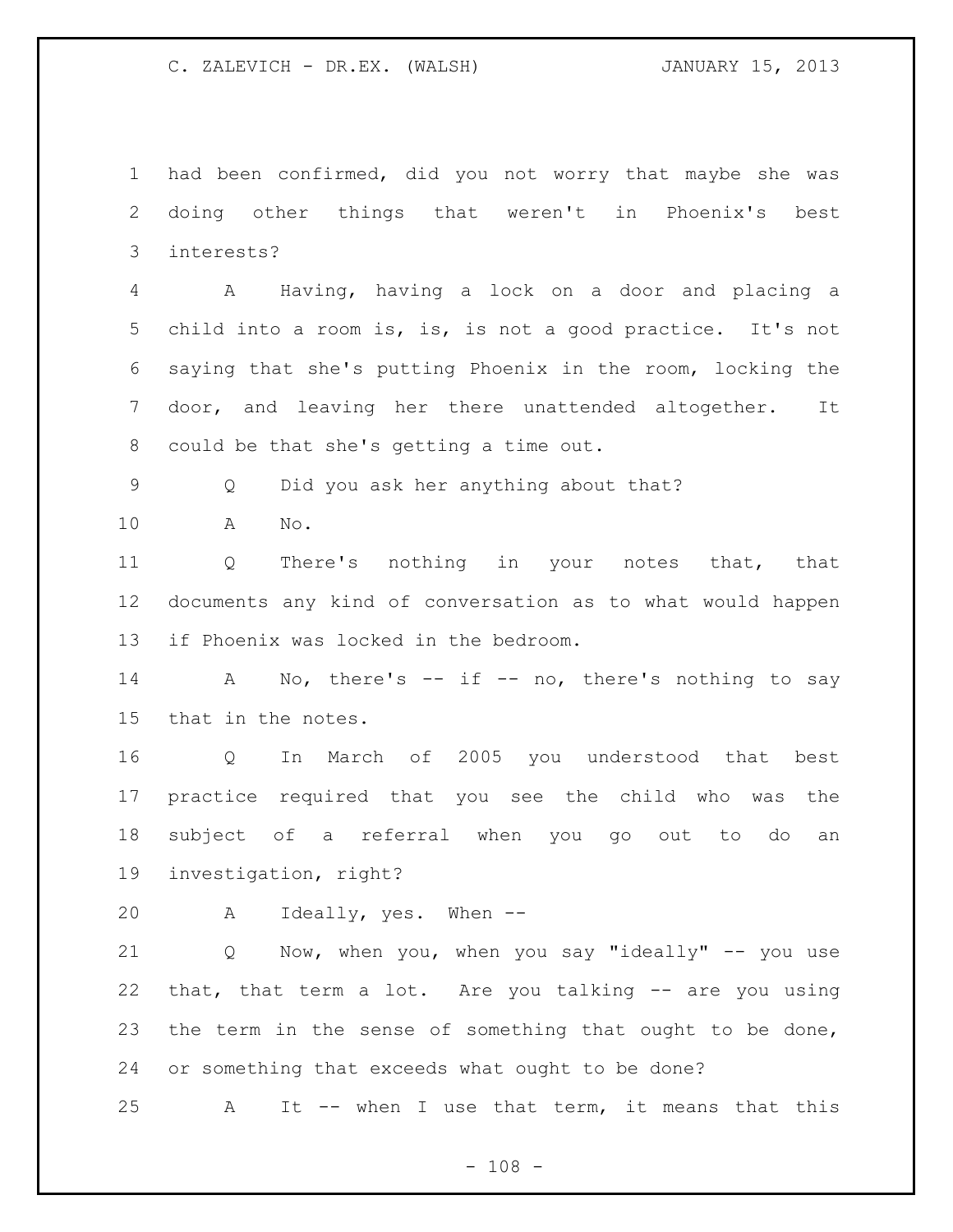had been confirmed, did you not worry that maybe she was doing other things that weren't in Phoenix's best interests?

A Having, having a lock on a door and placing a child into a room is, is, is not a good practice. It's not saying that she's putting Phoenix in the room, locking the door, and leaving her there unattended altogether. It could be that she's getting a time out.

Q Did you ask her anything about that?

A No.

Q There's nothing in your notes that, that documents any kind of conversation as to what would happen if Phoenix was locked in the bedroom.

A No, there's -- if -- no, there's nothing to say that in the notes.

Q In March of 2005 you understood that best practice required that you see the child who was the subject of a referral when you go out to do an investigation, right?

A Ideally, yes. When --

Q Now, when you, when you say "ideally" -- you use that, that term a lot. Are you talking -- are you using the term in the sense of something that ought to be done, or something that exceeds what ought to be done?

A It -- when I use that term, it means that this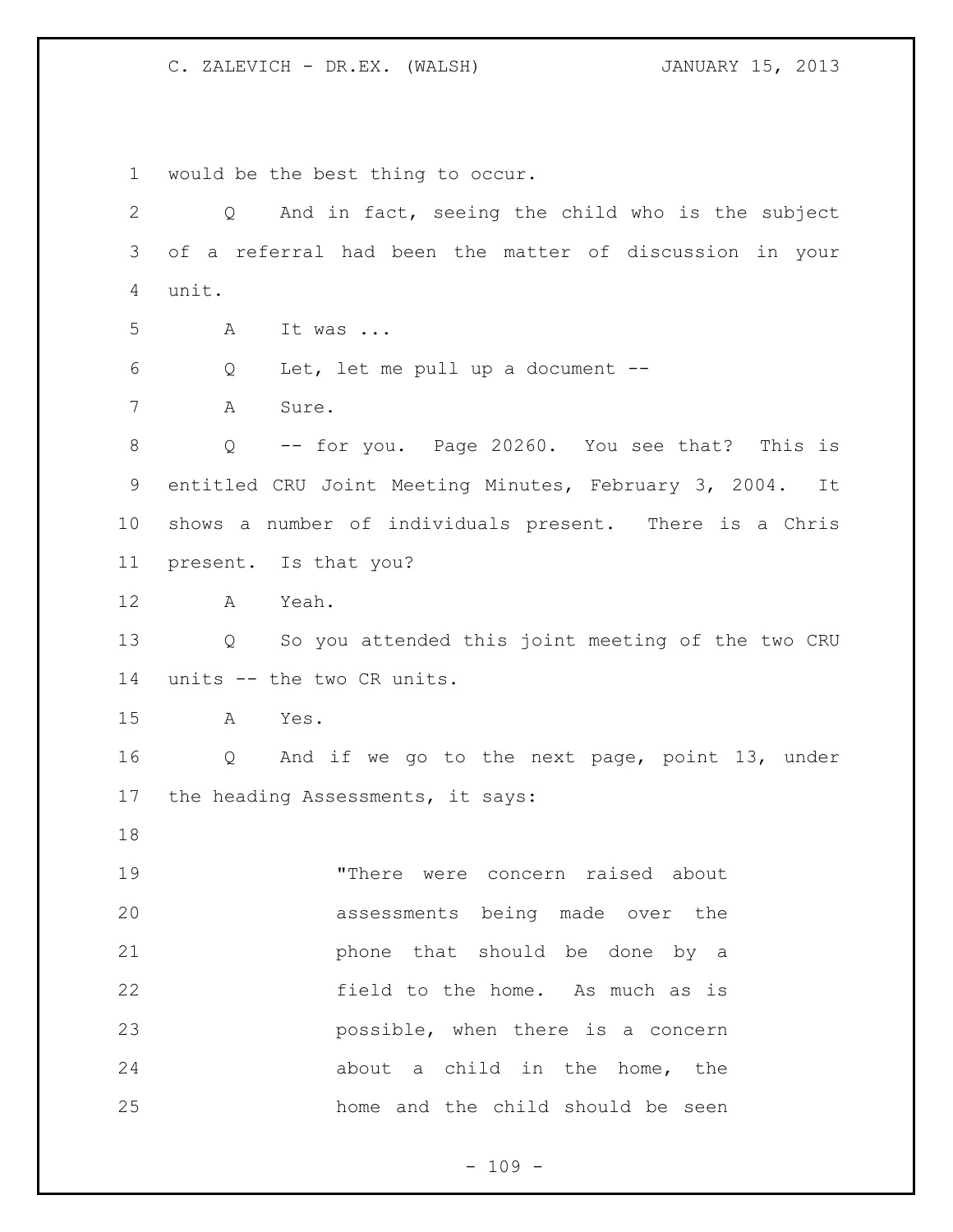would be the best thing to occur.

Q And in fact, seeing the child who is the subject of a referral had been the matter of discussion in your unit.

A It was ...

Q Let, let me pull up a document --

A Sure.

Q -- for you. Page 20260. You see that? This is entitled CRU Joint Meeting Minutes, February 3, 2004. It shows a number of individuals present. There is a Chris present. Is that you?

A Yeah.

Q So you attended this joint meeting of the two CRU units -- the two CR units.

A Yes.

Q And if we go to the next page, point 13, under the heading Assessments, it says:

> "There were concern raised about assessments being made over the phone that should be done by a field to the home. As much as is possible, when there is a concern about a child in the home, the home and the child should be seen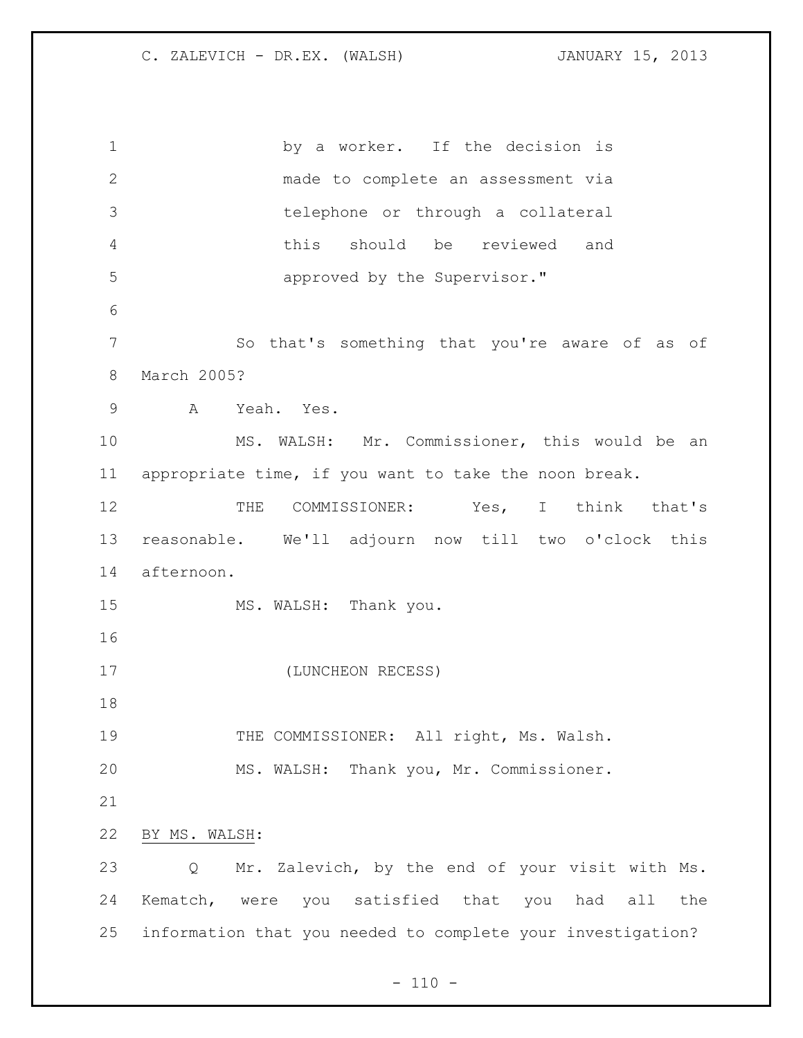by a worker. If the decision is made to complete an assessment via telephone or through a collateral this should be reviewed and approved by the Supervisor."

So that's something that you're aware of as of March 2005?

A Yeah. Yes.

MS. WALSH: Mr. Commissioner, this would be an appropriate time, if you want to take the noon break.

THE COMMISSIONER: Yes, I think that's reasonable. We'll adjourn now till two o'clock this afternoon.

MS. WALSH: Thank you.

(LUNCHEON RECESS)

THE COMMISSIONER: All right, Ms. Walsh.

MS. WALSH: Thank you, Mr. Commissioner.

BY MS. WALSH:

Q Mr. Zalevich, by the end of your visit with Ms. Kematch, were you satisfied that you had all the information that you needed to complete your investigation?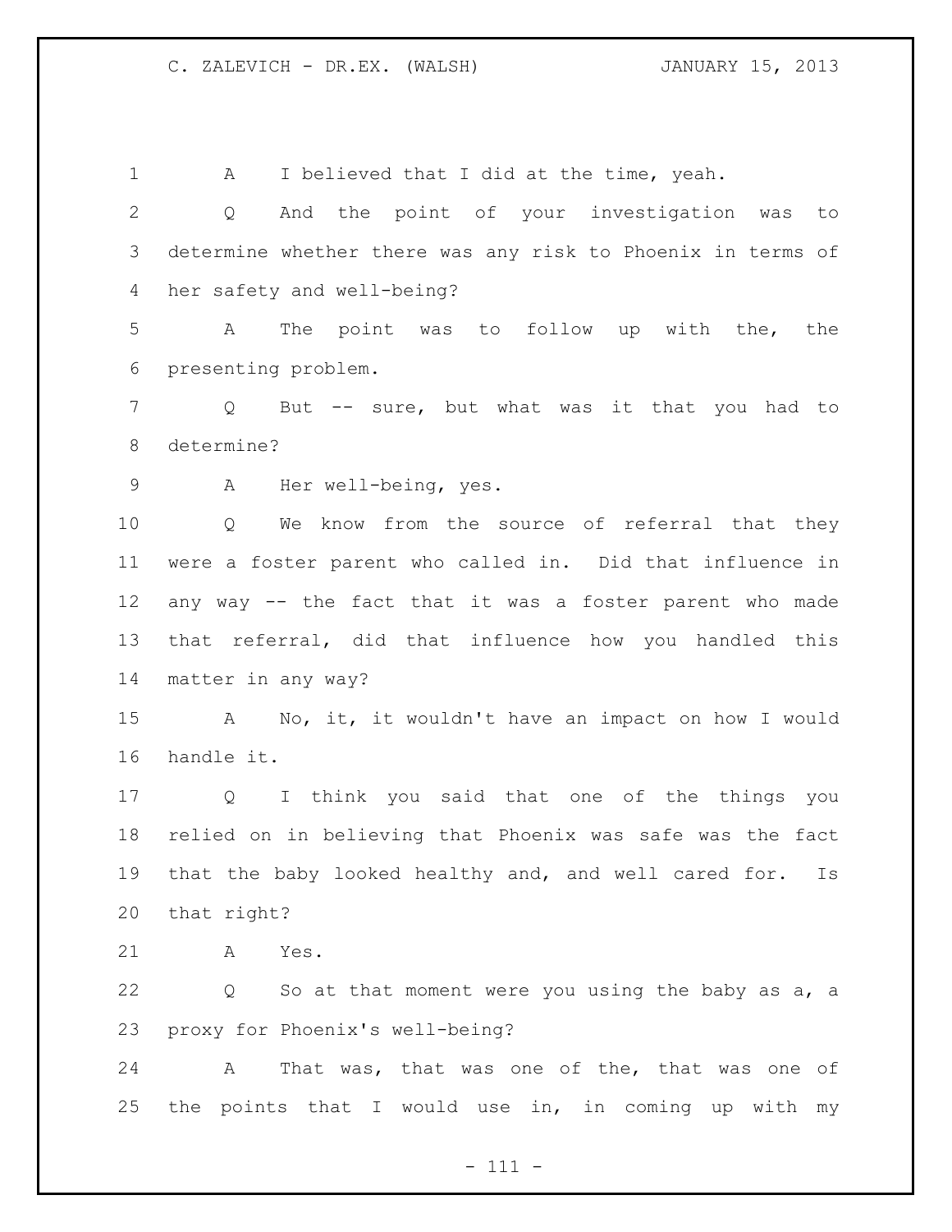A I believed that I did at the time, yeah.

Q And the point of your investigation was to determine whether there was any risk to Phoenix in terms of her safety and well-being?

A The point was to follow up with the, the presenting problem.

Q But -- sure, but what was it that you had to determine?

A Her well-being, yes.

Q We know from the source of referral that they were a foster parent who called in. Did that influence in any way -- the fact that it was a foster parent who made that referral, did that influence how you handled this matter in any way?

A No, it, it wouldn't have an impact on how I would handle it.

Q I think you said that one of the things you relied on in believing that Phoenix was safe was the fact that the baby looked healthy and, and well cared for. Is that right?

A Yes.

Q So at that moment were you using the baby as a, a proxy for Phoenix's well-being?

A That was, that was one of the, that was one of the points that I would use in, in coming up with my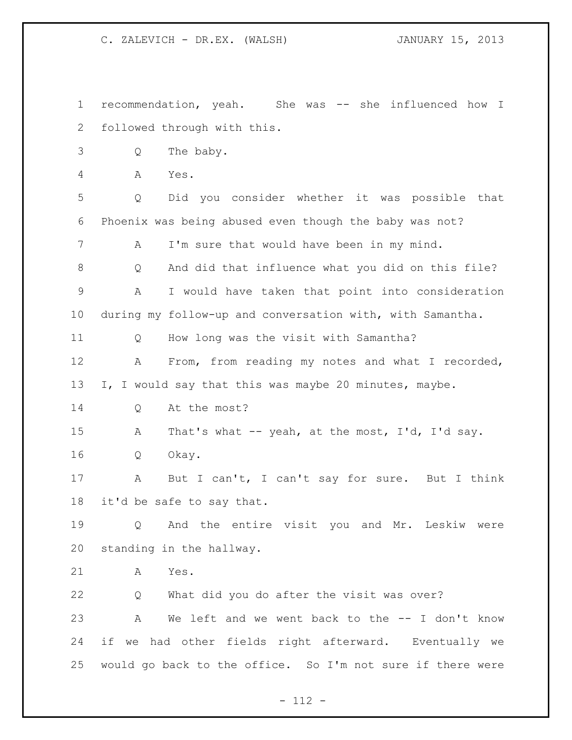recommendation, yeah. She was -- she influenced how I followed through with this.

Q The baby.

A Yes.

Q Did you consider whether it was possible that Phoenix was being abused even though the baby was not?

A I'm sure that would have been in my mind.

Q And did that influence what you did on this file?

A I would have taken that point into consideration during my follow-up and conversation with, with Samantha.

Q How long was the visit with Samantha?

A From, from reading my notes and what I recorded, I, I would say that this was maybe 20 minutes, maybe.

Q At the most?

A That's what -- yeah, at the most, I'd, I'd say.

Q Okay.

A But I can't, I can't say for sure. But I think it'd be safe to say that.

Q And the entire visit you and Mr. Leskiw were standing in the hallway.

A Yes.

Q What did you do after the visit was over?

A We left and we went back to the -- I don't know if we had other fields right afterward. Eventually we would go back to the office. So I'm not sure if there were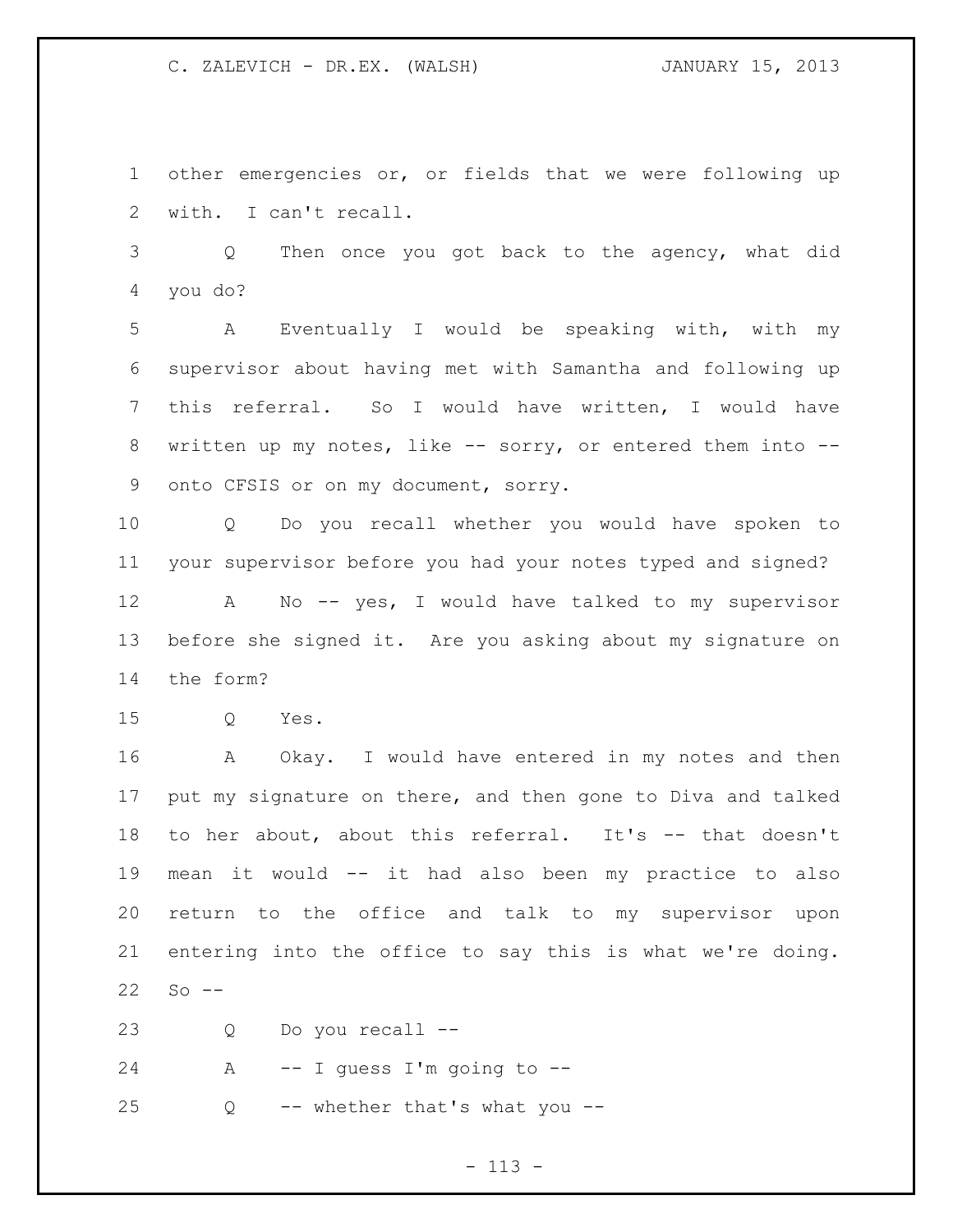other emergencies or, or fields that we were following up with. I can't recall.

Q Then once you got back to the agency, what did you do?

A Eventually I would be speaking with, with my supervisor about having met with Samantha and following up this referral. So I would have written, I would have written up my notes, like -- sorry, or entered them into -- onto CFSIS or on my document, sorry.

Q Do you recall whether you would have spoken to your supervisor before you had your notes typed and signed?

A No -- yes, I would have talked to my supervisor before she signed it. Are you asking about my signature on the form?

Q Yes.

A Okay. I would have entered in my notes and then put my signature on there, and then gone to Diva and talked to her about, about this referral. It's -- that doesn't mean it would -- it had also been my practice to also return to the office and talk to my supervisor upon entering into the office to say this is what we're doing. So --

Q Do you recall --

A -- I guess I'm going to --

Q -- whether that's what you --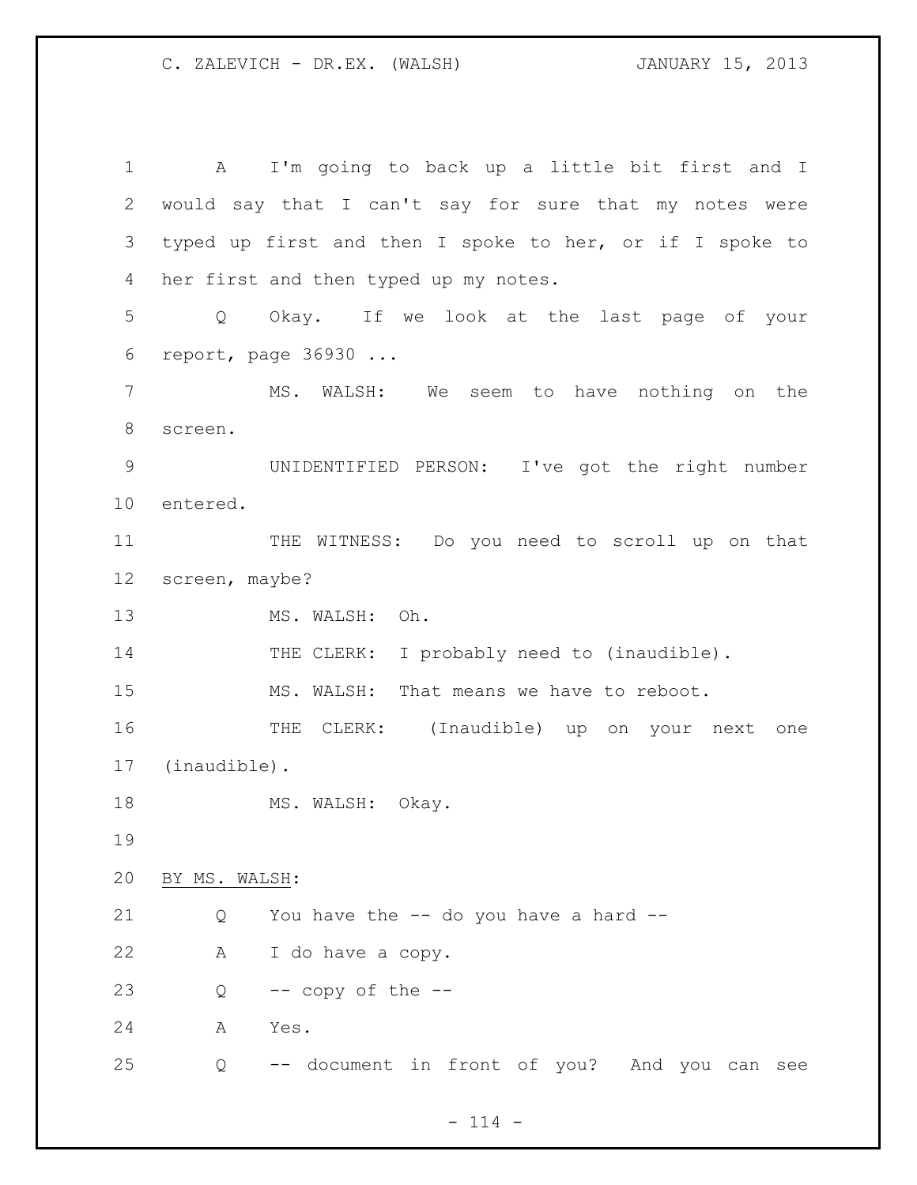A I'm going to back up a little bit first and I would say that I can't say for sure that my notes were typed up first and then I spoke to her, or if I spoke to her first and then typed up my notes.

Q Okay. If we look at the last page of your report, page 36930 ...

MS. WALSH: We seem to have nothing on the screen.

UNIDENTIFIED PERSON: I've got the right number entered.

THE WITNESS: Do you need to scroll up on that screen, maybe?

MS. WALSH: Oh.

THE CLERK: I probably need to (inaudible).

MS. WALSH: That means we have to reboot.

THE CLERK: (Inaudible) up on your next one (inaudible).

MS. WALSH: Okay.

BY MS. WALSH:

Q You have the -- do you have a hard --

A I do have a copy.

Q -- copy of the --

A Yes.

Q -- document in front of you? And you can see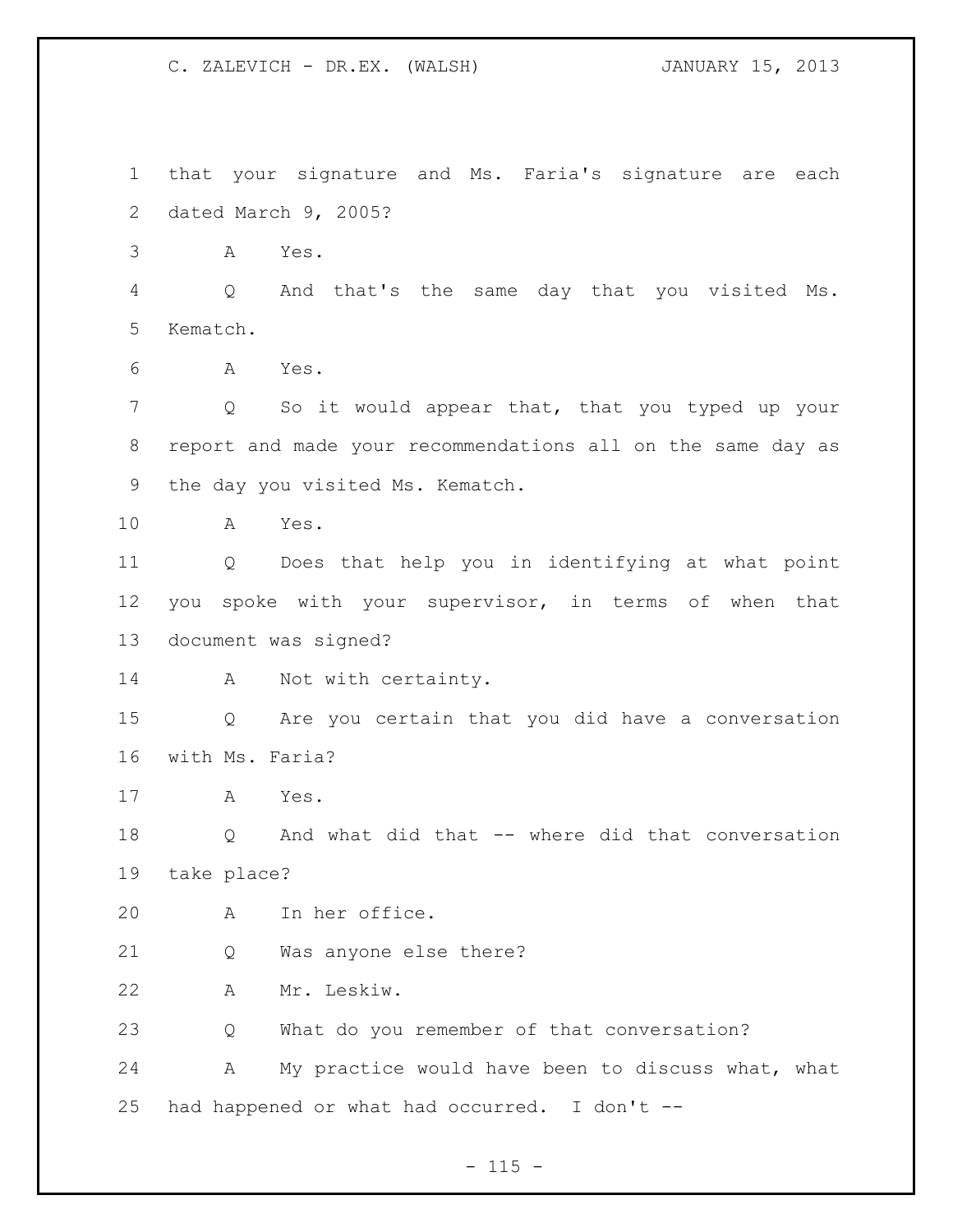that your signature and Ms. Faria's signature are each dated March 9, 2005?

A Yes.

Q And that's the same day that you visited Ms. Kematch.

A Yes.

Q So it would appear that, that you typed up your report and made your recommendations all on the same day as the day you visited Ms. Kematch.

A Yes.

Q Does that help you in identifying at what point you spoke with your supervisor, in terms of when that document was signed?

A Not with certainty.

Q Are you certain that you did have a conversation with Ms. Faria?

A Yes.

Q And what did that -- where did that conversation take place?

A In her office.

Q Was anyone else there?

A Mr. Leskiw.

Q What do you remember of that conversation?

A My practice would have been to discuss what, what had happened or what had occurred. I don't --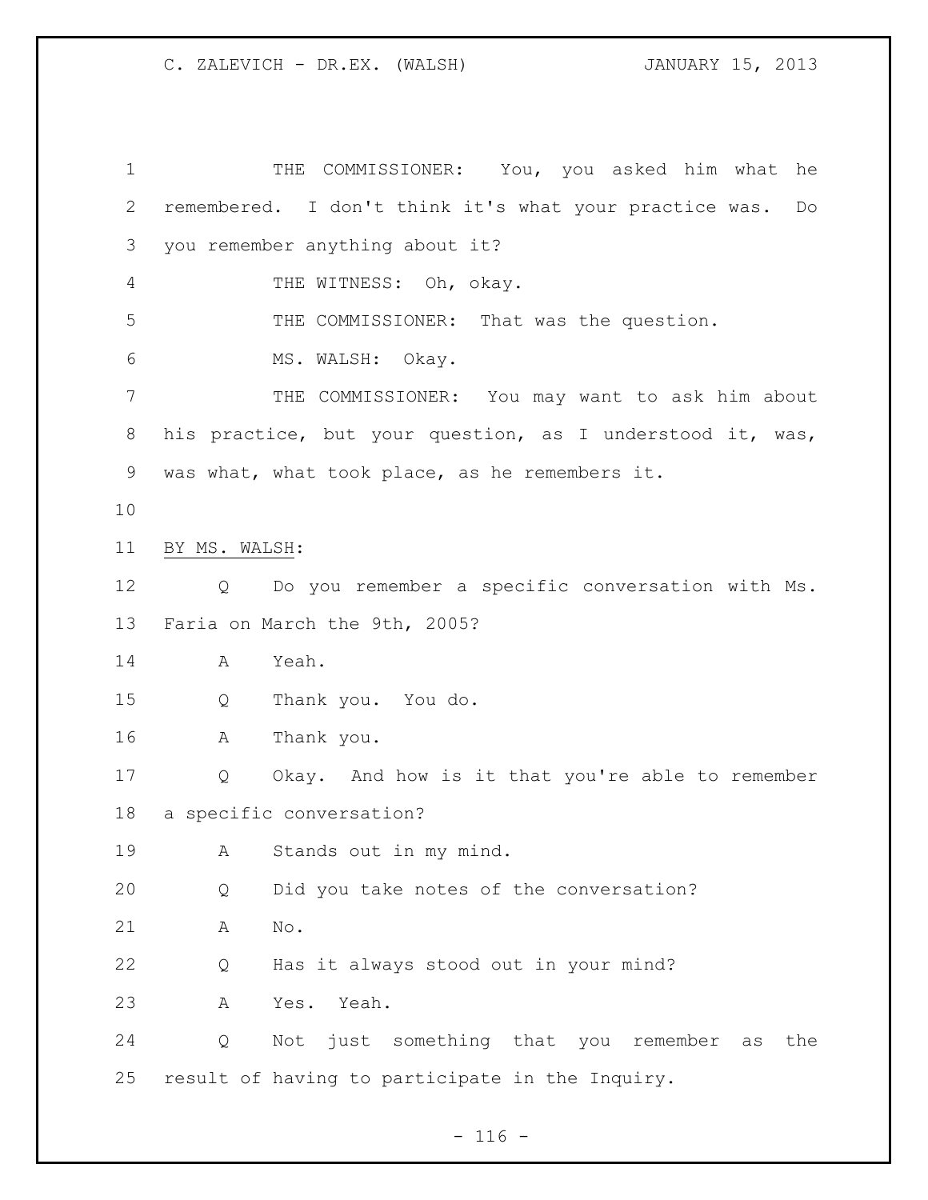THE COMMISSIONER: You, you asked him what he remembered. I don't think it's what your practice was. Do you remember anything about it?

THE WITNESS: Oh, okay.

THE COMMISSIONER: That was the question.

MS. WALSH: Okay.

THE COMMISSIONER: You may want to ask him about his practice, but your question, as I understood it, was, was what, what took place, as he remembers it.

BY MS. WALSH:

Q Do you remember a specific conversation with Ms. Faria on March the 9th, 2005?

A Yeah.

Q Thank you. You do.

A Thank you.

Q Okay. And how is it that you're able to remember a specific conversation?

A Stands out in my mind.

Q Did you take notes of the conversation?

A No.

Q Has it always stood out in your mind?

A Yes. Yeah.

Q Not just something that you remember as the result of having to participate in the Inquiry.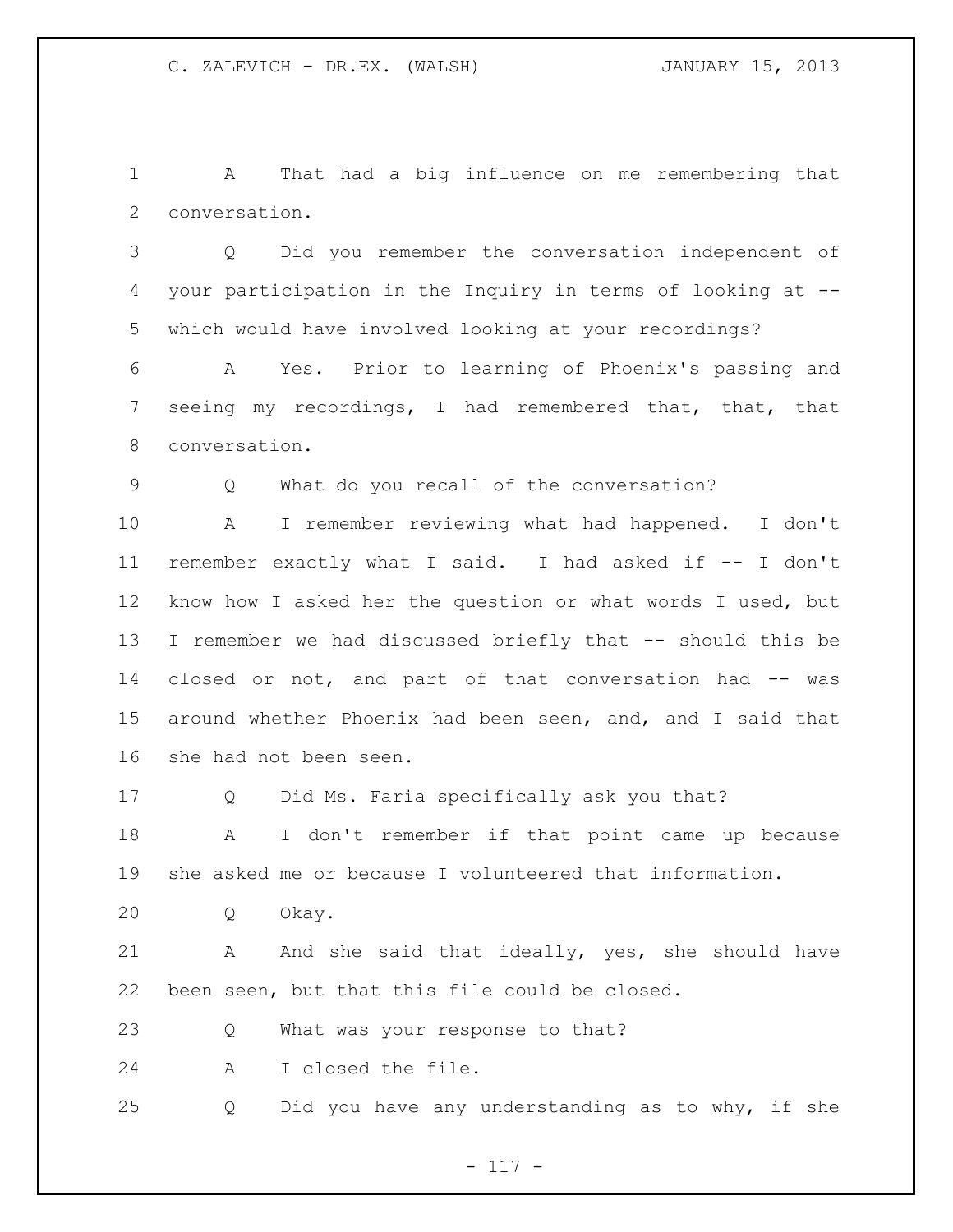A That had a big influence on me remembering that conversation.

Q Did you remember the conversation independent of your participation in the Inquiry in terms of looking at -- which would have involved looking at your recordings?

A Yes. Prior to learning of Phoenix's passing and seeing my recordings, I had remembered that, that, that conversation.

Q What do you recall of the conversation?

A I remember reviewing what had happened. I don't remember exactly what I said. I had asked if -- I don't know how I asked her the question or what words I used, but I remember we had discussed briefly that -- should this be closed or not, and part of that conversation had -- was around whether Phoenix had been seen, and, and I said that she had not been seen.

Q Did Ms. Faria specifically ask you that?

A I don't remember if that point came up because she asked me or because I volunteered that information.

Q Okay.

A And she said that ideally, yes, she should have been seen, but that this file could be closed.

Q What was your response to that?

A I closed the file.

Q Did you have any understanding as to why, if she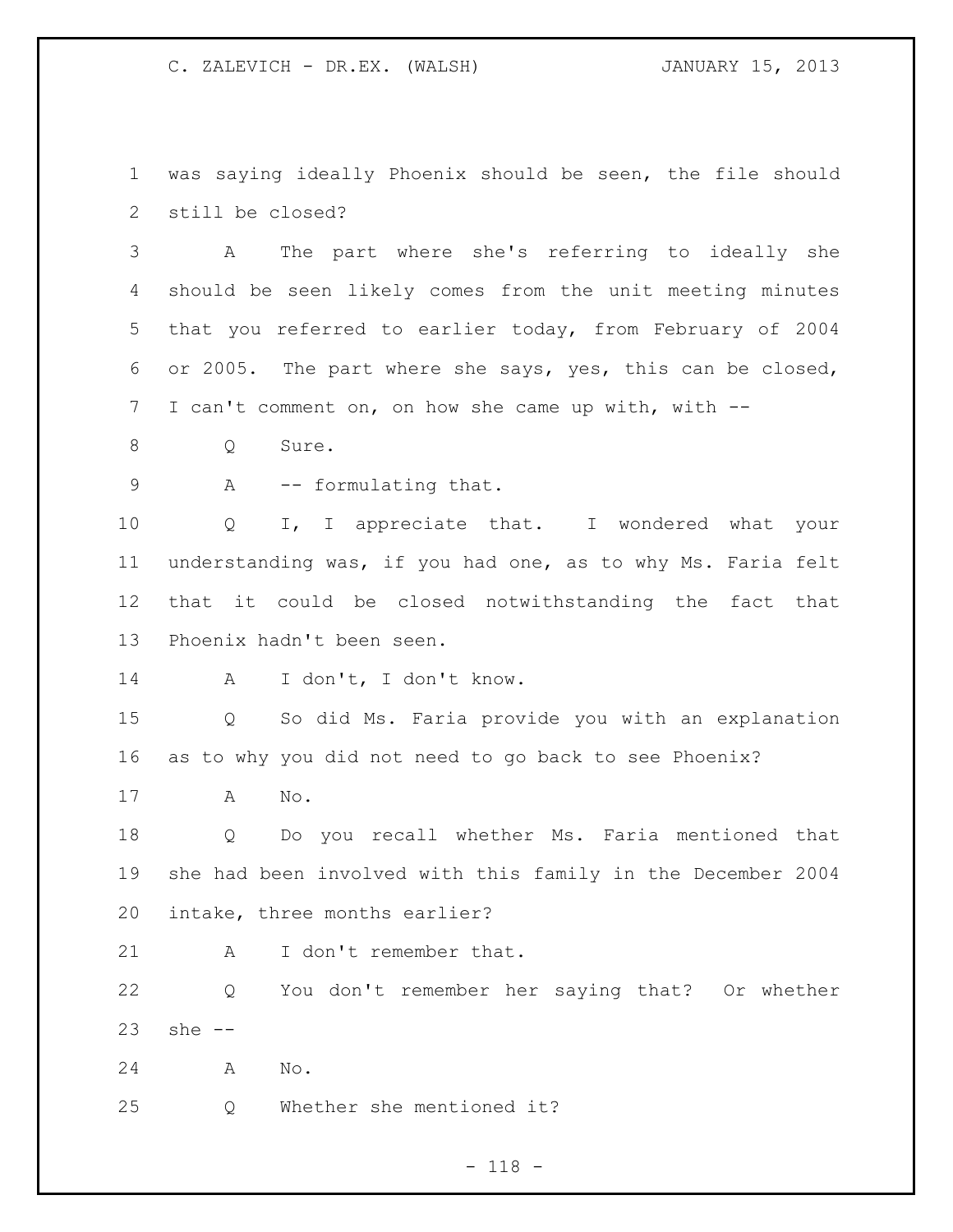was saying ideally Phoenix should be seen, the file should still be closed?

A The part where she's referring to ideally she should be seen likely comes from the unit meeting minutes that you referred to earlier today, from February of 2004 or 2005. The part where she says, yes, this can be closed, I can't comment on, on how she came up with, with --

Q Sure.

A -- formulating that.

Q I, I appreciate that. I wondered what your understanding was, if you had one, as to why Ms. Faria felt that it could be closed notwithstanding the fact that Phoenix hadn't been seen.

A I don't, I don't know.

Q So did Ms. Faria provide you with an explanation as to why you did not need to go back to see Phoenix?

A No.

Q Do you recall whether Ms. Faria mentioned that she had been involved with this family in the December 2004 intake, three months earlier?

A I don't remember that.

Q You don't remember her saying that? Or whether she --

A No.

Q Whether she mentioned it?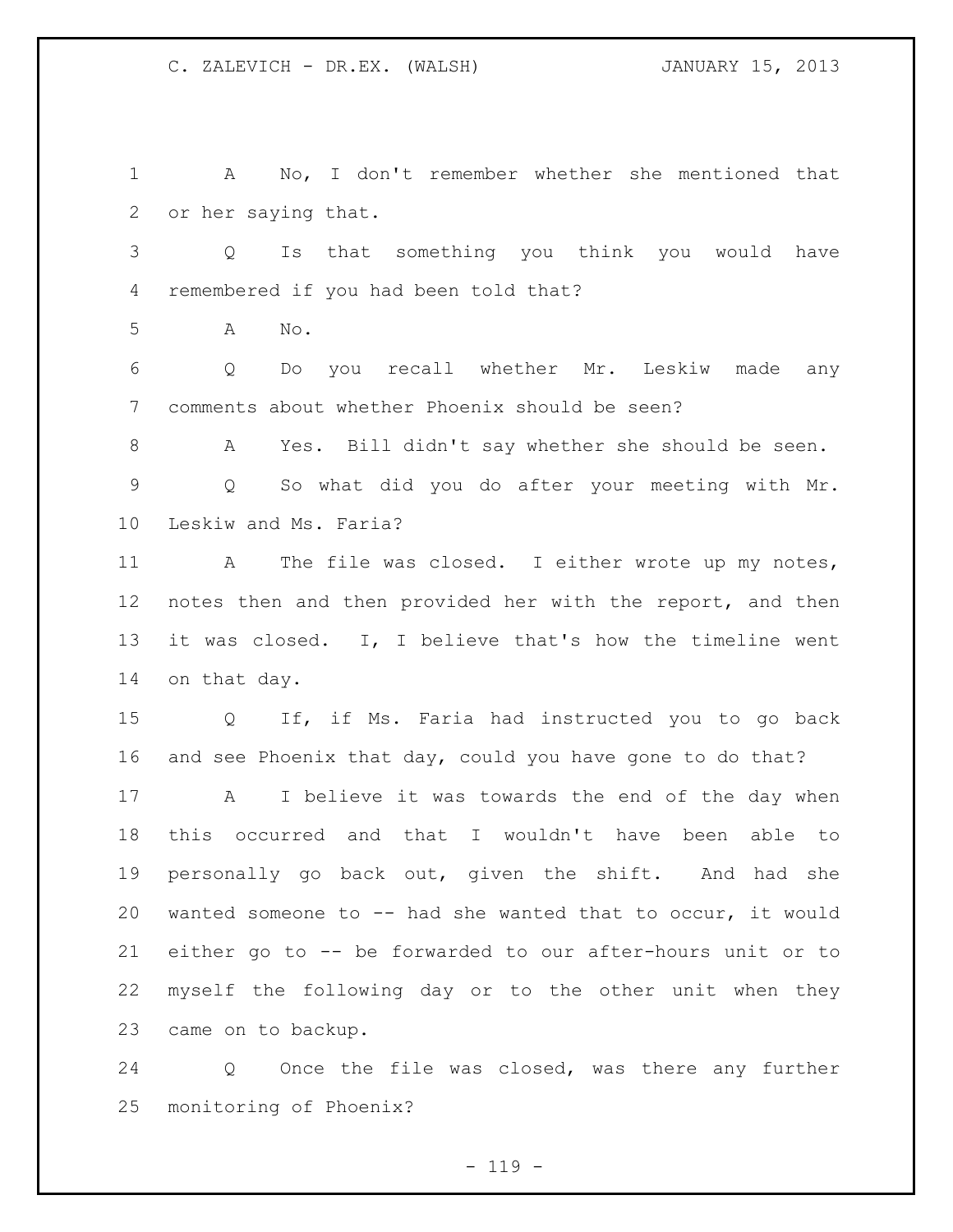A No, I don't remember whether she mentioned that or her saying that.

Q Is that something you think you would have remembered if you had been told that?

A No.

Q Do you recall whether Mr. Leskiw made any comments about whether Phoenix should be seen?

A Yes. Bill didn't say whether she should be seen.

Q So what did you do after your meeting with Mr. Leskiw and Ms. Faria?

A The file was closed. I either wrote up my notes, notes then and then provided her with the report, and then it was closed. I, I believe that's how the timeline went on that day.

Q If, if Ms. Faria had instructed you to go back and see Phoenix that day, could you have gone to do that?

A I believe it was towards the end of the day when this occurred and that I wouldn't have been able to personally go back out, given the shift. And had she wanted someone to -- had she wanted that to occur, it would either go to -- be forwarded to our after-hours unit or to myself the following day or to the other unit when they came on to backup.

Q Once the file was closed, was there any further monitoring of Phoenix?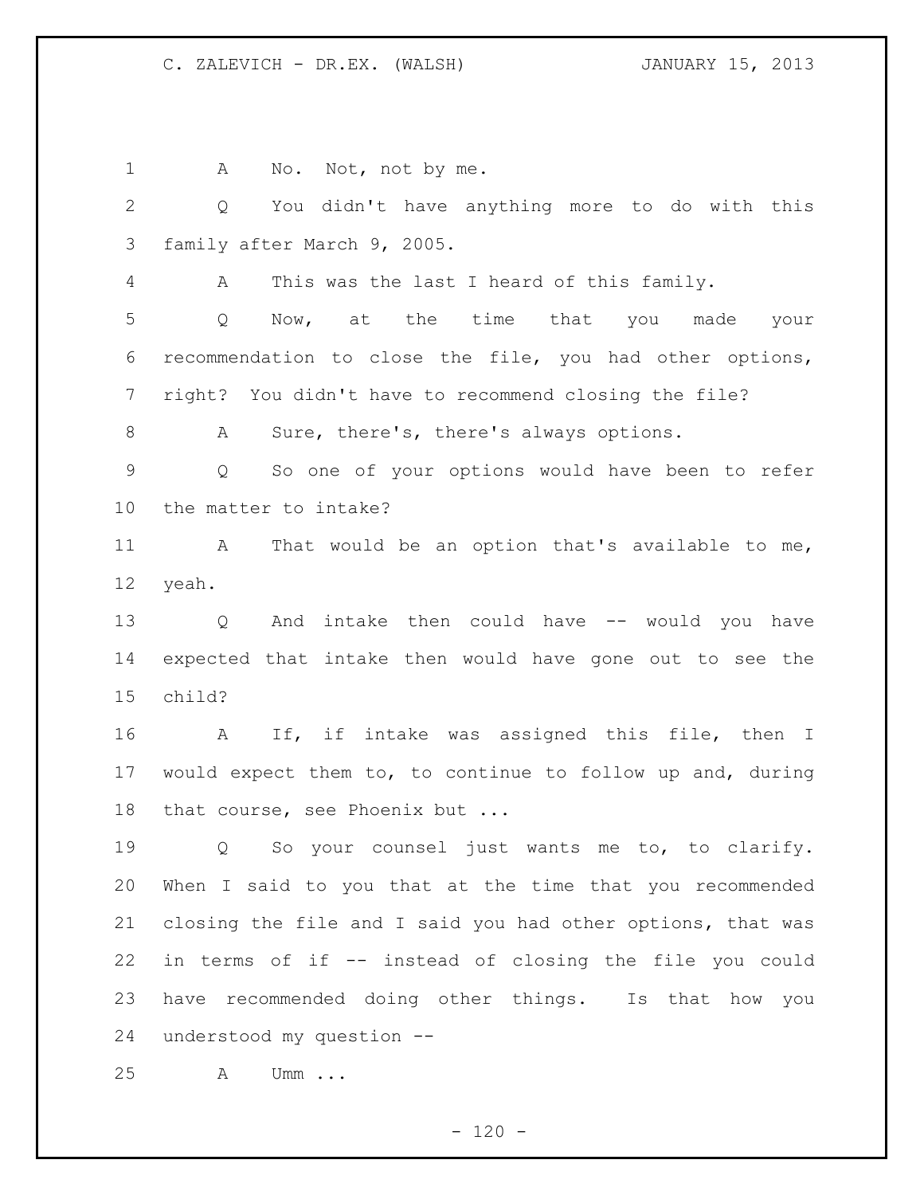A No. Not, not by me.

Q You didn't have anything more to do with this family after March 9, 2005.

A This was the last I heard of this family.

Q Now, at the time that you made your recommendation to close the file, you had other options, right? You didn't have to recommend closing the file?

A Sure, there's, there's always options.

Q So one of your options would have been to refer the matter to intake?

A That would be an option that's available to me, yeah.

Q And intake then could have -- would you have expected that intake then would have gone out to see the child?

A If, if intake was assigned this file, then I would expect them to, to continue to follow up and, during that course, see Phoenix but ...

Q So your counsel just wants me to, to clarify. When I said to you that at the time that you recommended closing the file and I said you had other options, that was in terms of if -- instead of closing the file you could have recommended doing other things. Is that how you understood my question --

A Umm ...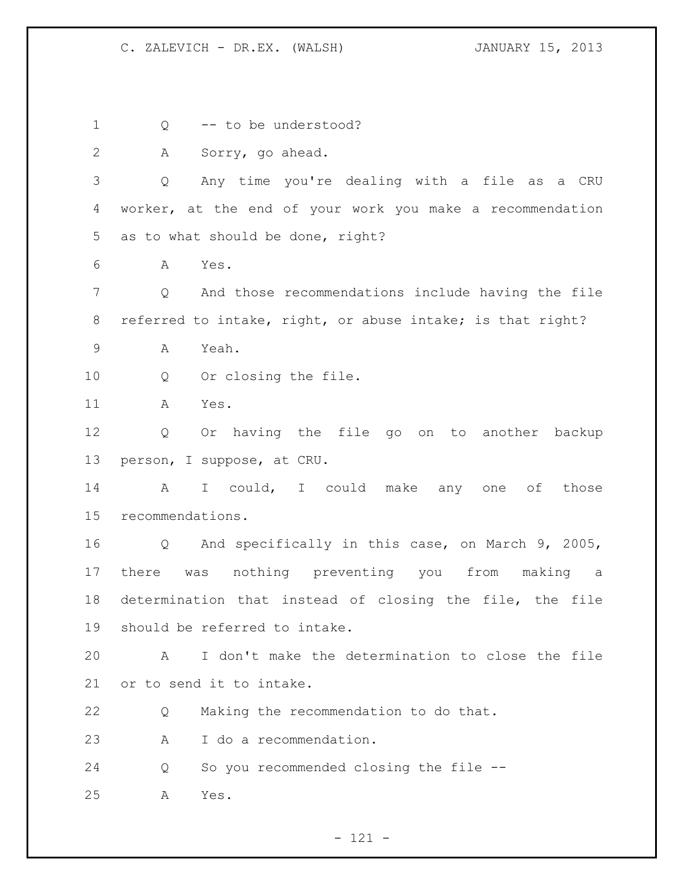Q -- to be understood?

A Sorry, go ahead.

Q Any time you're dealing with a file as a CRU worker, at the end of your work you make a recommendation as to what should be done, right?

A Yes.

Q And those recommendations include having the file referred to intake, right, or abuse intake; is that right?

A Yeah.

Q Or closing the file.

A Yes.

Q Or having the file go on to another backup person, I suppose, at CRU.

A I could, I could make any one of those recommendations.

Q And specifically in this case, on March 9, 2005, there was nothing preventing you from making a determination that instead of closing the file, the file should be referred to intake.

A I don't make the determination to close the file or to send it to intake.

Q Making the recommendation to do that.

A I do a recommendation.

Q So you recommended closing the file --

A Yes.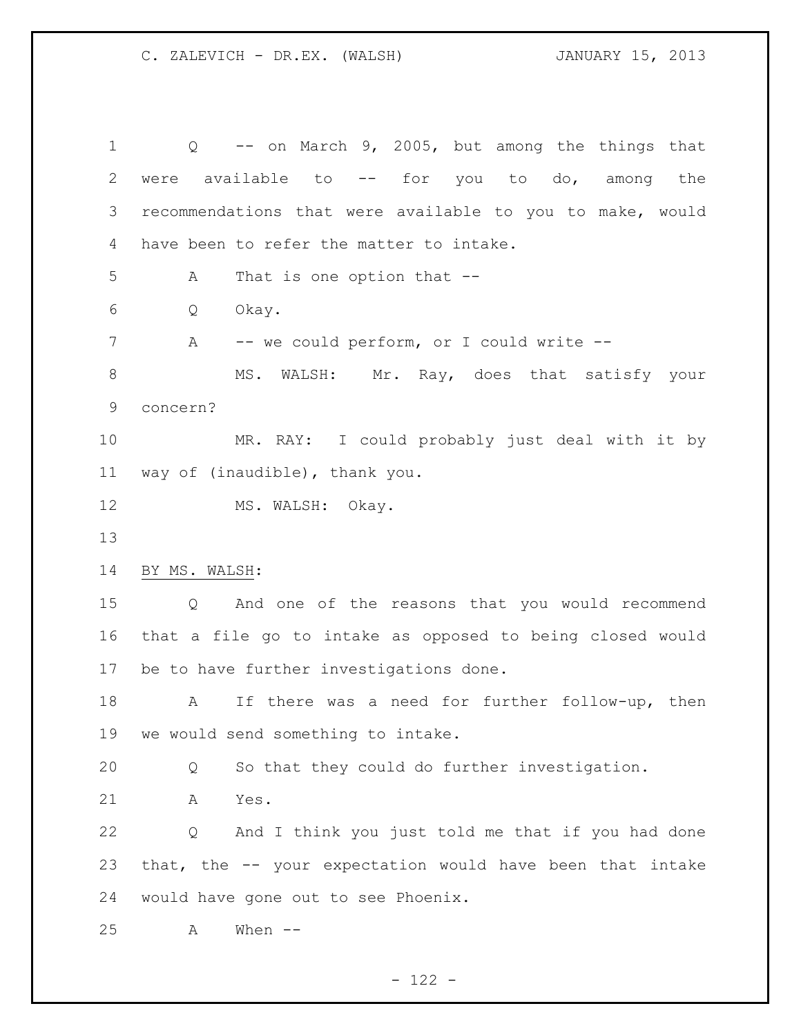Q -- on March 9, 2005, but among the things that were available to -- for you to do, among the recommendations that were available to you to make, would have been to refer the matter to intake.

A That is one option that --

Q Okay.

A -- we could perform, or I could write --

MS. WALSH: Mr. Ray, does that satisfy your concern?

MR. RAY: I could probably just deal with it by way of (inaudible), thank you.

MS. WALSH: Okay.

BY MS. WALSH:

Q And one of the reasons that you would recommend that a file go to intake as opposed to being closed would be to have further investigations done.

A If there was a need for further follow-up, then we would send something to intake.

Q So that they could do further investigation.

A Yes.

Q And I think you just told me that if you had done that, the -- your expectation would have been that intake would have gone out to see Phoenix.

A When --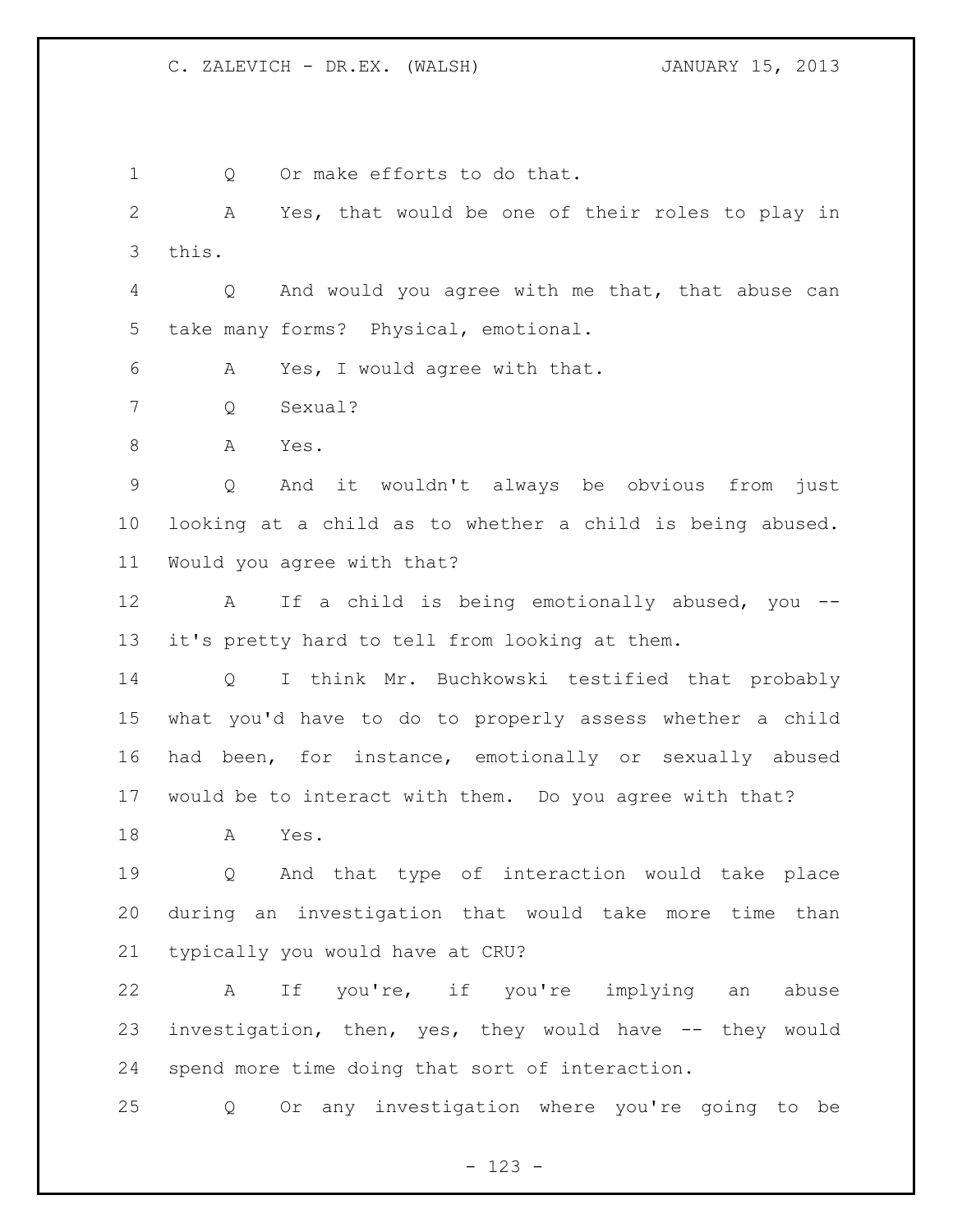Q Or make efforts to do that.

A Yes, that would be one of their roles to play in this.

Q And would you agree with me that, that abuse can take many forms? Physical, emotional.

A Yes, I would agree with that.

Q Sexual?

A Yes.

Q And it wouldn't always be obvious from just looking at a child as to whether a child is being abused. Would you agree with that?

A If a child is being emotionally abused, you -- it's pretty hard to tell from looking at them.

Q I think Mr. Buchkowski testified that probably what you'd have to do to properly assess whether a child had been, for instance, emotionally or sexually abused would be to interact with them. Do you agree with that?

A Yes.

Q And that type of interaction would take place during an investigation that would take more time than typically you would have at CRU?

A If you're, if you're implying an abuse investigation, then, yes, they would have -- they would spend more time doing that sort of interaction.

Q Or any investigation where you're going to be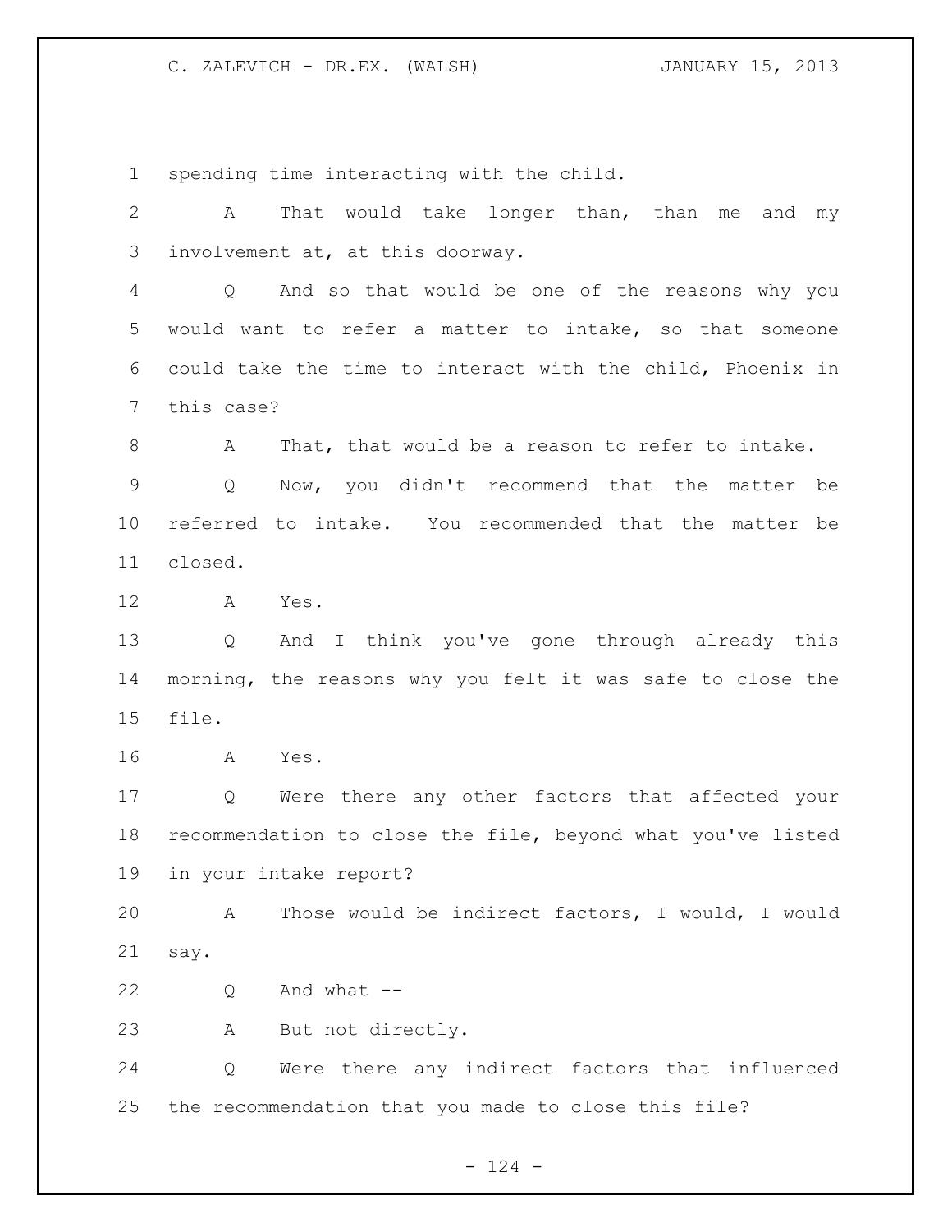spending time interacting with the child.

A That would take longer than, than me and my involvement at, at this doorway.

Q And so that would be one of the reasons why you would want to refer a matter to intake, so that someone could take the time to interact with the child, Phoenix in this case?

A That, that would be a reason to refer to intake.

Q Now, you didn't recommend that the matter be referred to intake. You recommended that the matter be closed.

A Yes.

Q And I think you've gone through already this morning, the reasons why you felt it was safe to close the file.

A Yes.

Q Were there any other factors that affected your recommendation to close the file, beyond what you've listed in your intake report?

A Those would be indirect factors, I would, I would say.

Q And what --

A But not directly.

Q Were there any indirect factors that influenced the recommendation that you made to close this file?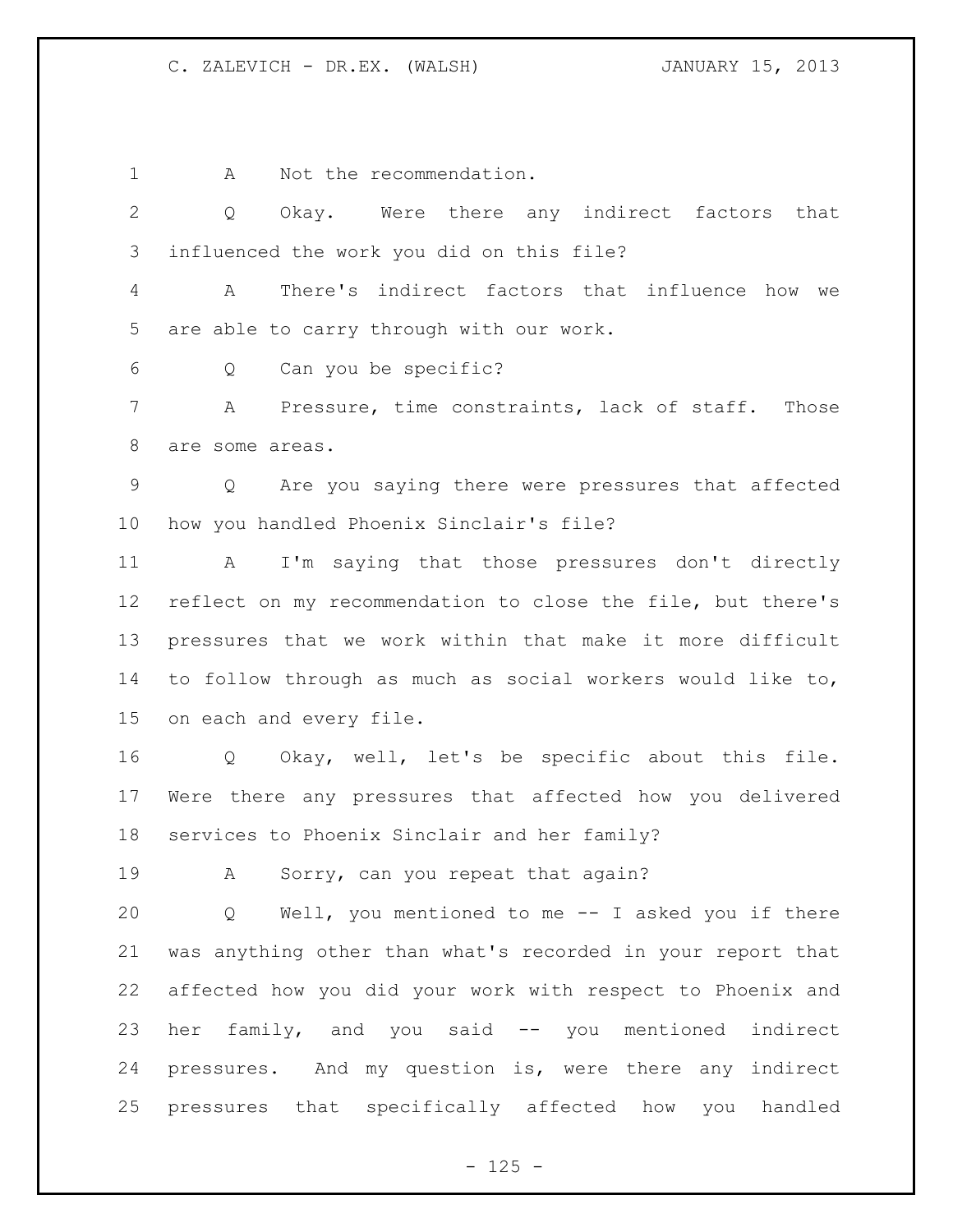A Not the recommendation.

Q Okay. Were there any indirect factors that influenced the work you did on this file?

A There's indirect factors that influence how we are able to carry through with our work.

Q Can you be specific?

A Pressure, time constraints, lack of staff. Those are some areas.

Q Are you saying there were pressures that affected how you handled Phoenix Sinclair's file?

A I'm saying that those pressures don't directly reflect on my recommendation to close the file, but there's pressures that we work within that make it more difficult to follow through as much as social workers would like to, on each and every file.

Q Okay, well, let's be specific about this file. Were there any pressures that affected how you delivered services to Phoenix Sinclair and her family?

A Sorry, can you repeat that again?

Q Well, you mentioned to me -- I asked you if there was anything other than what's recorded in your report that affected how you did your work with respect to Phoenix and her family, and you said -- you mentioned indirect pressures. And my question is, were there any indirect pressures that specifically affected how you handled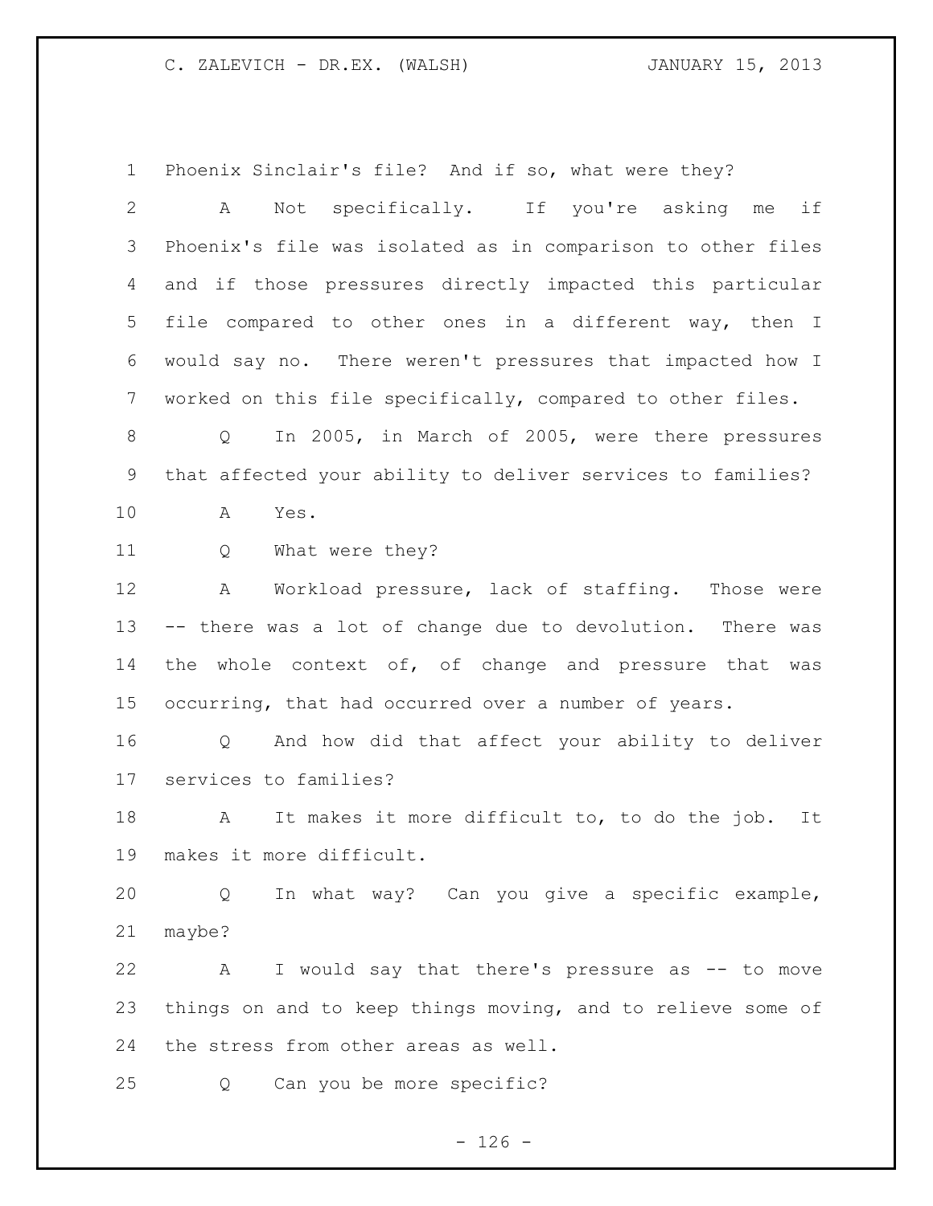Phoenix Sinclair's file? And if so, what were they?

A Not specifically. If you're asking me if Phoenix's file was isolated as in comparison to other files and if those pressures directly impacted this particular file compared to other ones in a different way, then I would say no. There weren't pressures that impacted how I worked on this file specifically, compared to other files.

Q In 2005, in March of 2005, were there pressures that affected your ability to deliver services to families?

A Yes.

Q What were they?

A Workload pressure, lack of staffing. Those were -- there was a lot of change due to devolution. There was the whole context of, of change and pressure that was occurring, that had occurred over a number of years.

Q And how did that affect your ability to deliver services to families?

A It makes it more difficult to, to do the job. It makes it more difficult.

Q In what way? Can you give a specific example, maybe?

A I would say that there's pressure as -- to move things on and to keep things moving, and to relieve some of the stress from other areas as well.

Q Can you be more specific?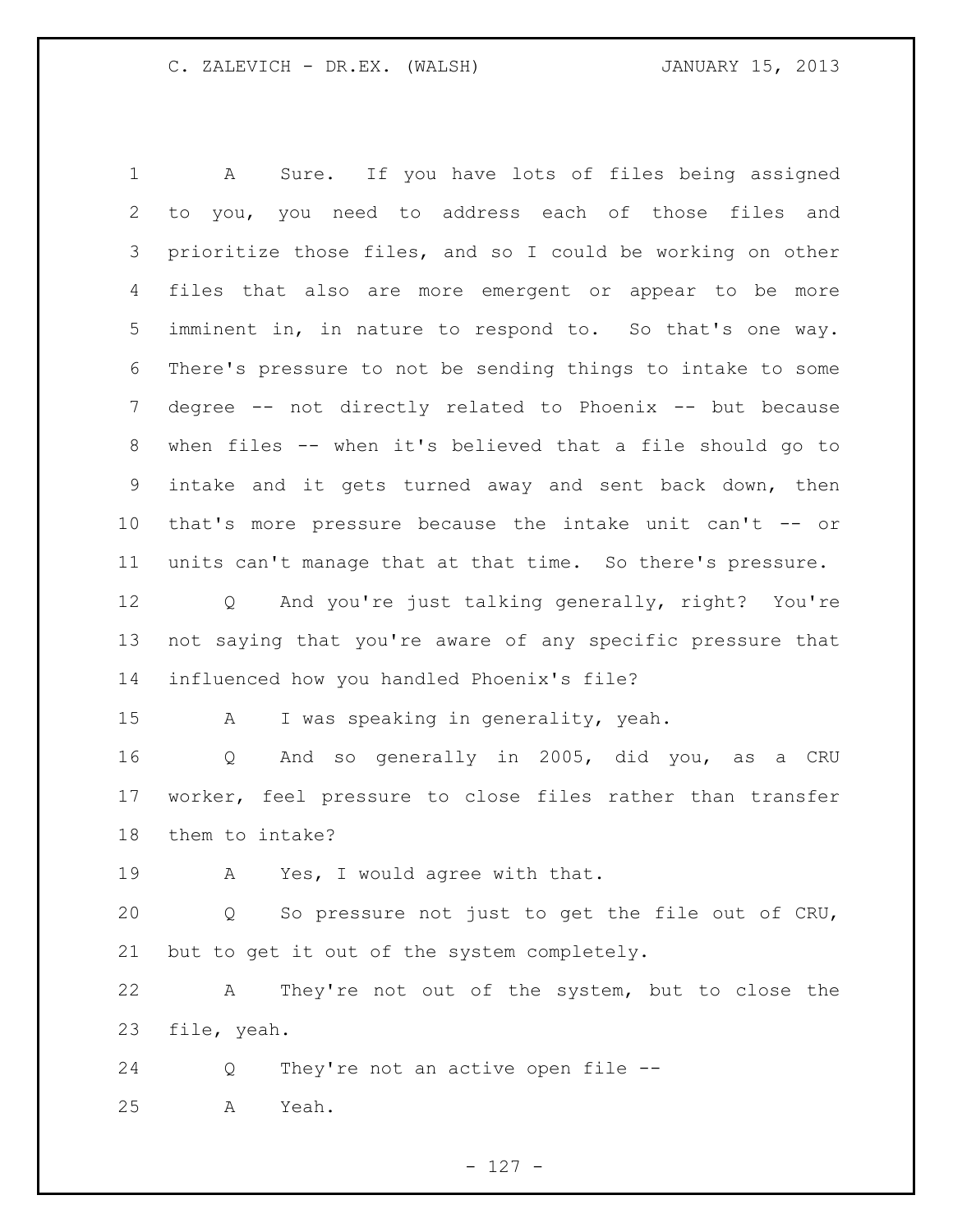A Sure. If you have lots of files being assigned to you, you need to address each of those files and prioritize those files, and so I could be working on other files that also are more emergent or appear to be more imminent in, in nature to respond to. So that's one way. There's pressure to not be sending things to intake to some degree -- not directly related to Phoenix -- but because when files -- when it's believed that a file should go to intake and it gets turned away and sent back down, then that's more pressure because the intake unit can't -- or units can't manage that at that time. So there's pressure.

Q And you're just talking generally, right? You're not saying that you're aware of any specific pressure that influenced how you handled Phoenix's file?

A I was speaking in generality, yeah.

Q And so generally in 2005, did you, as a CRU worker, feel pressure to close files rather than transfer them to intake?

A Yes, I would agree with that.

Q So pressure not just to get the file out of CRU, but to get it out of the system completely.

A They're not out of the system, but to close the file, yeah.

Q They're not an active open file --

A Yeah.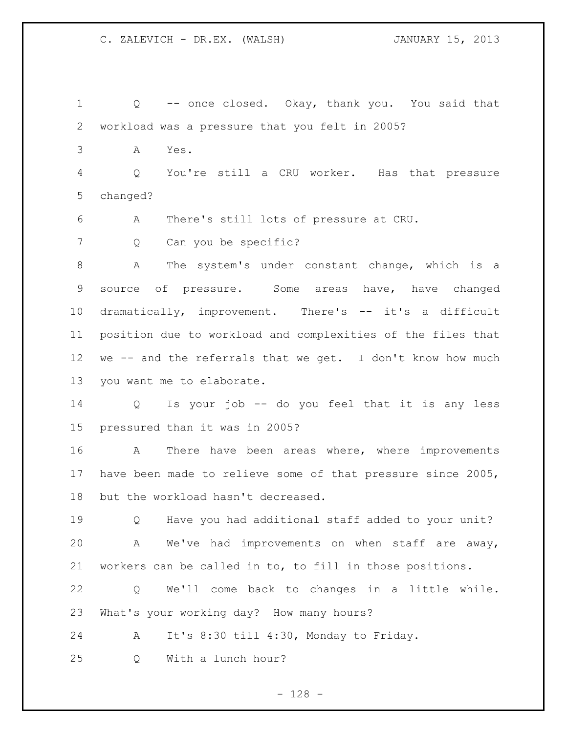Q -- once closed. Okay, thank you. You said that workload was a pressure that you felt in 2005?

A Yes.

Q You're still a CRU worker. Has that pressure changed?

A There's still lots of pressure at CRU.

Q Can you be specific?

A The system's under constant change, which is a source of pressure. Some areas have, have changed dramatically, improvement. There's -- it's a difficult position due to workload and complexities of the files that we -- and the referrals that we get. I don't know how much you want me to elaborate.

Q Is your job -- do you feel that it is any less pressured than it was in 2005?

A There have been areas where, where improvements have been made to relieve some of that pressure since 2005, but the workload hasn't decreased.

Q Have you had additional staff added to your unit?

A We've had improvements on when staff are away, workers can be called in to, to fill in those positions.

Q We'll come back to changes in a little while. What's your working day? How many hours?

A It's 8:30 till 4:30, Monday to Friday.

Q With a lunch hour?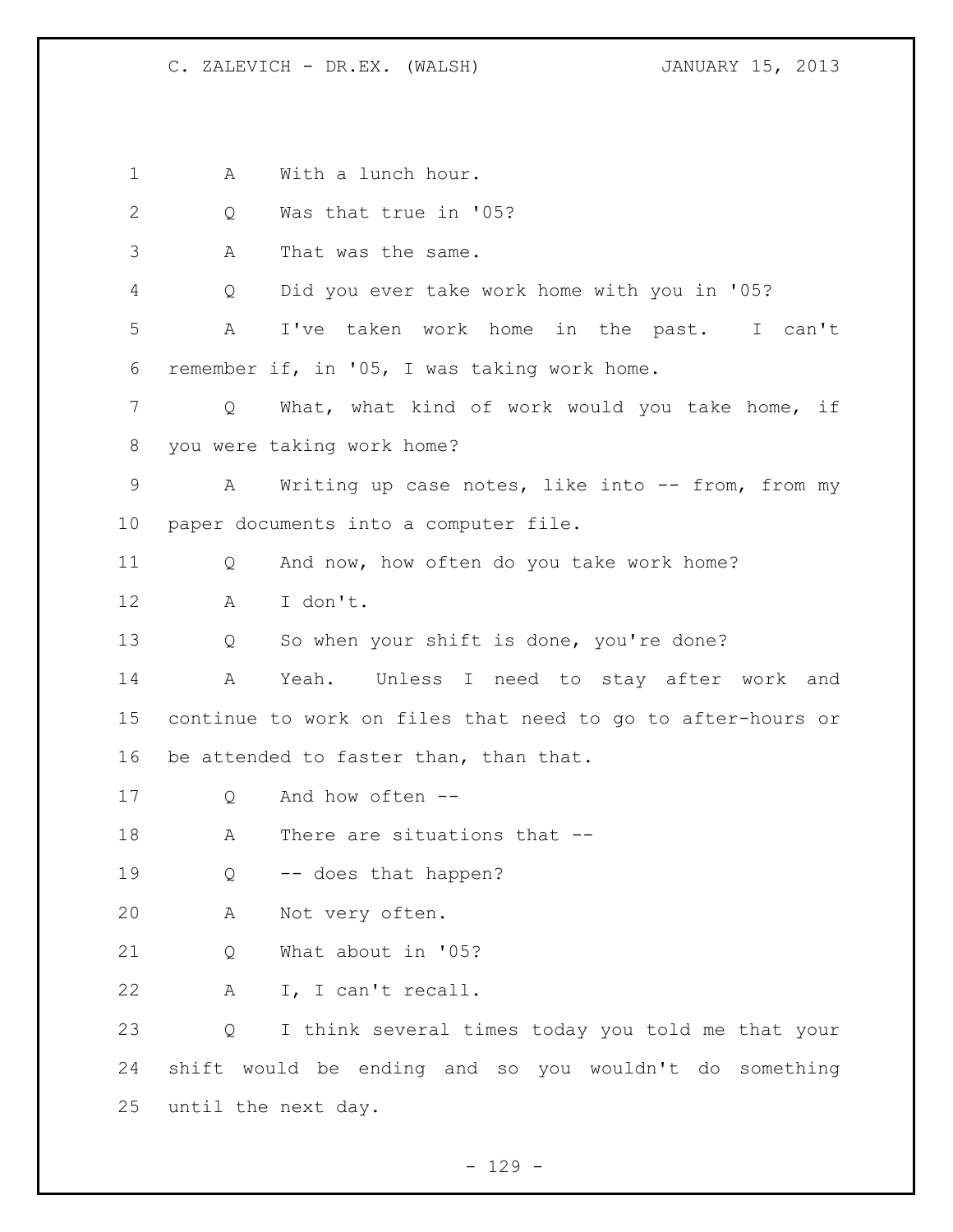A With a lunch hour.

Q Was that true in '05?

A That was the same.

Q Did you ever take work home with you in '05?

A I've taken work home in the past. I can't remember if, in '05, I was taking work home.

Q What, what kind of work would you take home, if you were taking work home?

A Writing up case notes, like into -- from, from my paper documents into a computer file.

Q And now, how often do you take work home?

A I don't.

Q So when your shift is done, you're done?

A Yeah. Unless I need to stay after work and continue to work on files that need to go to after-hours or be attended to faster than, than that.

Q And how often --

A There are situations that --

Q -- does that happen?

A Not very often.

Q What about in '05?

A I, I can't recall.

Q I think several times today you told me that your shift would be ending and so you wouldn't do something until the next day.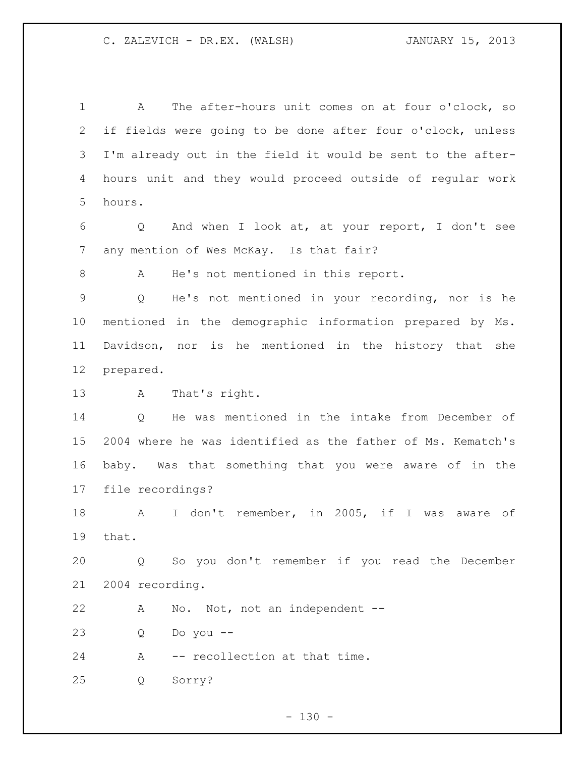A The after-hours unit comes on at four o'clock, so if fields were going to be done after four o'clock, unless I'm already out in the field it would be sent to the after-hours unit and they would proceed outside of regular work hours.

Q And when I look at, at your report, I don't see any mention of Wes McKay. Is that fair?

A He's not mentioned in this report.

Q He's not mentioned in your recording, nor is he mentioned in the demographic information prepared by Ms. Davidson, nor is he mentioned in the history that she prepared.

A That's right.

Q He was mentioned in the intake from December of 2004 where he was identified as the father of Ms. Kematch's baby. Was that something that you were aware of in the file recordings?

A I don't remember, in 2005, if I was aware of that.

Q So you don't remember if you read the December 2004 recording.

A No. Not, not an independent --

Q Do you --

A -- recollection at that time.

Q Sorry?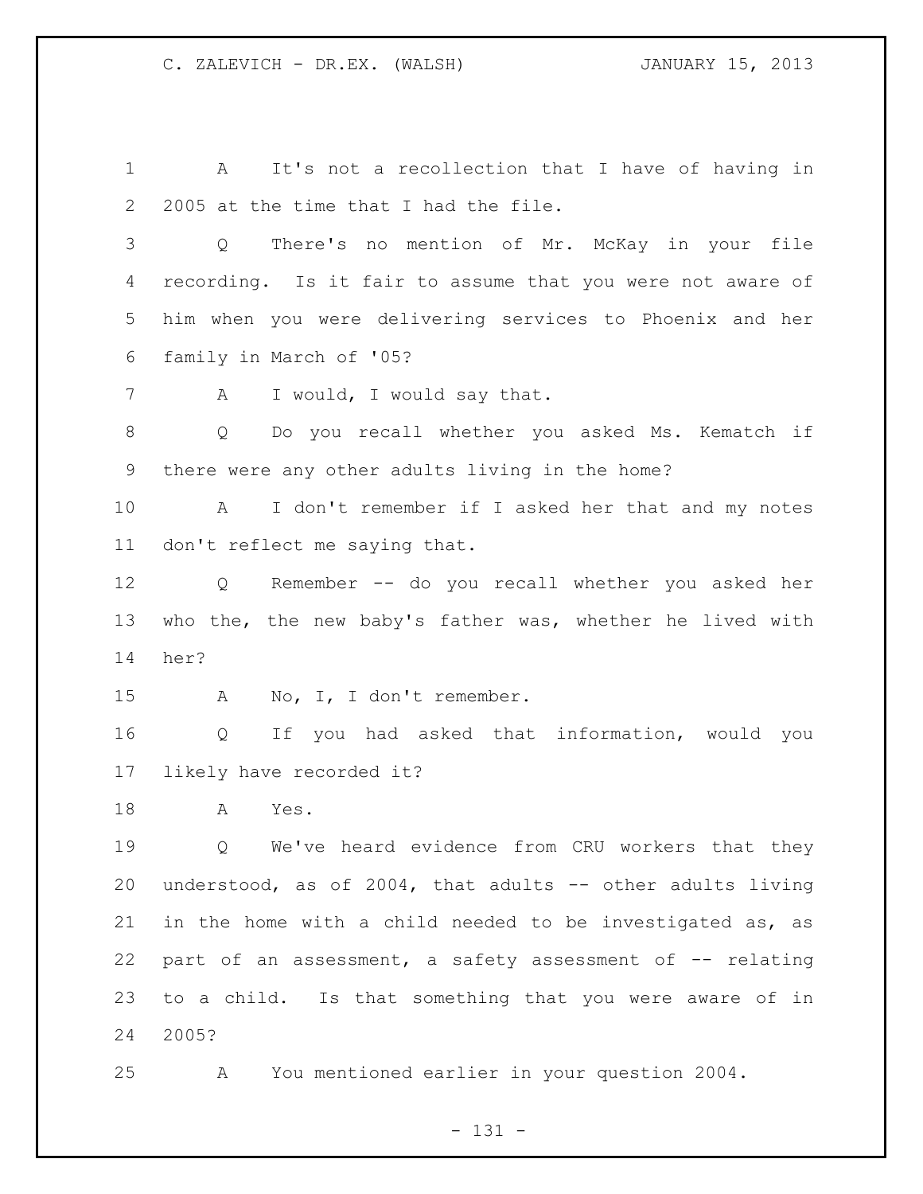A It's not a recollection that I have of having in 2005 at the time that I had the file.

Q There's no mention of Mr. McKay in your file recording. Is it fair to assume that you were not aware of him when you were delivering services to Phoenix and her family in March of '05?

A I would, I would say that.

Q Do you recall whether you asked Ms. Kematch if there were any other adults living in the home?

A I don't remember if I asked her that and my notes don't reflect me saying that.

Q Remember -- do you recall whether you asked her who the, the new baby's father was, whether he lived with her?

A No, I, I don't remember.

Q If you had asked that information, would you likely have recorded it?

A Yes.

Q We've heard evidence from CRU workers that they understood, as of 2004, that adults -- other adults living in the home with a child needed to be investigated as, as part of an assessment, a safety assessment of -- relating to a child. Is that something that you were aware of in 2005?

A You mentioned earlier in your question 2004.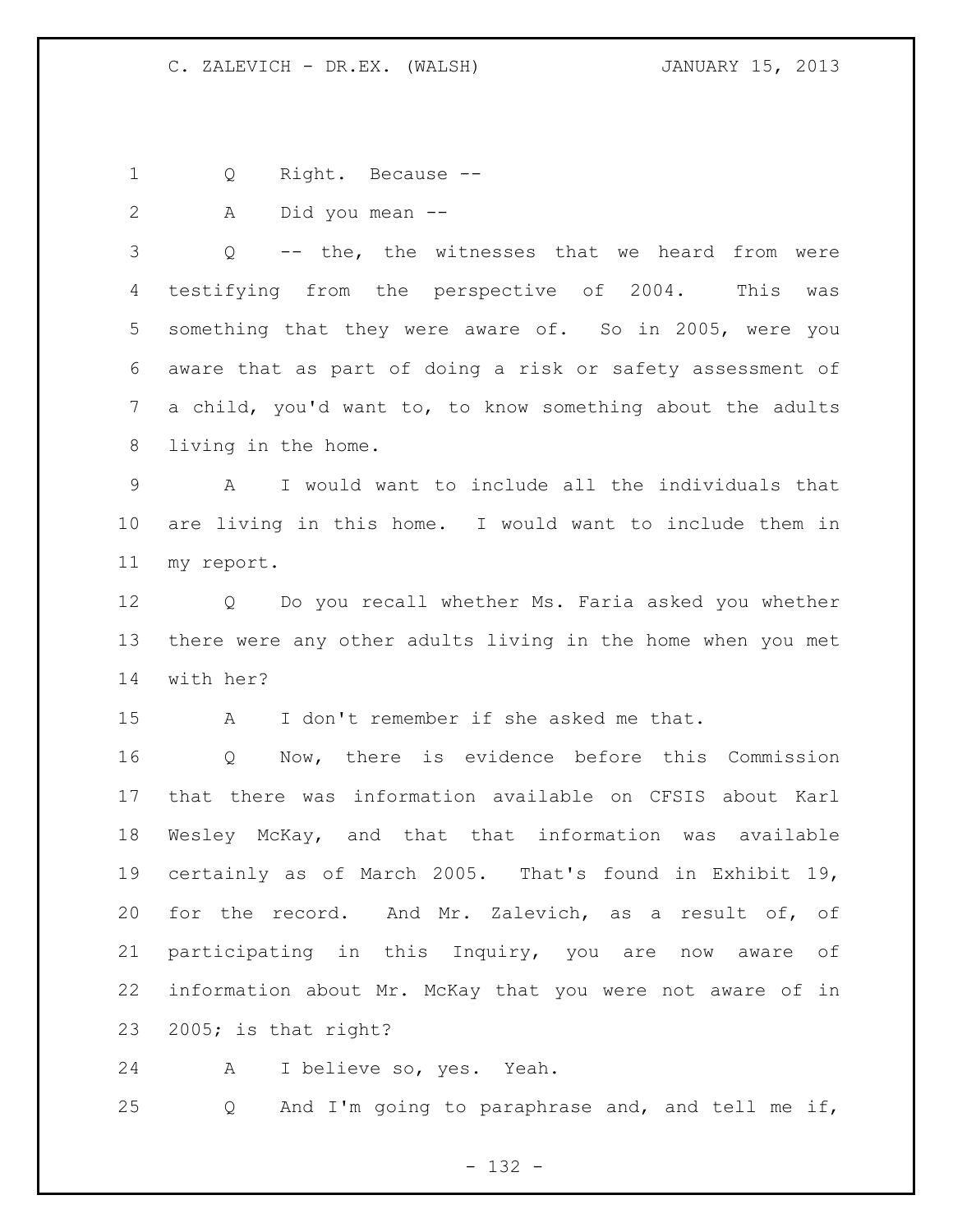Q Right. Because --

A Did you mean --

Q -- the, the witnesses that we heard from were testifying from the perspective of 2004. This was something that they were aware of. So in 2005, were you aware that as part of doing a risk or safety assessment of a child, you'd want to, to know something about the adults living in the home.

A I would want to include all the individuals that are living in this home. I would want to include them in my report.

Q Do you recall whether Ms. Faria asked you whether there were any other adults living in the home when you met with her?

A I don't remember if she asked me that.

Q Now, there is evidence before this Commission that there was information available on CFSIS about Karl Wesley McKay, and that that information was available certainly as of March 2005. That's found in Exhibit 19, for the record. And Mr. Zalevich, as a result of, of participating in this Inquiry, you are now aware of information about Mr. McKay that you were not aware of in 2005; is that right?

A I believe so, yes. Yeah.

Q And I'm going to paraphrase and, and tell me if,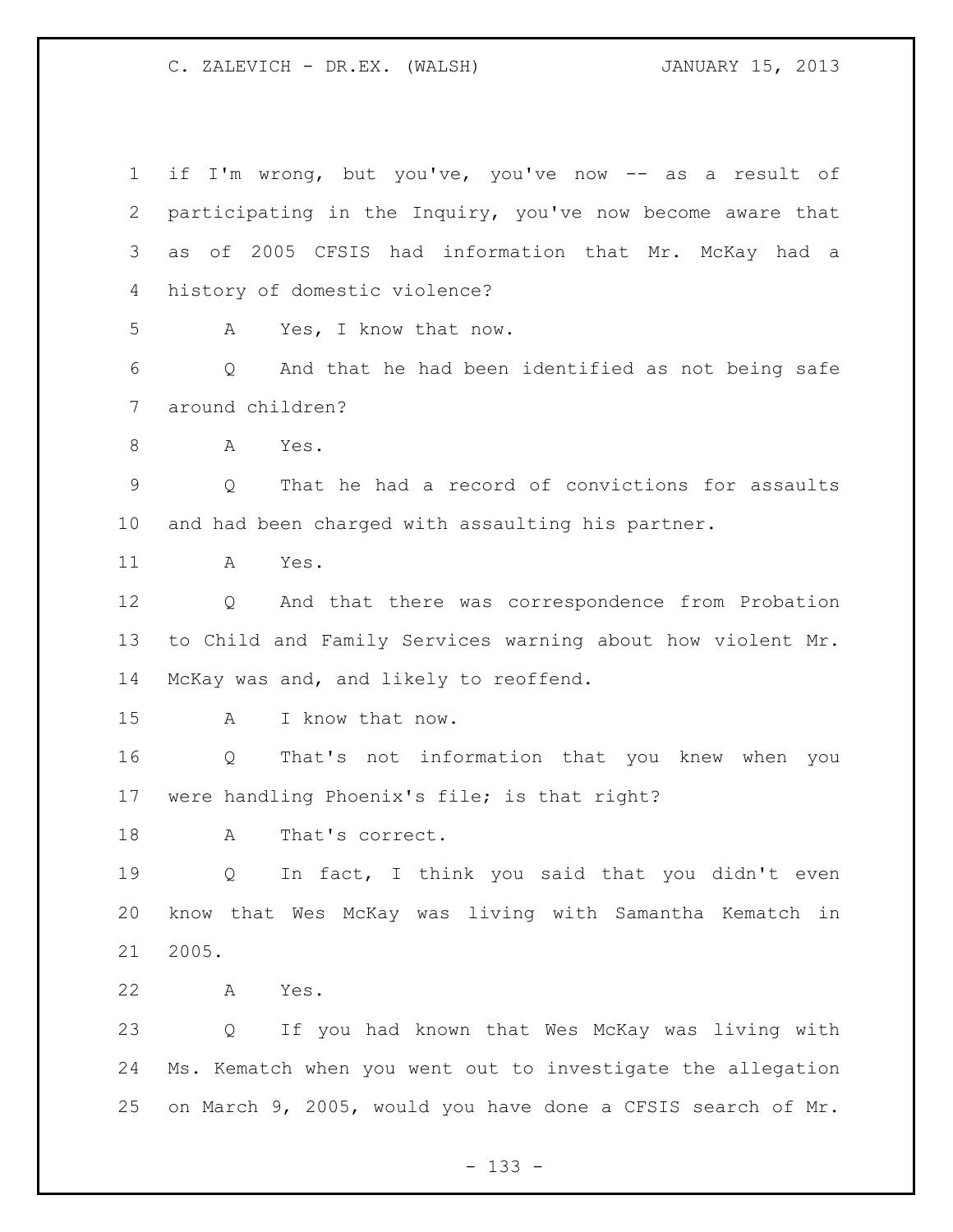if I'm wrong, but you've, you've now -- as a result of participating in the Inquiry, you've now become aware that as of 2005 CFSIS had information that Mr. McKay had a history of domestic violence?

A Yes, I know that now.

Q And that he had been identified as not being safe around children?

A Yes.

Q That he had a record of convictions for assaults and had been charged with assaulting his partner.

A Yes.

Q And that there was correspondence from Probation to Child and Family Services warning about how violent Mr. McKay was and, and likely to reoffend.

A I know that now.

Q That's not information that you knew when you were handling Phoenix's file; is that right?

A That's correct.

Q In fact, I think you said that you didn't even know that Wes McKay was living with Samantha Kematch in 2005.

A Yes.

Q If you had known that Wes McKay was living with Ms. Kematch when you went out to investigate the allegation on March 9, 2005, would you have done a CFSIS search of Mr.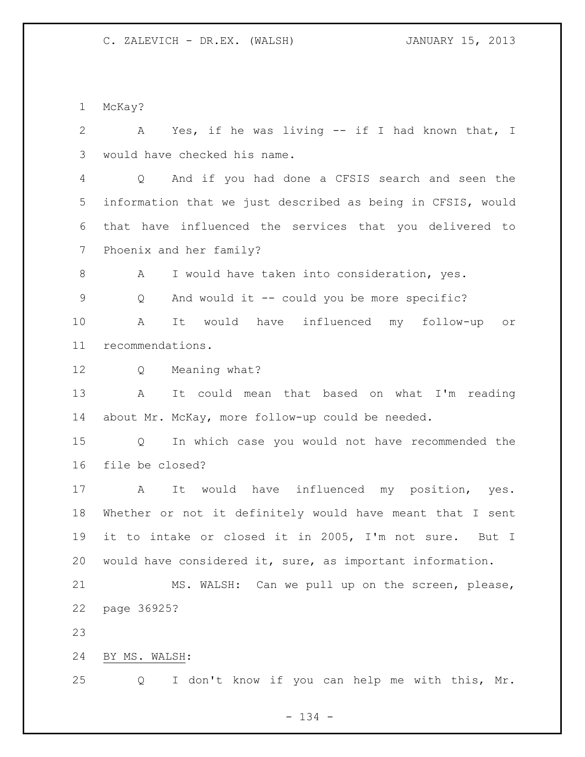McKay?

A Yes, if he was living -- if I had known that, I would have checked his name.

Q And if you had done a CFSIS search and seen the information that we just described as being in CFSIS, would that have influenced the services that you delivered to Phoenix and her family?

A I would have taken into consideration, yes.

Q And would it -- could you be more specific?

A It would have influenced my follow-up or recommendations.

Q Meaning what?

A It could mean that based on what I'm reading about Mr. McKay, more follow-up could be needed.

Q In which case you would not have recommended the file be closed?

A It would have influenced my position, yes. Whether or not it definitely would have meant that I sent it to intake or closed it in 2005, I'm not sure. But I would have considered it, sure, as important information.

MS. WALSH: Can we pull up on the screen, please, page 36925?

BY MS. WALSH:

Q I don't know if you can help me with this, Mr.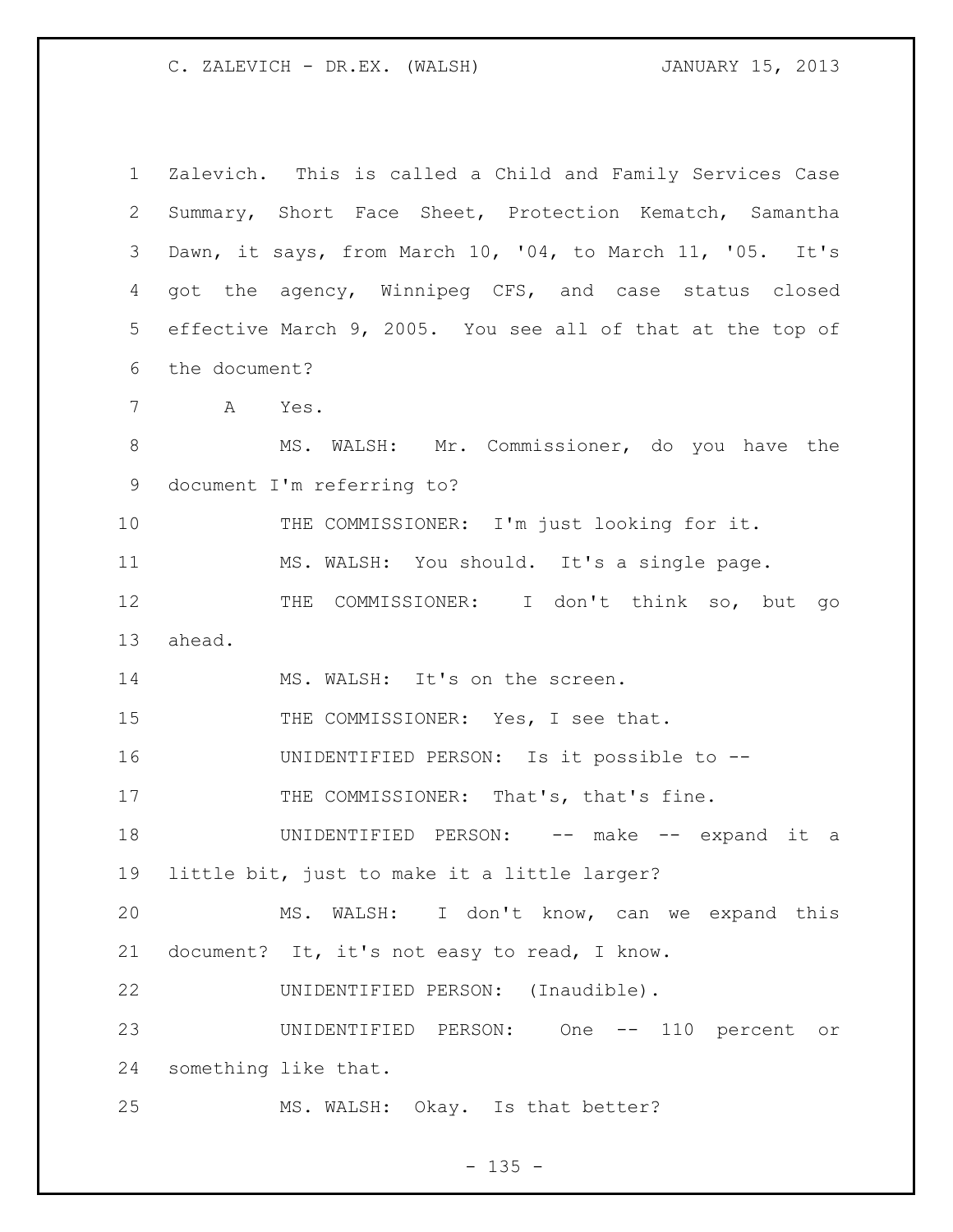Zalevich. This is called a Child and Family Services Case Summary, Short Face Sheet, Protection Kematch, Samantha Dawn, it says, from March 10, '04, to March 11, '05. It's got the agency, Winnipeg CFS, and case status closed effective March 9, 2005. You see all of that at the top of the document?

A Yes.

MS. WALSH: Mr. Commissioner, do you have the document I'm referring to?

THE COMMISSIONER: I'm just looking for it.

MS. WALSH: You should. It's a single page.

THE COMMISSIONER: I don't think so, but go ahead.

MS. WALSH: It's on the screen.

THE COMMISSIONER: Yes, I see that.

UNIDENTIFIED PERSON: Is it possible to --

THE COMMISSIONER: That's, that's fine.

UNIDENTIFIED PERSON: -- make -- expand it a little bit, just to make it a little larger?

MS. WALSH: I don't know, can we expand this document? It, it's not easy to read, I know.

UNIDENTIFIED PERSON: (Inaudible).

UNIDENTIFIED PERSON: One -- 110 percent or something like that.

MS. WALSH: Okay. Is that better?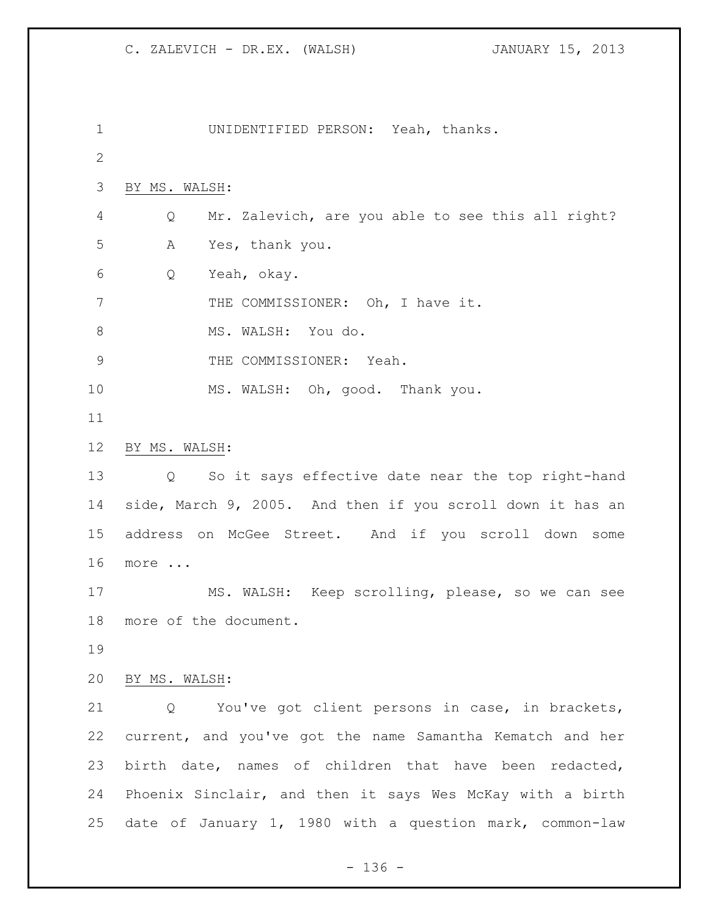UNIDENTIFIED PERSON: Yeah, thanks.

BY MS. WALSH:

Q Mr. Zalevich, are you able to see this all right?

A Yes, thank you.

Q Yeah, okay.

THE COMMISSIONER: Oh, I have it.

MS. WALSH: You do.

THE COMMISSIONER: Yeah.

MS. WALSH: Oh, good. Thank you.

BY MS. WALSH:

Q So it says effective date near the top right-hand side, March 9, 2005. And then if you scroll down it has an address on McGee Street. And if you scroll down some more ...

MS. WALSH: Keep scrolling, please, so we can see more of the document.

BY MS. WALSH:

Q You've got client persons in case, in brackets, current, and you've got the name Samantha Kematch and her birth date, names of children that have been redacted, Phoenix Sinclair, and then it says Wes McKay with a birth date of January 1, 1980 with a question mark, common-law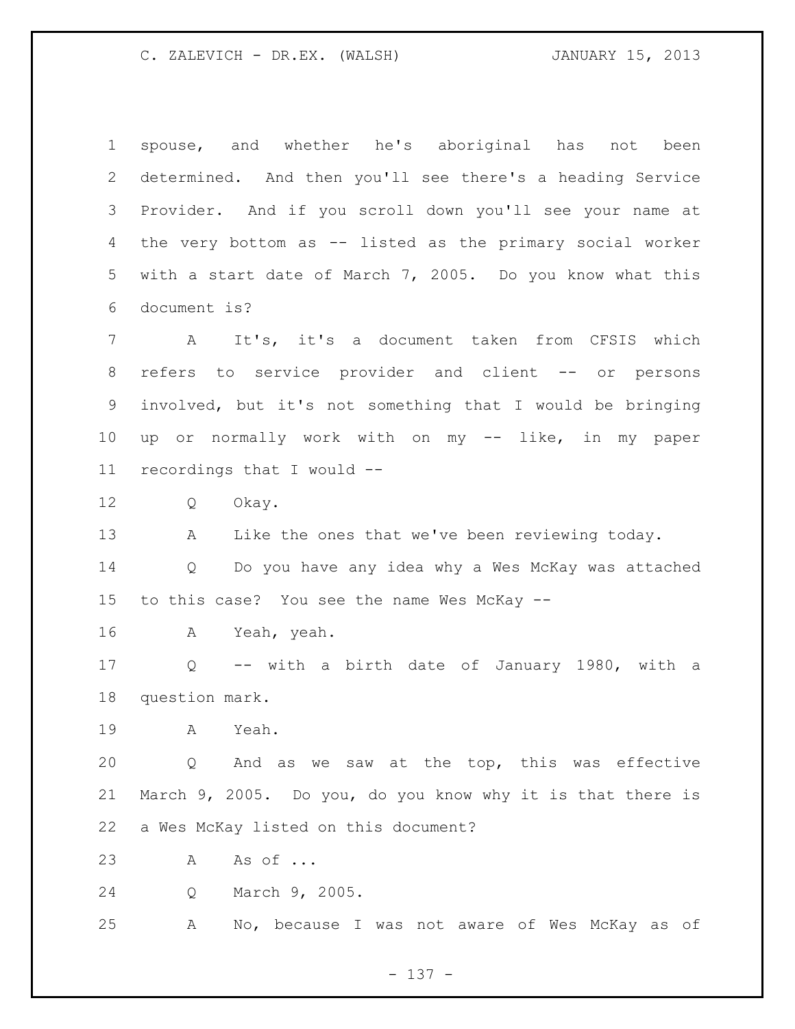spouse, and whether he's aboriginal has not been determined. And then you'll see there's a heading Service Provider. And if you scroll down you'll see your name at the very bottom as -- listed as the primary social worker with a start date of March 7, 2005. Do you know what this document is?

A It's, it's a document taken from CFSIS which refers to service provider and client -- or persons involved, but it's not something that I would be bringing up or normally work with on my -- like, in my paper recordings that I would --

Q Okay.

A Like the ones that we've been reviewing today.

Q Do you have any idea why a Wes McKay was attached to this case? You see the name Wes McKay --

A Yeah, yeah.

Q -- with a birth date of January 1980, with a question mark.

A Yeah.

Q And as we saw at the top, this was effective March 9, 2005. Do you, do you know why it is that there is a Wes McKay listed on this document?

A As of ...

Q March 9, 2005.

A No, because I was not aware of Wes McKay as of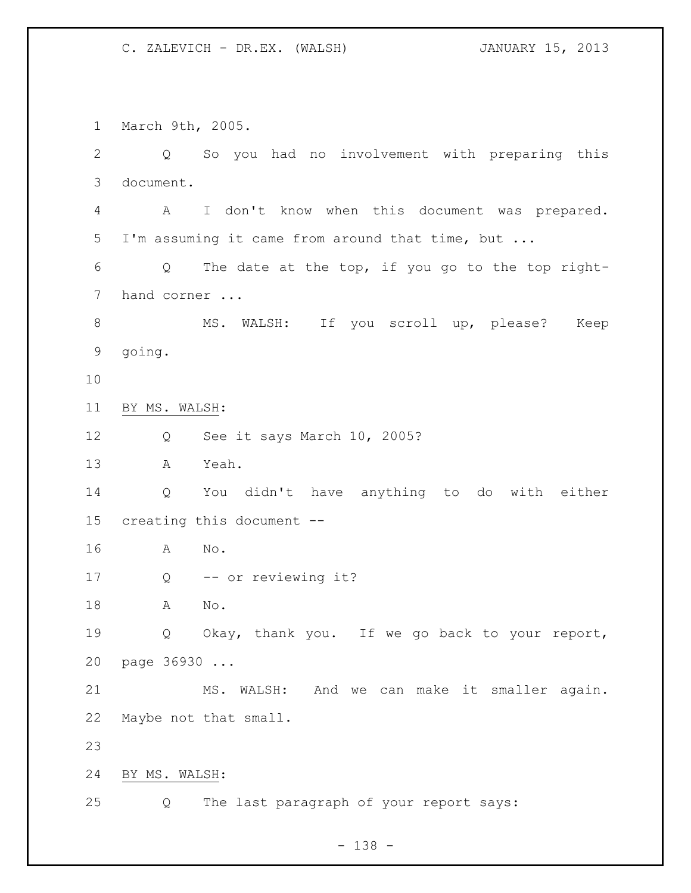March 9th, 2005.

Q So you had no involvement with preparing this document.

A I don't know when this document was prepared. I'm assuming it came from around that time, but ...

Q The date at the top, if you go to the top right-hand corner ...

MS. WALSH: If you scroll up, please? Keep going.

BY MS. WALSH:

Q See it says March 10, 2005?

A Yeah.

Q You didn't have anything to do with either creating this document --

A No.

Q -- or reviewing it?

A No.

Q Okay, thank you. If we go back to your report, page 36930 ...

MS. WALSH: And we can make it smaller again. Maybe not that small.

BY MS. WALSH:

Q The last paragraph of your report says: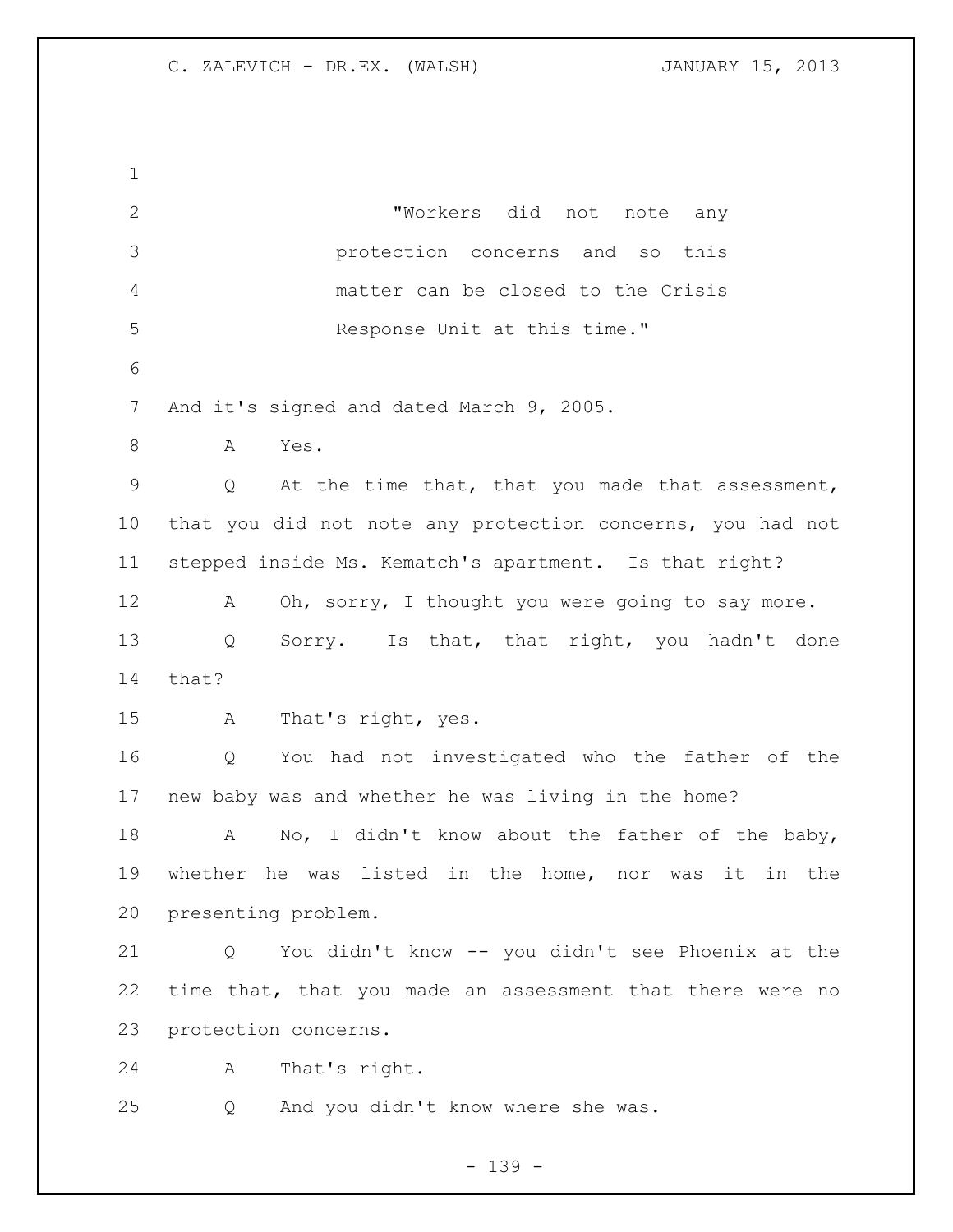"Workers did not note any protection concerns and so this matter can be closed to the Crisis Response Unit at this time."

And it's signed and dated March 9, 2005.

A Yes.

Q At the time that, that you made that assessment, that you did not note any protection concerns, you had not stepped inside Ms. Kematch's apartment. Is that right?

A Oh, sorry, I thought you were going to say more.

Q Sorry. Is that, that right, you hadn't done that?

A That's right, yes.

Q You had not investigated who the father of the new baby was and whether he was living in the home?

A No, I didn't know about the father of the baby, whether he was listed in the home, nor was it in the presenting problem.

Q You didn't know -- you didn't see Phoenix at the time that, that you made an assessment that there were no protection concerns.

A That's right.

Q And you didn't know where she was.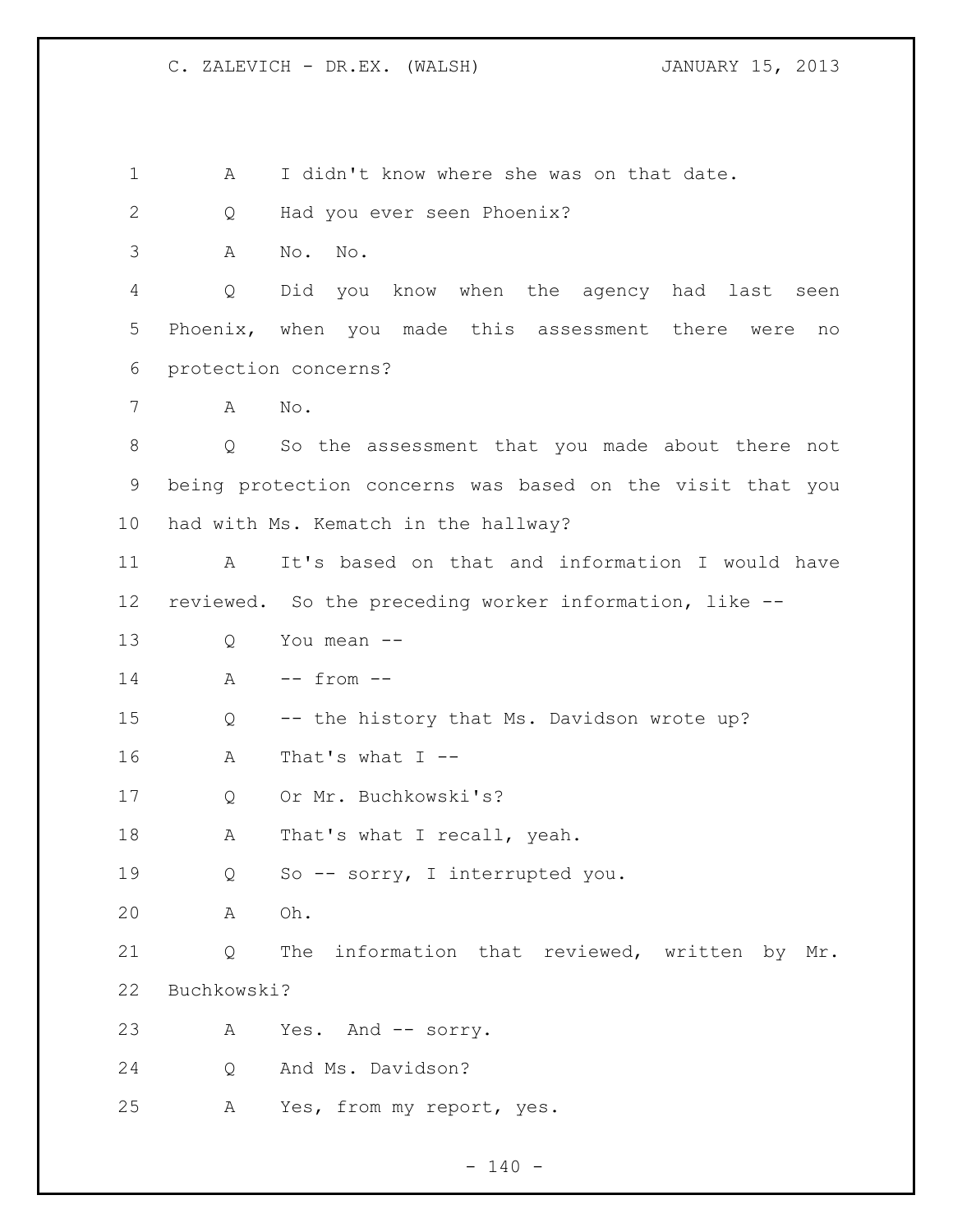A I didn't know where she was on that date.

Q Had you ever seen Phoenix?

A No. No.

Q Did you know when the agency had last seen Phoenix, when you made this assessment there were no protection concerns?

A No.

Q So the assessment that you made about there not being protection concerns was based on the visit that you had with Ms. Kematch in the hallway?

A It's based on that and information I would have reviewed. So the preceding worker information, like --

Q You mean --

A -- from --

Q -- the history that Ms. Davidson wrote up?

A That's what I --

Q Or Mr. Buchkowski's?

A That's what I recall, yeah.

Q So -- sorry, I interrupted you.

A Oh.

Q The information that reviewed, written by Mr. Buchkowski?

A Yes. And -- sorry.

Q And Ms. Davidson?

A Yes, from my report, yes.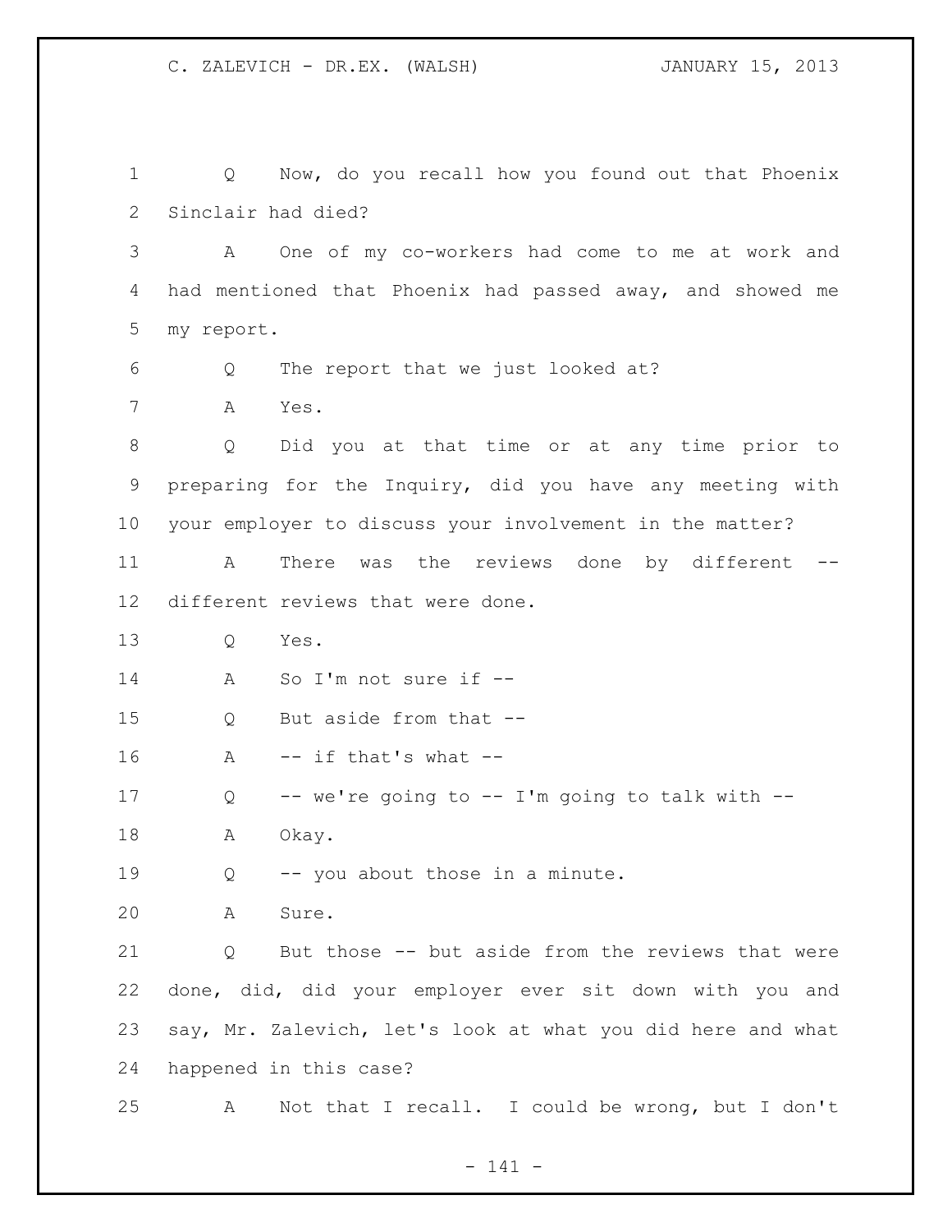Q Now, do you recall how you found out that Phoenix Sinclair had died?

A One of my co-workers had come to me at work and had mentioned that Phoenix had passed away, and showed me my report.

Q The report that we just looked at?

A Yes.

Q Did you at that time or at any time prior to preparing for the Inquiry, did you have any meeting with your employer to discuss your involvement in the matter?

A There was the reviews done by different -- different reviews that were done.

Q Yes.

A So I'm not sure if --

Q But aside from that --

A -- if that's what --

Q -- we're going to -- I'm going to talk with --

A Okay.

Q -- you about those in a minute.

A Sure.

Q But those -- but aside from the reviews that were done, did, did your employer ever sit down with you and say, Mr. Zalevich, let's look at what you did here and what happened in this case?

A Not that I recall. I could be wrong, but I don't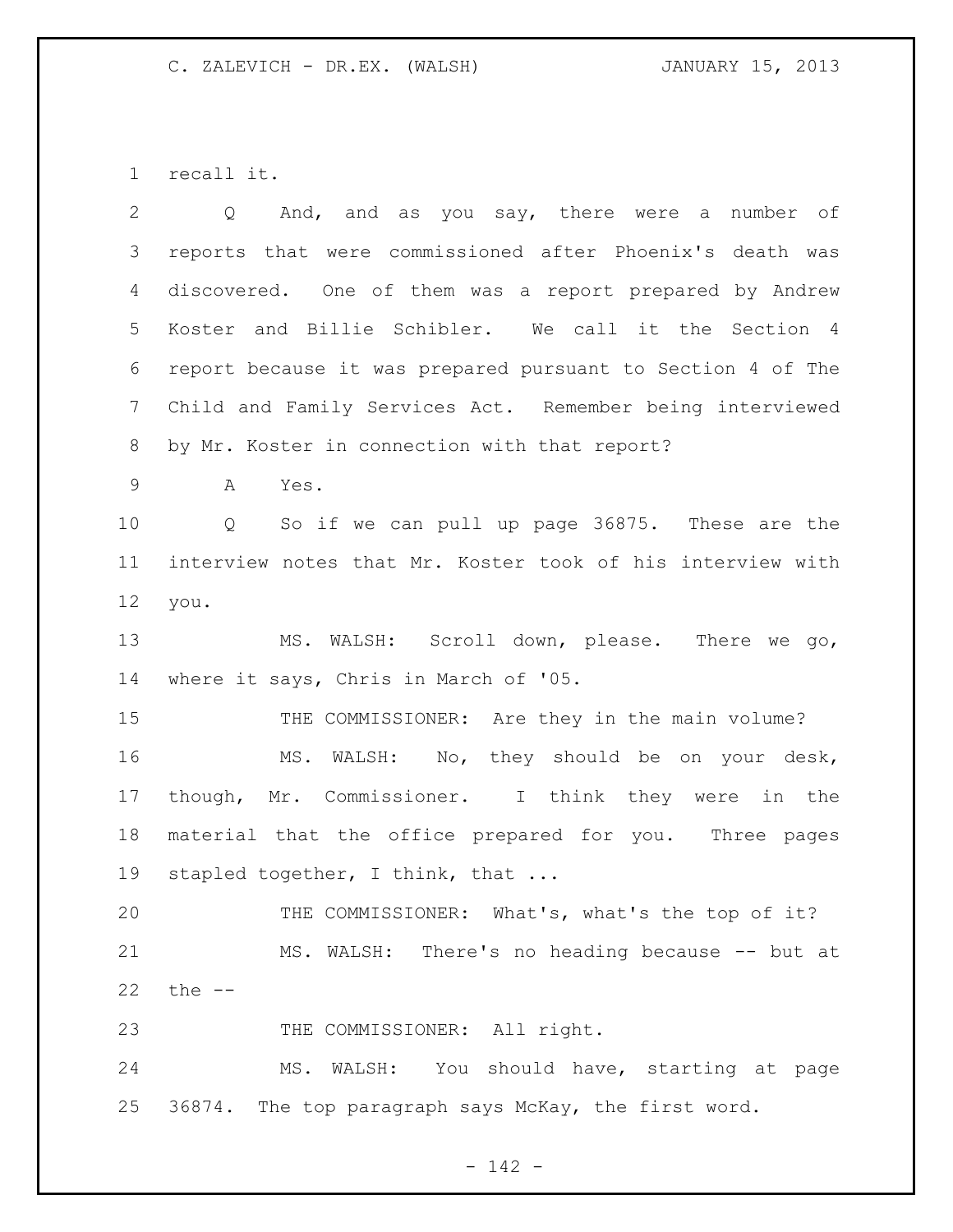recall it.

Q And, and as you say, there were a number of reports that were commissioned after Phoenix's death was discovered. One of them was a report prepared by Andrew Koster and Billie Schibler. We call it the Section 4 report because it was prepared pursuant to Section 4 of The Child and Family Services Act. Remember being interviewed by Mr. Koster in connection with that report?

A Yes.

Q So if we can pull up page 36875. These are the interview notes that Mr. Koster took of his interview with you.

MS. WALSH: Scroll down, please. There we go, where it says, Chris in March of '05.

THE COMMISSIONER: Are they in the main volume?

MS. WALSH: No, they should be on your desk, though, Mr. Commissioner. I think they were in the material that the office prepared for you. Three pages stapled together, I think, that ...

THE COMMISSIONER: What's, what's the top of it?

MS. WALSH: There's no heading because -- but at the --

THE COMMISSIONER: All right.

MS. WALSH: You should have, starting at page 36874. The top paragraph says McKay, the first word.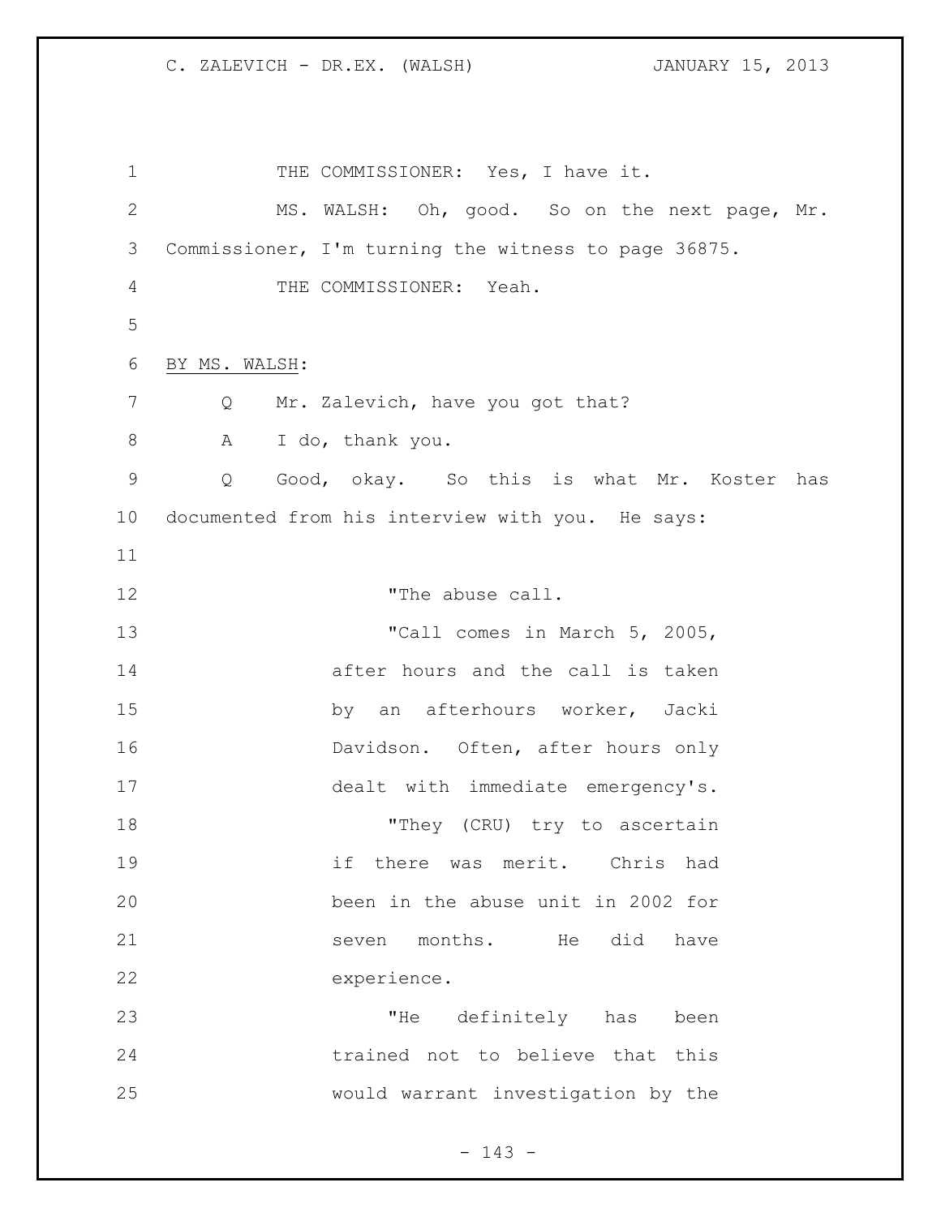THE COMMISSIONER: Yes, I have it.

MS. WALSH: Oh, good. So on the next page, Mr. Commissioner, I'm turning the witness to page 36875.

THE COMMISSIONER: Yeah.

BY MS. WALSH:

Q Mr. Zalevich, have you got that?

A I do, thank you.

Q Good, okay. So this is what Mr. Koster has documented from his interview with you. He says:

> "The abuse call.
>
> "Call comes in March 5, 2005, after hours and the call is taken by an afterhours worker, Jacki Davidson. Often, after hours only dealt with immediate emergency's.
>
> "They (CRU) try to ascertain if there was merit. Chris had been in the abuse unit in 2002 for seven months. He did have experience.
>
> "He definitely has been trained not to believe that this would warrant investigation by the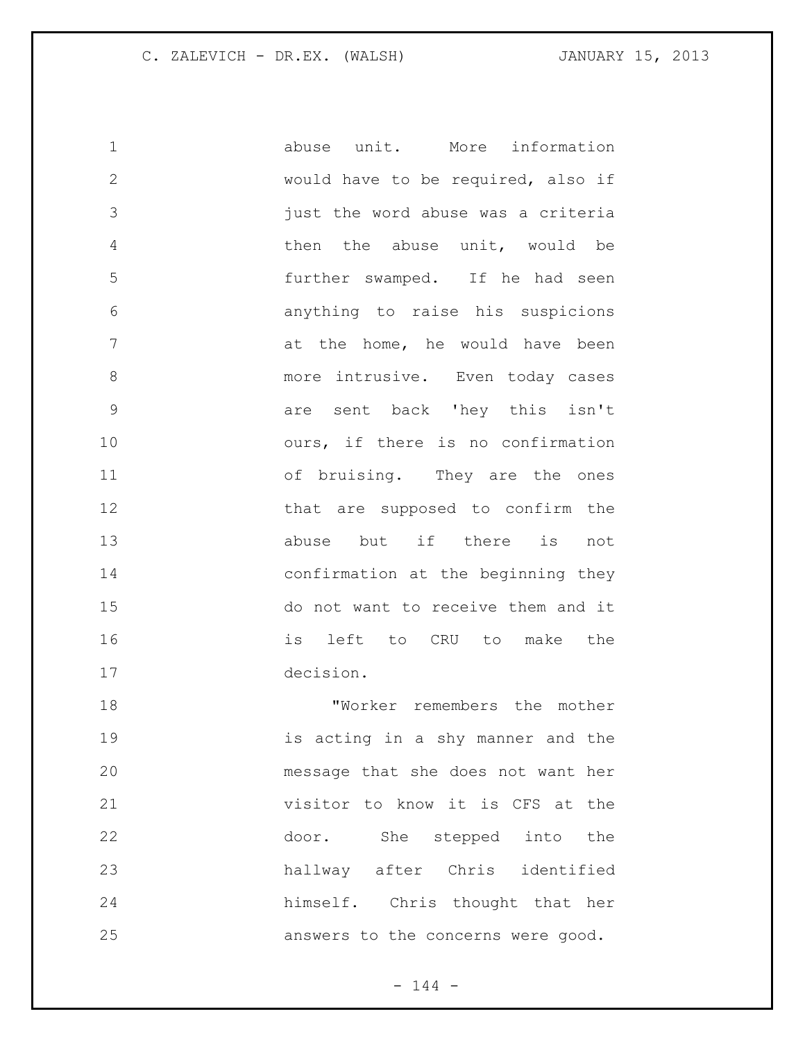abuse unit. More information would have to be required, also if just the word abuse was a criteria then the abuse unit, would be further swamped. If he had seen anything to raise his suspicions at the home, he would have been more intrusive. Even today cases are sent back 'hey this isn't ours, if there is no confirmation of bruising. They are the ones that are supposed to confirm the abuse but if there is not confirmation at the beginning they do not want to receive them and it is left to CRU to make the decision.

"Worker remembers the mother is acting in a shy manner and the message that she does not want her visitor to know it is CFS at the door. She stepped into the hallway after Chris identified himself. Chris thought that her answers to the concerns were good.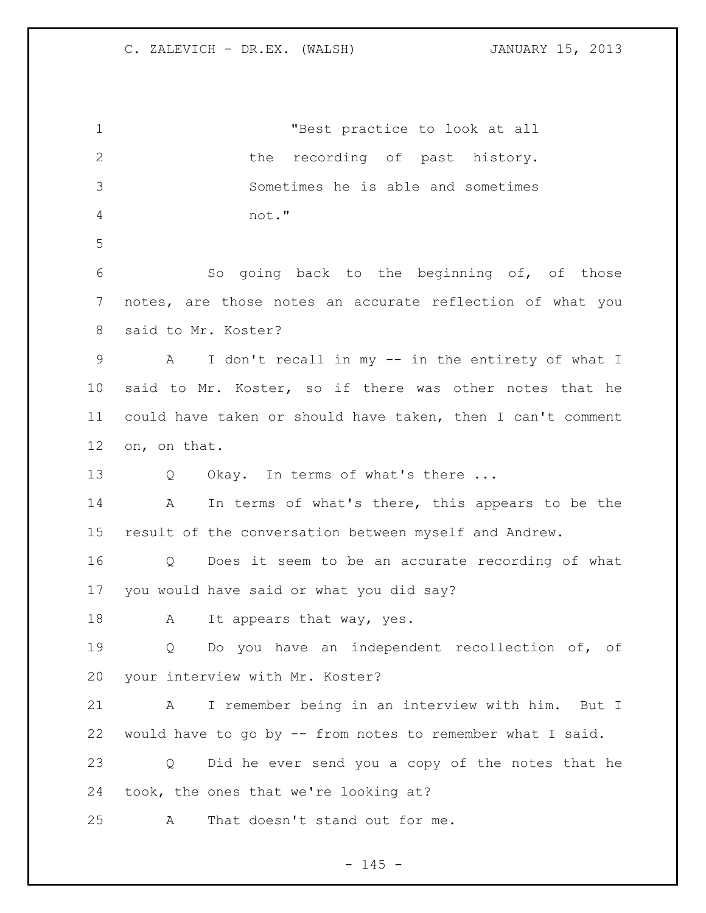"Best practice to look at all the recording of past history. Sometimes he is able and sometimes not."

So going back to the beginning of, of those notes, are those notes an accurate reflection of what you said to Mr. Koster?

A I don't recall in my -- in the entirety of what I said to Mr. Koster, so if there was other notes that he could have taken or should have taken, then I can't comment on, on that.

Q Okay. In terms of what's there ...

A In terms of what's there, this appears to be the result of the conversation between myself and Andrew.

Q Does it seem to be an accurate recording of what you would have said or what you did say?

A It appears that way, yes.

Q Do you have an independent recollection of, of your interview with Mr. Koster?

A I remember being in an interview with him. But I would have to go by -- from notes to remember what I said.

Q Did he ever send you a copy of the notes that he took, the ones that we're looking at?

A That doesn't stand out for me.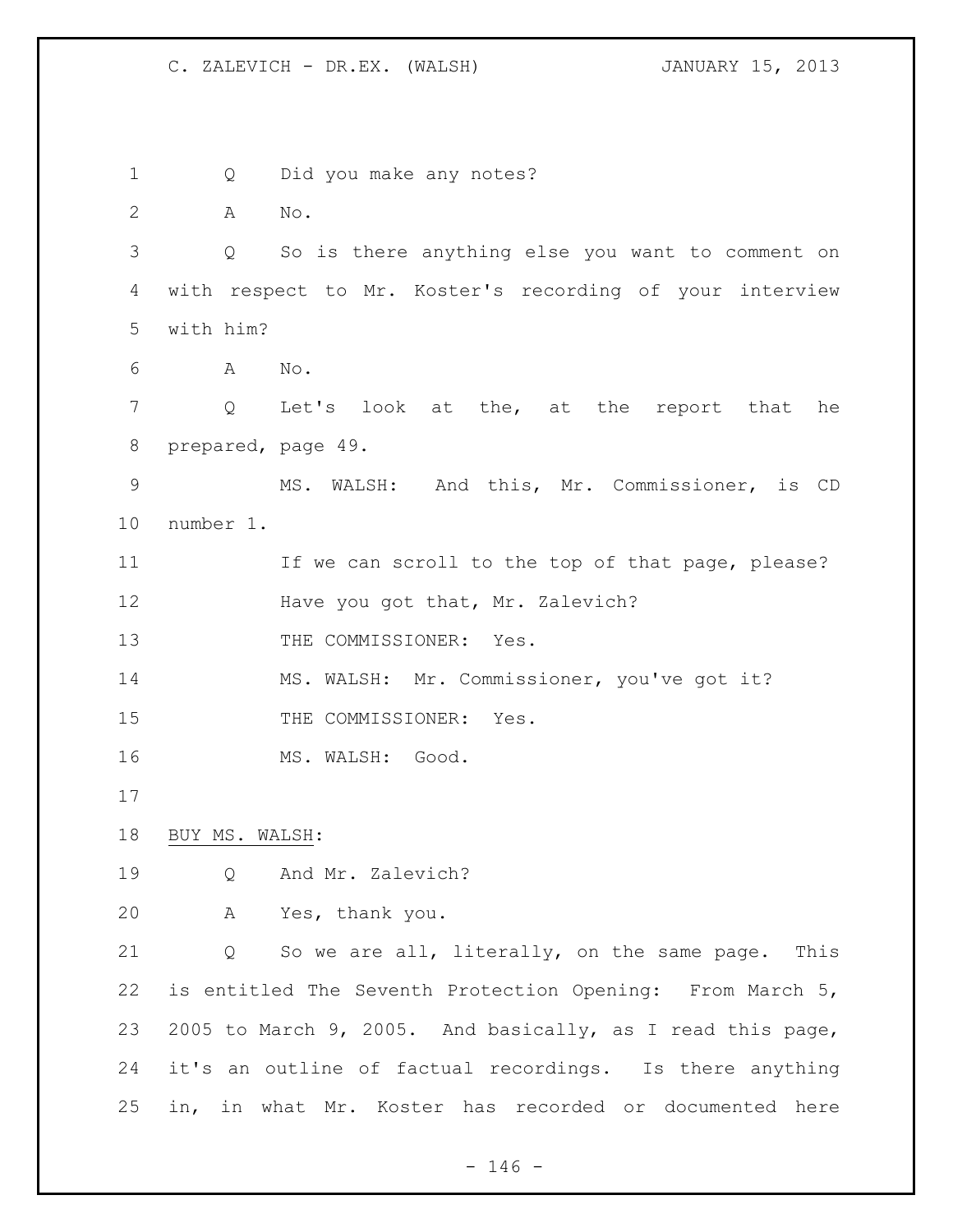Q Did you make any notes?

A No.

Q So is there anything else you want to comment on with respect to Mr. Koster's recording of your interview with him?

A No.

Q Let's look at the, at the report that he prepared, page 49.

MS. WALSH: And this, Mr. Commissioner, is CD number 1.

If we can scroll to the top of that page, please?

Have you got that, Mr. Zalevich?

THE COMMISSIONER: Yes.

MS. WALSH: Mr. Commissioner, you've got it?

THE COMMISSIONER: Yes.

MS. WALSH: Good.

BUY MS. WALSH:

Q And Mr. Zalevich?

A Yes, thank you.

Q So we are all, literally, on the same page. This is entitled The Seventh Protection Opening: From March 5, 2005 to March 9, 2005. And basically, as I read this page, it's an outline of factual recordings. Is there anything in, in what Mr. Koster has recorded or documented here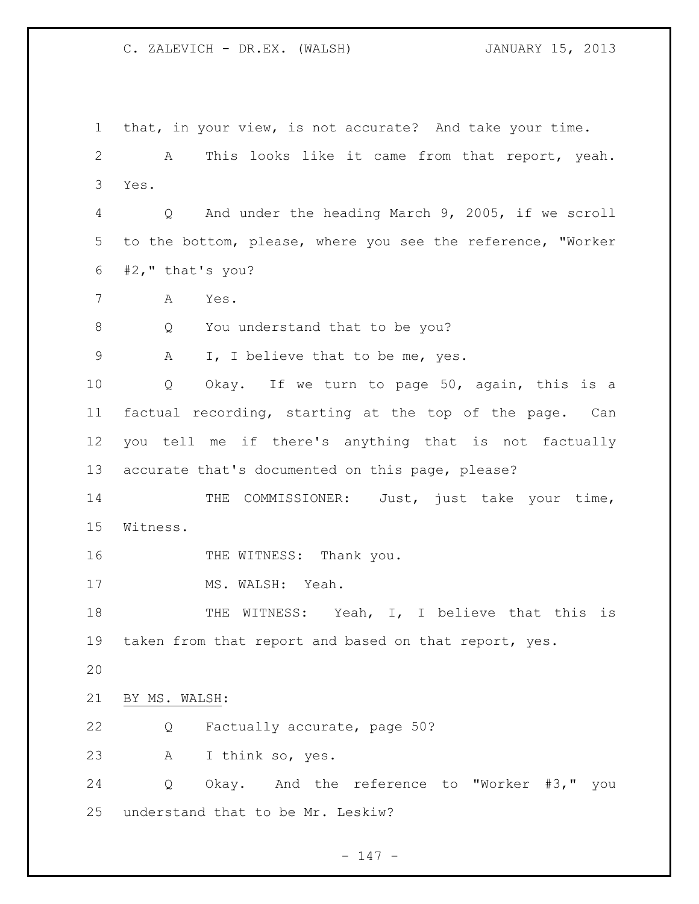that, in your view, is not accurate? And take your time.

A This looks like it came from that report, yeah. Yes.

Q And under the heading March 9, 2005, if we scroll to the bottom, please, where you see the reference, "Worker #2," that's you?

A Yes.

Q You understand that to be you?

A I, I believe that to be me, yes.

Q Okay. If we turn to page 50, again, this is a factual recording, starting at the top of the page. Can you tell me if there's anything that is not factually accurate that's documented on this page, please?

THE COMMISSIONER: Just, just take your time, Witness.

THE WITNESS: Thank you.

MS. WALSH: Yeah.

THE WITNESS: Yeah, I, I believe that this is taken from that report and based on that report, yes.

BY MS. WALSH:

Q Factually accurate, page 50?

A I think so, yes.

Q Okay. And the reference to "Worker #3," you understand that to be Mr. Leskiw?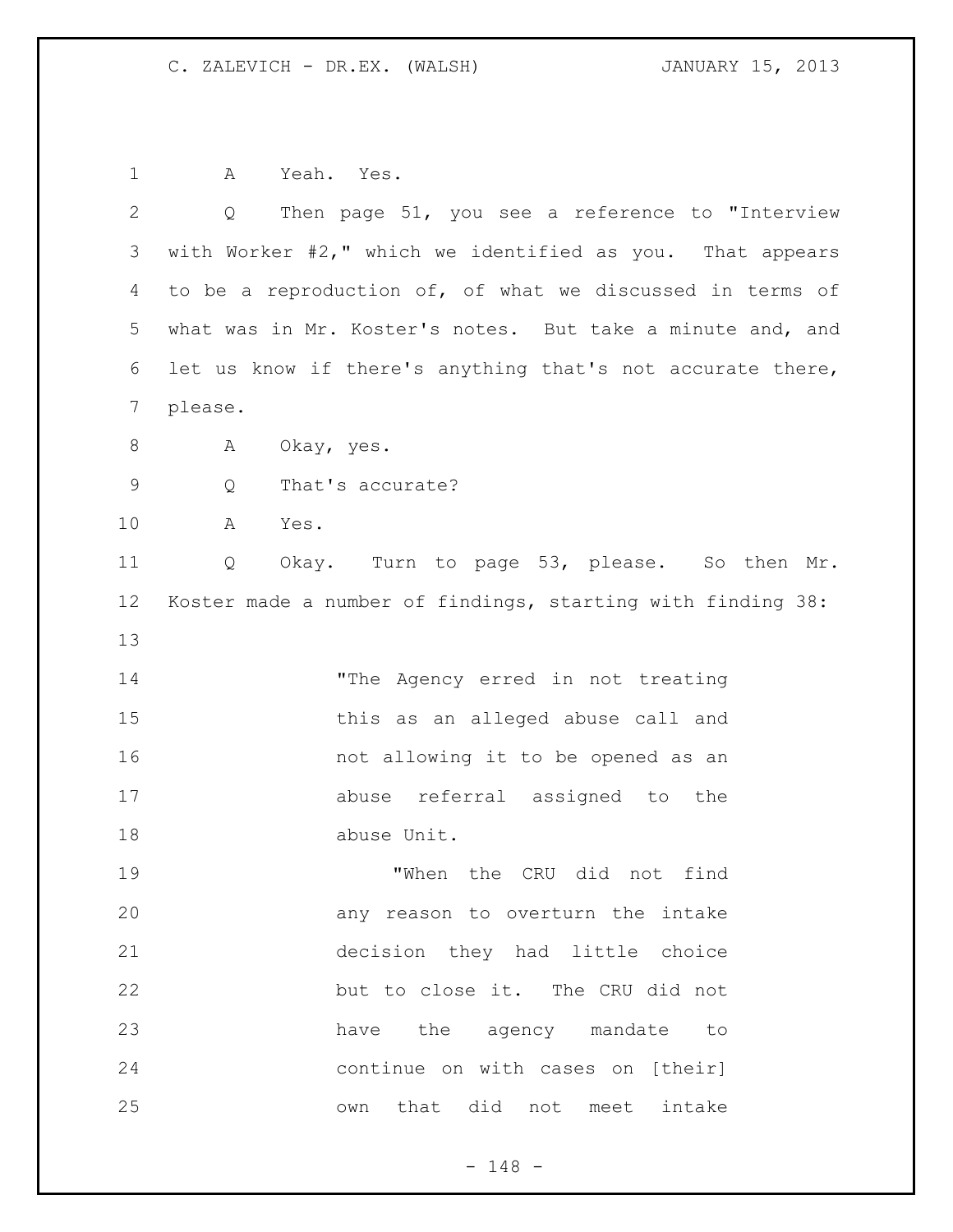A Yeah. Yes.

Q Then page 51, you see a reference to "Interview with Worker #2," which we identified as you. That appears to be a reproduction of, of what we discussed in terms of what was in Mr. Koster's notes. But take a minute and, and let us know if there's anything that's not accurate there, please.

A Okay, yes.

Q That's accurate?

A Yes.

Q Okay. Turn to page 53, please. So then Mr. Koster made a number of findings, starting with finding 38:

> "The Agency erred in not treating this as an alleged abuse call and not allowing it to be opened as an abuse referral assigned to the abuse Unit.
>
> "When the CRU did not find any reason to overturn the intake decision they had little choice but to close it. The CRU did not have the agency mandate to continue on with cases on [their] own that did not meet intake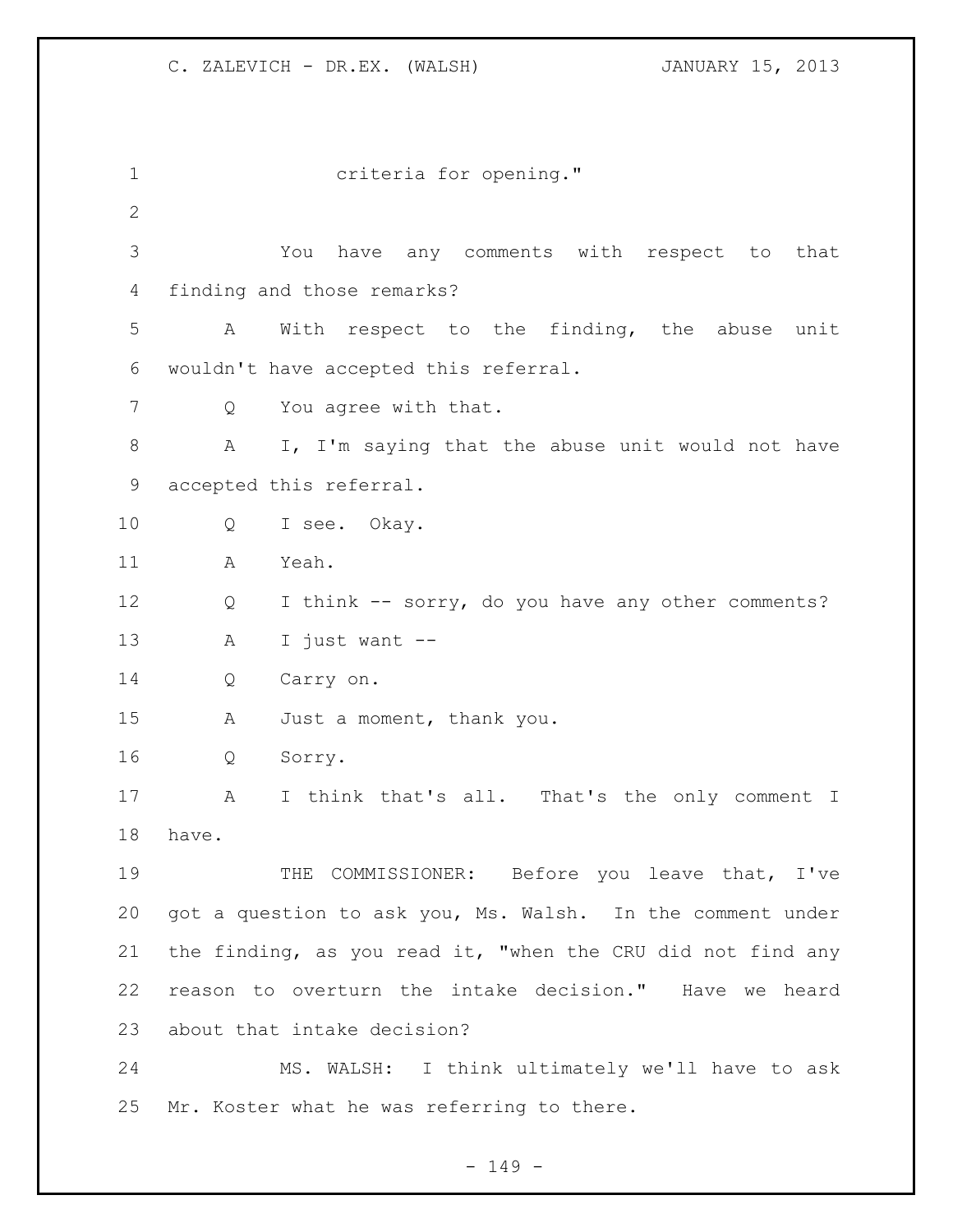criteria for opening."

You have any comments with respect to that finding and those remarks?

A With respect to the finding, the abuse unit wouldn't have accepted this referral.

Q You agree with that.

A I, I'm saying that the abuse unit would not have accepted this referral.

Q I see. Okay.

A Yeah.

Q I think -- sorry, do you have any other comments?

A I just want --

Q Carry on.

A Just a moment, thank you.

Q Sorry.

A I think that's all. That's the only comment I have.

THE COMMISSIONER: Before you leave that, I've got a question to ask you, Ms. Walsh. In the comment under the finding, as you read it, "when the CRU did not find any reason to overturn the intake decision." Have we heard about that intake decision?

MS. WALSH: I think ultimately we'll have to ask Mr. Koster what he was referring to there.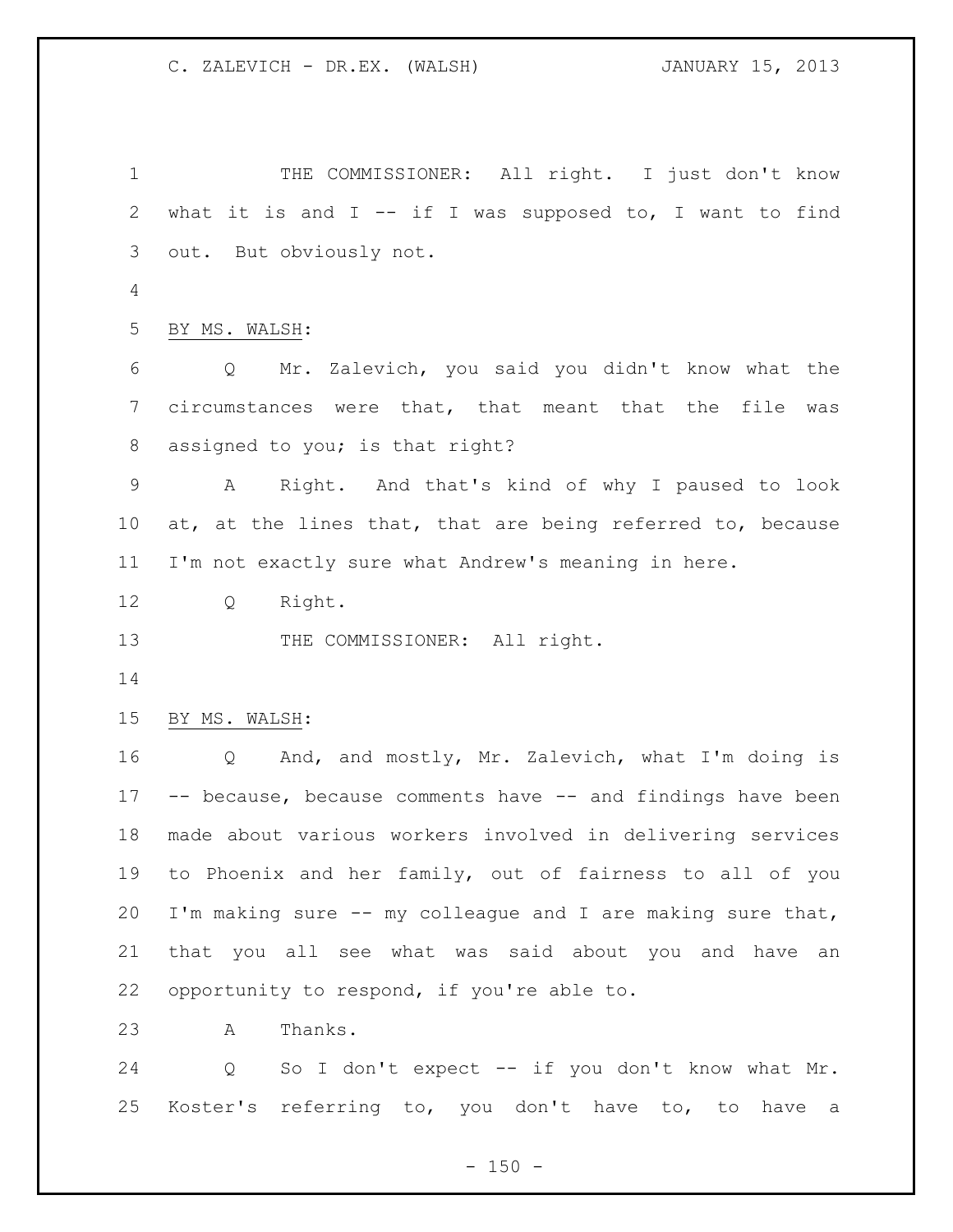THE COMMISSIONER: All right. I just don't know what it is and I -- if I was supposed to, I want to find out. But obviously not.

BY MS. WALSH:

Q Mr. Zalevich, you said you didn't know what the circumstances were that, that meant that the file was assigned to you; is that right?

A Right. And that's kind of why I paused to look at, at the lines that, that are being referred to, because I'm not exactly sure what Andrew's meaning in here.

Q Right.

THE COMMISSIONER: All right.

BY MS. WALSH:

Q And, and mostly, Mr. Zalevich, what I'm doing is -- because, because comments have -- and findings have been made about various workers involved in delivering services to Phoenix and her family, out of fairness to all of you I'm making sure -- my colleague and I are making sure that, that you all see what was said about you and have an opportunity to respond, if you're able to.

A Thanks.

Q So I don't expect -- if you don't know what Mr. Koster's referring to, you don't have to, to have a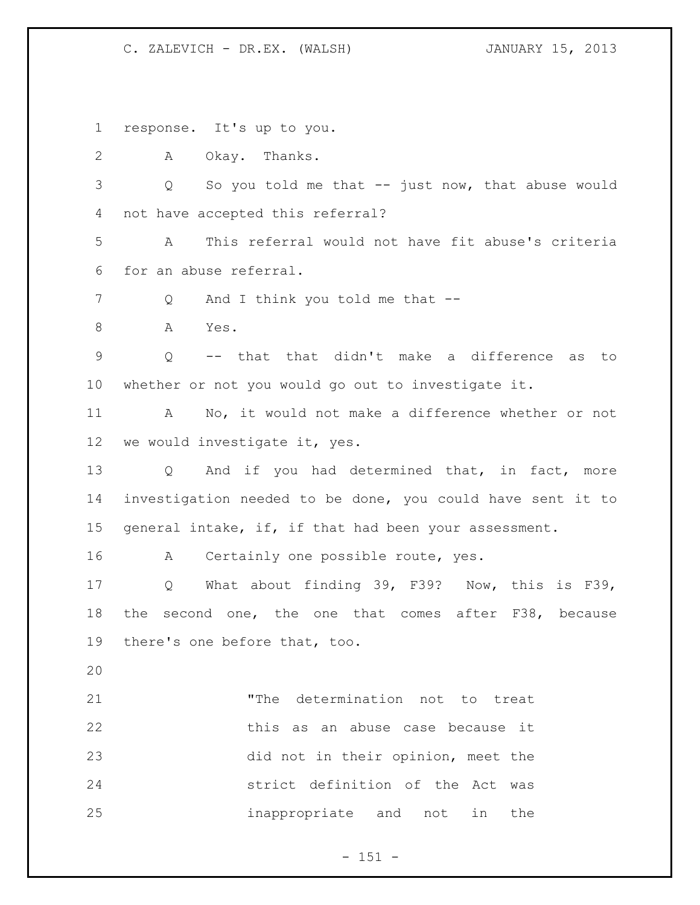response. It's up to you.

A Okay. Thanks.

Q So you told me that -- just now, that abuse would not have accepted this referral?

A This referral would not have fit abuse's criteria for an abuse referral.

Q And I think you told me that --

A Yes.

Q -- that that didn't make a difference as to whether or not you would go out to investigate it.

A No, it would not make a difference whether or not we would investigate it, yes.

Q And if you had determined that, in fact, more investigation needed to be done, you could have sent it to general intake, if, if that had been your assessment.

A Certainly one possible route, yes.

Q What about finding 39, F39? Now, this is F39, the second one, the one that comes after F38, because there's one before that, too.

> "The determination not to treat this as an abuse case because it did not in their opinion, meet the strict definition of the Act was inappropriate and not in the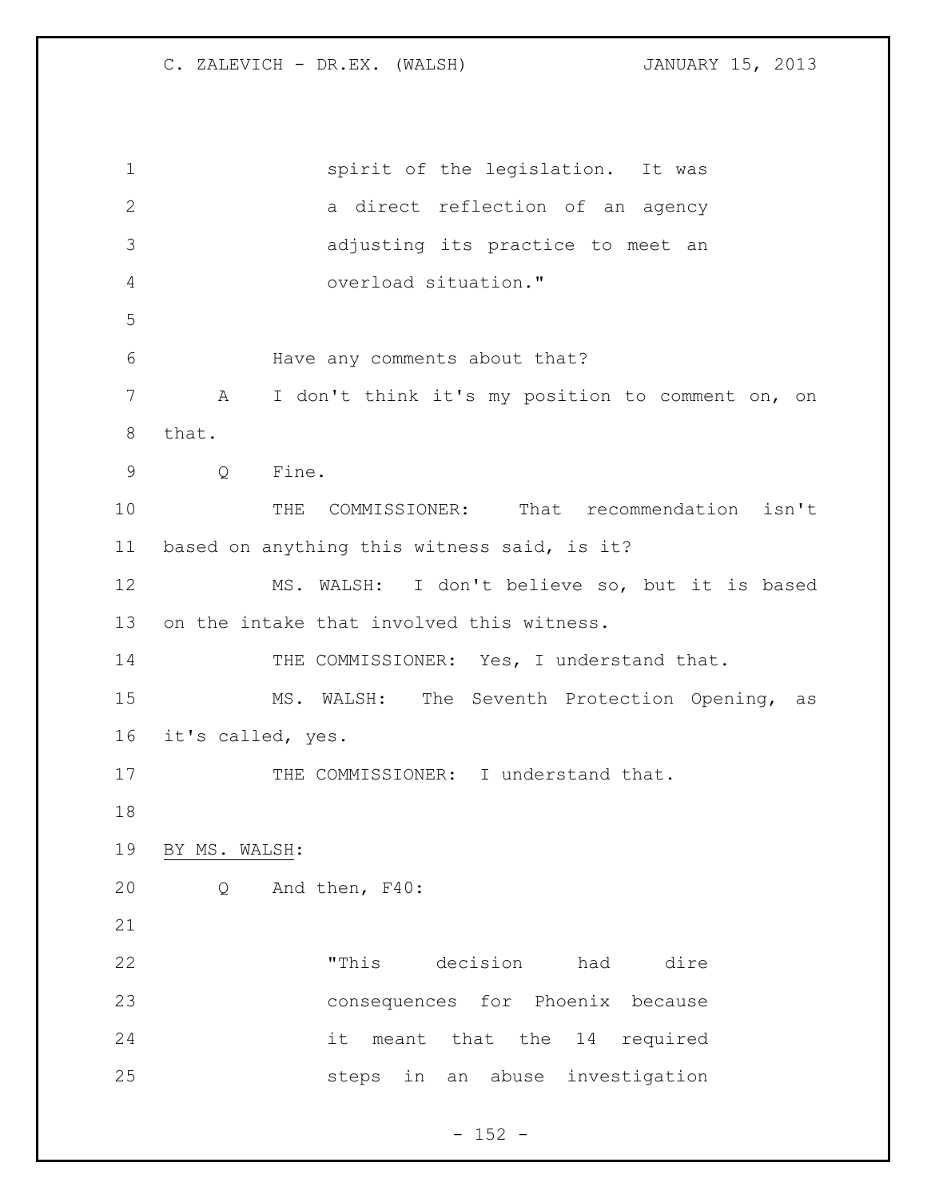spirit of the legislation. It was a direct reflection of an agency adjusting its practice to meet an overload situation."

Have any comments about that?

A I don't think it's my position to comment on, on that.

Q Fine.

THE COMMISSIONER: That recommendation isn't based on anything this witness said, is it?

MS. WALSH: I don't believe so, but it is based on the intake that involved this witness.

THE COMMISSIONER: Yes, I understand that.

MS. WALSH: The Seventh Protection Opening, as it's called, yes.

THE COMMISSIONER: I understand that.

BY MS. WALSH:

Q And then, F40:

"This decision had dire consequences for Phoenix because it meant that the 14 required steps in an abuse investigation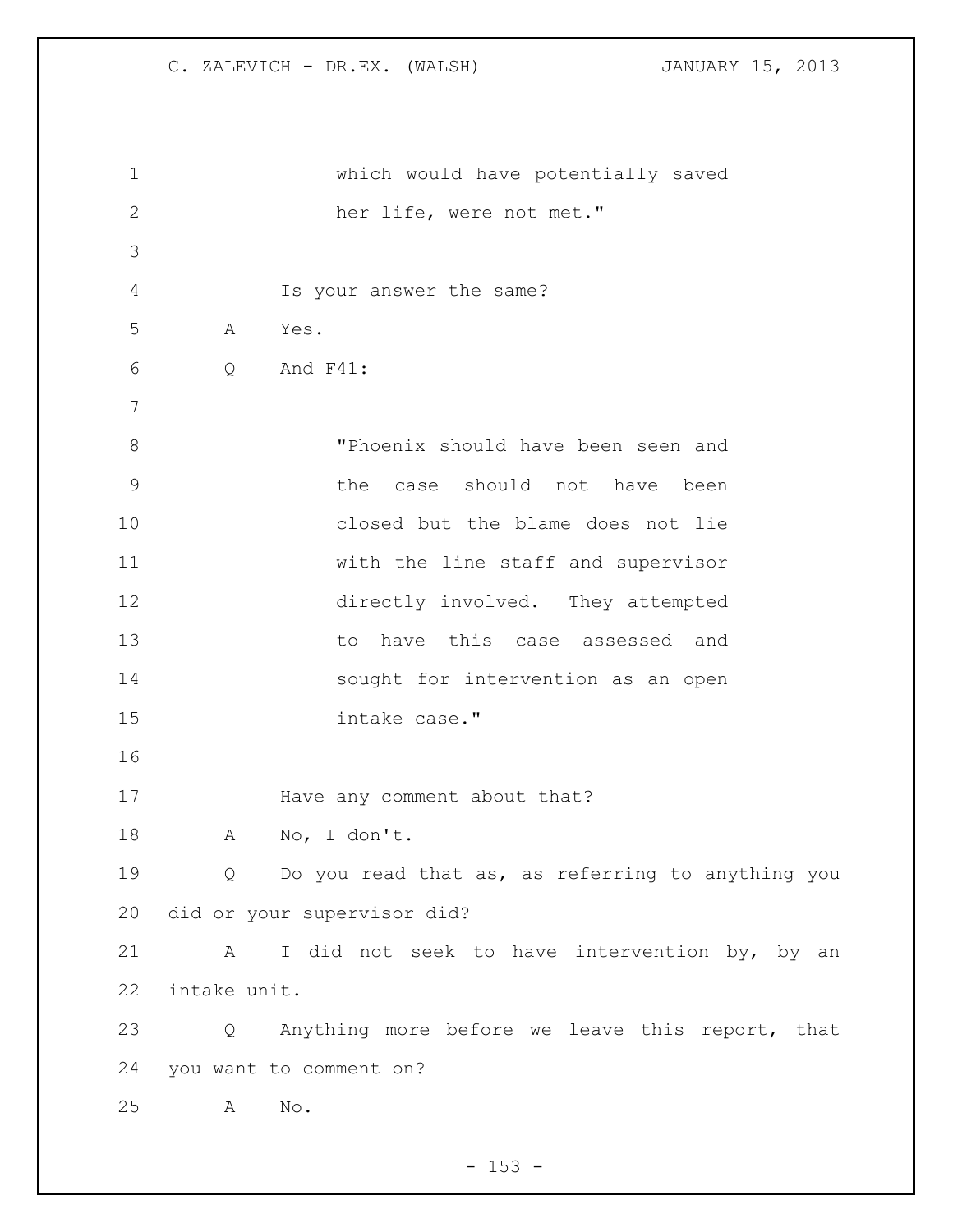which would have potentially saved her life, were not met."

Is your answer the same?

A Yes.

Q And F41:

"Phoenix should have been seen and the case should not have been closed but the blame does not lie with the line staff and supervisor directly involved. They attempted to have this case assessed and sought for intervention as an open intake case."

Have any comment about that?

A No, I don't.

Q Do you read that as, as referring to anything you did or your supervisor did?

A I did not seek to have intervention by, by an intake unit.

Q Anything more before we leave this report, that you want to comment on?

A No.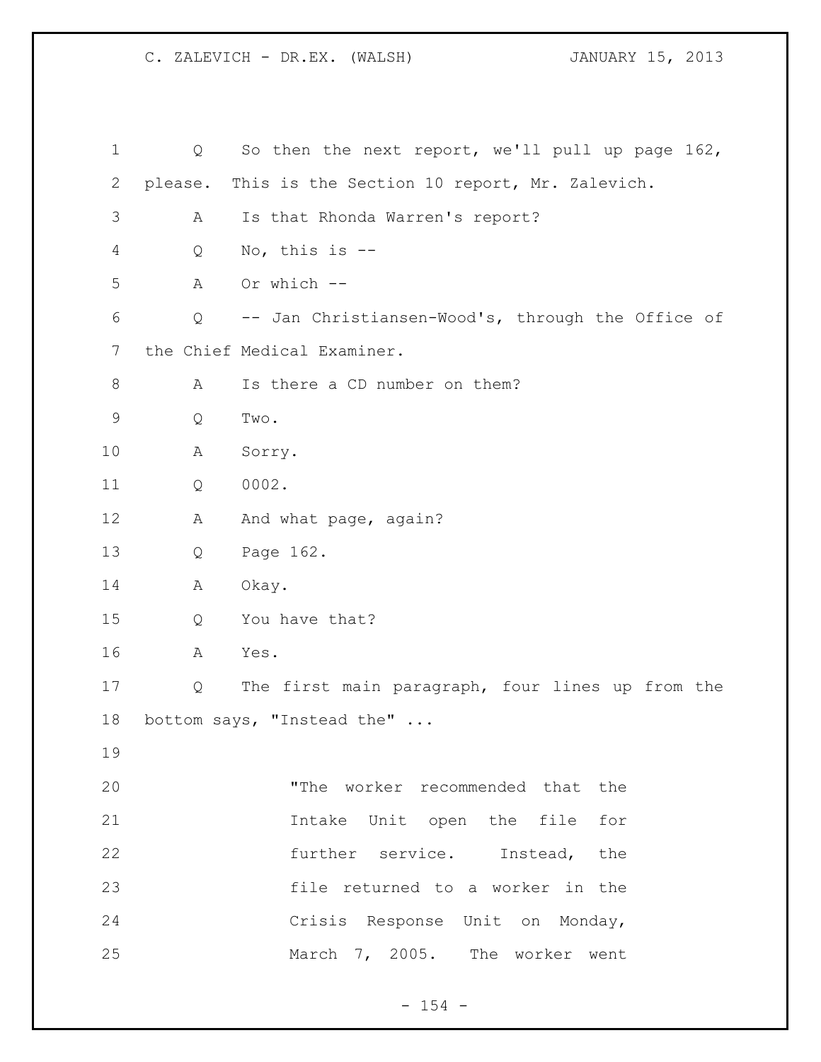Q So then the next report, we'll pull up page 162, please. This is the Section 10 report, Mr. Zalevich.

A Is that Rhonda Warren's report?

Q No, this is --

A Or which --

Q -- Jan Christiansen-Wood's, through the Office of the Chief Medical Examiner.

A Is there a CD number on them?

Q Two.

A Sorry.

Q 0002.

A And what page, again?

Q Page 162.

A Okay.

Q You have that?

A Yes.

Q The first main paragraph, four lines up from the bottom says, "Instead the" ...

> "The worker recommended that the Intake Unit open the file for further service. Instead, the file returned to a worker in the Crisis Response Unit on Monday, March 7, 2005. The worker went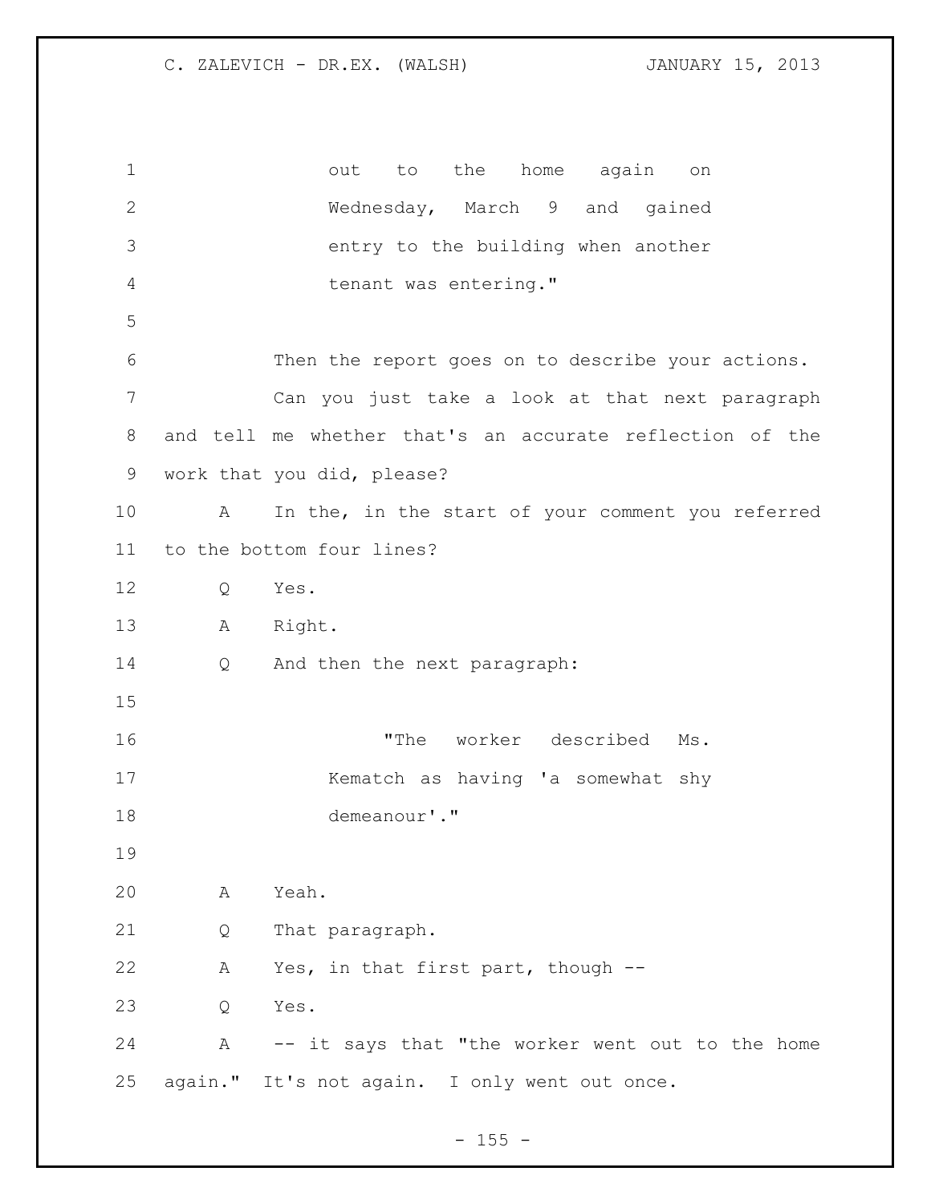out to the home again on Wednesday, March 9 and gained entry to the building when another tenant was entering."

Then the report goes on to describe your actions. Can you just take a look at that next paragraph and tell me whether that's an accurate reflection of the work that you did, please?

A In the, in the start of your comment you referred to the bottom four lines?

Q Yes.

A Right.

Q And then the next paragraph:

> "The worker described Ms. Kematch as having 'a somewhat shy demeanour'."

A Yeah.

Q That paragraph.

A Yes, in that first part, though --

Q Yes.

A -- it says that "the worker went out to the home again." It's not again. I only went out once.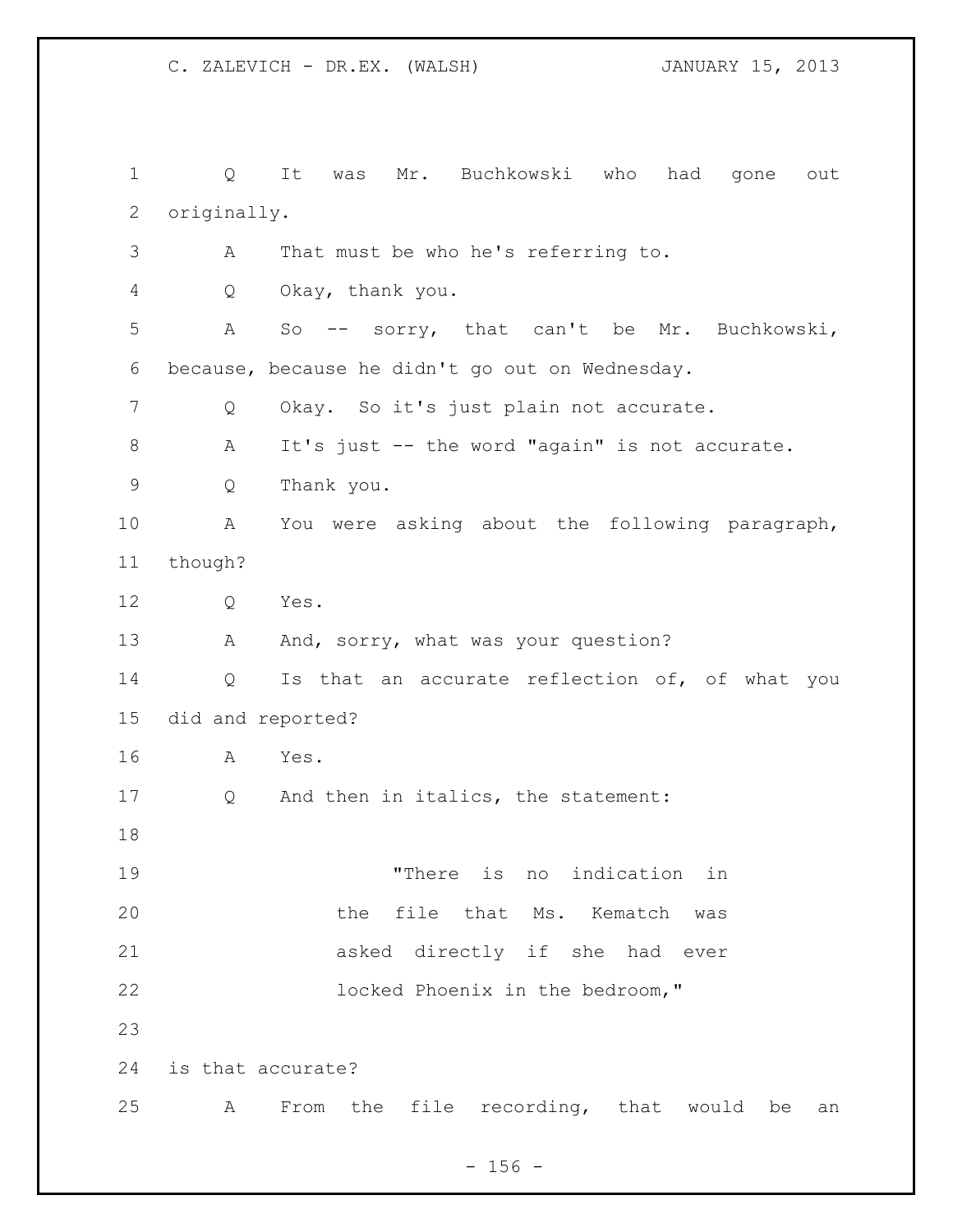Q It was Mr. Buchkowski who had gone out originally.

A That must be who he's referring to.

Q Okay, thank you.

A So -- sorry, that can't be Mr. Buchkowski, because, because he didn't go out on Wednesday.

Q Okay. So it's just plain not accurate.

A It's just -- the word "again" is not accurate.

Q Thank you.

A You were asking about the following paragraph, though?

Q Yes.

A And, sorry, what was your question?

Q Is that an accurate reflection of, of what you did and reported?

A Yes.

Q And then in italics, the statement:

> "There is no indication in the file that Ms. Kematch was asked directly if she had ever locked Phoenix in the bedroom,"

is that accurate?

A From the file recording, that would be an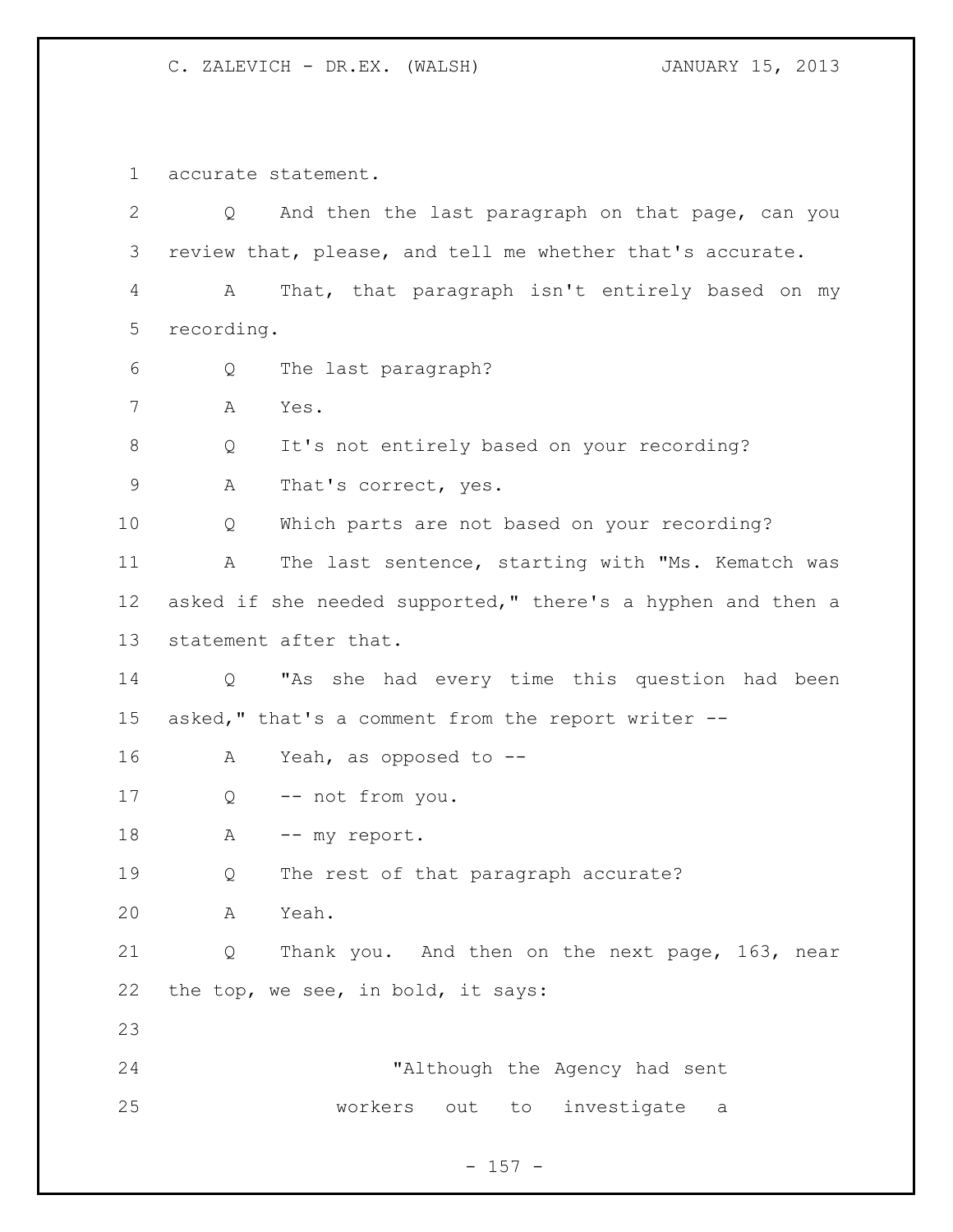accurate statement.

Q And then the last paragraph on that page, can you review that, please, and tell me whether that's accurate.

A That, that paragraph isn't entirely based on my recording.

Q The last paragraph?

A Yes.

Q It's not entirely based on your recording?

A That's correct, yes.

Q Which parts are not based on your recording?

A The last sentence, starting with "Ms. Kematch was asked if she needed supported," there's a hyphen and then a statement after that.

Q "As she had every time this question had been asked," that's a comment from the report writer --

A Yeah, as opposed to --

Q -- not from you.

A -- my report.

Q The rest of that paragraph accurate?

A Yeah.

Q Thank you. And then on the next page, 163, near the top, we see, in bold, it says:

> "Although the Agency had sent workers out to investigate a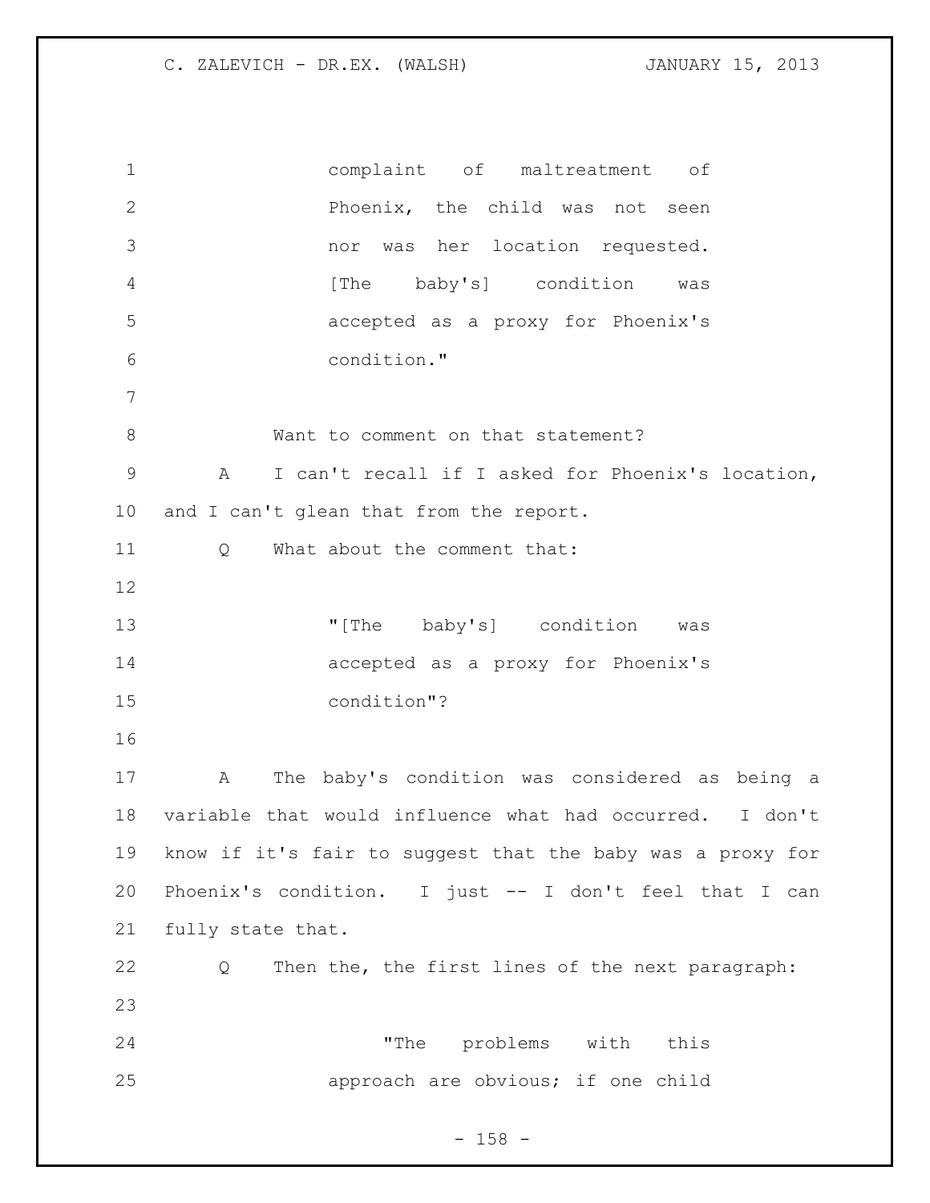> complaint of maltreatment of Phoenix, the child was not seen nor was her location requested. [The baby's] condition was accepted as a proxy for Phoenix's condition."

Want to comment on that statement?

A I can't recall if I asked for Phoenix's location, and I can't glean that from the report.

Q What about the comment that:

> "[The baby's] condition was accepted as a proxy for Phoenix's condition"?

A The baby's condition was considered as being a variable that would influence what had occurred. I don't know if it's fair to suggest that the baby was a proxy for Phoenix's condition. I just -- I don't feel that I can fully state that.

Q Then the, the first lines of the next paragraph:

> "The problems with this approach are obvious; if one child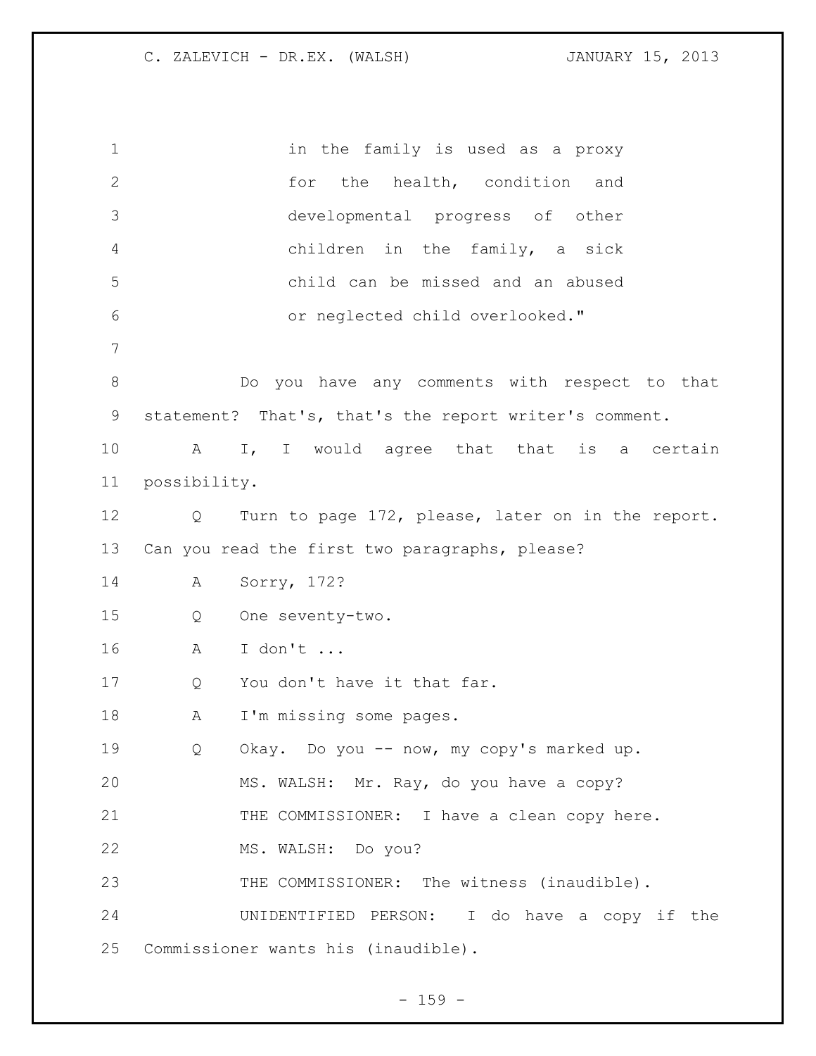in the family is used as a proxy for the health, condition and developmental progress of other children in the family, a sick child can be missed and an abused or neglected child overlooked."

Do you have any comments with respect to that statement? That's, that's the report writer's comment.

A I, I would agree that that is a certain possibility.

Q Turn to page 172, please, later on in the report. Can you read the first two paragraphs, please?

A Sorry, 172?

Q One seventy-two.

A I don't ...

Q You don't have it that far.

A I'm missing some pages.

Q Okay. Do you -- now, my copy's marked up.

MS. WALSH: Mr. Ray, do you have a copy?

THE COMMISSIONER: I have a clean copy here.

MS. WALSH: Do you?

THE COMMISSIONER: The witness (inaudible).

UNIDENTIFIED PERSON: I do have a copy if the Commissioner wants his (inaudible).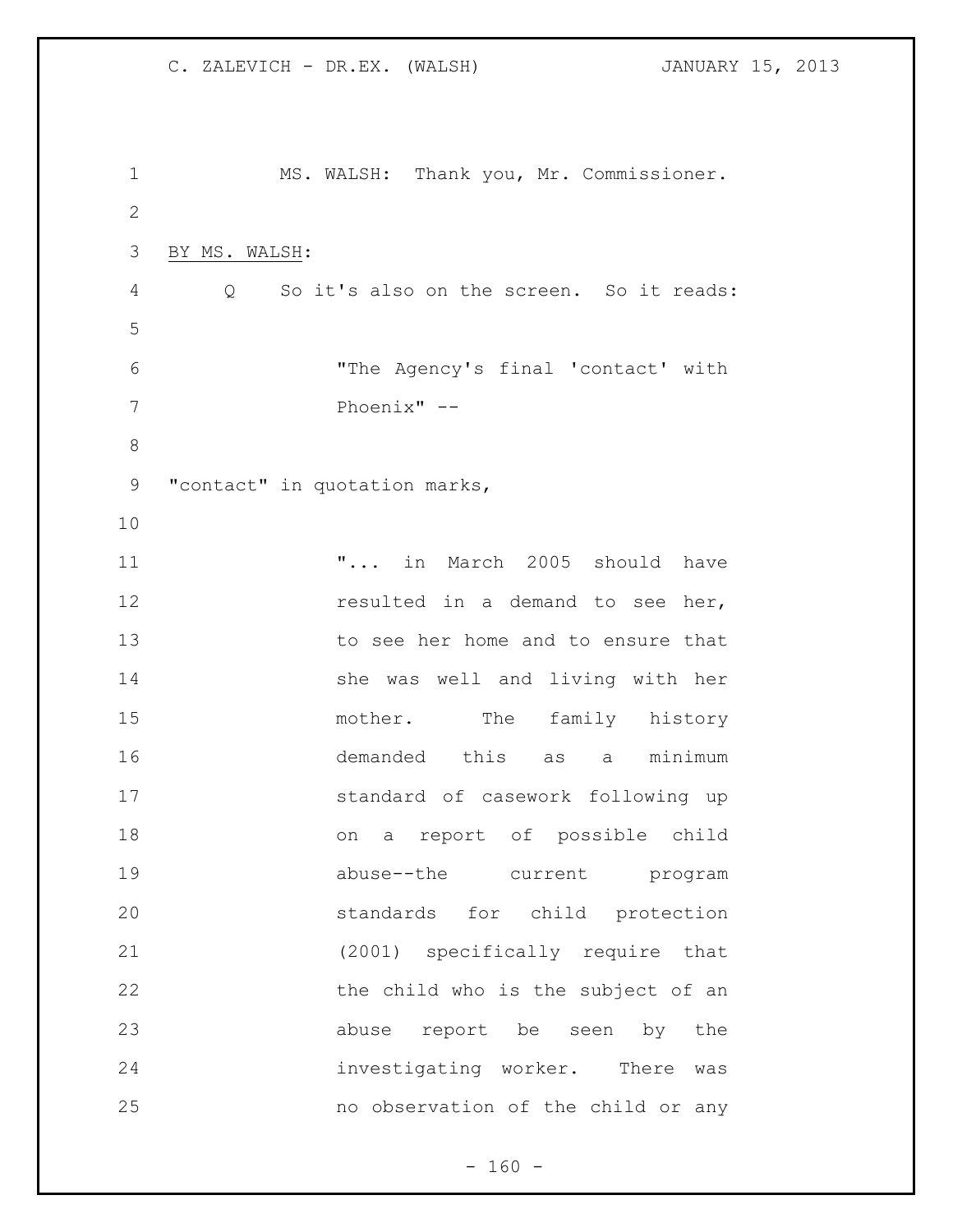MS. WALSH: Thank you, Mr. Commissioner.

BY MS. WALSH:

Q So it's also on the screen. So it reads:

> "The Agency's final 'contact' with Phoenix" --

"contact" in quotation marks,

> "... in March 2005 should have resulted in a demand to see her, to see her home and to ensure that she was well and living with her mother. The family history demanded this as a minimum standard of casework following up on a report of possible child abuse--the current program standards for child protection (2001) specifically require that the child who is the subject of an abuse report be seen by the investigating worker. There was no observation of the child or any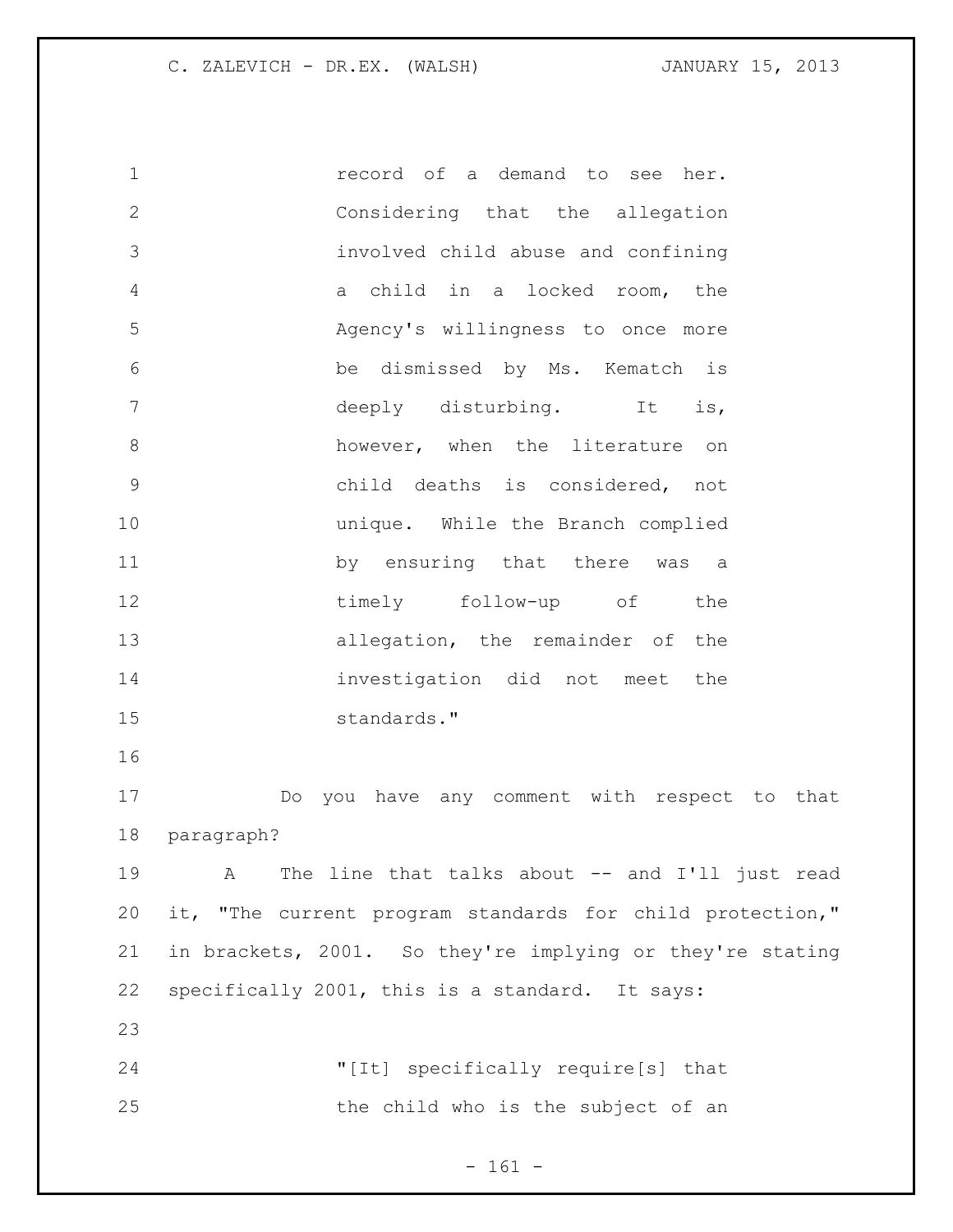> record of a demand to see her. Considering that the allegation involved child abuse and confining a child in a locked room, the Agency's willingness to once more be dismissed by Ms. Kematch is deeply disturbing. It is, however, when the literature on child deaths is considered, not unique. While the Branch complied by ensuring that there was a timely follow-up of the allegation, the remainder of the investigation did not meet the standards."

Do you have any comment with respect to that paragraph?

A The line that talks about -- and I'll just read it, "The current program standards for child protection," in brackets, 2001. So they're implying or they're stating specifically 2001, this is a standard. It says:

> "[It] specifically require[s] that the child who is the subject of an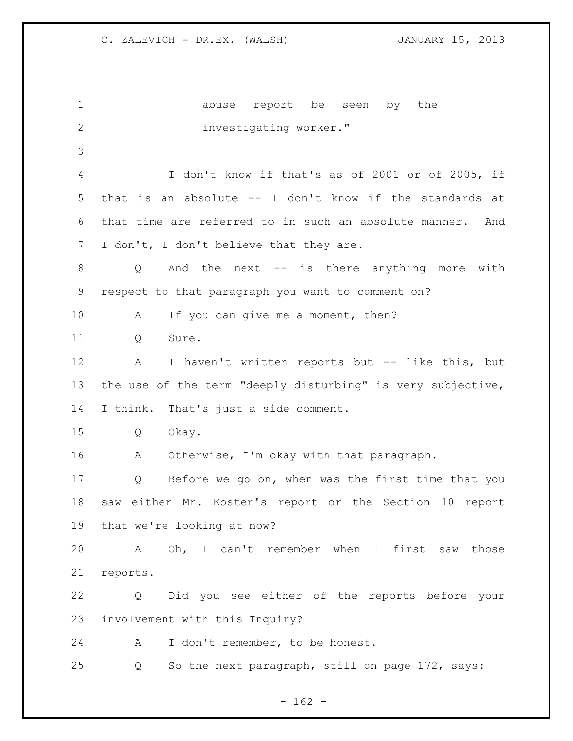abuse report be seen by the investigating worker."

I don't know if that's as of 2001 or of 2005, if that is an absolute -- I don't know if the standards at that time are referred to in such an absolute manner. And I don't, I don't believe that they are.

Q And the next -- is there anything more with respect to that paragraph you want to comment on?

A If you can give me a moment, then?

Q Sure.

A I haven't written reports but -- like this, but the use of the term "deeply disturbing" is very subjective, I think. That's just a side comment.

Q Okay.

A Otherwise, I'm okay with that paragraph.

Q Before we go on, when was the first time that you saw either Mr. Koster's report or the Section 10 report that we're looking at now?

A Oh, I can't remember when I first saw those reports.

Q Did you see either of the reports before your involvement with this Inquiry?

A I don't remember, to be honest.

Q So the next paragraph, still on page 172, says: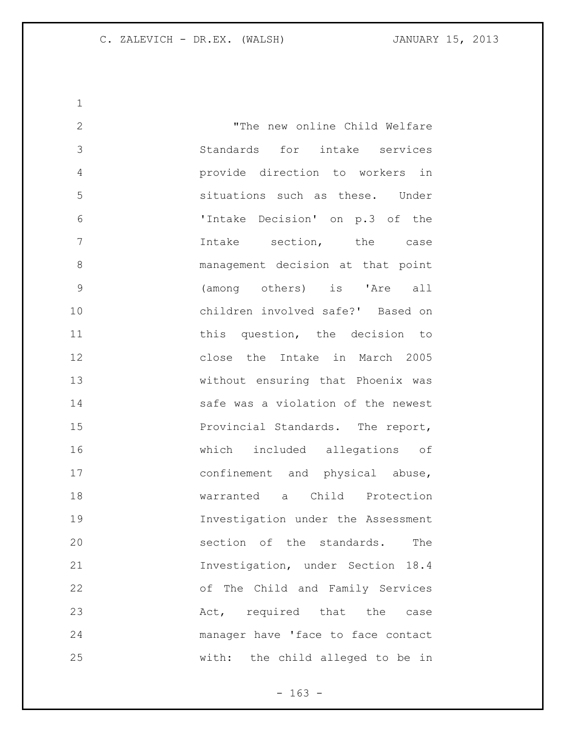"The new online Child Welfare Standards for intake services provide direction to workers in situations such as these. Under 'Intake Decision' on p.3 of the Intake section, the case management decision at that point (among others) is 'Are all children involved safe?' Based on this question, the decision to close the Intake in March 2005 without ensuring that Phoenix was safe was a violation of the newest Provincial Standards. The report, which included allegations of confinement and physical abuse, warranted a Child Protection Investigation under the Assessment section of the standards. The Investigation, under Section 18.4 of The Child and Family Services Act, required that the case manager have 'face to face contact with: the child alleged to be in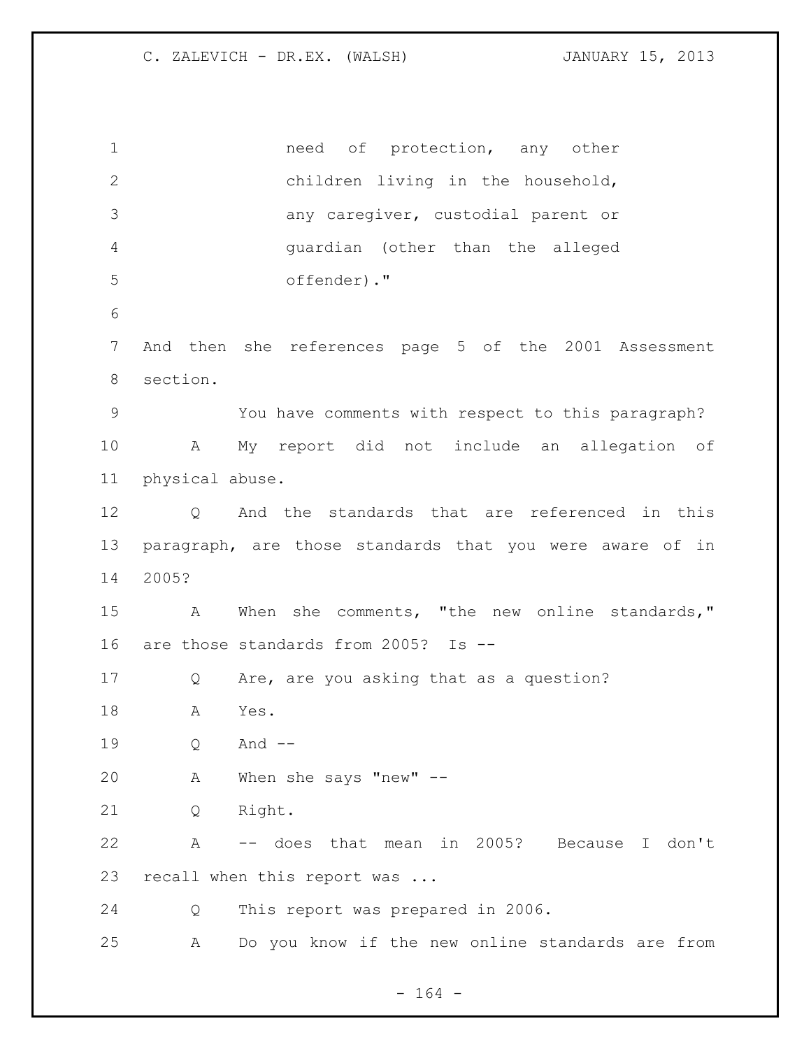need of protection, any other children living in the household, any caregiver, custodial parent or guardian (other than the alleged offender)."

And then she references page 5 of the 2001 Assessment section.

You have comments with respect to this paragraph?

A My report did not include an allegation of physical abuse.

Q And the standards that are referenced in this paragraph, are those standards that you were aware of in 2005?

A When she comments, "the new online standards," are those standards from 2005? Is --

Q Are, are you asking that as a question?

A Yes.

Q And --

A When she says "new" --

Q Right.

A -- does that mean in 2005? Because I don't recall when this report was ...

Q This report was prepared in 2006.

A Do you know if the new online standards are from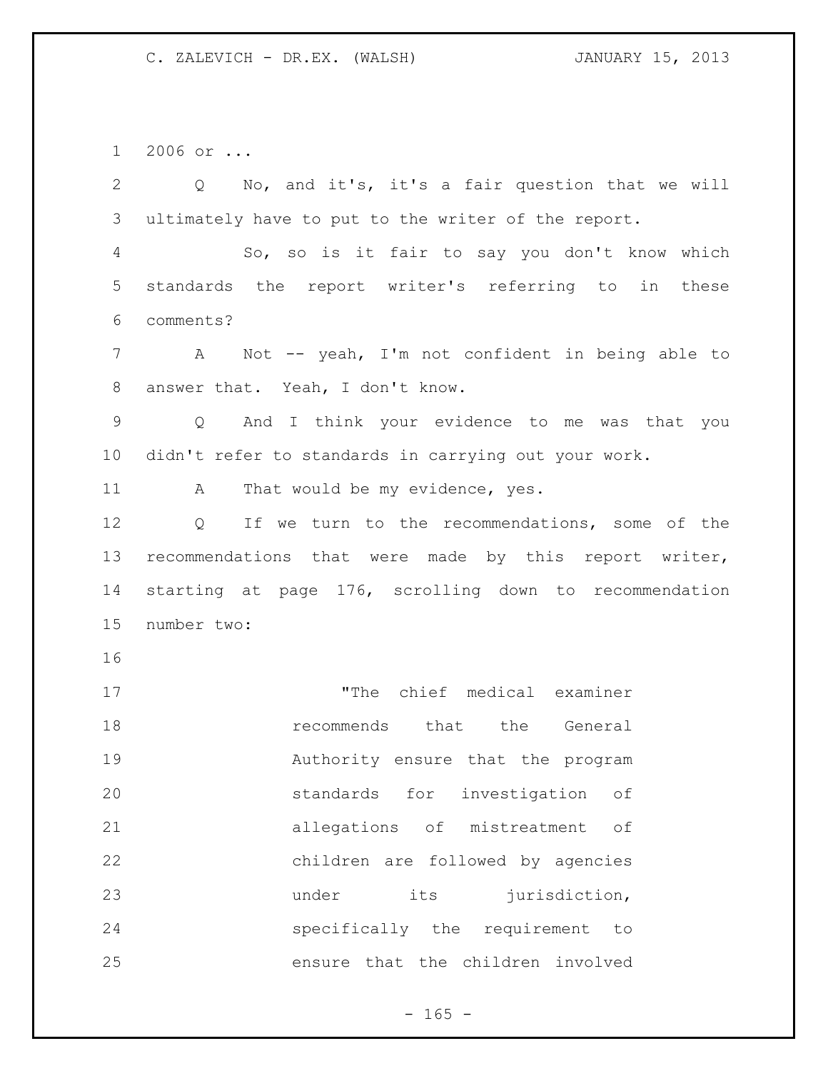2006 or ...

Q No, and it's, it's a fair question that we will ultimately have to put to the writer of the report.

So, so is it fair to say you don't know which standards the report writer's referring to in these comments?

A Not -- yeah, I'm not confident in being able to answer that. Yeah, I don't know.

Q And I think your evidence to me was that you didn't refer to standards in carrying out your work.

A That would be my evidence, yes.

Q If we turn to the recommendations, some of the recommendations that were made by this report writer, starting at page 176, scrolling down to recommendation number two:

> "The chief medical examiner recommends that the General Authority ensure that the program standards for investigation of allegations of mistreatment of children are followed by agencies under its jurisdiction, specifically the requirement to ensure that the children involved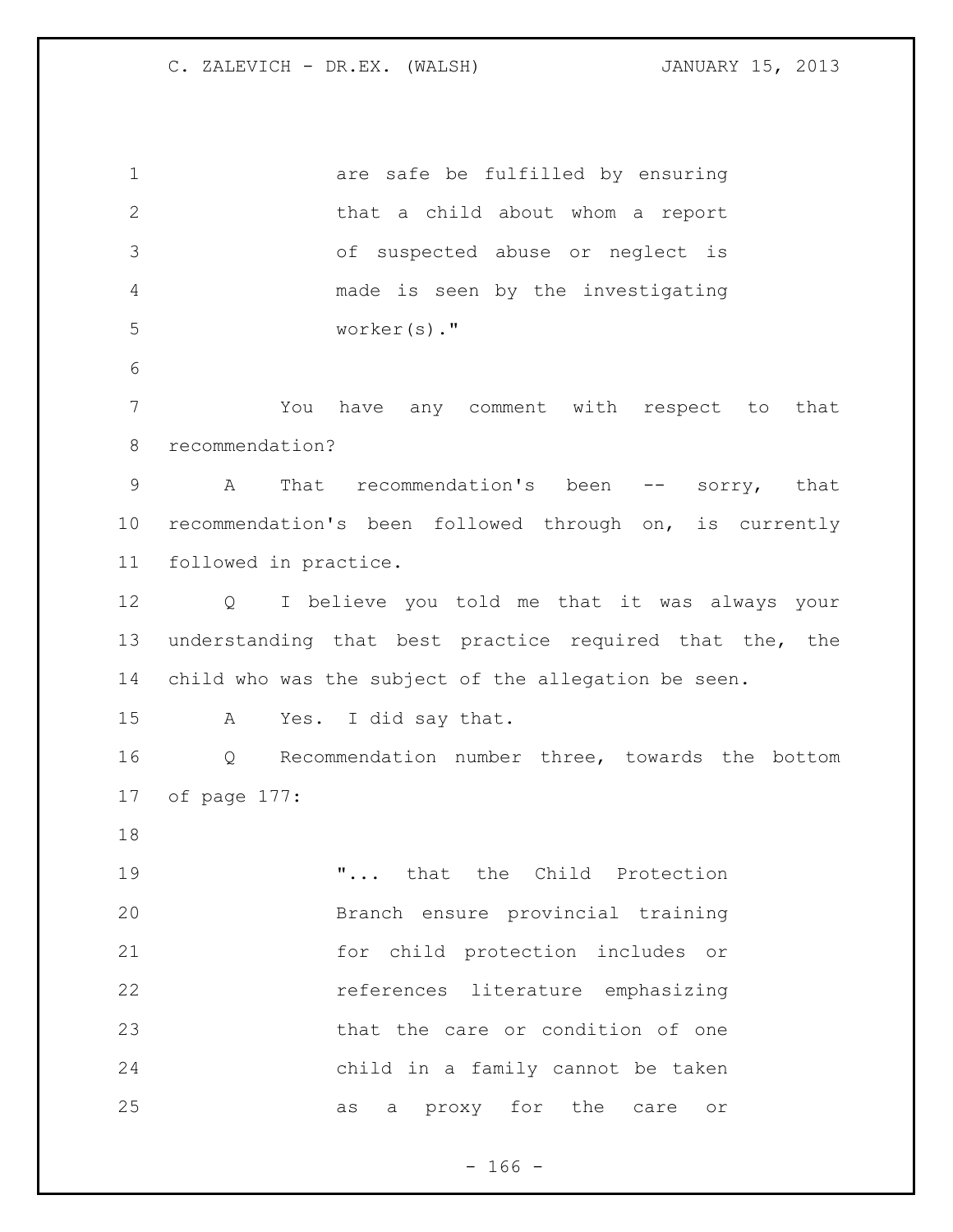> are safe be fulfilled by ensuring that a child about whom a report of suspected abuse or neglect is made is seen by the investigating worker(s)."

You have any comment with respect to that recommendation?

A That recommendation's been -- sorry, that recommendation's been followed through on, is currently followed in practice.

Q I believe you told me that it was always your understanding that best practice required that the, the child who was the subject of the allegation be seen.

A Yes. I did say that.

Q Recommendation number three, towards the bottom of page 177:

> "... that the Child Protection Branch ensure provincial training for child protection includes or references literature emphasizing that the care or condition of one child in a family cannot be taken as a proxy for the care or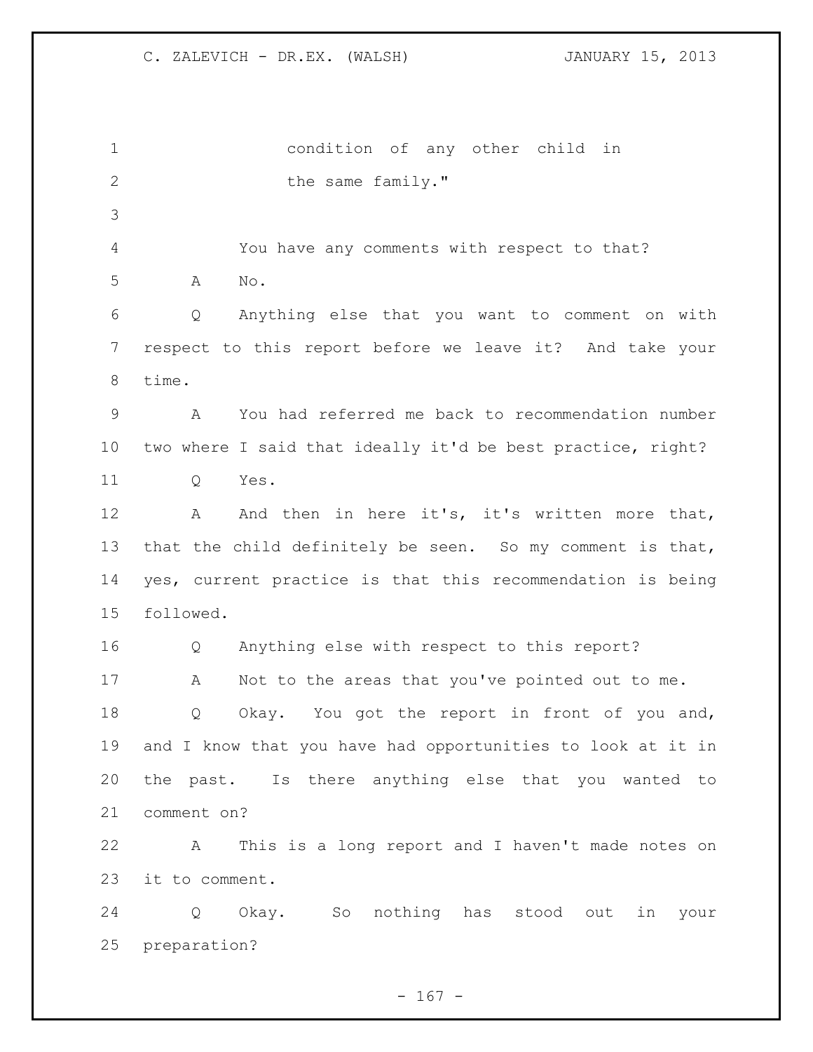condition of any other child in
the same family."

You have any comments with respect to that?

A No.

Q Anything else that you want to comment on with respect to this report before we leave it? And take your time.

A You had referred me back to recommendation number two where I said that ideally it'd be best practice, right?

Q Yes.

A And then in here it's, it's written more that, that the child definitely be seen. So my comment is that, yes, current practice is that this recommendation is being followed.

Q Anything else with respect to this report?

A Not to the areas that you've pointed out to me.

Q Okay. You got the report in front of you and, and I know that you have had opportunities to look at it in the past. Is there anything else that you wanted to comment on?

A This is a long report and I haven't made notes on it to comment.

Q Okay. So nothing has stood out in your preparation?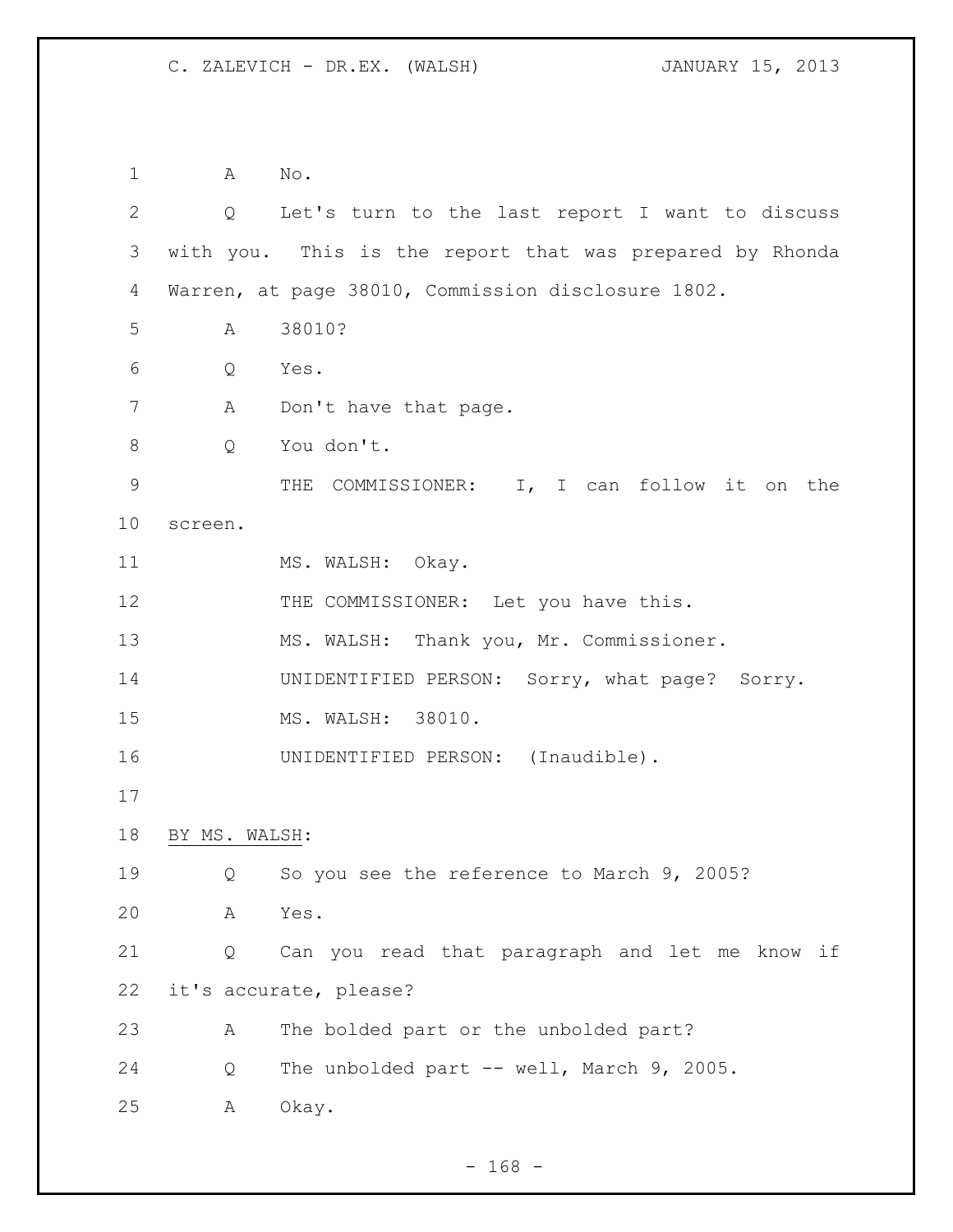A No.

Q Let's turn to the last report I want to discuss with you. This is the report that was prepared by Rhonda Warren, at page 38010, Commission disclosure 1802.

A 38010?

Q Yes.

A Don't have that page.

Q You don't.

THE COMMISSIONER: I, I can follow it on the screen.

MS. WALSH: Okay.

THE COMMISSIONER: Let you have this.

MS. WALSH: Thank you, Mr. Commissioner.

UNIDENTIFIED PERSON: Sorry, what page? Sorry.

MS. WALSH: 38010.

UNIDENTIFIED PERSON: (Inaudible).

BY MS. WALSH:

Q So you see the reference to March 9, 2005?

A Yes.

Q Can you read that paragraph and let me know if it's accurate, please?

A The bolded part or the unbolded part?

Q The unbolded part -- well, March 9, 2005.

A Okay.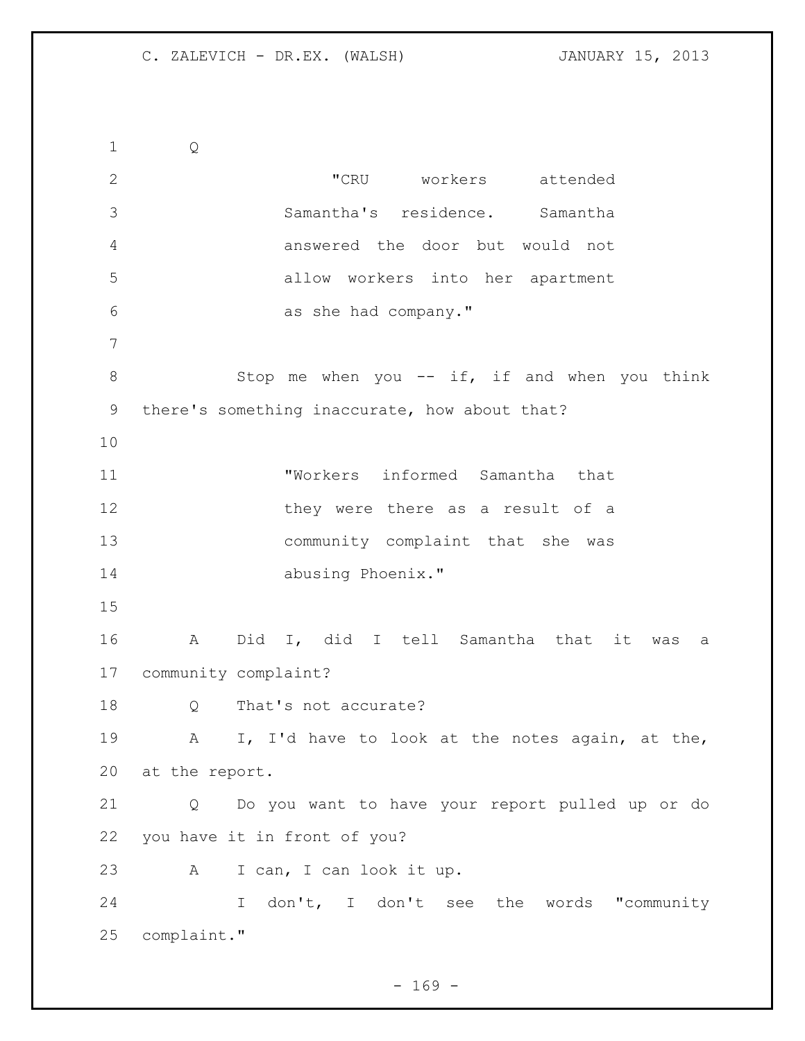Q

> "CRU workers attended Samantha's residence. Samantha answered the door but would not allow workers into her apartment as she had company."

Stop me when you -- if, if and when you think there's something inaccurate, how about that?

> "Workers informed Samantha that they were there as a result of a community complaint that she was abusing Phoenix."

A Did I, did I tell Samantha that it was a community complaint?

Q That's not accurate?

A I, I'd have to look at the notes again, at the, at the report.

Q Do you want to have your report pulled up or do you have it in front of you?

A I can, I can look it up.

I don't, I don't see the words "community complaint."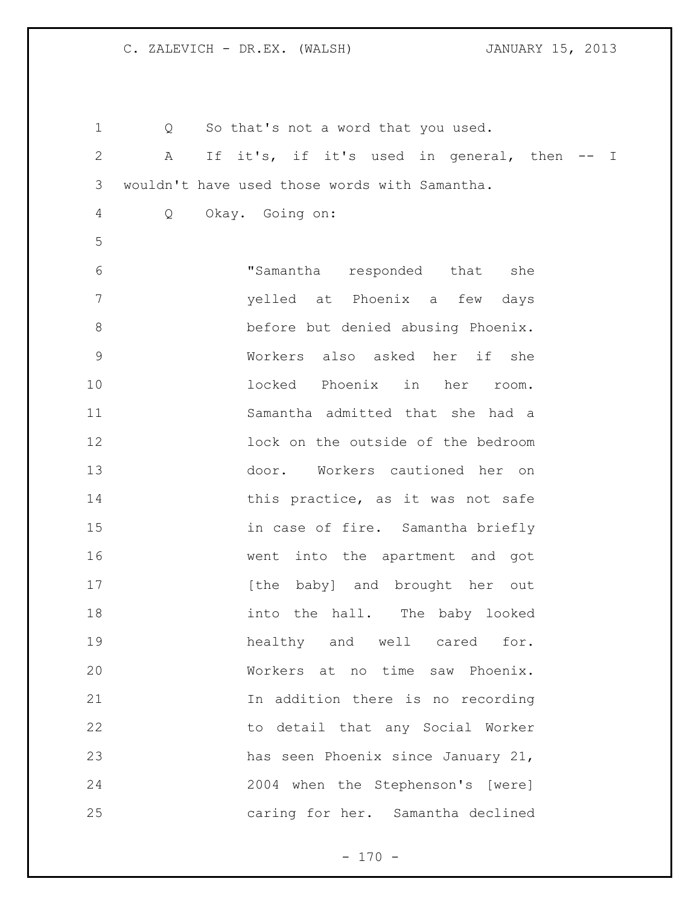Q So that's not a word that you used.

A If it's, if it's used in general, then -- I wouldn't have used those words with Samantha.

Q Okay. Going on:

> "Samantha responded that she yelled at Phoenix a few days before but denied abusing Phoenix. Workers also asked her if she locked Phoenix in her room. Samantha admitted that she had a lock on the outside of the bedroom door. Workers cautioned her on this practice, as it was not safe in case of fire. Samantha briefly went into the apartment and got [the baby] and brought her out into the hall. The baby looked healthy and well cared for. Workers at no time saw Phoenix. In addition there is no recording to detail that any Social Worker has seen Phoenix since January 21, 2004 when the Stephenson's [were] caring for her. Samantha declined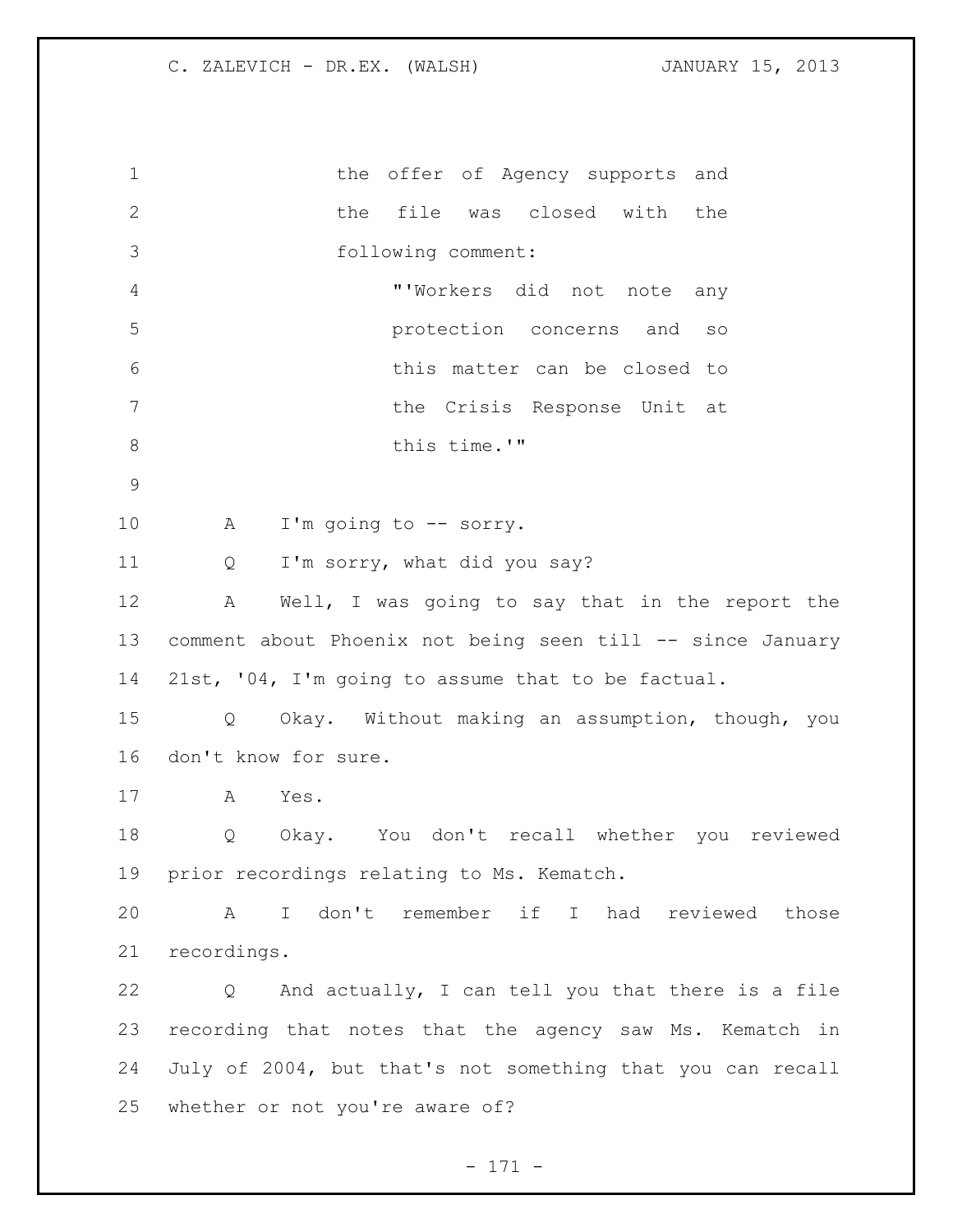the offer of Agency supports and the file was closed with the following comment:

> "'Workers did not note any protection concerns and so this matter can be closed to the Crisis Response Unit at this time.'"

A I'm going to -- sorry.

Q I'm sorry, what did you say?

A Well, I was going to say that in the report the comment about Phoenix not being seen till -- since January 21st, '04, I'm going to assume that to be factual.

Q Okay. Without making an assumption, though, you don't know for sure.

A Yes.

Q Okay. You don't recall whether you reviewed prior recordings relating to Ms. Kematch.

A I don't remember if I had reviewed those recordings.

Q And actually, I can tell you that there is a file recording that notes that the agency saw Ms. Kematch in July of 2004, but that's not something that you can recall whether or not you're aware of?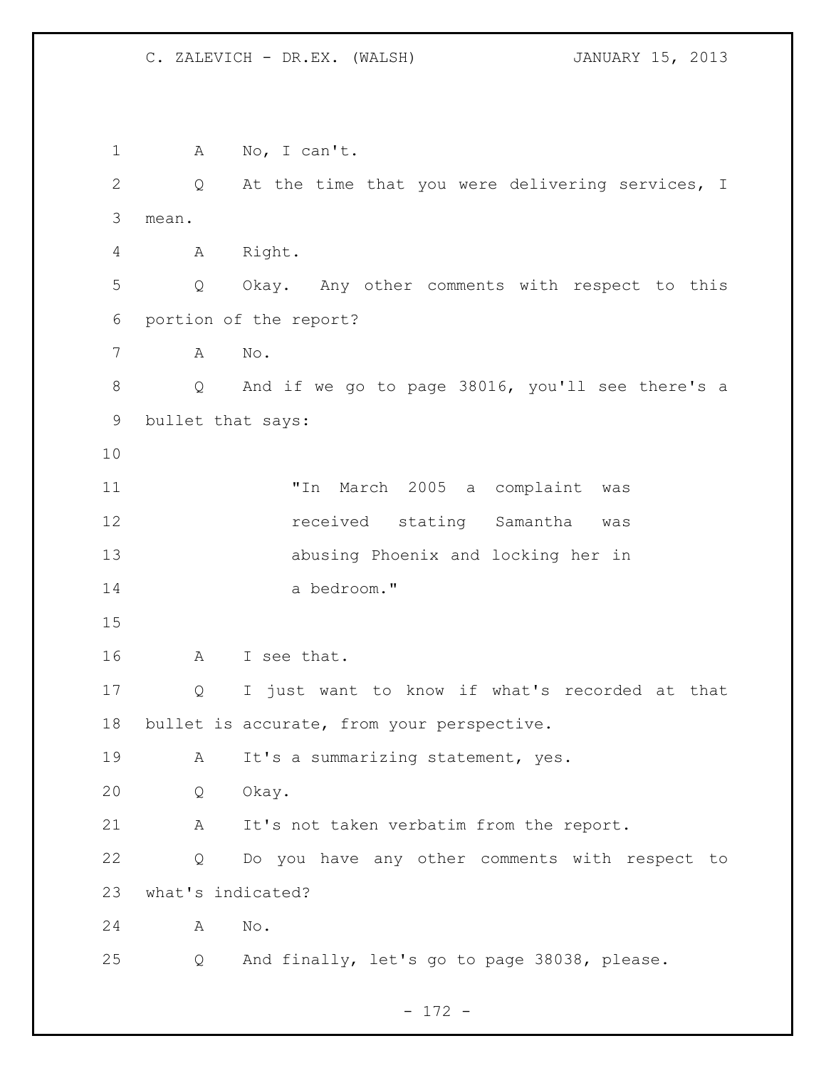A No, I can't.

Q At the time that you were delivering services, I mean.

A Right.

Q Okay. Any other comments with respect to this portion of the report?

A No.

Q And if we go to page 38016, you'll see there's a bullet that says:

> "In March 2005 a complaint was received stating Samantha was abusing Phoenix and locking her in a bedroom."

A I see that.

Q I just want to know if what's recorded at that bullet is accurate, from your perspective.

A It's a summarizing statement, yes.

Q Okay.

A It's not taken verbatim from the report.

Q Do you have any other comments with respect to what's indicated?

A No.

Q And finally, let's go to page 38038, please.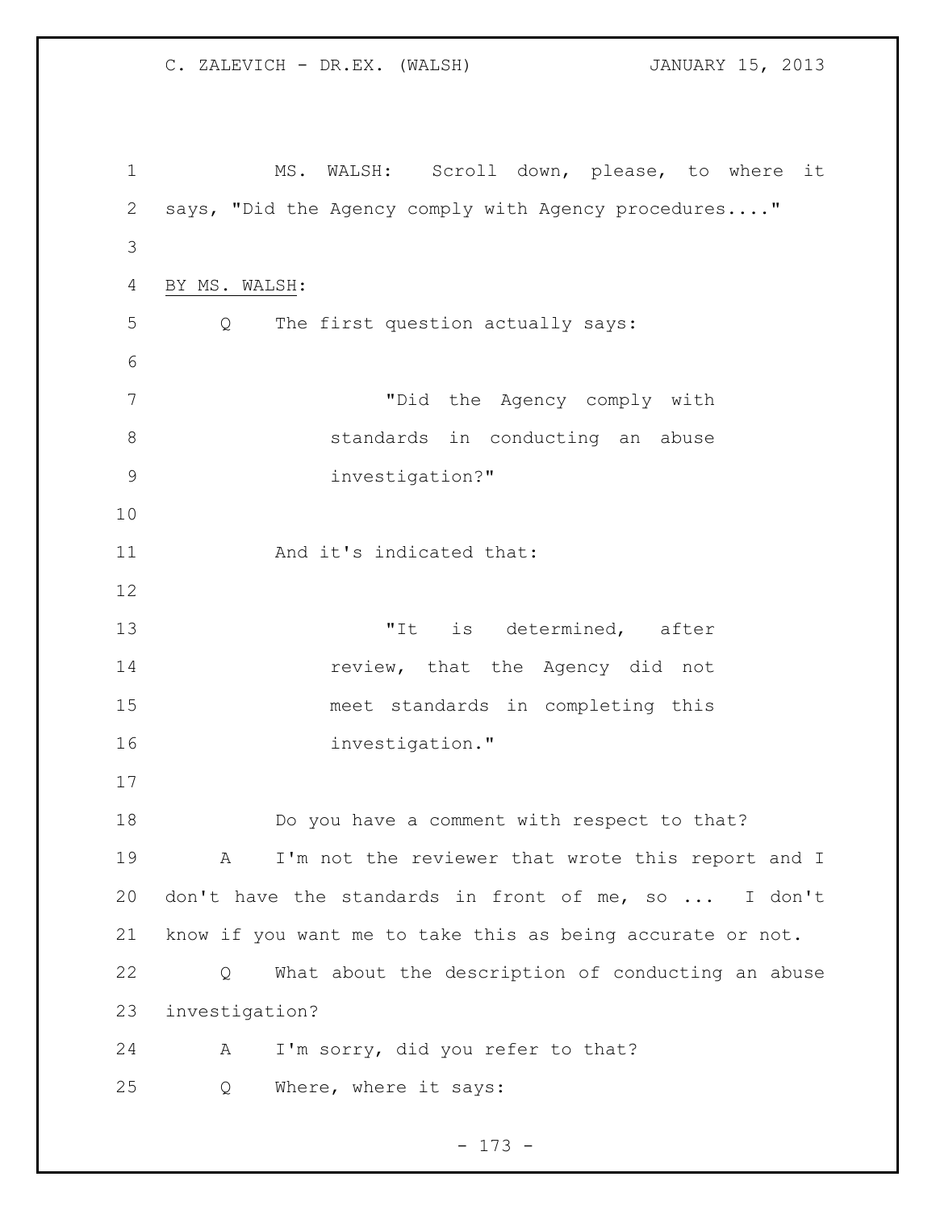MS. WALSH: Scroll down, please, to where it says, "Did the Agency comply with Agency procedures...."

BY MS. WALSH:

Q The first question actually says:

> "Did the Agency comply with standards in conducting an abuse investigation?"

And it's indicated that:

> "It is determined, after review, that the Agency did not meet standards in completing this investigation."

Do you have a comment with respect to that?

A I'm not the reviewer that wrote this report and I don't have the standards in front of me, so ... I don't know if you want me to take this as being accurate or not.

Q What about the description of conducting an abuse investigation?

A I'm sorry, did you refer to that?

Q Where, where it says: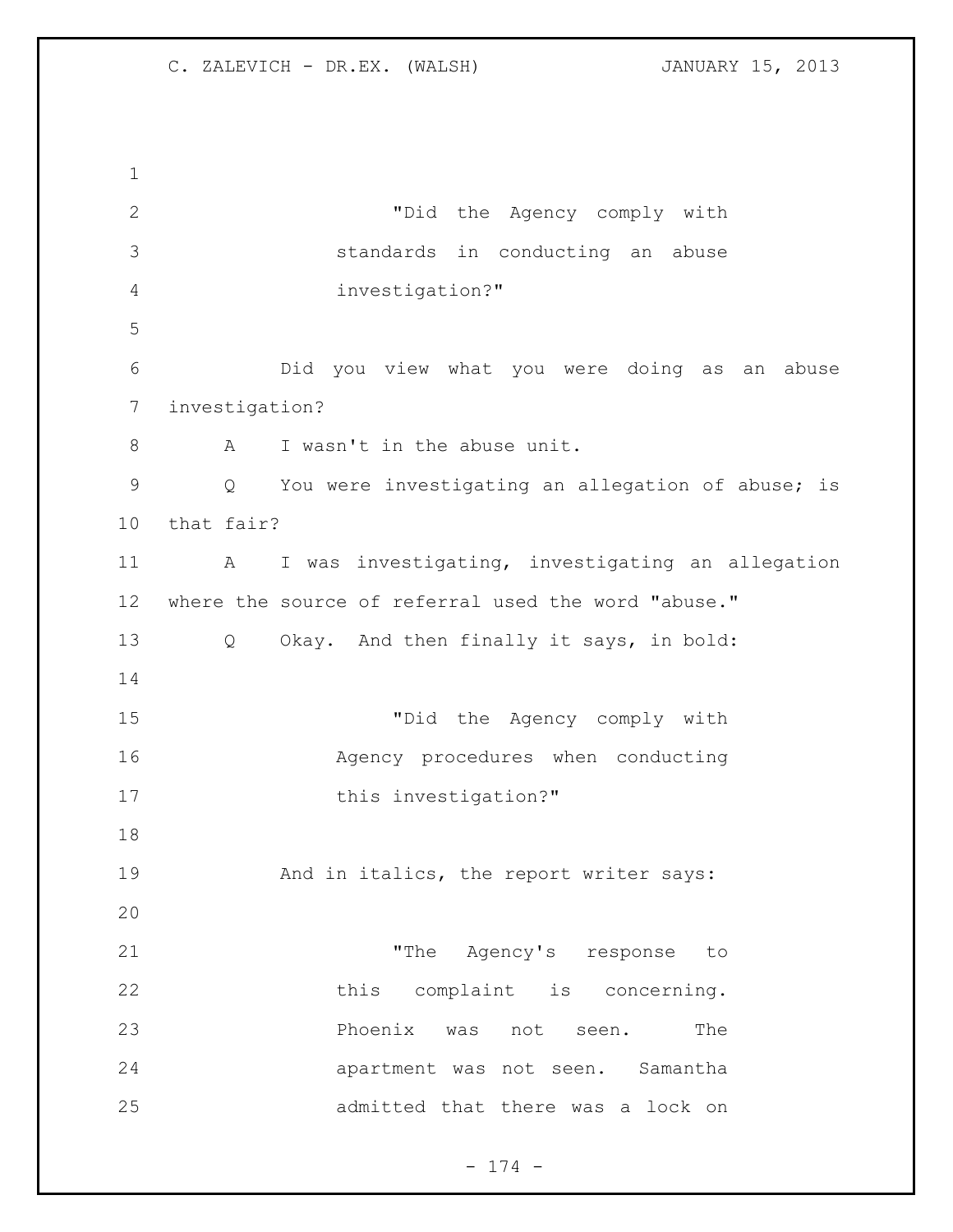> "Did the Agency comply with standards in conducting an abuse investigation?"

Did you view what you were doing as an abuse investigation?

A I wasn't in the abuse unit.

Q You were investigating an allegation of abuse; is that fair?

A I was investigating, investigating an allegation where the source of referral used the word "abuse."

Q Okay. And then finally it says, in bold:

> "Did the Agency comply with Agency procedures when conducting this investigation?"

And in italics, the report writer says:

> "The Agency's response to this complaint is concerning. Phoenix was not seen. The apartment was not seen. Samantha admitted that there was a lock on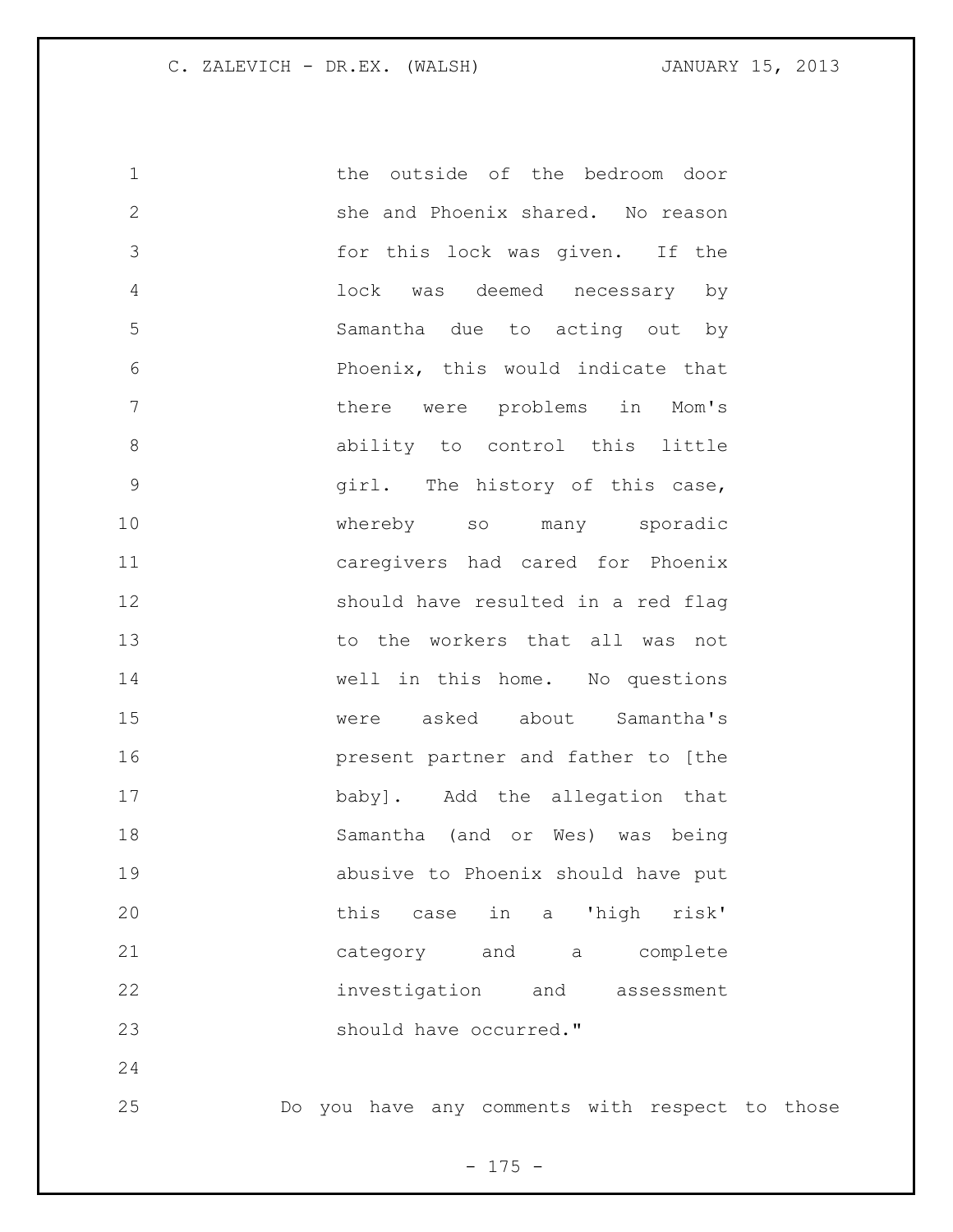the outside of the bedroom door she and Phoenix shared. No reason for this lock was given. If the lock was deemed necessary by Samantha due to acting out by Phoenix, this would indicate that there were problems in Mom's ability to control this little girl. The history of this case, whereby so many sporadic caregivers had cared for Phoenix should have resulted in a red flag to the workers that all was not well in this home. No questions were asked about Samantha's present partner and father to [the baby]. Add the allegation that Samantha (and or Wes) was being abusive to Phoenix should have put this case in a 'high risk' category and a complete investigation and assessment should have occurred."

Do you have any comments with respect to those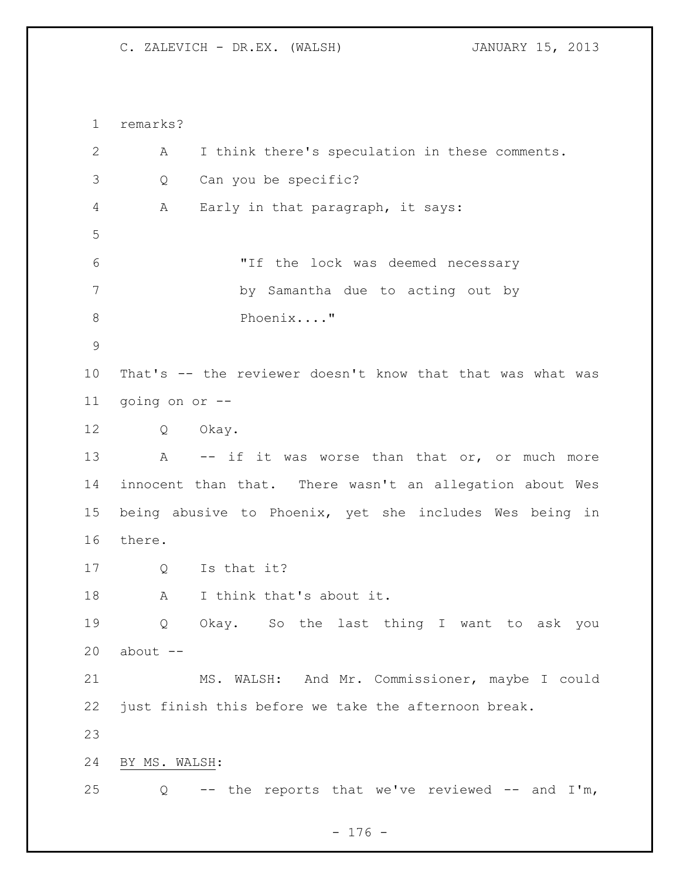remarks?

A I think there's speculation in these comments.

Q Can you be specific?

A Early in that paragraph, it says:

> "If the lock was deemed necessary by Samantha due to acting out by Phoenix...."

That's -- the reviewer doesn't know that that was what was going on or --

Q Okay.

A -- if it was worse than that or, or much more innocent than that. There wasn't an allegation about Wes being abusive to Phoenix, yet she includes Wes being in there.

Q Is that it?

A I think that's about it.

Q Okay. So the last thing I want to ask you about --

MS. WALSH: And Mr. Commissioner, maybe I could just finish this before we take the afternoon break.

BY MS. WALSH:

Q -- the reports that we've reviewed -- and I'm,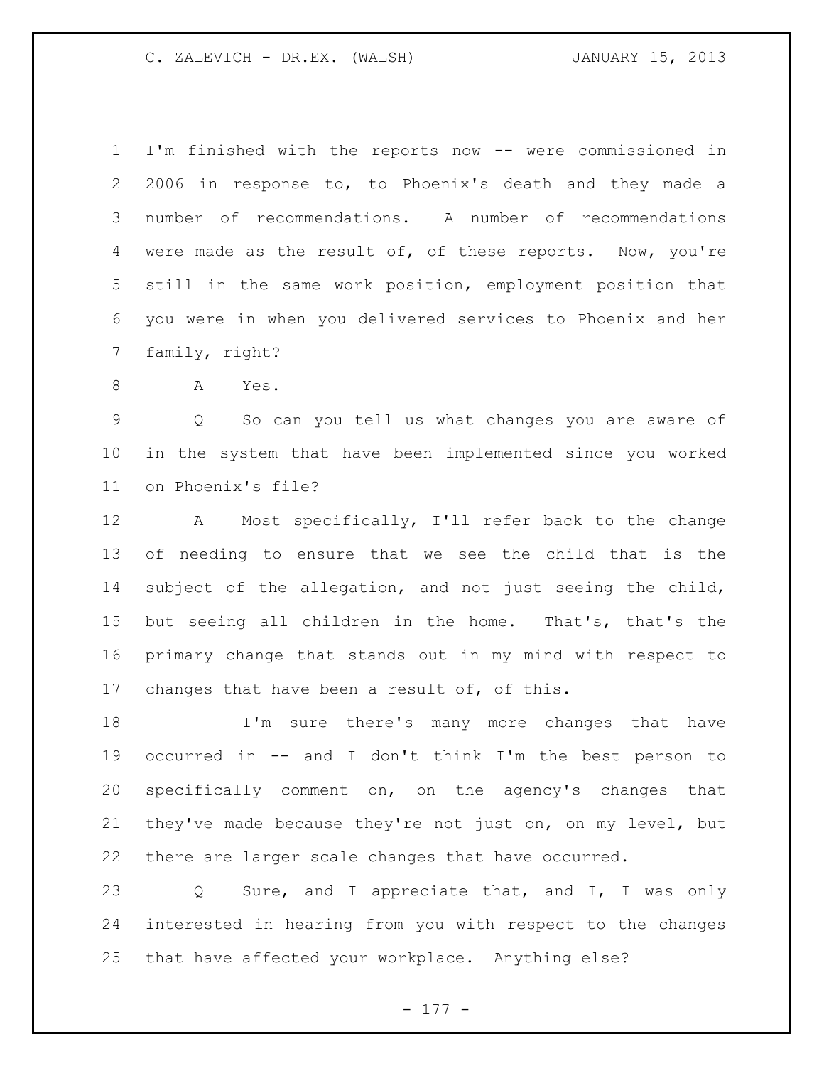I'm finished with the reports now -- were commissioned in 2006 in response to, to Phoenix's death and they made a number of recommendations. A number of recommendations were made as the result of, of these reports. Now, you're still in the same work position, employment position that you were in when you delivered services to Phoenix and her family, right?

A Yes.

Q So can you tell us what changes you are aware of in the system that have been implemented since you worked on Phoenix's file?

A Most specifically, I'll refer back to the change of needing to ensure that we see the child that is the subject of the allegation, and not just seeing the child, but seeing all children in the home. That's, that's the primary change that stands out in my mind with respect to changes that have been a result of, of this.

I'm sure there's many more changes that have occurred in -- and I don't think I'm the best person to specifically comment on, on the agency's changes that they've made because they're not just on, on my level, but there are larger scale changes that have occurred.

Q Sure, and I appreciate that, and I, I was only interested in hearing from you with respect to the changes that have affected your workplace. Anything else?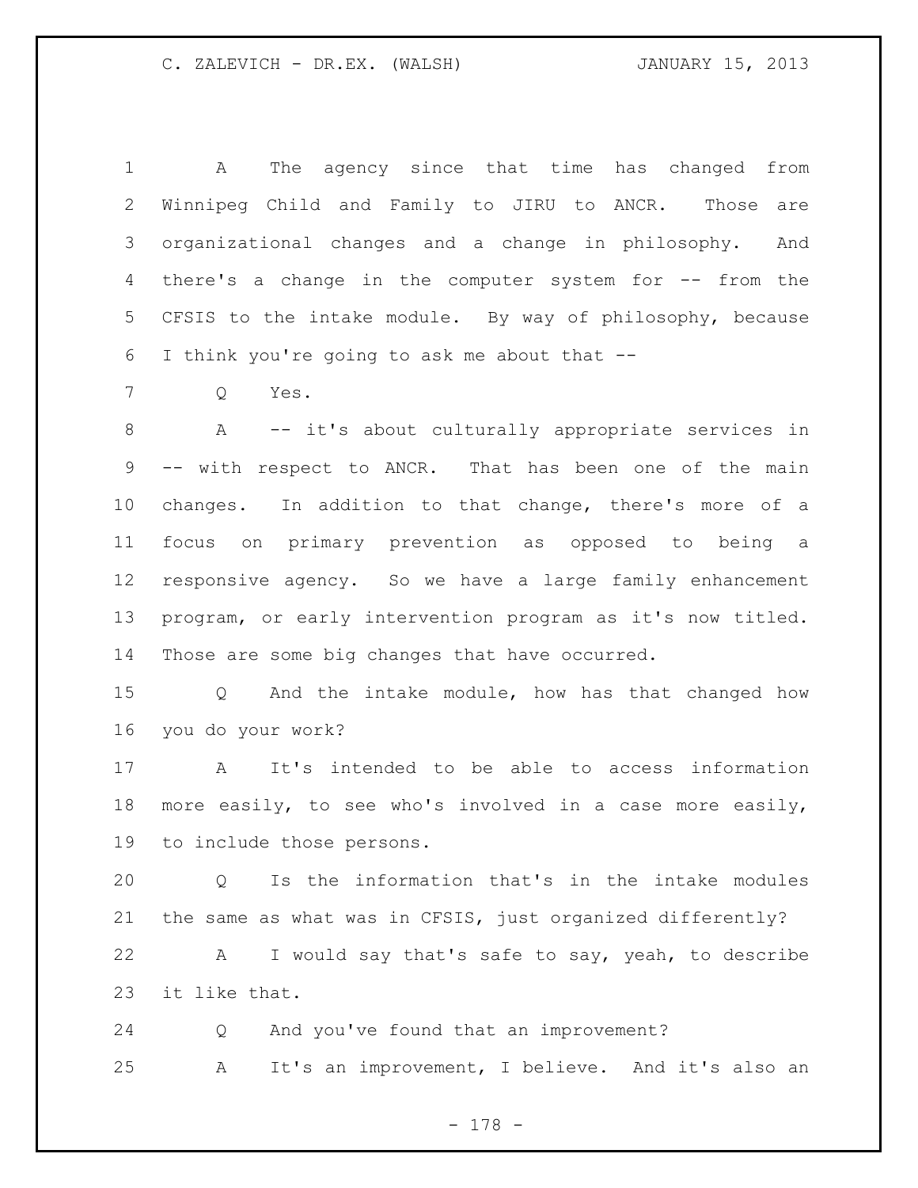A The agency since that time has changed from Winnipeg Child and Family to JIRU to ANCR. Those are organizational changes and a change in philosophy. And there's a change in the computer system for -- from the CFSIS to the intake module. By way of philosophy, because I think you're going to ask me about that --

Q Yes.

A -- it's about culturally appropriate services in -- with respect to ANCR. That has been one of the main changes. In addition to that change, there's more of a focus on primary prevention as opposed to being a responsive agency. So we have a large family enhancement program, or early intervention program as it's now titled. Those are some big changes that have occurred.

Q And the intake module, how has that changed how you do your work?

A It's intended to be able to access information more easily, to see who's involved in a case more easily, to include those persons.

Q Is the information that's in the intake modules the same as what was in CFSIS, just organized differently?

A I would say that's safe to say, yeah, to describe it like that.

Q And you've found that an improvement?

A It's an improvement, I believe. And it's also an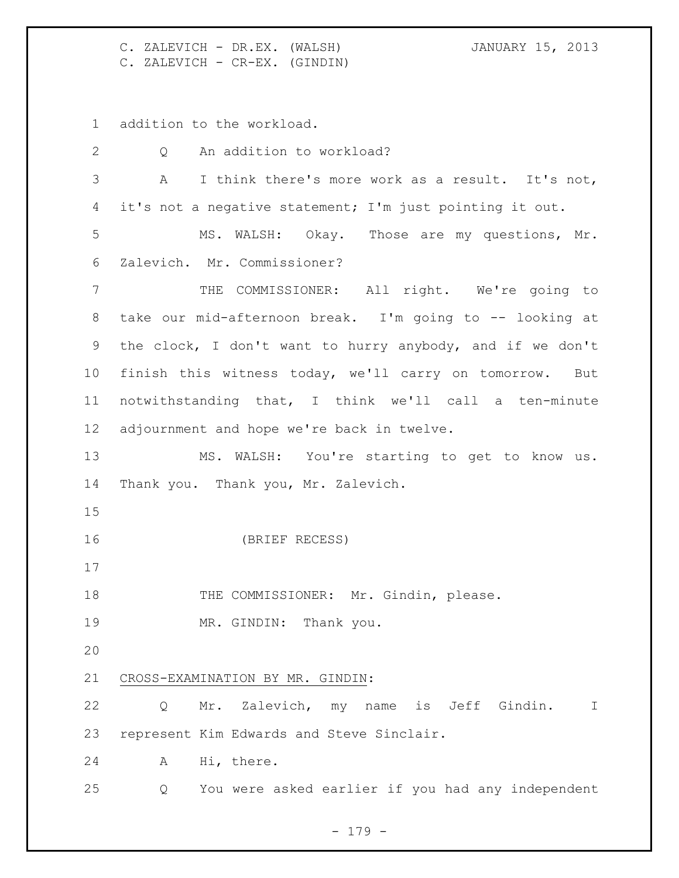addition to the workload.

Q An addition to workload?

A I think there's more work as a result. It's not, it's not a negative statement; I'm just pointing it out.

MS. WALSH: Okay. Those are my questions, Mr. Zalevich. Mr. Commissioner?

THE COMMISSIONER: All right. We're going to take our mid-afternoon break. I'm going to -- looking at the clock, I don't want to hurry anybody, and if we don't finish this witness today, we'll carry on tomorrow. But notwithstanding that, I think we'll call a ten-minute adjournment and hope we're back in twelve.

MS. WALSH: You're starting to get to know us. Thank you. Thank you, Mr. Zalevich.

(BRIEF RECESS)

THE COMMISSIONER: Mr. Gindin, please.

MR. GINDIN: Thank you.

CROSS-EXAMINATION BY MR. GINDIN:

Q Mr. Zalevich, my name is Jeff Gindin. I represent Kim Edwards and Steve Sinclair.

A Hi, there.

Q You were asked earlier if you had any independent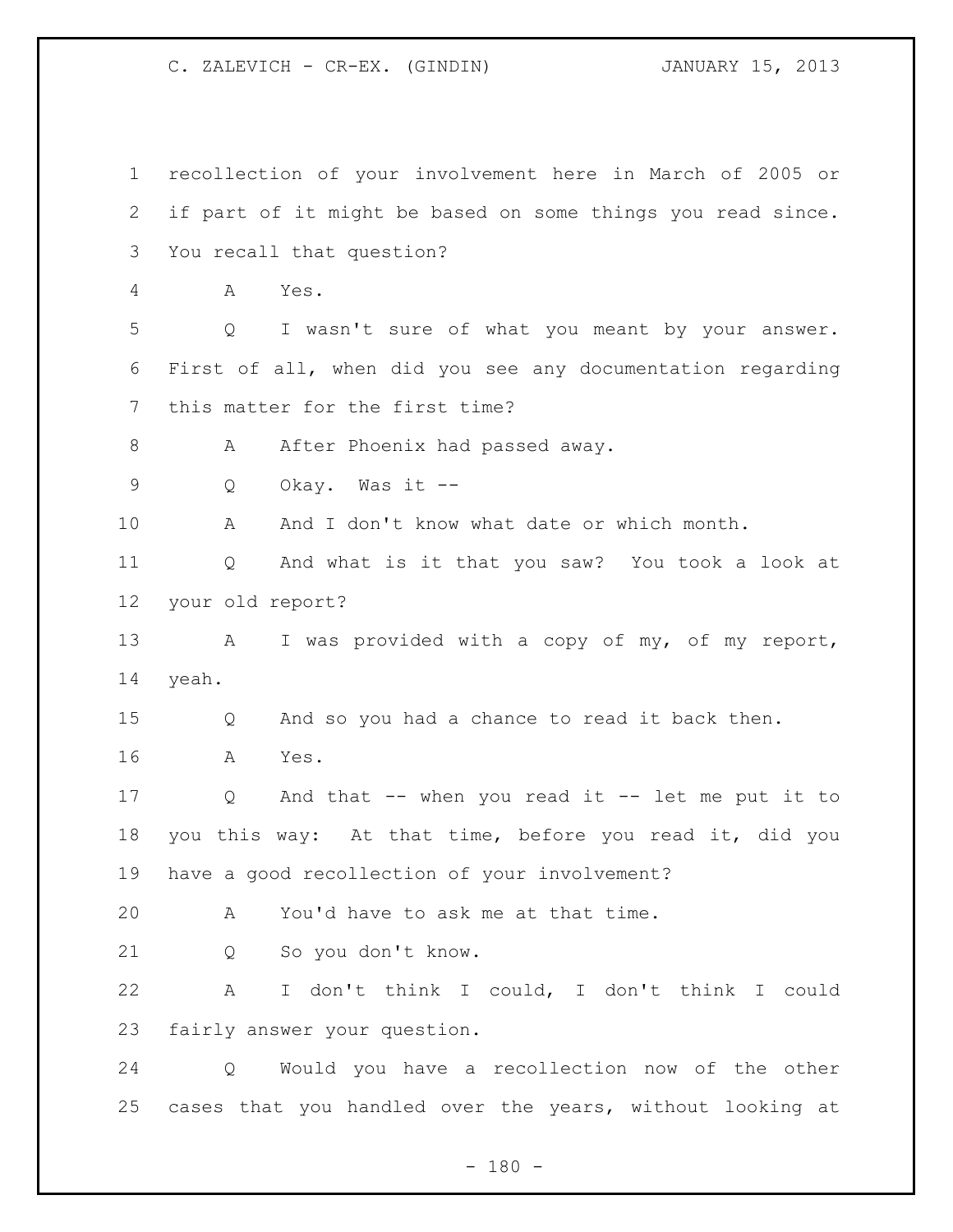recollection of your involvement here in March of 2005 or if part of it might be based on some things you read since. You recall that question?

A Yes.

Q I wasn't sure of what you meant by your answer. First of all, when did you see any documentation regarding this matter for the first time?

A After Phoenix had passed away.

Q Okay. Was it --

A And I don't know what date or which month.

Q And what is it that you saw? You took a look at your old report?

A I was provided with a copy of my, of my report, yeah.

Q And so you had a chance to read it back then.

A Yes.

Q And that -- when you read it -- let me put it to you this way: At that time, before you read it, did you have a good recollection of your involvement?

A You'd have to ask me at that time.

Q So you don't know.

A I don't think I could, I don't think I could fairly answer your question.

Q Would you have a recollection now of the other cases that you handled over the years, without looking at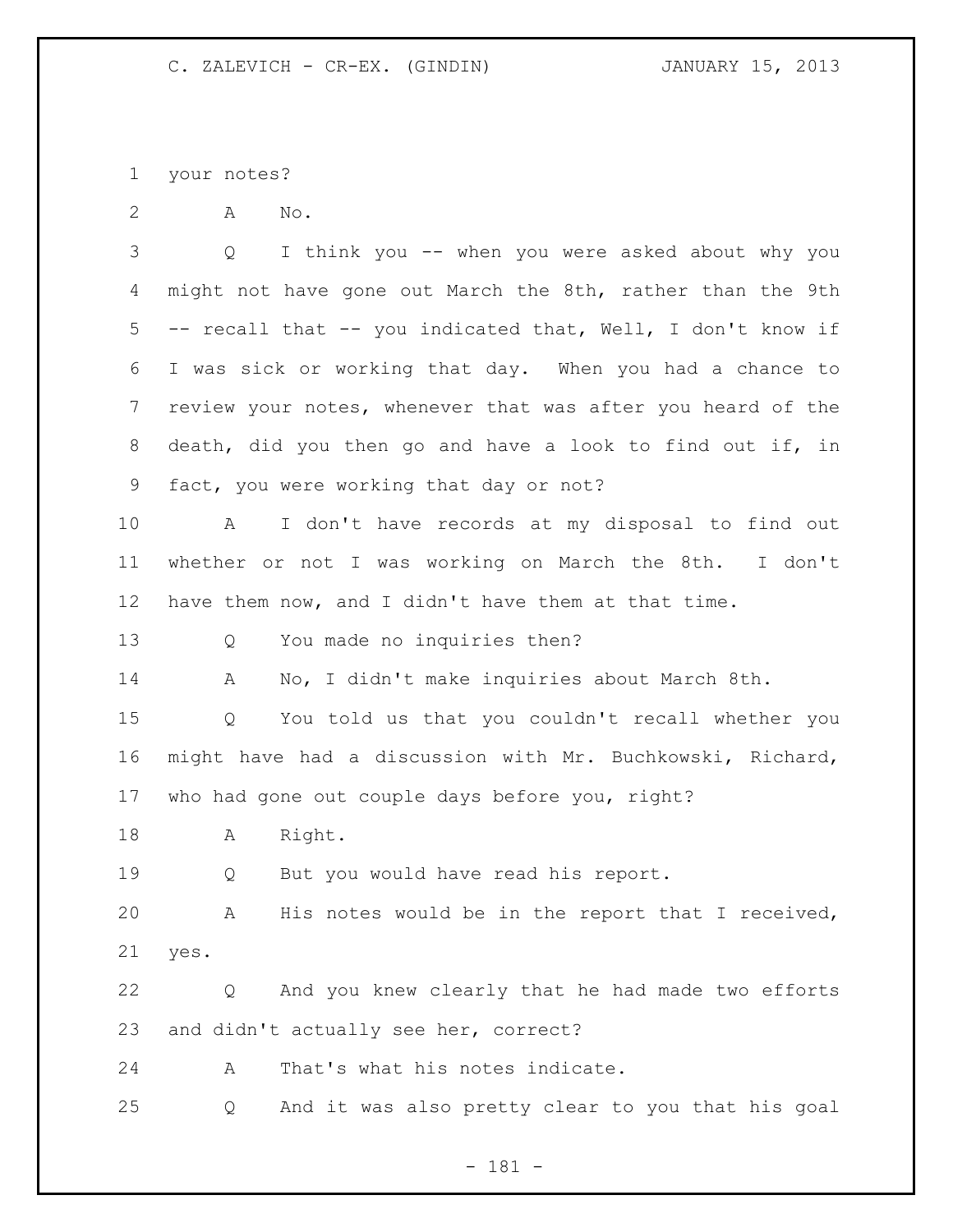your notes?

A No.

Q I think you -- when you were asked about why you might not have gone out March the 8th, rather than the 9th -- recall that -- you indicated that, Well, I don't know if I was sick or working that day. When you had a chance to review your notes, whenever that was after you heard of the death, did you then go and have a look to find out if, in fact, you were working that day or not?

A I don't have records at my disposal to find out whether or not I was working on March the 8th. I don't have them now, and I didn't have them at that time.

Q You made no inquiries then?

A No, I didn't make inquiries about March 8th.

Q You told us that you couldn't recall whether you might have had a discussion with Mr. Buchkowski, Richard, who had gone out couple days before you, right?

A Right.

Q But you would have read his report.

A His notes would be in the report that I received, yes.

Q And you knew clearly that he had made two efforts and didn't actually see her, correct?

A That's what his notes indicate.

Q And it was also pretty clear to you that his goal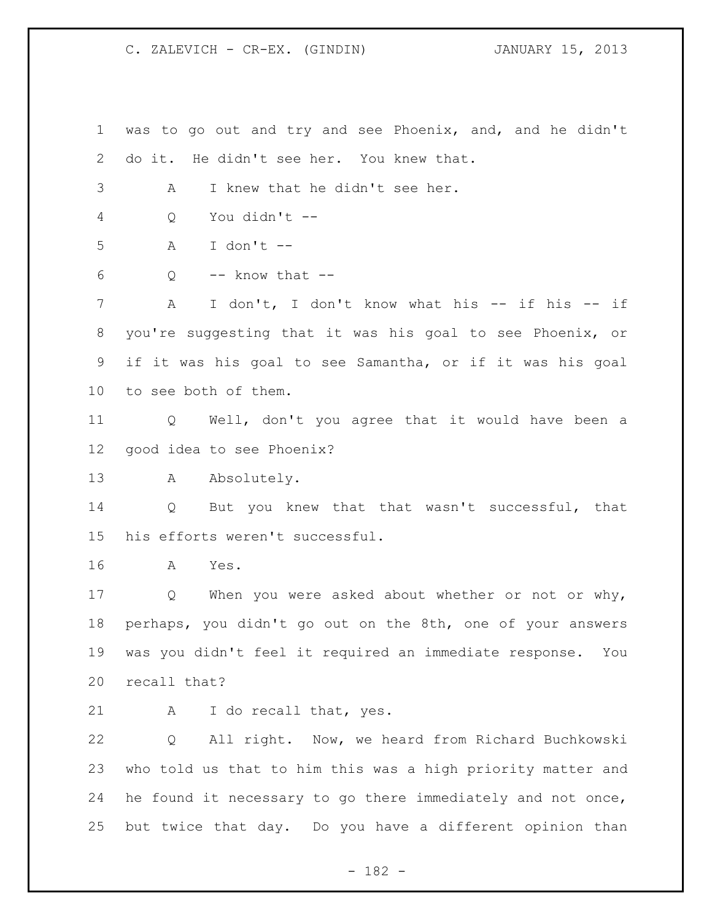was to go out and try and see Phoenix, and, and he didn't do it. He didn't see her. You knew that.

A I knew that he didn't see her.

Q You didn't --

A I don't --

Q -- know that --

A I don't, I don't know what his -- if his -- if you're suggesting that it was his goal to see Phoenix, or if it was his goal to see Samantha, or if it was his goal to see both of them.

Q Well, don't you agree that it would have been a good idea to see Phoenix?

A Absolutely.

Q But you knew that that wasn't successful, that his efforts weren't successful.

A Yes.

Q When you were asked about whether or not or why, perhaps, you didn't go out on the 8th, one of your answers was you didn't feel it required an immediate response. You recall that?

A I do recall that, yes.

Q All right. Now, we heard from Richard Buchkowski who told us that to him this was a high priority matter and he found it necessary to go there immediately and not once, but twice that day. Do you have a different opinion than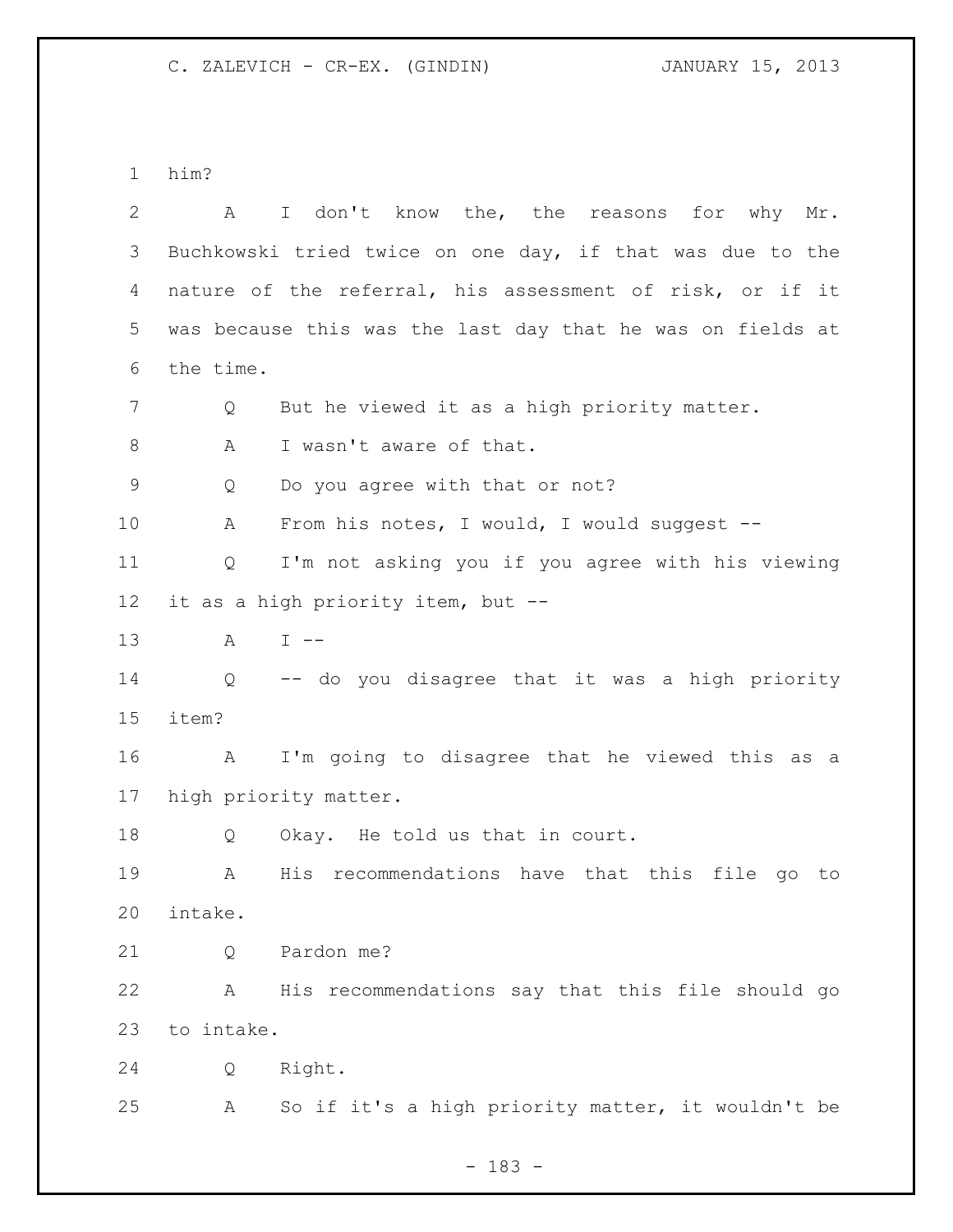him?

A I don't know the, the reasons for why Mr. Buchkowski tried twice on one day, if that was due to the nature of the referral, his assessment of risk, or if it was because this was the last day that he was on fields at the time.

Q But he viewed it as a high priority matter.

A I wasn't aware of that.

Q Do you agree with that or not?

A From his notes, I would, I would suggest --

Q I'm not asking you if you agree with his viewing it as a high priority item, but --

A I --

Q -- do you disagree that it was a high priority item?

A I'm going to disagree that he viewed this as a high priority matter.

Q Okay. He told us that in court.

A His recommendations have that this file go to intake.

Q Pardon me?

A His recommendations say that this file should go to intake.

Q Right.

A So if it's a high priority matter, it wouldn't be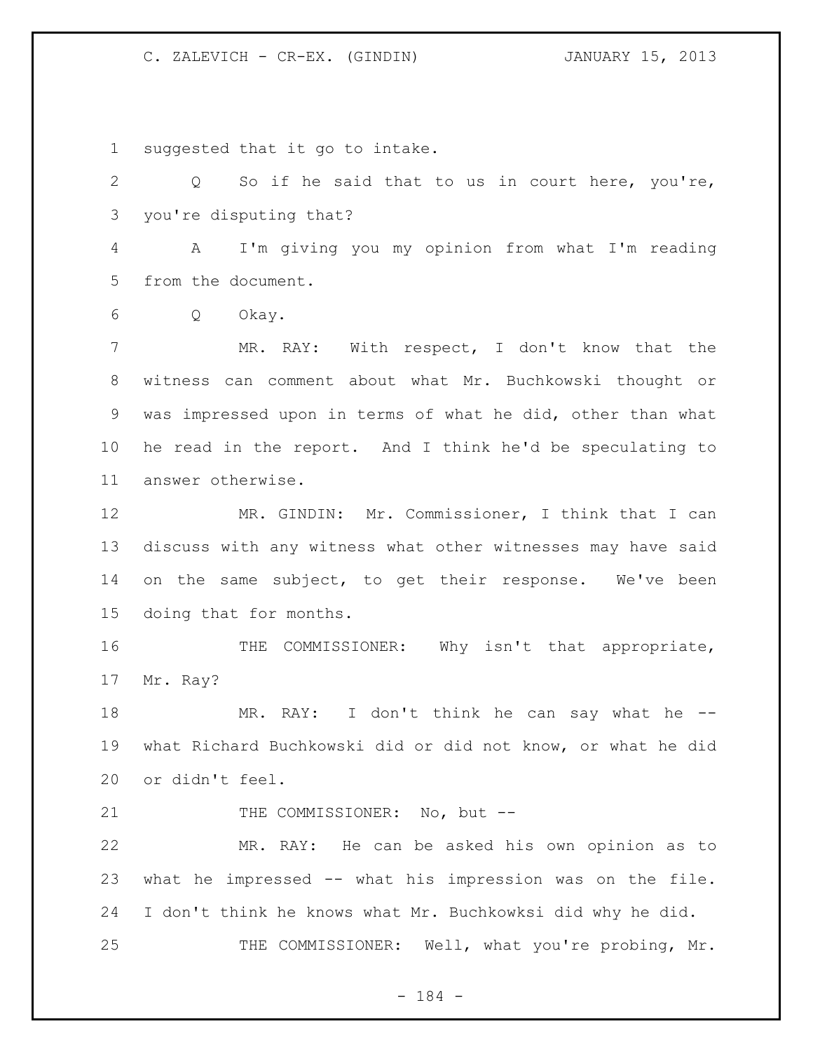suggested that it go to intake.

Q So if he said that to us in court here, you're, you're disputing that?

A I'm giving you my opinion from what I'm reading from the document.

Q Okay.

MR. RAY: With respect, I don't know that the witness can comment about what Mr. Buchkowski thought or was impressed upon in terms of what he did, other than what he read in the report. And I think he'd be speculating to answer otherwise.

MR. GINDIN: Mr. Commissioner, I think that I can discuss with any witness what other witnesses may have said on the same subject, to get their response. We've been doing that for months.

THE COMMISSIONER: Why isn't that appropriate, Mr. Ray?

MR. RAY: I don't think he can say what he -- what Richard Buchkowski did or did not know, or what he did or didn't feel.

THE COMMISSIONER: No, but --

MR. RAY: He can be asked his own opinion as to what he impressed -- what his impression was on the file. I don't think he knows what Mr. Buchkowksi did why he did.

THE COMMISSIONER: Well, what you're probing, Mr.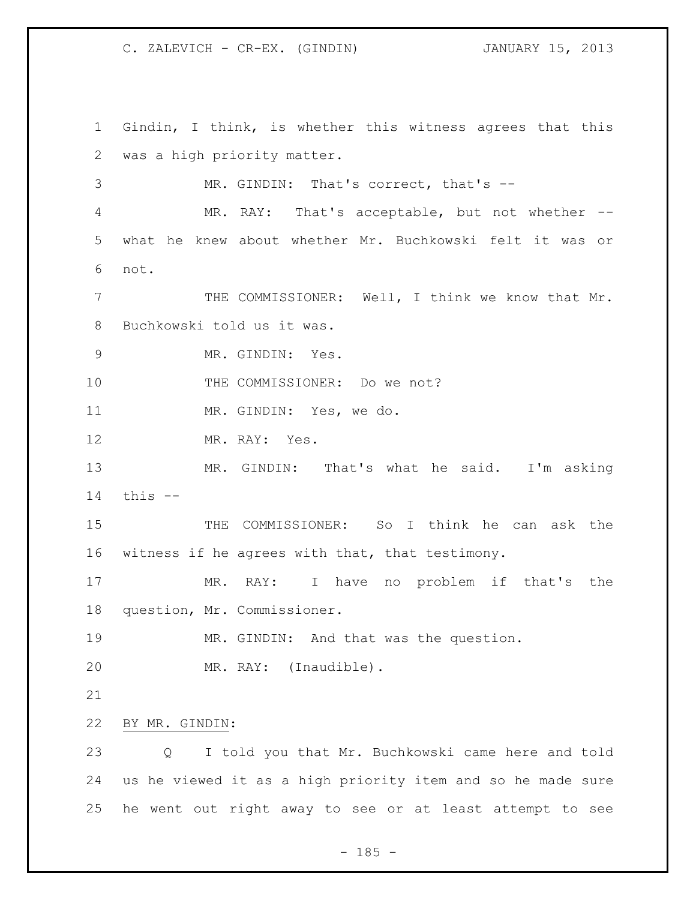Gindin, I think, is whether this witness agrees that this was a high priority matter.

MR. GINDIN: That's correct, that's --

MR. RAY: That's acceptable, but not whether -- what he knew about whether Mr. Buchkowski felt it was or not.

THE COMMISSIONER: Well, I think we know that Mr. Buchkowski told us it was.

MR. GINDIN: Yes.

THE COMMISSIONER: Do we not?

MR. GINDIN: Yes, we do.

MR. RAY: Yes.

MR. GINDIN: That's what he said. I'm asking this --

THE COMMISSIONER: So I think he can ask the witness if he agrees with that, that testimony.

MR. RAY: I have no problem if that's the question, Mr. Commissioner.

MR. GINDIN: And that was the question.

MR. RAY: (Inaudible).

BY MR. GINDIN:

Q I told you that Mr. Buchkowski came here and told us he viewed it as a high priority item and so he made sure he went out right away to see or at least attempt to see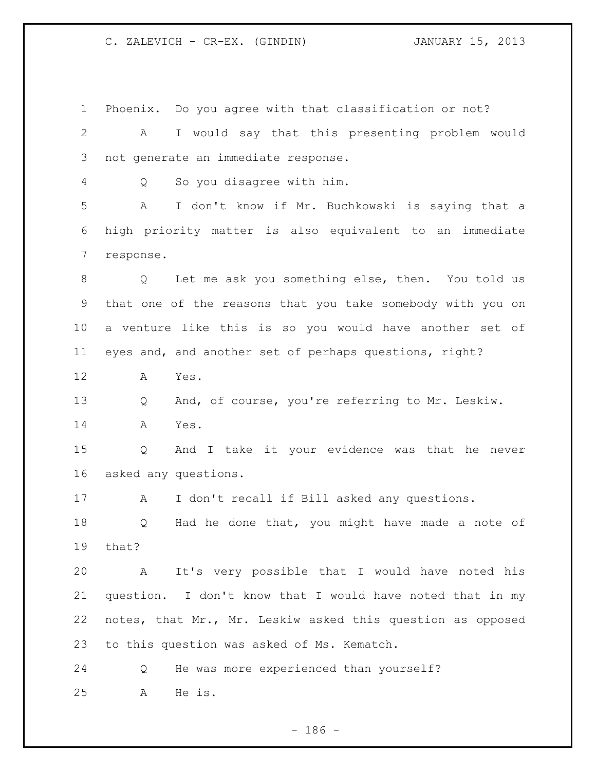Phoenix. Do you agree with that classification or not?

A I would say that this presenting problem would not generate an immediate response.

Q So you disagree with him.

A I don't know if Mr. Buchkowski is saying that a high priority matter is also equivalent to an immediate response.

Q Let me ask you something else, then. You told us that one of the reasons that you take somebody with you on a venture like this is so you would have another set of eyes and, and another set of perhaps questions, right?

A Yes.

Q And, of course, you're referring to Mr. Leskiw.

A Yes.

Q And I take it your evidence was that he never asked any questions.

A I don't recall if Bill asked any questions.

Q Had he done that, you might have made a note of that?

A It's very possible that I would have noted his question. I don't know that I would have noted that in my notes, that Mr., Mr. Leskiw asked this question as opposed to this question was asked of Ms. Kematch.

Q He was more experienced than yourself?

A He is.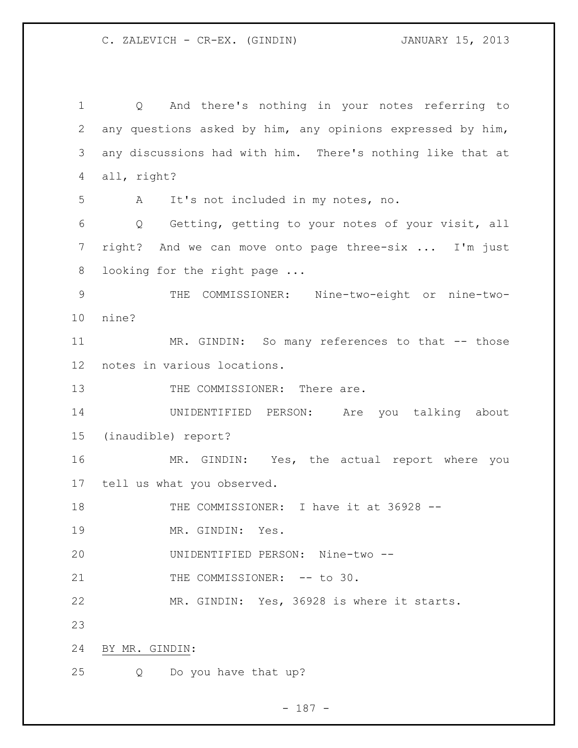Q And there's nothing in your notes referring to any questions asked by him, any opinions expressed by him, any discussions had with him. There's nothing like that at all, right?

A It's not included in my notes, no.

Q Getting, getting to your notes of your visit, all right? And we can move onto page three-six ... I'm just looking for the right page ...

THE COMMISSIONER: Nine-two-eight or nine-two-nine?

MR. GINDIN: So many references to that -- those notes in various locations.

THE COMMISSIONER: There are.

UNIDENTIFIED PERSON: Are you talking about (inaudible) report?

MR. GINDIN: Yes, the actual report where you tell us what you observed.

THE COMMISSIONER: I have it at 36928 --

MR. GINDIN: Yes.

UNIDENTIFIED PERSON: Nine-two --

THE COMMISSIONER: -- to 30.

MR. GINDIN: Yes, 36928 is where it starts.

BY MR. GINDIN:

Q Do you have that up?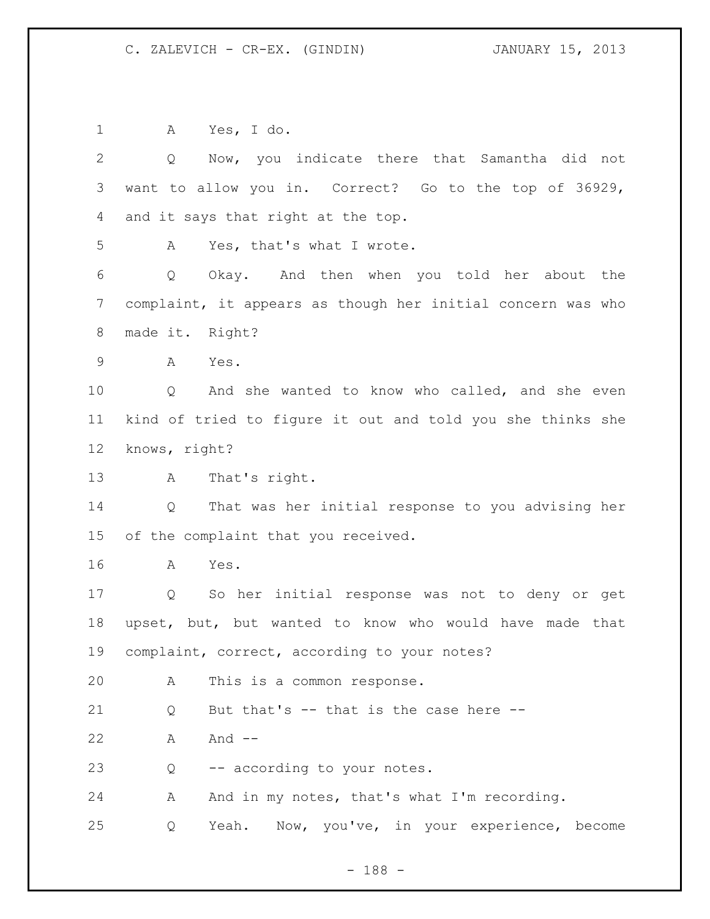A Yes, I do.

Q Now, you indicate there that Samantha did not want to allow you in. Correct? Go to the top of 36929, and it says that right at the top.

A Yes, that's what I wrote.

Q Okay. And then when you told her about the complaint, it appears as though her initial concern was who made it. Right?

A Yes.

Q And she wanted to know who called, and she even kind of tried to figure it out and told you she thinks she knows, right?

A That's right.

Q That was her initial response to you advising her of the complaint that you received.

A Yes.

Q So her initial response was not to deny or get upset, but, but wanted to know who would have made that complaint, correct, according to your notes?

A This is a common response.

Q But that's -- that is the case here --

A And --

Q -- according to your notes.

A And in my notes, that's what I'm recording.

Q Yeah. Now, you've, in your experience, become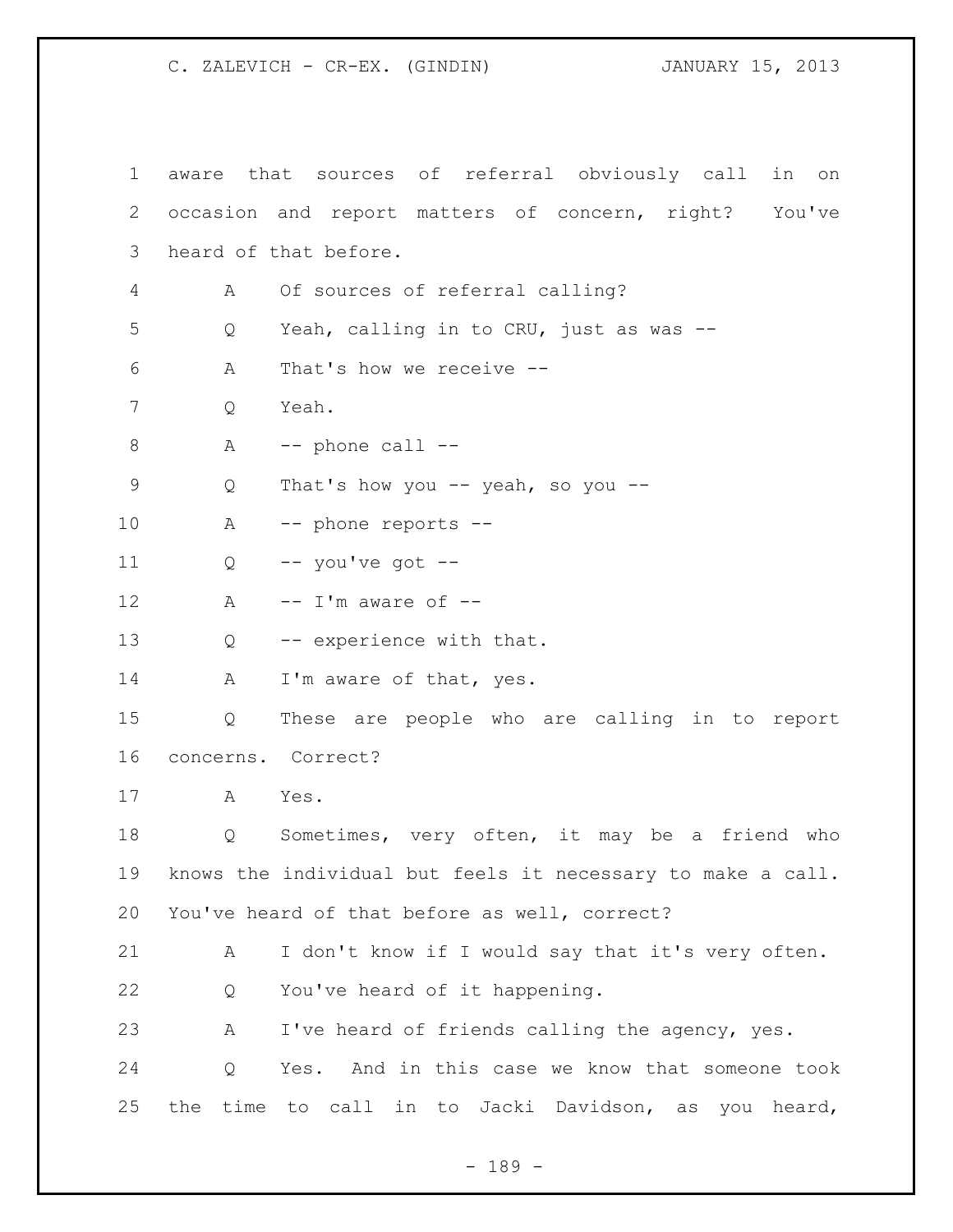1 aware that sources of referral obviously call in on
2 occasion and report matters of concern, right? You've
3 heard of that before.

4 A Of sources of referral calling?

5 Q Yeah, calling in to CRU, just as was --

6 A That's how we receive --

7 Q Yeah.

8 A -- phone call --

9 Q That's how you -- yeah, so you --

10 A -- phone reports --

11 Q -- you've got --

12 A -- I'm aware of --

13 Q -- experience with that.

14 A I'm aware of that, yes.

15 Q These are people who are calling in to report
16 concerns. Correct?

17 A Yes.

18 Q Sometimes, very often, it may be a friend who
19 knows the individual but feels it necessary to make a call.
20 You've heard of that before as well, correct?

21 A I don't know if I would say that it's very often.

22 Q You've heard of it happening.

23 A I've heard of friends calling the agency, yes.

24 Q Yes. And in this case we know that someone took
25 the time to call in to Jacki Davidson, as you heard,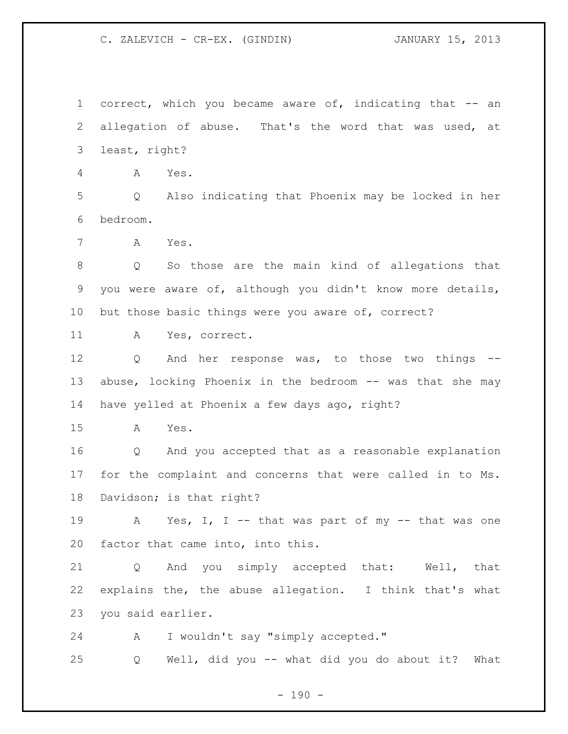1 correct, which you became aware of, indicating that -- an
2 allegation of abuse. That's the word that was used, at
3 least, right?

4 A Yes.

5 Q Also indicating that Phoenix may be locked in her
6 bedroom.

7 A Yes.

8 Q So those are the main kind of allegations that
9 you were aware of, although you didn't know more details,
10 but those basic things were you aware of, correct?

11 A Yes, correct.

12 Q And her response was, to those two things --
13 abuse, locking Phoenix in the bedroom -- was that she may
14 have yelled at Phoenix a few days ago, right?

15 A Yes.

16 Q And you accepted that as a reasonable explanation
17 for the complaint and concerns that were called in to Ms.
18 Davidson; is that right?

19 A Yes, I, I -- that was part of my -- that was one
20 factor that came into, into this.

21 Q And you simply accepted that: Well, that
22 explains the, the abuse allegation. I think that's what
23 you said earlier.

24 A I wouldn't say "simply accepted."

25 Q Well, did you -- what did you do about it? What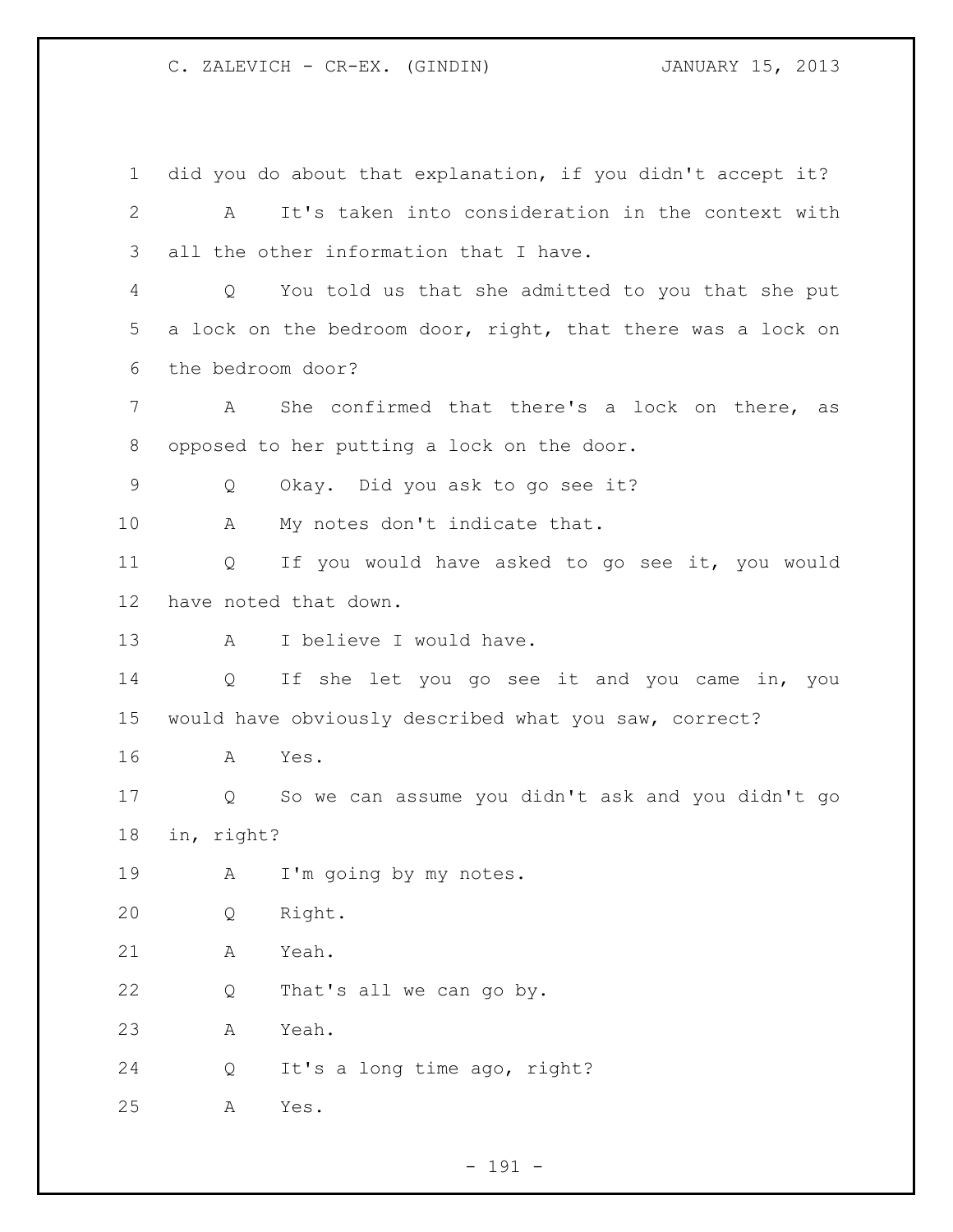did you do about that explanation, if you didn't accept it?

A It's taken into consideration in the context with all the other information that I have.

Q You told us that she admitted to you that she put a lock on the bedroom door, right, that there was a lock on the bedroom door?

A She confirmed that there's a lock on there, as opposed to her putting a lock on the door.

Q Okay. Did you ask to go see it?

A My notes don't indicate that.

Q If you would have asked to go see it, you would have noted that down.

A I believe I would have.

Q If she let you go see it and you came in, you would have obviously described what you saw, correct?

A Yes.

Q So we can assume you didn't ask and you didn't go in, right?

A I'm going by my notes.

Q Right.

A Yeah.

Q That's all we can go by.

A Yeah.

Q It's a long time ago, right?

A Yes.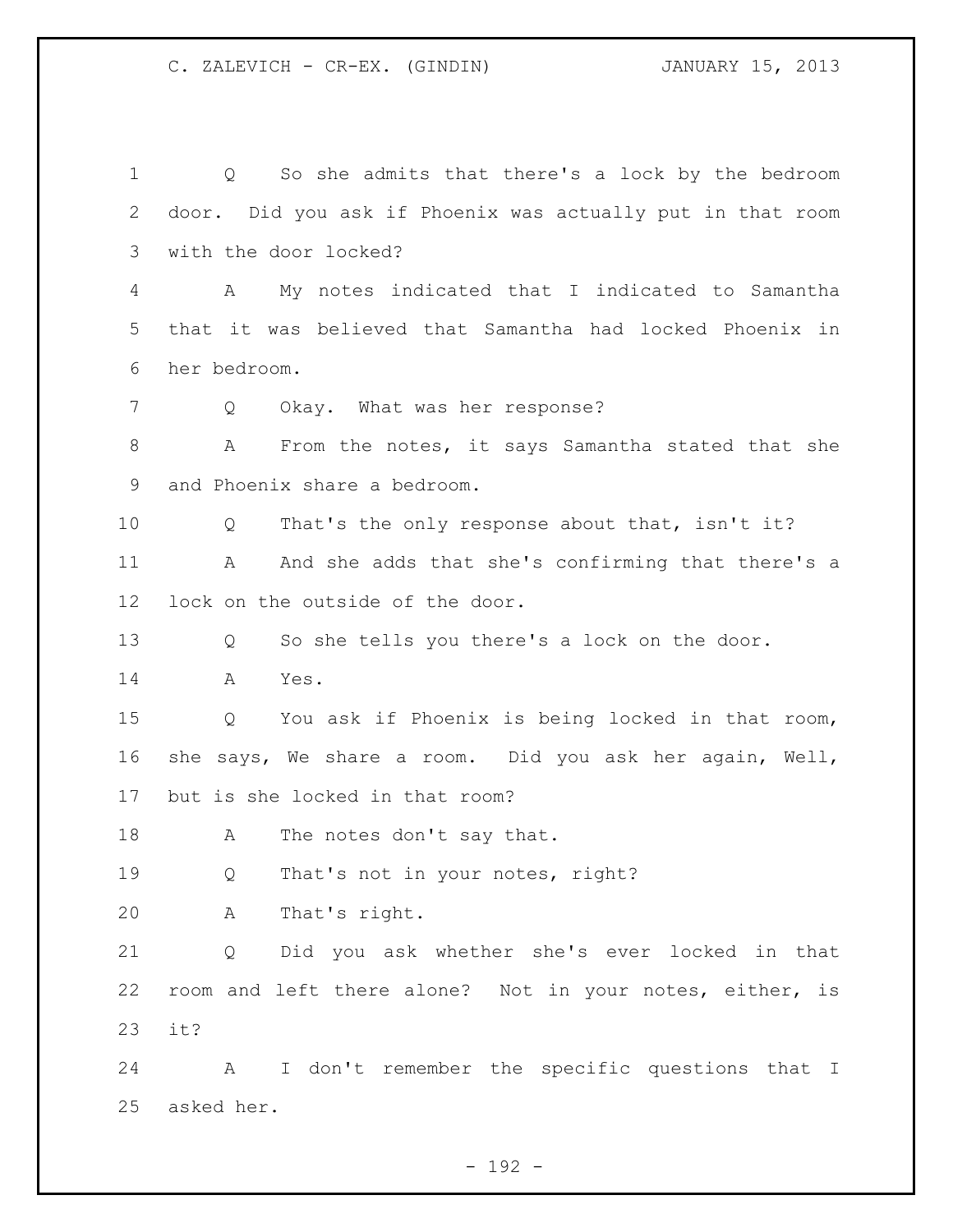Q So she admits that there's a lock by the bedroom door. Did you ask if Phoenix was actually put in that room with the door locked?

A My notes indicated that I indicated to Samantha that it was believed that Samantha had locked Phoenix in her bedroom.

Q Okay. What was her response?

A From the notes, it says Samantha stated that she and Phoenix share a bedroom.

Q That's the only response about that, isn't it?

A And she adds that she's confirming that there's a lock on the outside of the door.

Q So she tells you there's a lock on the door.

A Yes.

Q You ask if Phoenix is being locked in that room, she says, We share a room. Did you ask her again, Well, but is she locked in that room?

A The notes don't say that.

Q That's not in your notes, right?

A That's right.

Q Did you ask whether she's ever locked in that room and left there alone? Not in your notes, either, is it?

A I don't remember the specific questions that I asked her.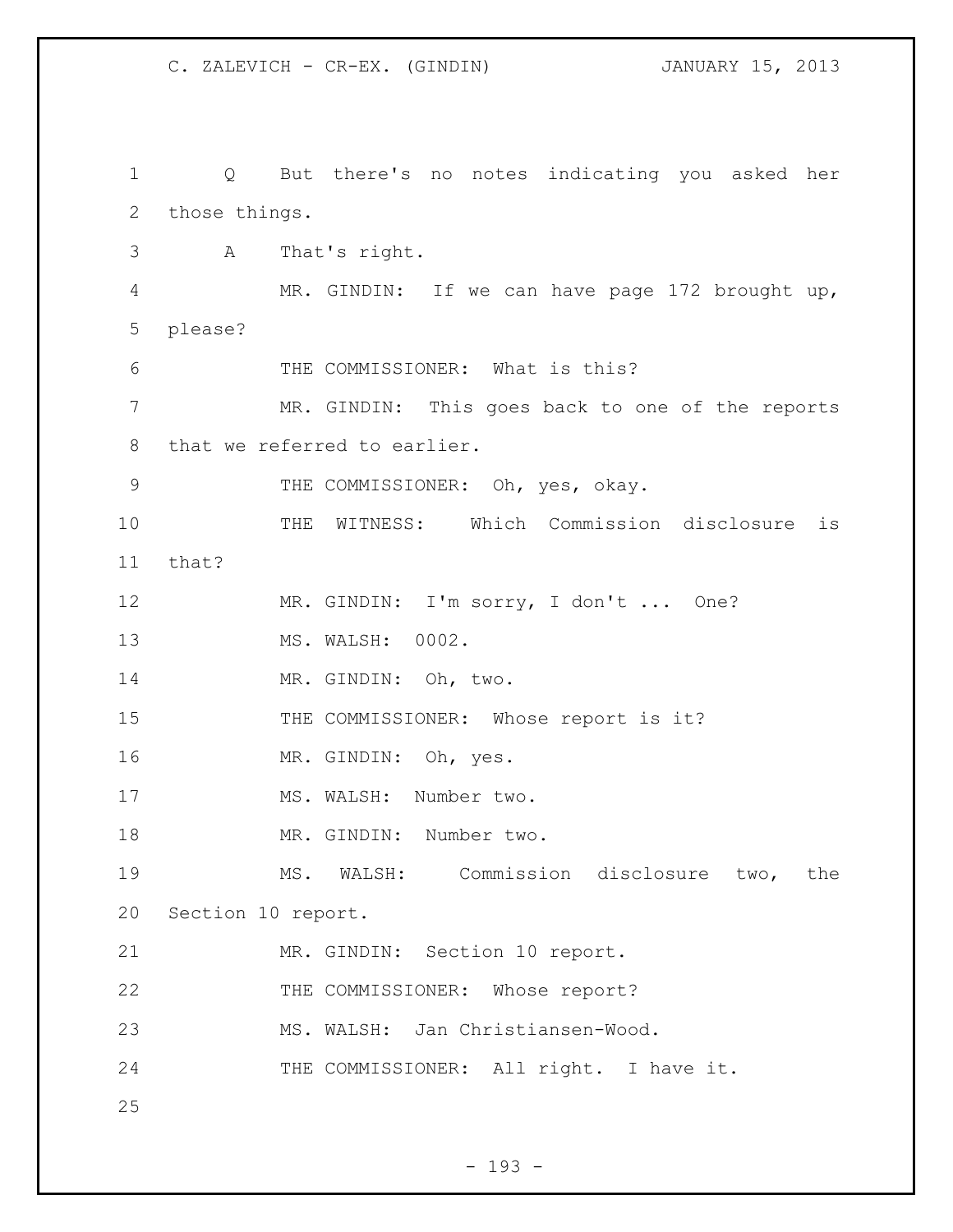Q But there's no notes indicating you asked her those things.

A That's right.

MR. GINDIN: If we can have page 172 brought up, please?

THE COMMISSIONER: What is this?

MR. GINDIN: This goes back to one of the reports that we referred to earlier.

THE COMMISSIONER: Oh, yes, okay.

THE WITNESS: Which Commission disclosure is that?

MR. GINDIN: I'm sorry, I don't ... One?

MS. WALSH: 0002.

MR. GINDIN: Oh, two.

THE COMMISSIONER: Whose report is it?

MR. GINDIN: Oh, yes.

MS. WALSH: Number two.

MR. GINDIN: Number two.

MS. WALSH: Commission disclosure two, the Section 10 report.

MR. GINDIN: Section 10 report.

THE COMMISSIONER: Whose report?

MS. WALSH: Jan Christiansen-Wood.

THE COMMISSIONER: All right. I have it.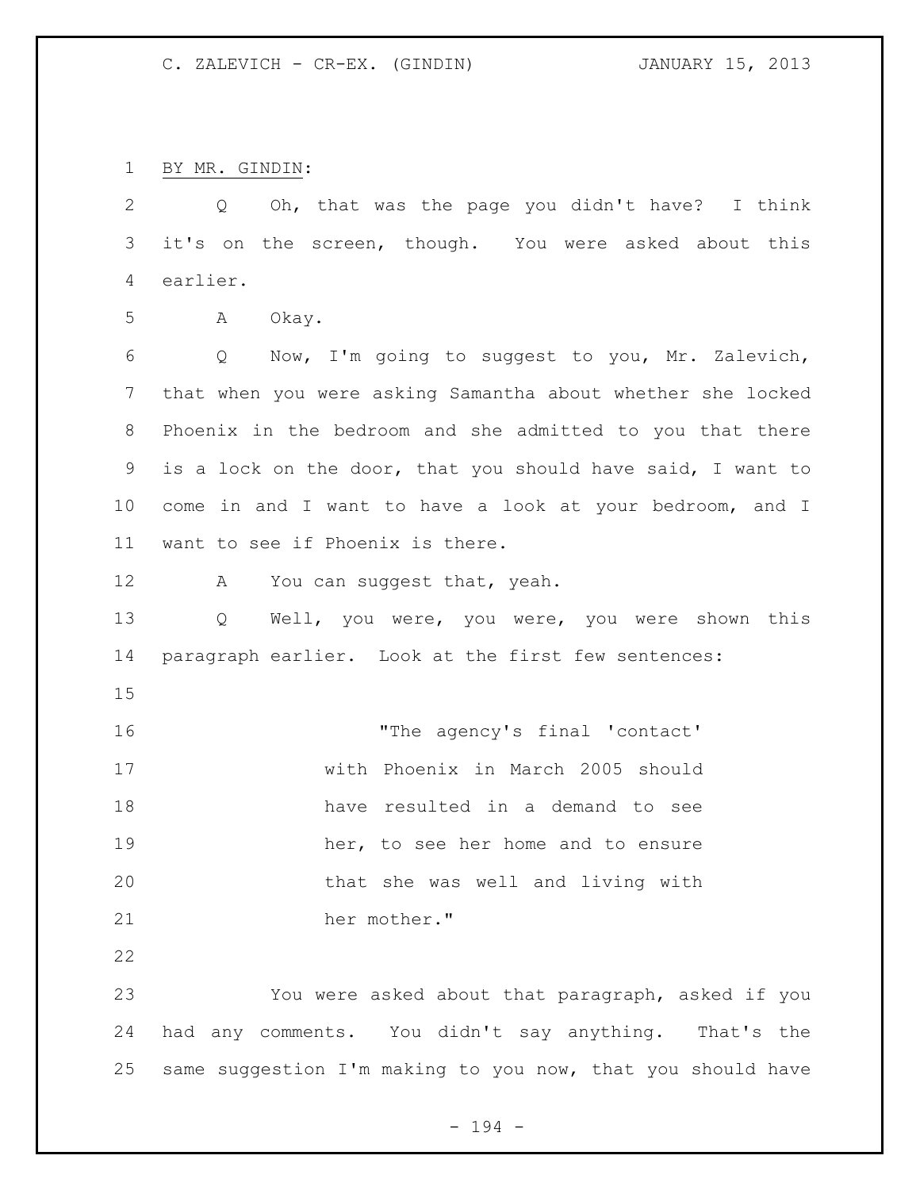BY MR. GINDIN:

Q Oh, that was the page you didn't have? I think it's on the screen, though. You were asked about this earlier.

A Okay.

Q Now, I'm going to suggest to you, Mr. Zalevich, that when you were asking Samantha about whether she locked Phoenix in the bedroom and she admitted to you that there is a lock on the door, that you should have said, I want to come in and I want to have a look at your bedroom, and I want to see if Phoenix is there.

A You can suggest that, yeah.

Q Well, you were, you were, you were shown this paragraph earlier. Look at the first few sentences:

> "The agency's final 'contact' with Phoenix in March 2005 should have resulted in a demand to see her, to see her home and to ensure that she was well and living with her mother."

You were asked about that paragraph, asked if you had any comments. You didn't say anything. That's the same suggestion I'm making to you now, that you should have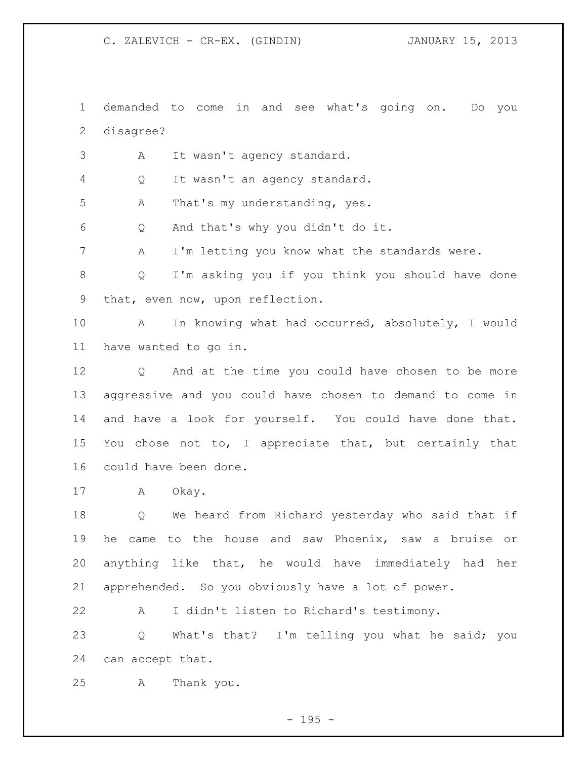demanded to come in and see what's going on. Do you disagree?

A It wasn't agency standard.

Q It wasn't an agency standard.

A That's my understanding, yes.

Q And that's why you didn't do it.

A I'm letting you know what the standards were.

Q I'm asking you if you think you should have done that, even now, upon reflection.

A In knowing what had occurred, absolutely, I would have wanted to go in.

Q And at the time you could have chosen to be more aggressive and you could have chosen to demand to come in and have a look for yourself. You could have done that. You chose not to, I appreciate that, but certainly that could have been done.

A Okay.

Q We heard from Richard yesterday who said that if he came to the house and saw Phoenix, saw a bruise or anything like that, he would have immediately had her apprehended. So you obviously have a lot of power.

A I didn't listen to Richard's testimony.

Q What's that? I'm telling you what he said; you can accept that.

A Thank you.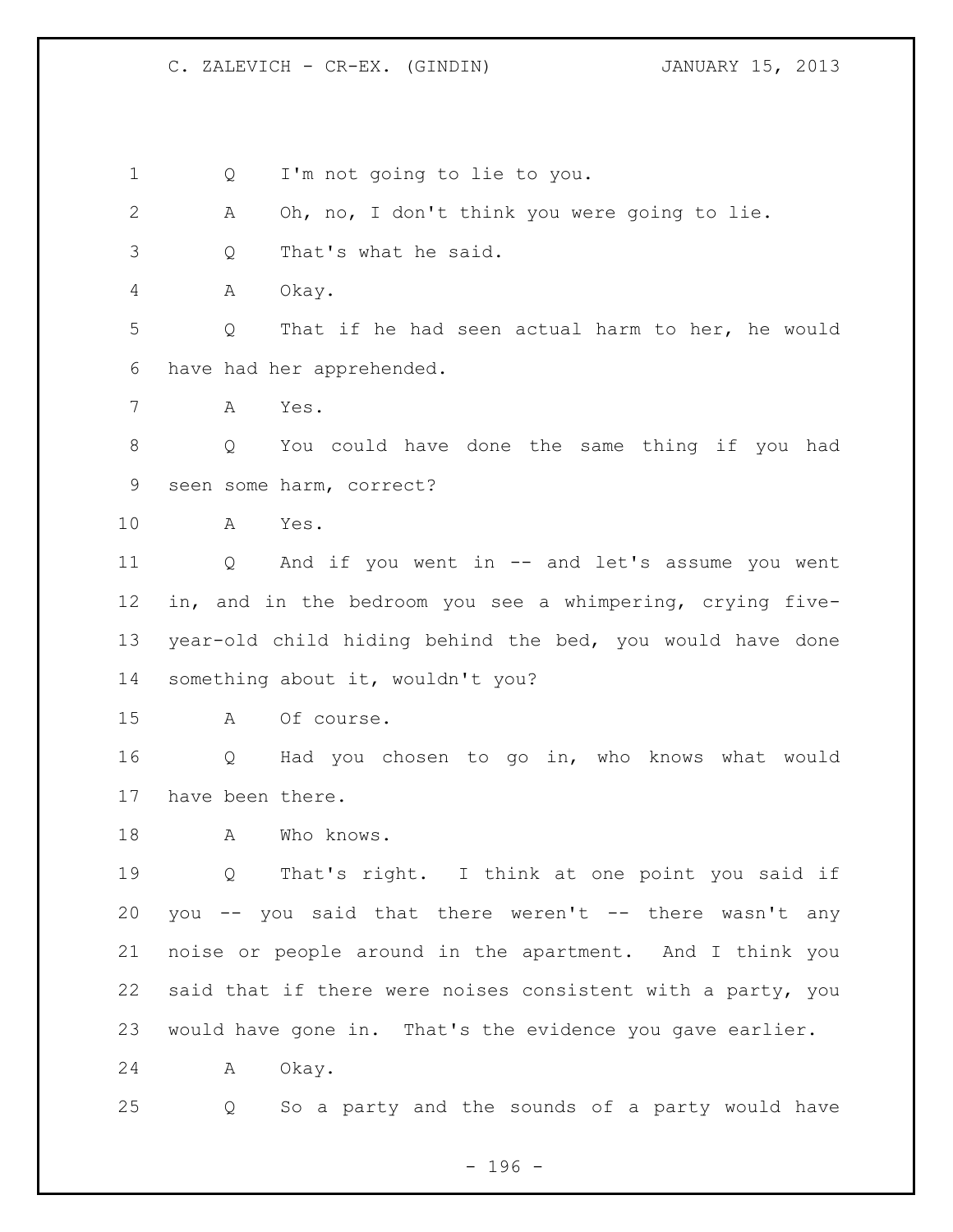Q I'm not going to lie to you.

A Oh, no, I don't think you were going to lie.

Q That's what he said.

A Okay.

Q That if he had seen actual harm to her, he would have had her apprehended.

A Yes.

Q You could have done the same thing if you had seen some harm, correct?

A Yes.

Q And if you went in -- and let's assume you went in, and in the bedroom you see a whimpering, crying five-year-old child hiding behind the bed, you would have done something about it, wouldn't you?

A Of course.

Q Had you chosen to go in, who knows what would have been there.

A Who knows.

Q That's right. I think at one point you said if you -- you said that there weren't -- there wasn't any noise or people around in the apartment. And I think you said that if there were noises consistent with a party, you would have gone in. That's the evidence you gave earlier.

A Okay.

Q So a party and the sounds of a party would have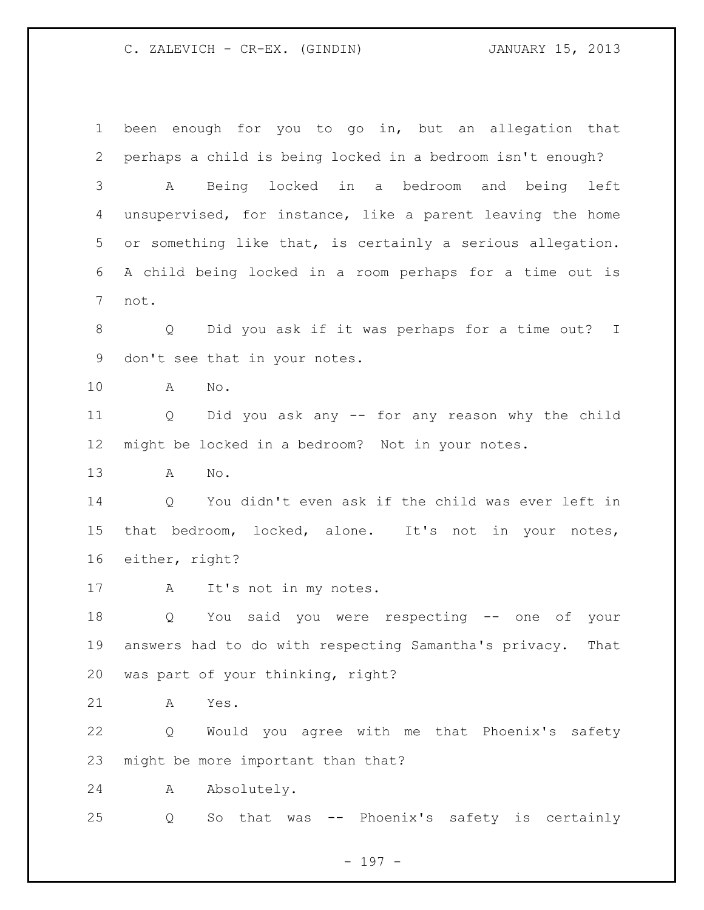been enough for you to go in, but an allegation that perhaps a child is being locked in a bedroom isn't enough?

A Being locked in a bedroom and being left unsupervised, for instance, like a parent leaving the home or something like that, is certainly a serious allegation. A child being locked in a room perhaps for a time out is not.

Q Did you ask if it was perhaps for a time out? I don't see that in your notes.

A No.

Q Did you ask any -- for any reason why the child might be locked in a bedroom? Not in your notes.

A No.

Q You didn't even ask if the child was ever left in that bedroom, locked, alone. It's not in your notes, either, right?

A It's not in my notes.

Q You said you were respecting -- one of your answers had to do with respecting Samantha's privacy. That was part of your thinking, right?

A Yes.

Q Would you agree with me that Phoenix's safety might be more important than that?

A Absolutely.

Q So that was -- Phoenix's safety is certainly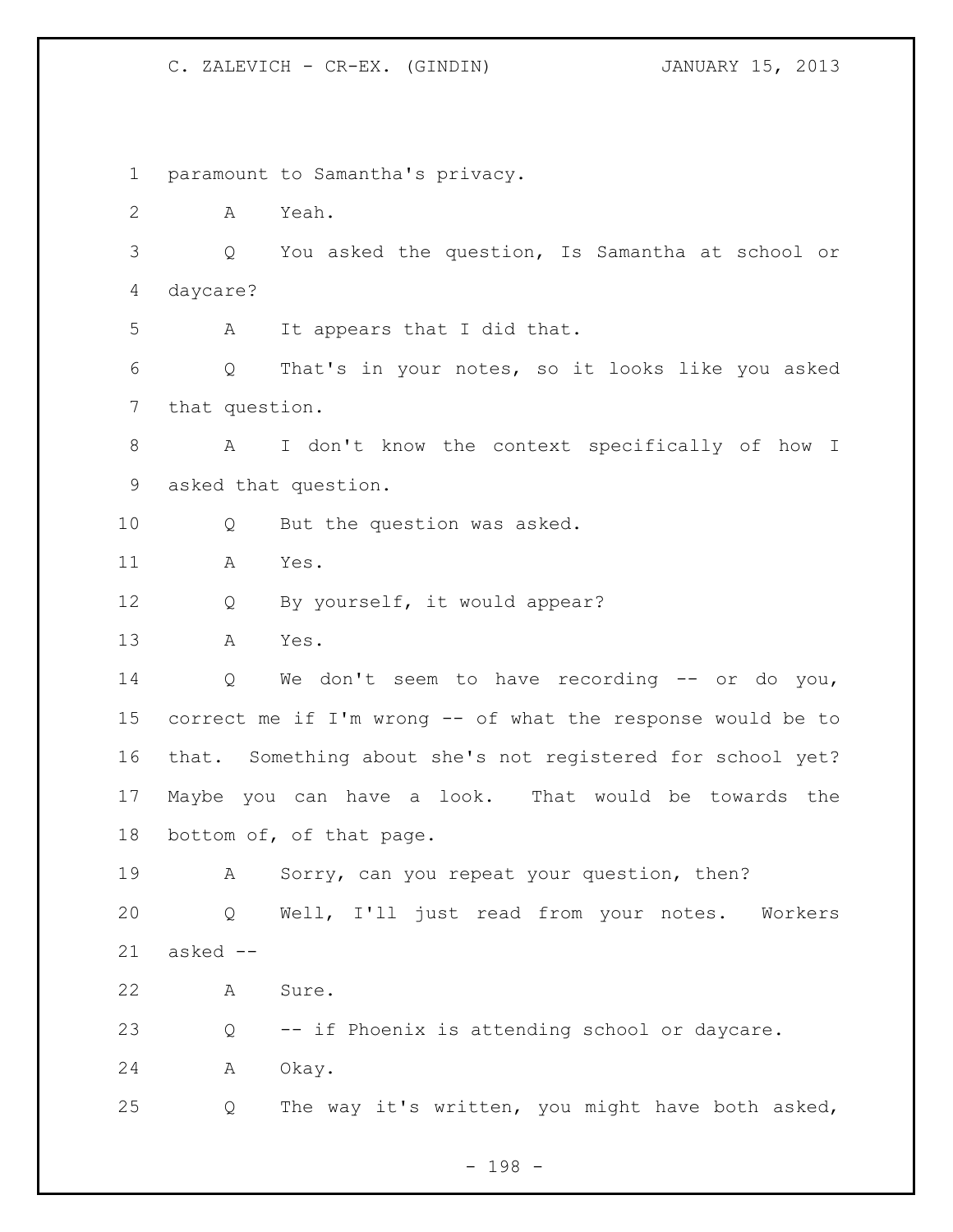1 paramount to Samantha's privacy.

2 A Yeah.

3 Q You asked the question, Is Samantha at school or

4 daycare?

5 A It appears that I did that.

6 Q That's in your notes, so it looks like you asked

7 that question.

8 A I don't know the context specifically of how I

9 asked that question.

10 Q But the question was asked.

11 A Yes.

12 Q By yourself, it would appear?

13 A Yes.

14 Q We don't seem to have recording -- or do you,

15 correct me if I'm wrong -- of what the response would be to

16 that. Something about she's not registered for school yet?

17 Maybe you can have a look. That would be towards the

18 bottom of, of that page.

19 A Sorry, can you repeat your question, then?

20 Q Well, I'll just read from your notes. Workers

21 asked --

22 A Sure.

23 Q -- if Phoenix is attending school or daycare.

24 A Okay.

25 Q The way it's written, you might have both asked,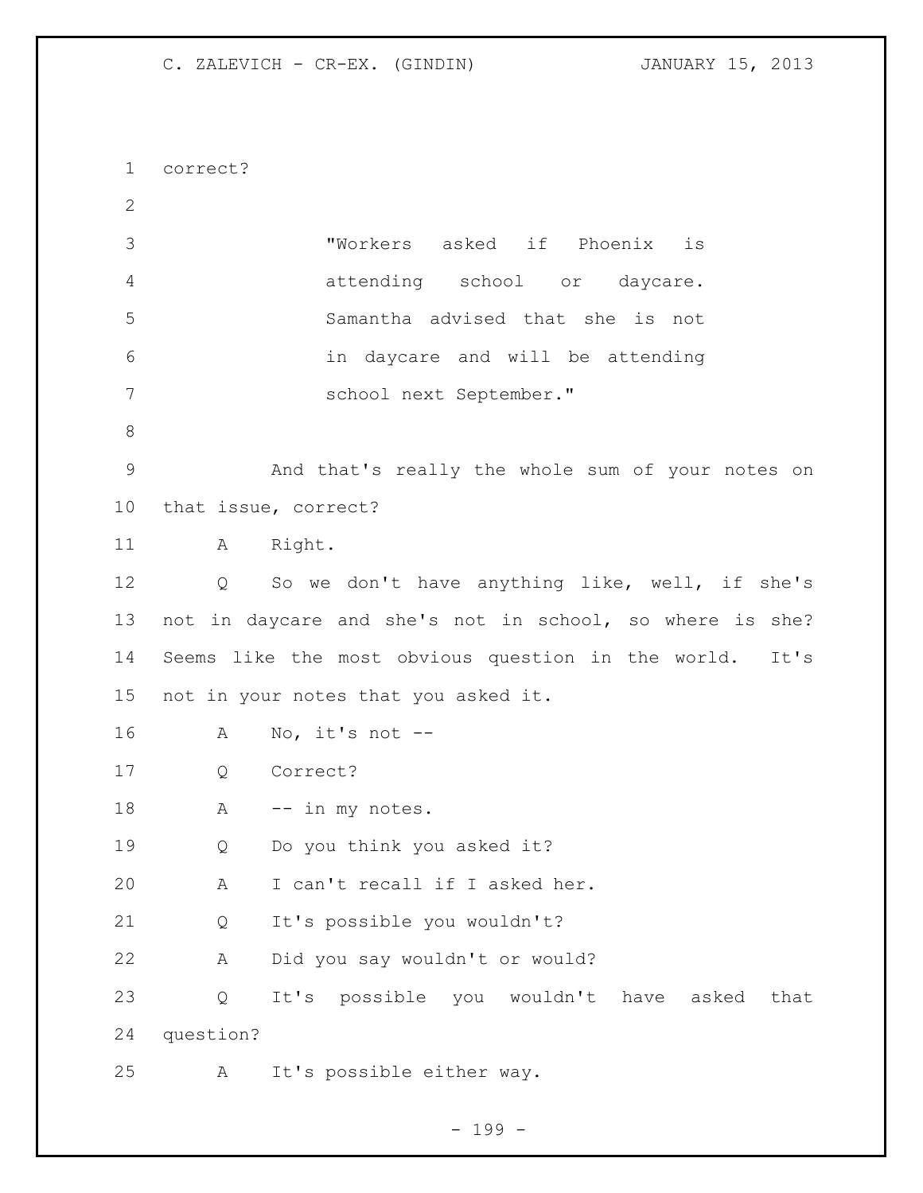correct?

> "Workers asked if Phoenix is attending school or daycare. Samantha advised that she is not in daycare and will be attending school next September."

And that's really the whole sum of your notes on that issue, correct?

A Right.

Q So we don't have anything like, well, if she's not in daycare and she's not in school, so where is she? Seems like the most obvious question in the world. It's not in your notes that you asked it.

A No, it's not --

Q Correct?

A -- in my notes.

Q Do you think you asked it?

A I can't recall if I asked her.

Q It's possible you wouldn't?

A Did you say wouldn't or would?

Q It's possible you wouldn't have asked that question?

A It's possible either way.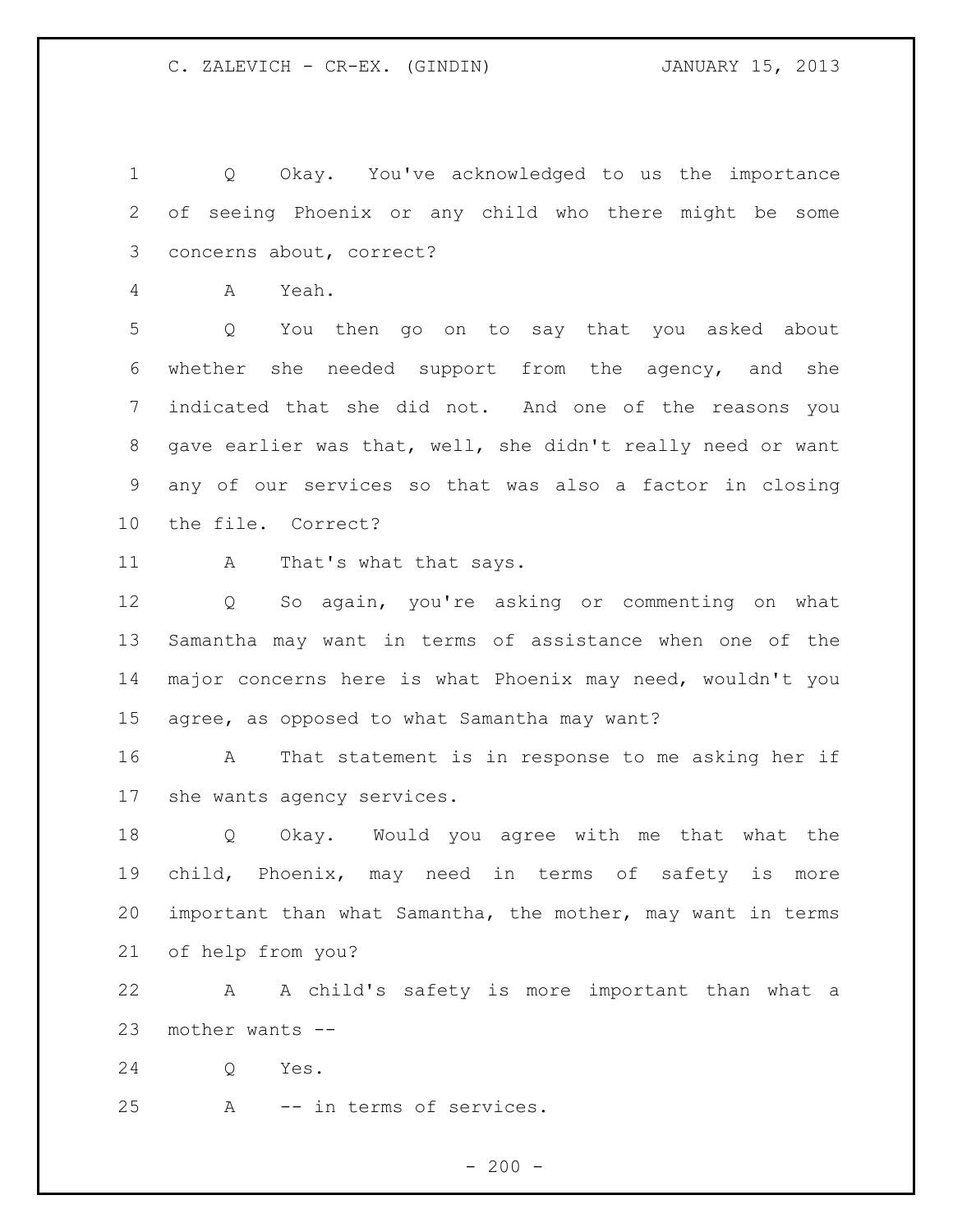Q Okay. You've acknowledged to us the importance of seeing Phoenix or any child who there might be some concerns about, correct?

A Yeah.

Q You then go on to say that you asked about whether she needed support from the agency, and she indicated that she did not. And one of the reasons you gave earlier was that, well, she didn't really need or want any of our services so that was also a factor in closing the file. Correct?

A That's what that says.

Q So again, you're asking or commenting on what Samantha may want in terms of assistance when one of the major concerns here is what Phoenix may need, wouldn't you agree, as opposed to what Samantha may want?

A That statement is in response to me asking her if she wants agency services.

Q Okay. Would you agree with me that what the child, Phoenix, may need in terms of safety is more important than what Samantha, the mother, may want in terms of help from you?

A A child's safety is more important than what a mother wants --

Q Yes.

A -- in terms of services.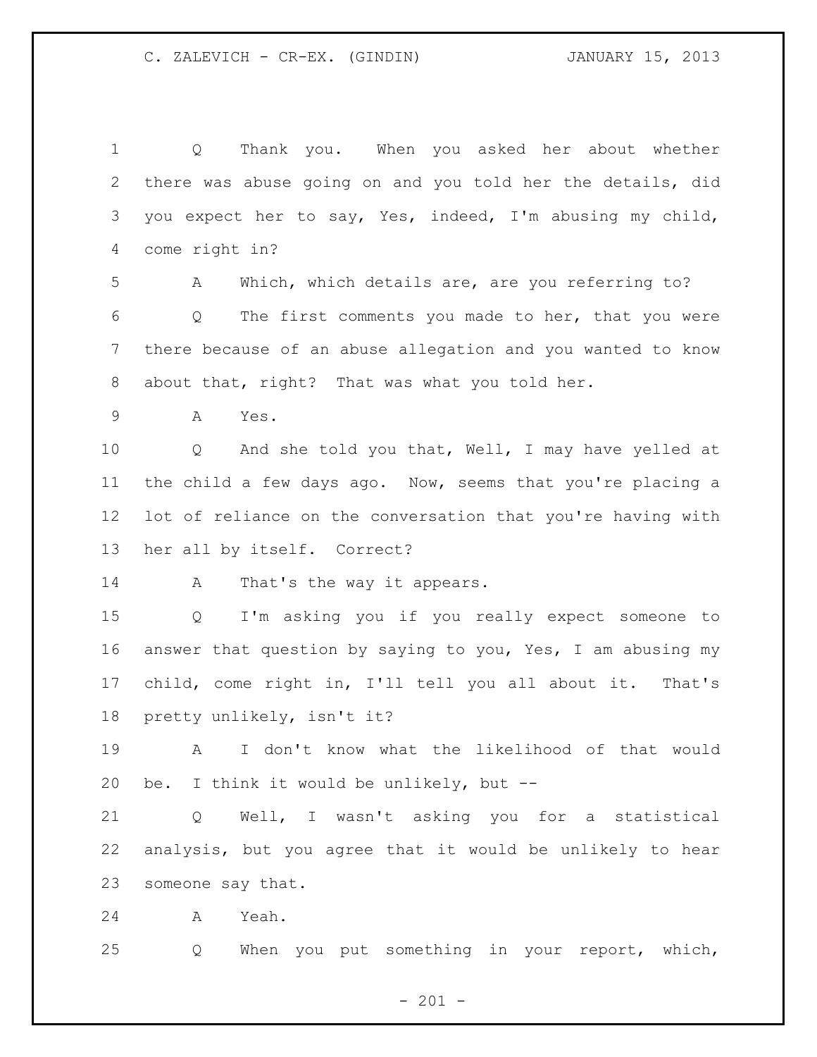Q Thank you. When you asked her about whether there was abuse going on and you told her the details, did you expect her to say, Yes, indeed, I'm abusing my child, come right in?

A Which, which details are, are you referring to?

Q The first comments you made to her, that you were there because of an abuse allegation and you wanted to know about that, right? That was what you told her.

A Yes.

Q And she told you that, Well, I may have yelled at the child a few days ago. Now, seems that you're placing a lot of reliance on the conversation that you're having with her all by itself. Correct?

A That's the way it appears.

Q I'm asking you if you really expect someone to answer that question by saying to you, Yes, I am abusing my child, come right in, I'll tell you all about it. That's pretty unlikely, isn't it?

A I don't know what the likelihood of that would be. I think it would be unlikely, but --

Q Well, I wasn't asking you for a statistical analysis, but you agree that it would be unlikely to hear someone say that.

A Yeah.

Q When you put something in your report, which,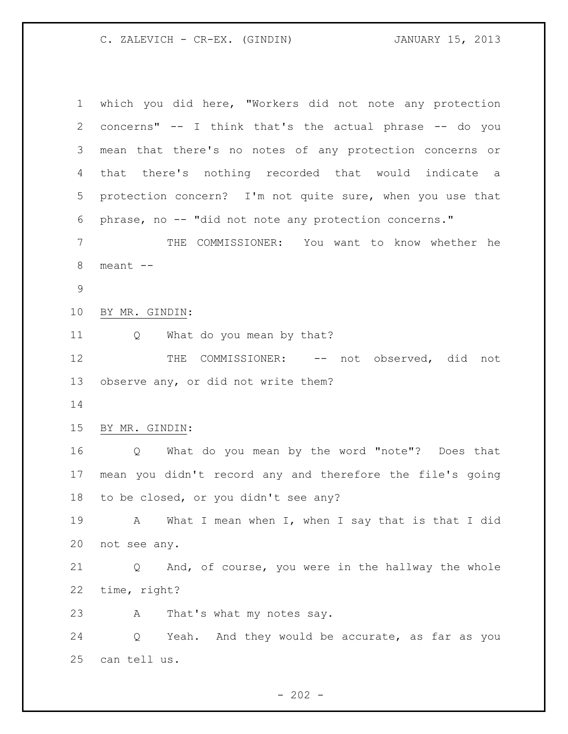which you did here, "Workers did not note any protection concerns" -- I think that's the actual phrase -- do you mean that there's no notes of any protection concerns or that there's nothing recorded that would indicate a protection concern? I'm not quite sure, when you use that phrase, no -- "did not note any protection concerns."

THE COMMISSIONER: You want to know whether he meant --

BY MR. GINDIN:

Q What do you mean by that?

THE COMMISSIONER: -- not observed, did not observe any, or did not write them?

BY MR. GINDIN:

Q What do you mean by the word "note"? Does that mean you didn't record any and therefore the file's going to be closed, or you didn't see any?

A What I mean when I, when I say that is that I did not see any.

Q And, of course, you were in the hallway the whole time, right?

A That's what my notes say.

Q Yeah. And they would be accurate, as far as you can tell us.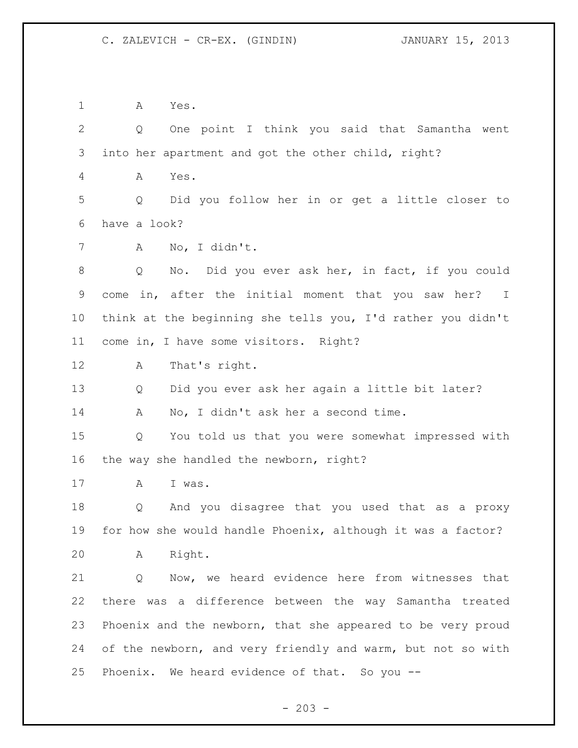A Yes.

Q One point I think you said that Samantha went into her apartment and got the other child, right?

A Yes.

Q Did you follow her in or get a little closer to have a look?

A No, I didn't.

Q No. Did you ever ask her, in fact, if you could come in, after the initial moment that you saw her? I think at the beginning she tells you, I'd rather you didn't come in, I have some visitors. Right?

A That's right.

Q Did you ever ask her again a little bit later?

A No, I didn't ask her a second time.

Q You told us that you were somewhat impressed with the way she handled the newborn, right?

A I was.

Q And you disagree that you used that as a proxy for how she would handle Phoenix, although it was a factor?

A Right.

Q Now, we heard evidence here from witnesses that there was a difference between the way Samantha treated Phoenix and the newborn, that she appeared to be very proud of the newborn, and very friendly and warm, but not so with Phoenix. We heard evidence of that. So you --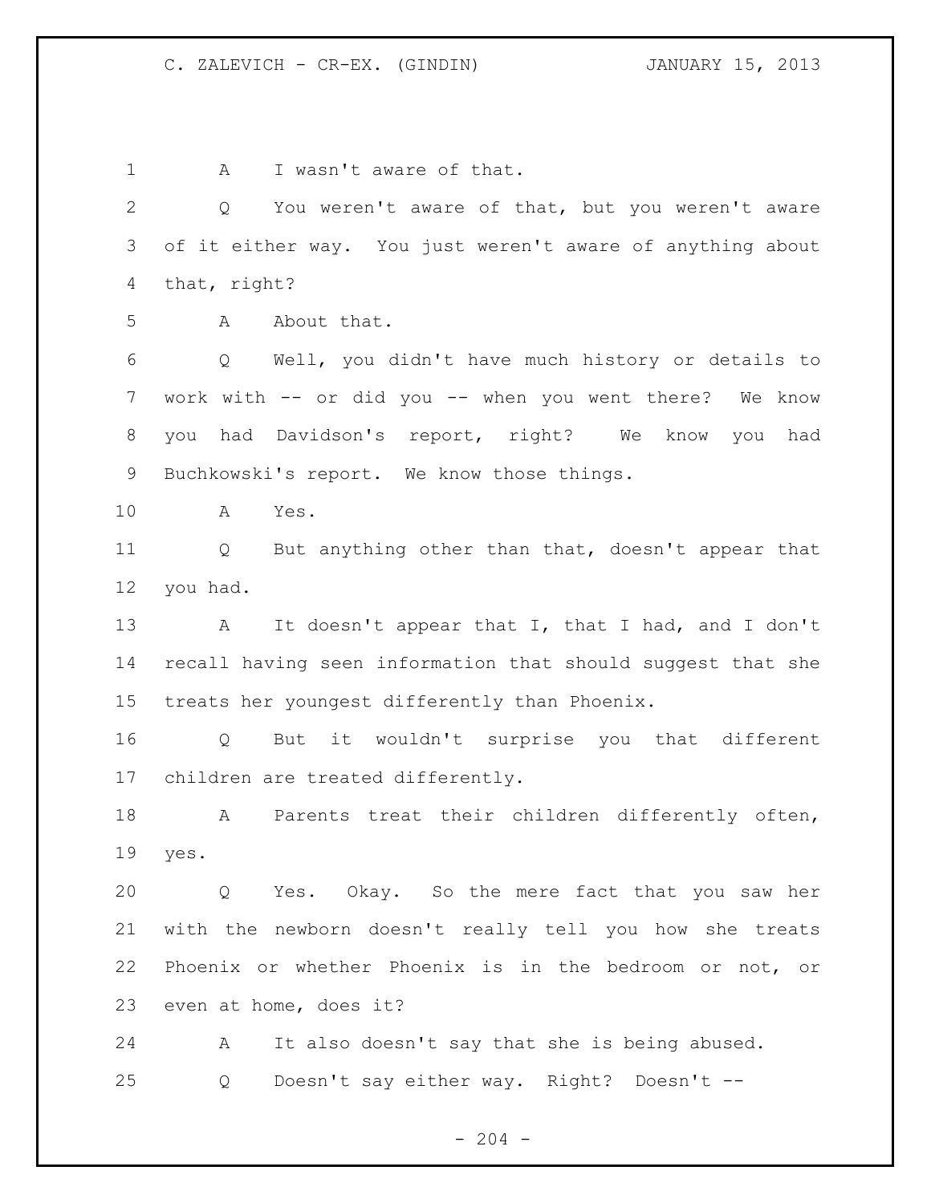A I wasn't aware of that.

Q You weren't aware of that, but you weren't aware of it either way. You just weren't aware of anything about that, right?

A About that.

Q Well, you didn't have much history or details to work with -- or did you -- when you went there? We know you had Davidson's report, right? We know you had Buchkowski's report. We know those things.

A Yes.

Q But anything other than that, doesn't appear that you had.

A It doesn't appear that I, that I had, and I don't recall having seen information that should suggest that she treats her youngest differently than Phoenix.

Q But it wouldn't surprise you that different children are treated differently.

A Parents treat their children differently often, yes.

Q Yes. Okay. So the mere fact that you saw her with the newborn doesn't really tell you how she treats Phoenix or whether Phoenix is in the bedroom or not, or even at home, does it?

A It also doesn't say that she is being abused.

Q Doesn't say either way. Right? Doesn't --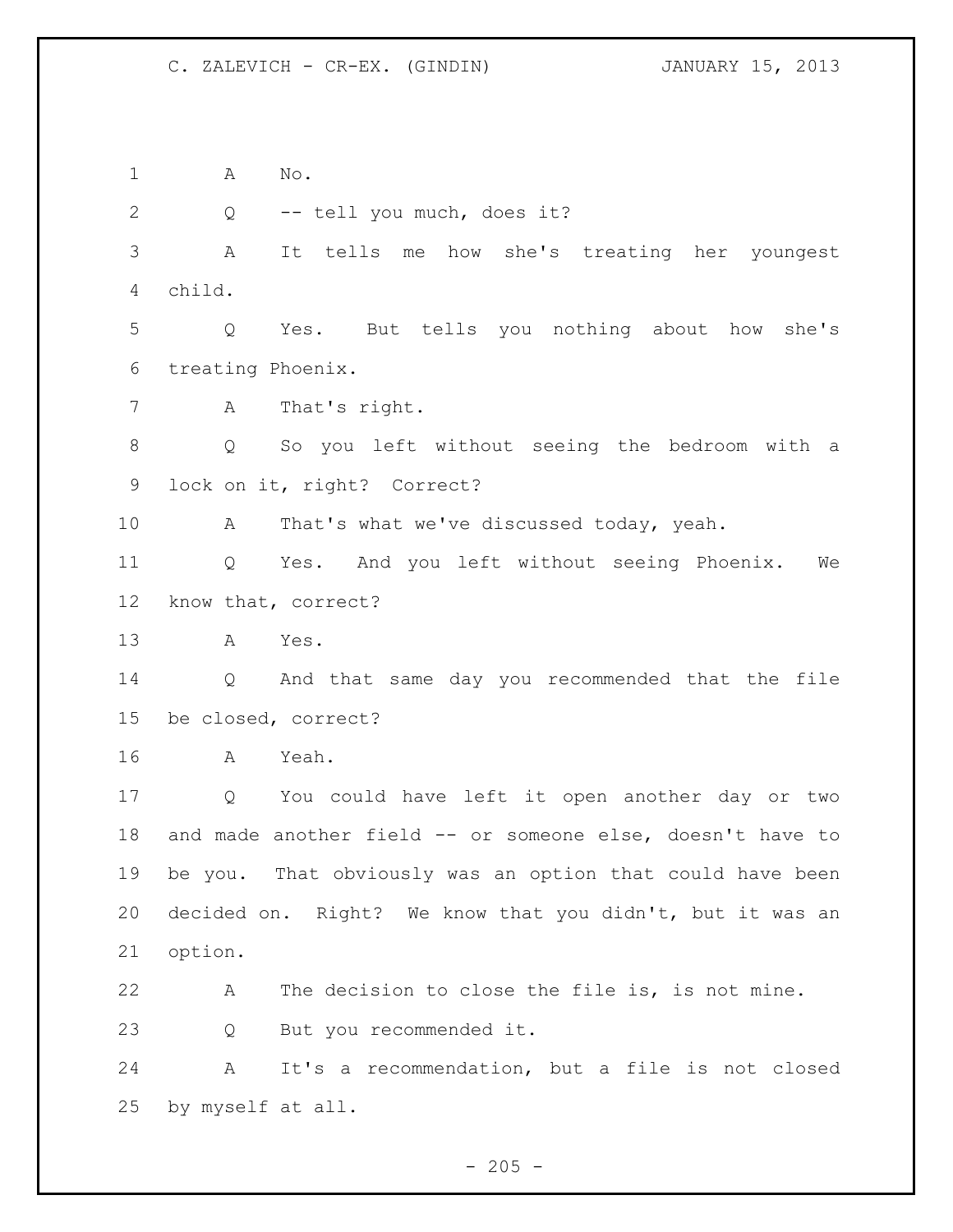A No.

Q -- tell you much, does it?

A It tells me how she's treating her youngest child.

Q Yes. But tells you nothing about how she's treating Phoenix.

A That's right.

Q So you left without seeing the bedroom with a lock on it, right? Correct?

A That's what we've discussed today, yeah.

Q Yes. And you left without seeing Phoenix. We know that, correct?

A Yes.

Q And that same day you recommended that the file be closed, correct?

A Yeah.

Q You could have left it open another day or two and made another field -- or someone else, doesn't have to be you. That obviously was an option that could have been decided on. Right? We know that you didn't, but it was an option.

A The decision to close the file is, is not mine.

Q But you recommended it.

A It's a recommendation, but a file is not closed by myself at all.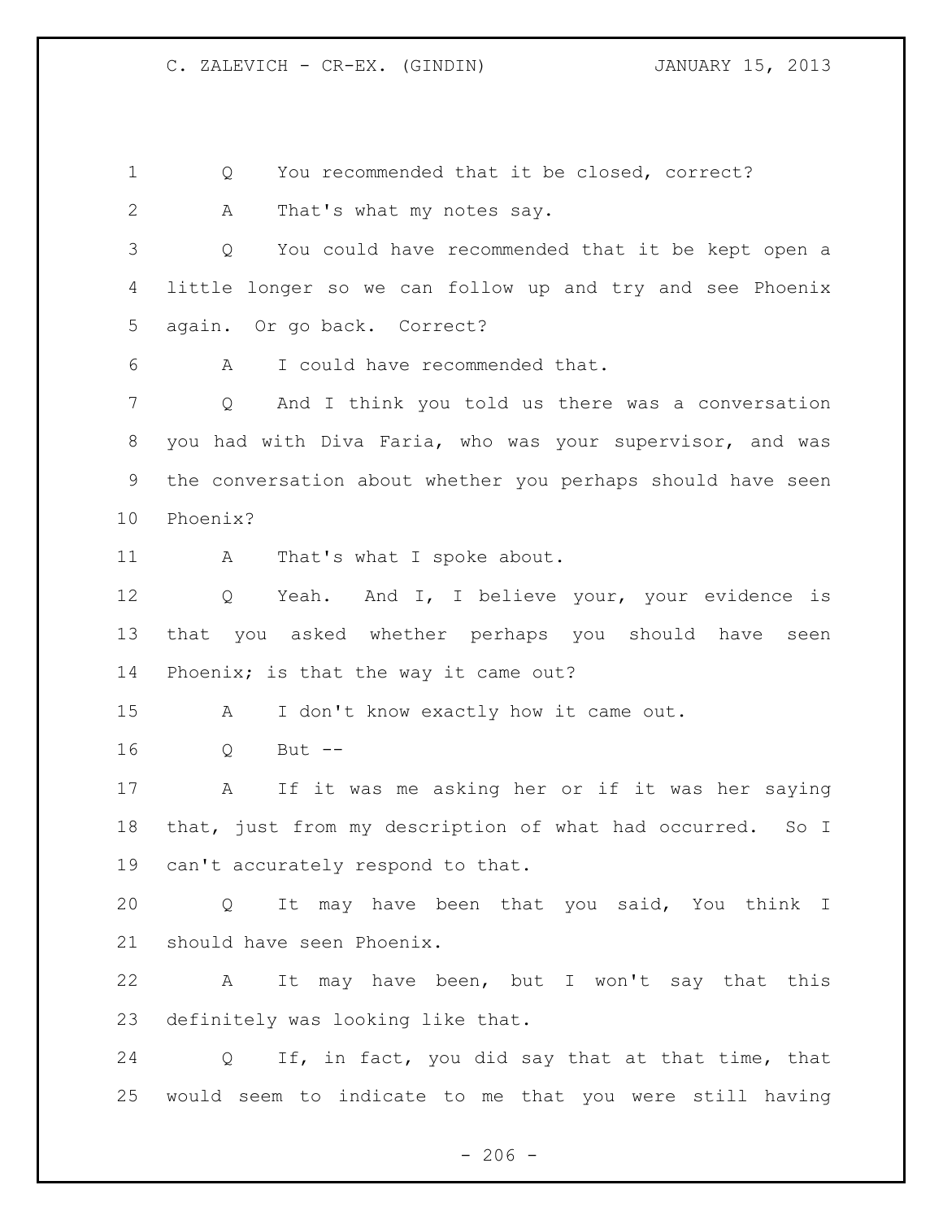Q You recommended that it be closed, correct?

A That's what my notes say.

Q You could have recommended that it be kept open a little longer so we can follow up and try and see Phoenix again. Or go back. Correct?

A I could have recommended that.

Q And I think you told us there was a conversation you had with Diva Faria, who was your supervisor, and was the conversation about whether you perhaps should have seen Phoenix?

A That's what I spoke about.

Q Yeah. And I, I believe your, your evidence is that you asked whether perhaps you should have seen Phoenix; is that the way it came out?

A I don't know exactly how it came out.

Q But --

A If it was me asking her or if it was her saying that, just from my description of what had occurred. So I can't accurately respond to that.

Q It may have been that you said, You think I should have seen Phoenix.

A It may have been, but I won't say that this definitely was looking like that.

Q If, in fact, you did say that at that time, that would seem to indicate to me that you were still having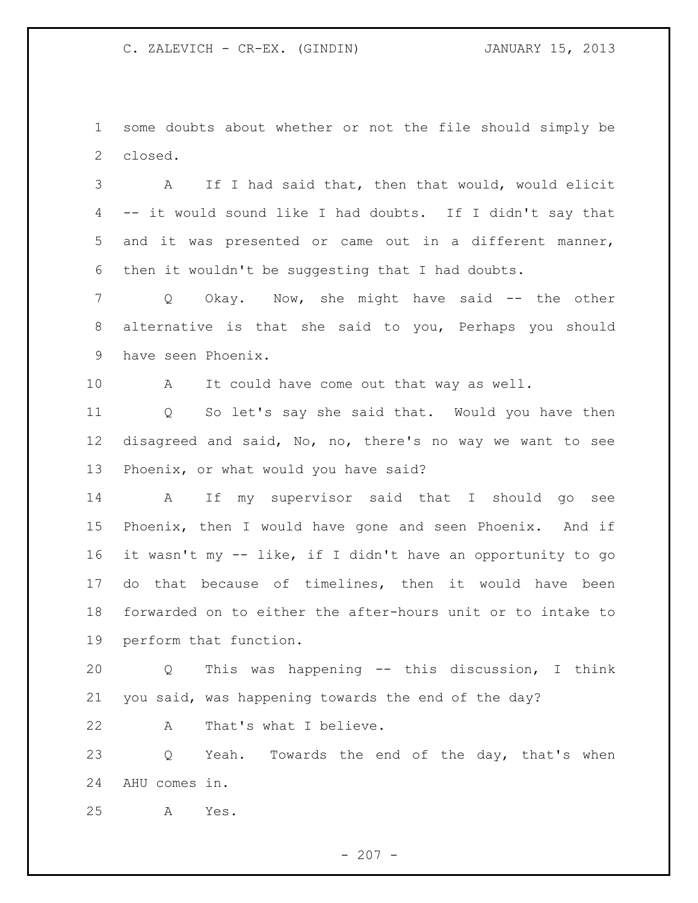some doubts about whether or not the file should simply be closed.

A If I had said that, then that would, would elicit -- it would sound like I had doubts. If I didn't say that and it was presented or came out in a different manner, then it wouldn't be suggesting that I had doubts.

Q Okay. Now, she might have said -- the other alternative is that she said to you, Perhaps you should have seen Phoenix.

A It could have come out that way as well.

Q So let's say she said that. Would you have then disagreed and said, No, no, there's no way we want to see Phoenix, or what would you have said?

A If my supervisor said that I should go see Phoenix, then I would have gone and seen Phoenix. And if it wasn't my -- like, if I didn't have an opportunity to go do that because of timelines, then it would have been forwarded on to either the after-hours unit or to intake to perform that function.

Q This was happening -- this discussion, I think you said, was happening towards the end of the day?

A That's what I believe.

Q Yeah. Towards the end of the day, that's when AHU comes in.

A Yes.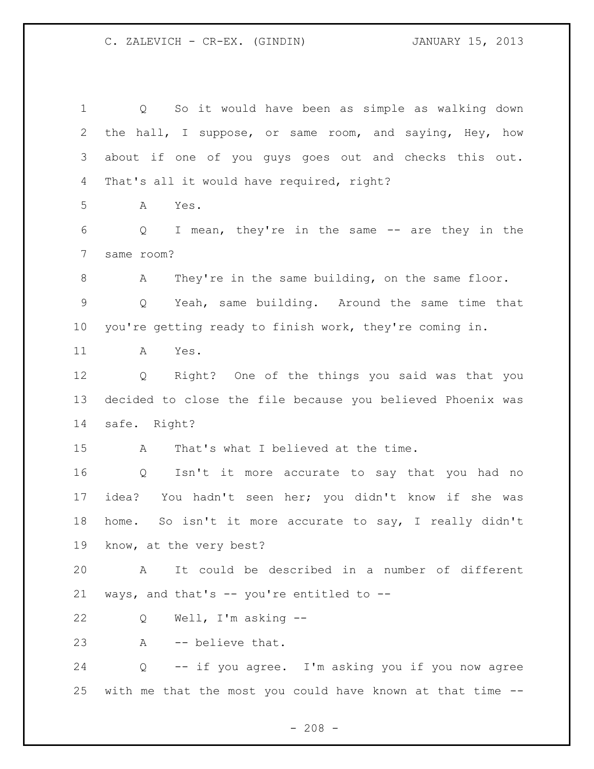Q So it would have been as simple as walking down the hall, I suppose, or same room, and saying, Hey, how about if one of you guys goes out and checks this out. That's all it would have required, right?

A Yes.

Q I mean, they're in the same -- are they in the same room?

A They're in the same building, on the same floor.

Q Yeah, same building. Around the same time that you're getting ready to finish work, they're coming in.

A Yes.

Q Right? One of the things you said was that you decided to close the file because you believed Phoenix was safe. Right?

A That's what I believed at the time.

Q Isn't it more accurate to say that you had no idea? You hadn't seen her; you didn't know if she was home. So isn't it more accurate to say, I really didn't know, at the very best?

A It could be described in a number of different ways, and that's -- you're entitled to --

Q Well, I'm asking --

A -- believe that.

Q -- if you agree. I'm asking you if you now agree with me that the most you could have known at that time --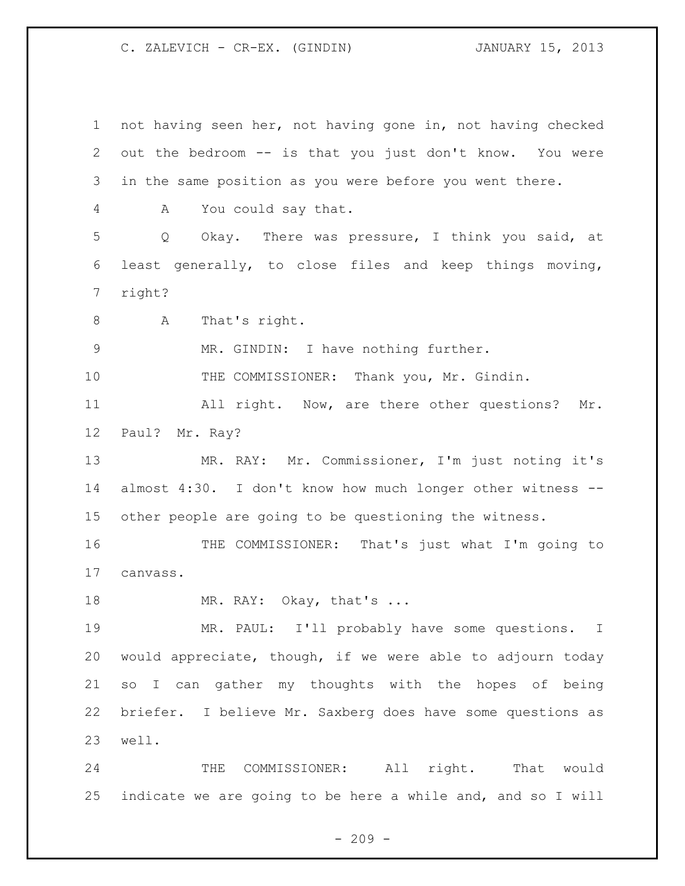not having seen her, not having gone in, not having checked out the bedroom -- is that you just don't know. You were in the same position as you were before you went there.

A You could say that.

Q Okay. There was pressure, I think you said, at least generally, to close files and keep things moving, right?

A That's right.

MR. GINDIN: I have nothing further.

THE COMMISSIONER: Thank you, Mr. Gindin.

All right. Now, are there other questions? Mr. Paul? Mr. Ray?

MR. RAY: Mr. Commissioner, I'm just noting it's almost 4:30. I don't know how much longer other witness -- other people are going to be questioning the witness.

THE COMMISSIONER: That's just what I'm going to canvass.

MR. RAY: Okay, that's ...

MR. PAUL: I'll probably have some questions. I would appreciate, though, if we were able to adjourn today so I can gather my thoughts with the hopes of being briefer. I believe Mr. Saxberg does have some questions as well.

THE COMMISSIONER: All right. That would indicate we are going to be here a while and, and so I will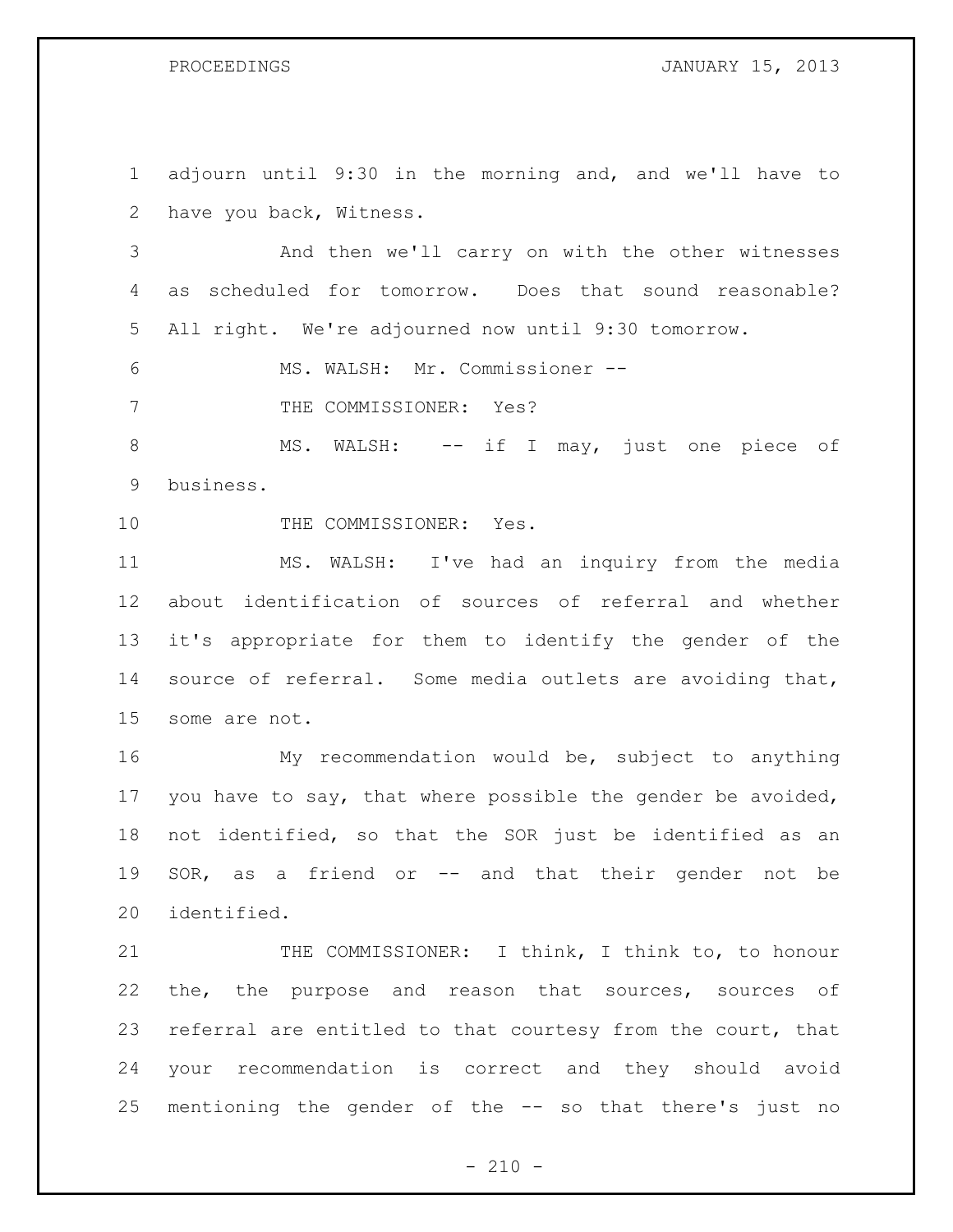adjourn until 9:30 in the morning and, and we'll have to have you back, Witness.

And then we'll carry on with the other witnesses as scheduled for tomorrow. Does that sound reasonable? All right. We're adjourned now until 9:30 tomorrow.

MS. WALSH: Mr. Commissioner --

THE COMMISSIONER: Yes?

MS. WALSH: -- if I may, just one piece of business.

THE COMMISSIONER: Yes.

MS. WALSH: I've had an inquiry from the media about identification of sources of referral and whether it's appropriate for them to identify the gender of the source of referral. Some media outlets are avoiding that, some are not.

My recommendation would be, subject to anything you have to say, that where possible the gender be avoided, not identified, so that the SOR just be identified as an SOR, as a friend or -- and that their gender not be identified.

THE COMMISSIONER: I think, I think to, to honour the, the purpose and reason that sources, sources of referral are entitled to that courtesy from the court, that your recommendation is correct and they should avoid mentioning the gender of the -- so that there's just no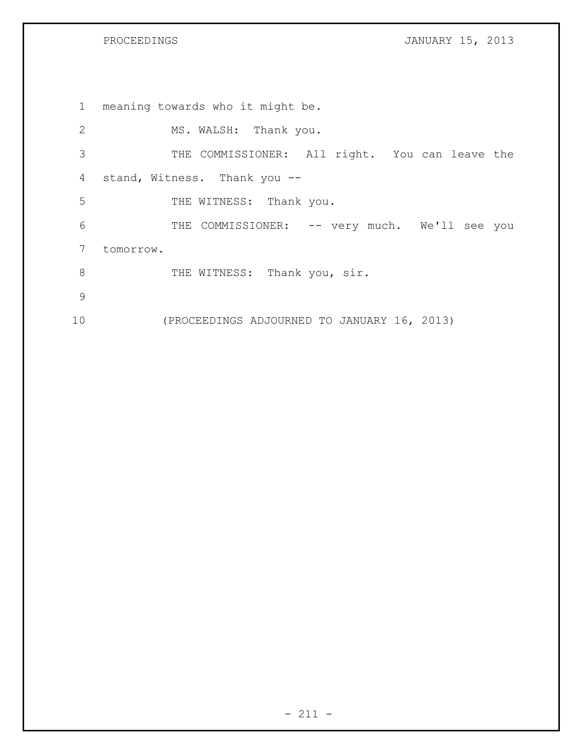meaning towards who it might be.

MS. WALSH: Thank you.

THE COMMISSIONER: All right. You can leave the stand, Witness. Thank you --

THE WITNESS: Thank you.

THE COMMISSIONER: -- very much. We'll see you tomorrow.

THE WITNESS: Thank you, sir.

(PROCEEDINGS ADJOURNED TO JANUARY 16, 2013)